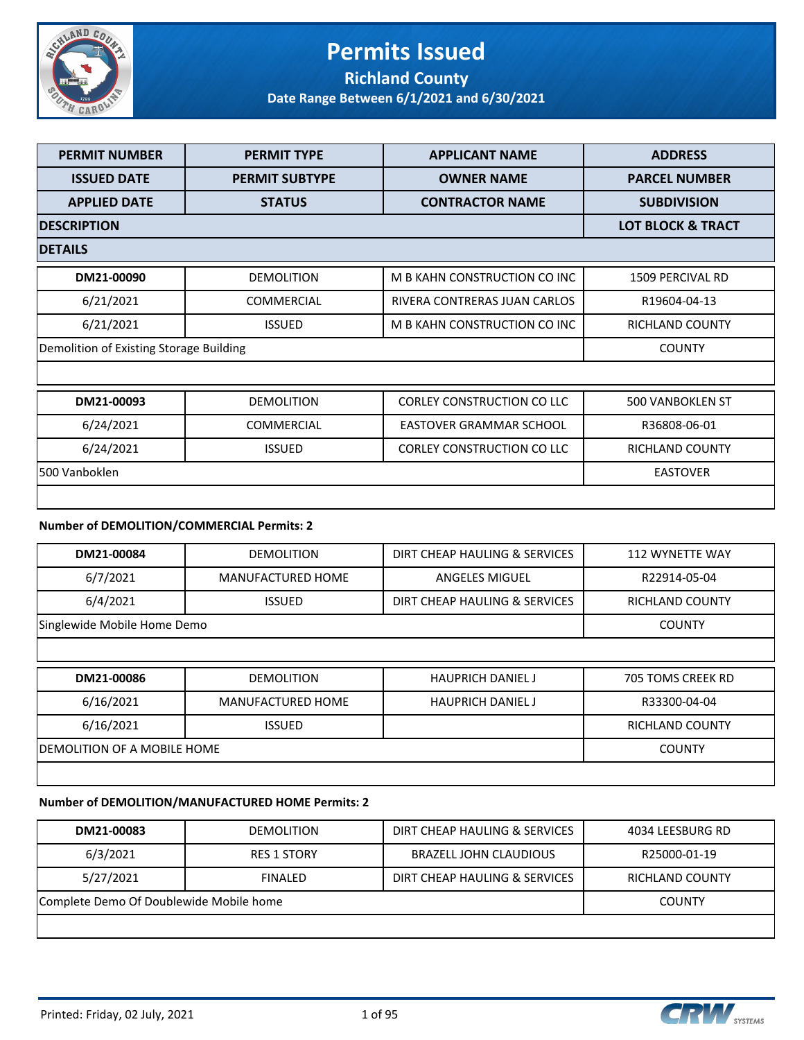# Permits Issued

## Richland County

### Date Range Between 6/1/2021 and 6/30/2021

| PERMIT NUMBER | PERMIT TYPE | APPLICANT NAME | ADDRESS |
|---|---|---|---|
| ISSUED DATE | PERMIT SUBTYPE | OWNER NAME | PARCEL NUMBER |
| APPLIED DATE | STATUS | CONTRACTOR NAME | SUBDIVISION |
| DESCRIPTION | | | LOT BLOCK & TRACT |
| DETAILS | | | |

| | | | |
|---|---|---|---|
| DM21-00090 | DEMOLITION | M B KAHN CONSTRUCTION CO INC | 1509 PERCIVAL RD |
| 6/21/2021 | COMMERCIAL | RIVERA CONTRERAS JUAN CARLOS | R19604-04-13 |
| 6/21/2021 | ISSUED | M B KAHN CONSTRUCTION CO INC | RICHLAND COUNTY |
| Demolition of Existing Storage Building | | | COUNTY |
| | | | |

| | | | |
|---|---|---|---|
| DM21-00093 | DEMOLITION | CORLEY CONSTRUCTION CO LLC | 500 VANBOKLEN ST |
| 6/24/2021 | COMMERCIAL | EASTOVER GRAMMAR SCHOOL | R36808-06-01 |
| 6/24/2021 | ISSUED | CORLEY CONSTRUCTION CO LLC | RICHLAND COUNTY |
| 500 Vanboklen | | | EASTOVER |
| | | | |

**Number of DEMOLITION/COMMERCIAL Permits: 2**

| | | | |
|---|---|---|---|
| DM21-00084 | DEMOLITION | DIRT CHEAP HAULING & SERVICES | 112 WYNETTE WAY |
| 6/7/2021 | MANUFACTURED HOME | ANGELES MIGUEL | R22914-05-04 |
| 6/4/2021 | ISSUED | DIRT CHEAP HAULING & SERVICES | RICHLAND COUNTY |
| Singlewide Mobile Home Demo | | | COUNTY |
| | | | |

| | | | |
|---|---|---|---|
| DM21-00086 | DEMOLITION | HAUPRICH DANIEL J | 705 TOMS CREEK RD |
| 6/16/2021 | MANUFACTURED HOME | HAUPRICH DANIEL J | R33300-04-04 |
| 6/16/2021 | ISSUED | | RICHLAND COUNTY |
| DEMOLITION OF A MOBILE HOME | | | COUNTY |
| | | | |

**Number of DEMOLITION/MANUFACTURED HOME Permits: 2**

| | | | |
|---|---|---|---|
| DM21-00083 | DEMOLITION | DIRT CHEAP HAULING & SERVICES | 4034 LEESBURG RD |
| 6/3/2021 | RES 1 STORY | BRAZELL JOHN CLAUDIOUS | R25000-01-19 |
| 5/27/2021 | FINALED | DIRT CHEAP HAULING & SERVICES | RICHLAND COUNTY |
| Complete Demo Of Doublewide Mobile home | | | COUNTY |
| | | | |

Printed: Friday, 02 July, 2021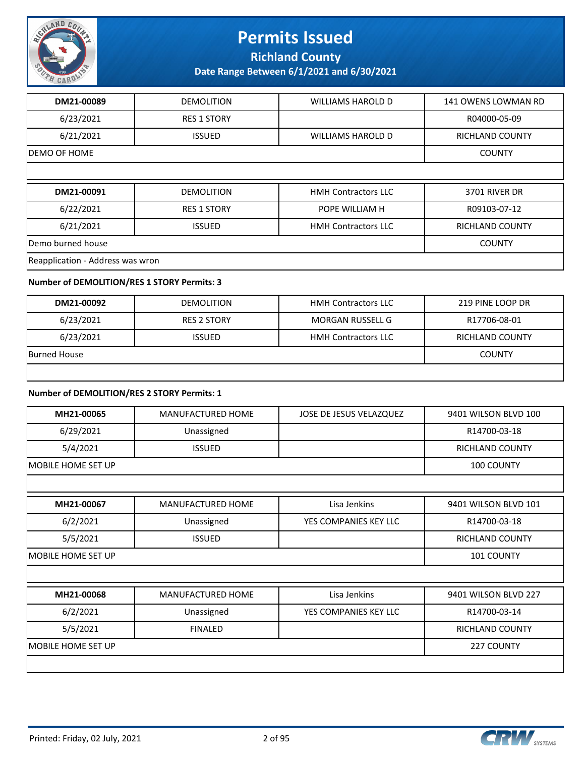| DM21-00089 | DEMOLITION | WILLIAMS HAROLD D | 141 OWENS LOWMAN RD |
|---|---|---|---|
| 6/23/2021 | RES 1 STORY | | R04000-05-09 |
| 6/21/2021 | ISSUED | WILLIAMS HAROLD D | RICHLAND COUNTY |
| DEMO OF HOME | | | COUNTY |
| | | | |

| DM21-00091 | DEMOLITION | HMH Contractors LLC | 3701 RIVER DR |
|---|---|---|---|
| 6/22/2021 | RES 1 STORY | POPE WILLIAM H | R09103-07-12 |
| 6/21/2021 | ISSUED | HMH Contractors LLC | RICHLAND COUNTY |
| Demo burned house | | | COUNTY |
| Reapplication - Address was wron | | | |

**Number of DEMOLITION/RES 1 STORY Permits: 3**

| DM21-00092 | DEMOLITION | HMH Contractors LLC | 219 PINE LOOP DR |
|---|---|---|---|
| 6/23/2021 | RES 2 STORY | MORGAN RUSSELL G | R17706-08-01 |
| 6/23/2021 | ISSUED | HMH Contractors LLC | RICHLAND COUNTY |
| Burned House | | | COUNTY |
| | | | |

**Number of DEMOLITION/RES 2 STORY Permits: 1**

| MH21-00065 | MANUFACTURED HOME | JOSE DE JESUS VELAZQUEZ | 9401 WILSON BLVD 100 |
|---|---|---|---|
| 6/29/2021 | Unassigned | | R14700-03-18 |
| 5/4/2021 | ISSUED | | RICHLAND COUNTY |
| MOBILE HOME SET UP | | | 100 COUNTY |
| | | | |

| MH21-00067 | MANUFACTURED HOME | Lisa Jenkins | 9401 WILSON BLVD 101 |
|---|---|---|---|
| 6/2/2021 | Unassigned | YES COMPANIES KEY LLC | R14700-03-18 |
| 5/5/2021 | ISSUED | | RICHLAND COUNTY |
| MOBILE HOME SET UP | | | 101 COUNTY |
| | | | |

| MH21-00068 | MANUFACTURED HOME | Lisa Jenkins | 9401 WILSON BLVD 227 |
|---|---|---|---|
| 6/2/2021 | Unassigned | YES COMPANIES KEY LLC | R14700-03-14 |
| 5/5/2021 | FINALED | | RICHLAND COUNTY |
| MOBILE HOME SET UP | | | 227 COUNTY |
| | | | |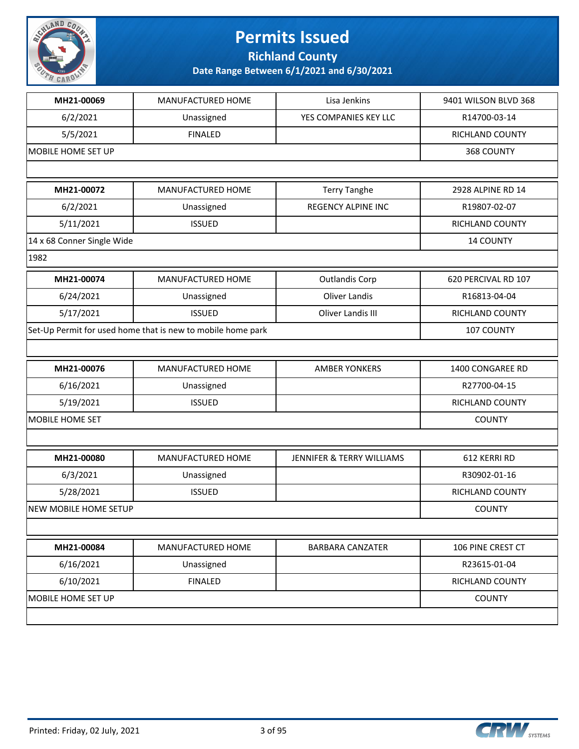# Permits Issued

## Richland County

### Date Range Between 6/1/2021 and 6/30/2021

| | | | |
|---|---|---|---|
| **MH21-00069** | MANUFACTURED HOME | Lisa Jenkins | 9401 WILSON BLVD 368 |
| 6/2/2021 | Unassigned | YES COMPANIES KEY LLC | R14700-03-14 |
| 5/5/2021 | FINALED | | RICHLAND COUNTY |
| MOBILE HOME SET UP | | | 368 COUNTY |
| | | | |

| | | | |
|---|---|---|---|
| **MH21-00072** | MANUFACTURED HOME | Terry Tanghe | 2928 ALPINE RD 14 |
| 6/2/2021 | Unassigned | REGENCY ALPINE INC | R19807-02-07 |
| 5/11/2021 | ISSUED | | RICHLAND COUNTY |
| 14 x 68 Conner Single Wide | | | 14 COUNTY |
| 1982 | | | |

| | | | |
|---|---|---|---|
| **MH21-00074** | MANUFACTURED HOME | Outlandis Corp | 620 PERCIVAL RD 107 |
| 6/24/2021 | Unassigned | Oliver Landis | R16813-04-04 |
| 5/17/2021 | ISSUED | Oliver Landis III | RICHLAND COUNTY |
| Set-Up Permit for used home that is new to mobile home park | | | 107 COUNTY |
| | | | |

| | | | |
|---|---|---|---|
| **MH21-00076** | MANUFACTURED HOME | AMBER YONKERS | 1400 CONGAREE RD |
| 6/16/2021 | Unassigned | | R27700-04-15 |
| 5/19/2021 | ISSUED | | RICHLAND COUNTY |
| MOBILE HOME SET | | | COUNTY |
| | | | |

| | | | |
|---|---|---|---|
| **MH21-00080** | MANUFACTURED HOME | JENNIFER & TERRY WILLIAMS | 612 KERRI RD |
| 6/3/2021 | Unassigned | | R30902-01-16 |
| 5/28/2021 | ISSUED | | RICHLAND COUNTY |
| NEW MOBILE HOME SETUP | | | COUNTY |
| | | | |

| | | | |
|---|---|---|---|
| **MH21-00084** | MANUFACTURED HOME | BARBARA CANZATER | 106 PINE CREST CT |
| 6/16/2021 | Unassigned | | R23615-01-04 |
| 6/10/2021 | FINALED | | RICHLAND COUNTY |
| MOBILE HOME SET UP | | | COUNTY |
| | | | |

Printed: Friday, 02 July, 2021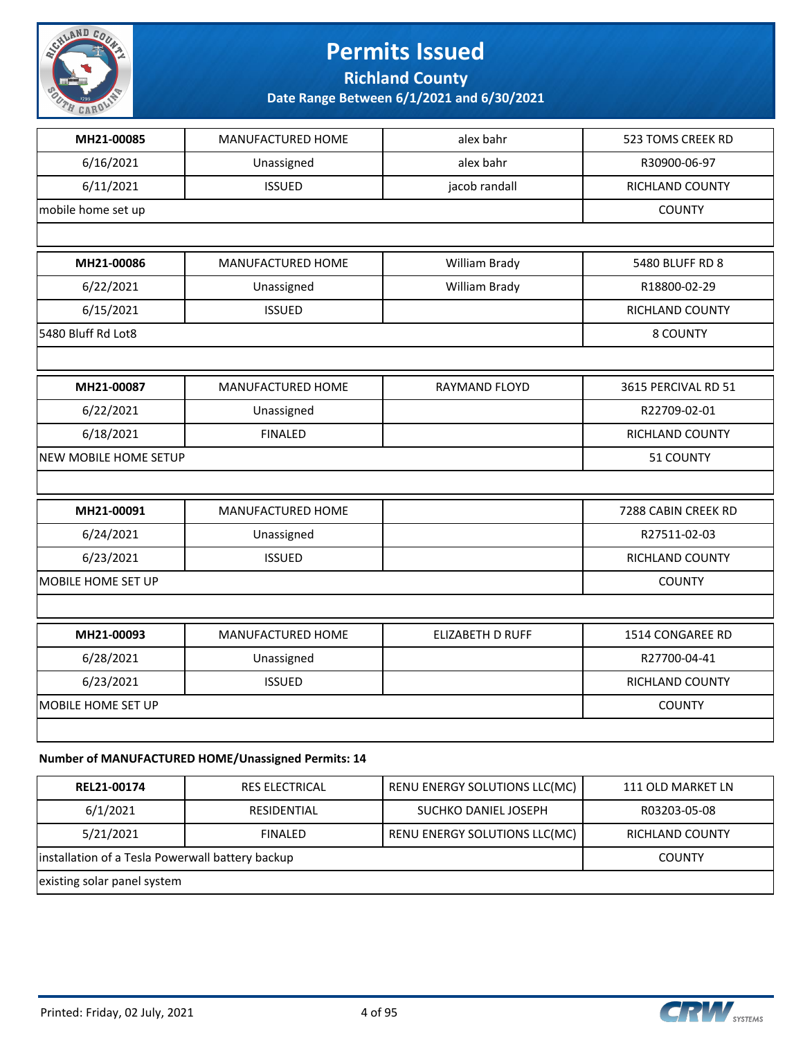# Permits Issued

## Richland County

### Date Range Between 6/1/2021 and 6/30/2021

| MH21-00085 | MANUFACTURED HOME | alex bahr | 523 TOMS CREEK RD |
|---|---|---|---|
| 6/16/2021 | Unassigned | alex bahr | R30900-06-97 |
| 6/11/2021 | ISSUED | jacob randall | RICHLAND COUNTY |
| mobile home set up | | | COUNTY |
| | | | |

| MH21-00086 | MANUFACTURED HOME | William Brady | 5480 BLUFF RD 8 |
|---|---|---|---|
| 6/22/2021 | Unassigned | William Brady | R18800-02-29 |
| 6/15/2021 | ISSUED | | RICHLAND COUNTY |
| 5480 Bluff Rd Lot8 | | | 8 COUNTY |
| | | | |

| MH21-00087 | MANUFACTURED HOME | RAYMAND FLOYD | 3615 PERCIVAL RD 51 |
|---|---|---|---|
| 6/22/2021 | Unassigned | | R22709-02-01 |
| 6/18/2021 | FINALED | | RICHLAND COUNTY |
| NEW MOBILE HOME SETUP | | | 51 COUNTY |
| | | | |

| MH21-00091 | MANUFACTURED HOME | | 7288 CABIN CREEK RD |
|---|---|---|---|
| 6/24/2021 | Unassigned | | R27511-02-03 |
| 6/23/2021 | ISSUED | | RICHLAND COUNTY |
| MOBILE HOME SET UP | | | COUNTY |
| | | | |

| MH21-00093 | MANUFACTURED HOME | ELIZABETH D RUFF | 1514 CONGAREE RD |
|---|---|---|---|
| 6/28/2021 | Unassigned | | R27700-04-41 |
| 6/23/2021 | ISSUED | | RICHLAND COUNTY |
| MOBILE HOME SET UP | | | COUNTY |
| | | | |

**Number of MANUFACTURED HOME/Unassigned Permits: 14**

| REL21-00174 | RES ELECTRICAL | RENU ENERGY SOLUTIONS LLC(MC) | 111 OLD MARKET LN |
|---|---|---|---|
| 6/1/2021 | RESIDENTIAL | SUCHKO DANIEL JOSEPH | R03203-05-08 |
| 5/21/2021 | FINALED | RENU ENERGY SOLUTIONS LLC(MC) | RICHLAND COUNTY |
| installation of a Tesla Powerwall battery backup | | | COUNTY |
| existing solar panel system | | | |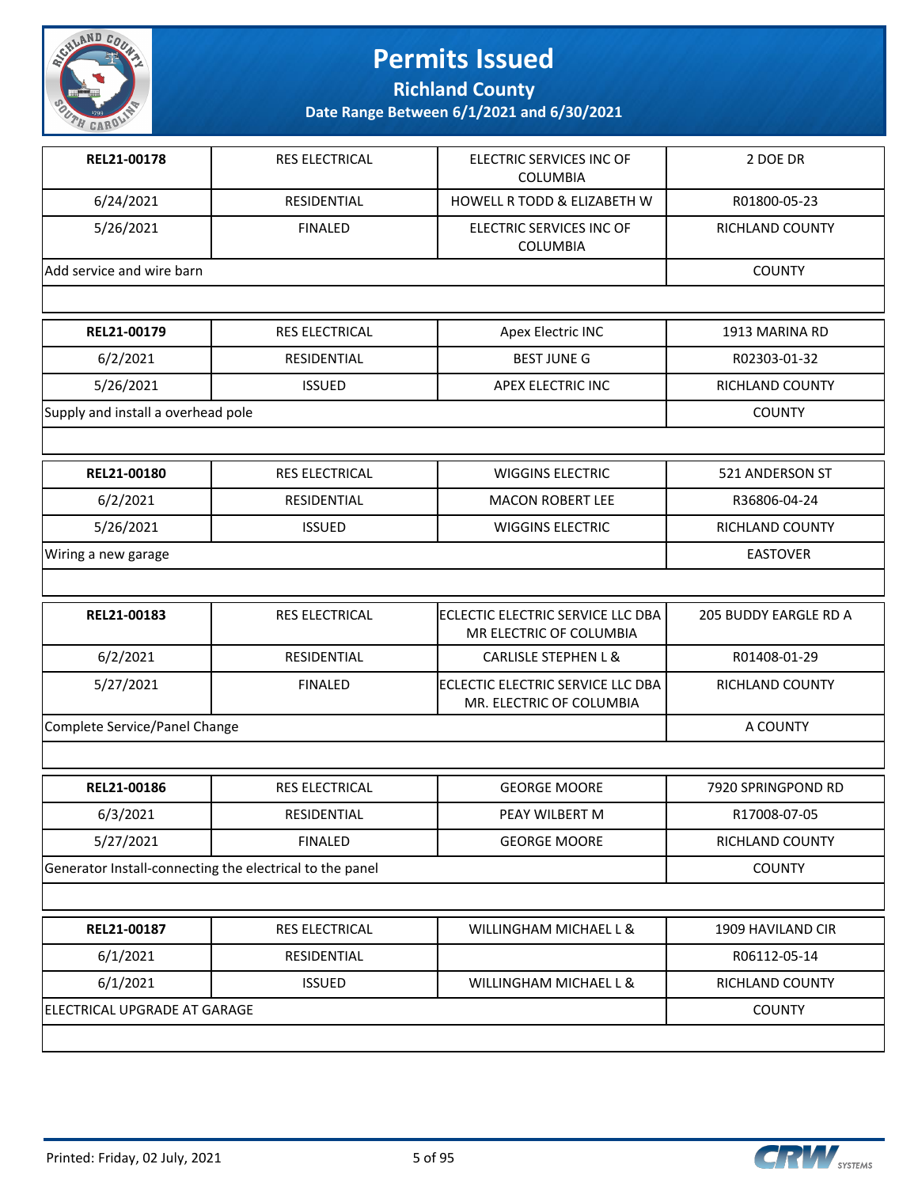# Permits Issued

## Richland County

### Date Range Between 6/1/2021 and 6/30/2021

| | | | |
|---|---|---|---|
| **REL21-00178** | RES ELECTRICAL | ELECTRIC SERVICES INC OF COLUMBIA | 2 DOE DR |
| 6/24/2021 | RESIDENTIAL | HOWELL R TODD & ELIZABETH W | R01800-05-23 |
| 5/26/2021 | FINALED | ELECTRIC SERVICES INC OF COLUMBIA | RICHLAND COUNTY |
| Add service and wire barn | | | COUNTY |

| | | | |
|---|---|---|---|
| **REL21-00179** | RES ELECTRICAL | Apex Electric INC | 1913 MARINA RD |
| 6/2/2021 | RESIDENTIAL | BEST JUNE G | R02303-01-32 |
| 5/26/2021 | ISSUED | APEX ELECTRIC INC | RICHLAND COUNTY |
| Supply and install a overhead pole | | | COUNTY |

| | | | |
|---|---|---|---|
| **REL21-00180** | RES ELECTRICAL | WIGGINS ELECTRIC | 521 ANDERSON ST |
| 6/2/2021 | RESIDENTIAL | MACON ROBERT LEE | R36806-04-24 |
| 5/26/2021 | ISSUED | WIGGINS ELECTRIC | RICHLAND COUNTY |
| Wiring a new garage | | | EASTOVER |

| | | | |
|---|---|---|---|
| **REL21-00183** | RES ELECTRICAL | ECLECTIC ELECTRIC SERVICE LLC DBA MR ELECTRIC OF COLUMBIA | 205 BUDDY EARGLE RD A |
| 6/2/2021 | RESIDENTIAL | CARLISLE STEPHEN L & | R01408-01-29 |
| 5/27/2021 | FINALED | ECLECTIC ELECTRIC SERVICE LLC DBA MR. ELECTRIC OF COLUMBIA | RICHLAND COUNTY |
| Complete Service/Panel Change | | | A COUNTY |

| | | | |
|---|---|---|---|
| **REL21-00186** | RES ELECTRICAL | GEORGE MOORE | 7920 SPRINGPOND RD |
| 6/3/2021 | RESIDENTIAL | PEAY WILBERT M | R17008-07-05 |
| 5/27/2021 | FINALED | GEORGE MOORE | RICHLAND COUNTY |
| Generator Install-connecting the electrical to the panel | | | COUNTY |

| | | | |
|---|---|---|---|
| **REL21-00187** | RES ELECTRICAL | WILLINGHAM MICHAEL L & | 1909 HAVILAND CIR |
| 6/1/2021 | RESIDENTIAL | | R06112-05-14 |
| 6/1/2021 | ISSUED | WILLINGHAM MICHAEL L & | RICHLAND COUNTY |
| ELECTRICAL UPGRADE AT GARAGE | | | COUNTY |

Printed: Friday, 02 July, 2021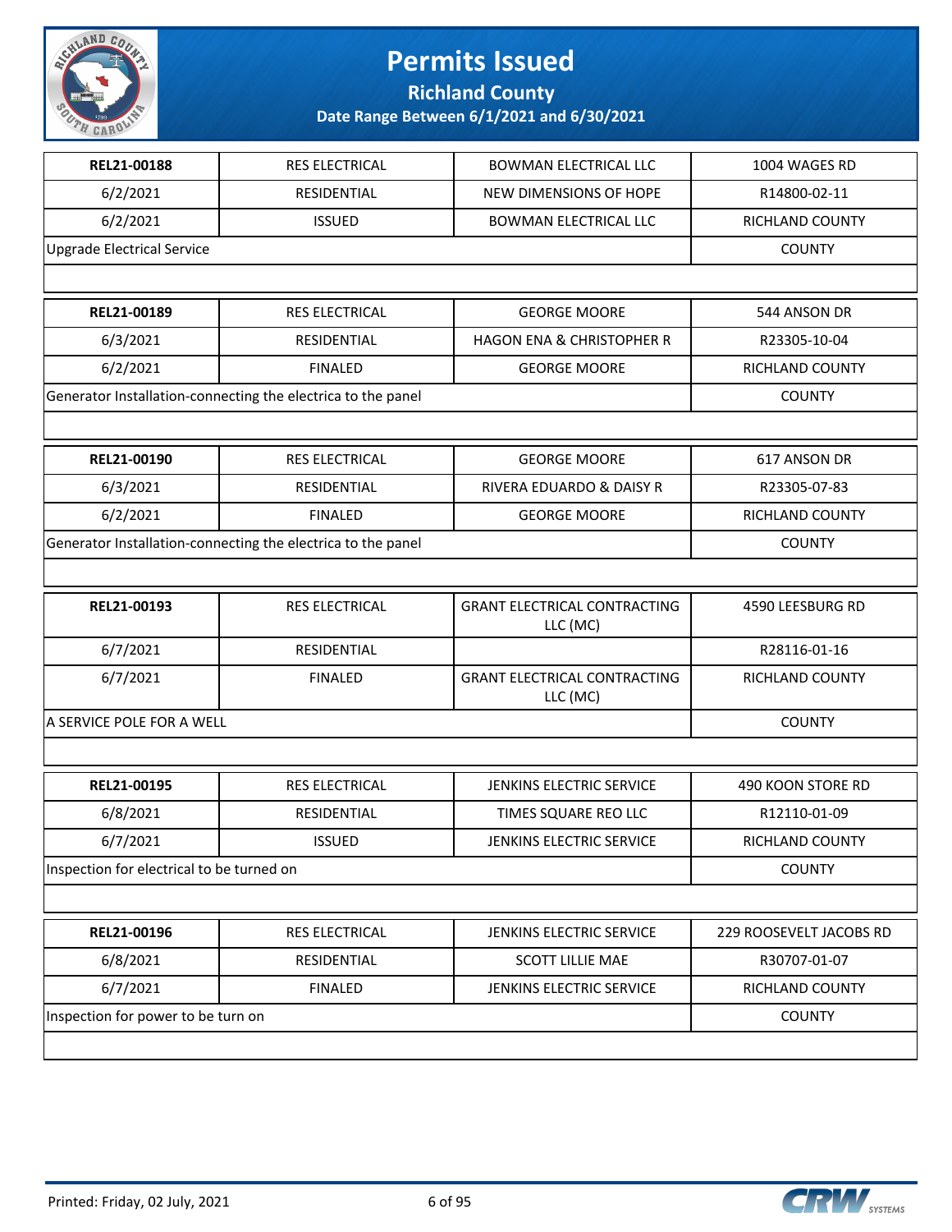# Permits Issued

## Richland County

### Date Range Between 6/1/2021 and 6/30/2021

| REL21-00188 | RES ELECTRICAL | BOWMAN ELECTRICAL LLC | 1004 WAGES RD |
|---|---|---|---|
| 6/2/2021 | RESIDENTIAL | NEW DIMENSIONS OF HOPE | R14800-02-11 |
| 6/2/2021 | ISSUED | BOWMAN ELECTRICAL LLC | RICHLAND COUNTY |
| Upgrade Electrical Service | | | COUNTY |

| REL21-00189 | RES ELECTRICAL | GEORGE MOORE | 544 ANSON DR |
|---|---|---|---|
| 6/3/2021 | RESIDENTIAL | HAGON ENA & CHRISTOPHER R | R23305-10-04 |
| 6/2/2021 | FINALED | GEORGE MOORE | RICHLAND COUNTY |
| Generator Installation-connecting the electrica to the panel | | | COUNTY |

| REL21-00190 | RES ELECTRICAL | GEORGE MOORE | 617 ANSON DR |
|---|---|---|---|
| 6/3/2021 | RESIDENTIAL | RIVERA EDUARDO & DAISY R | R23305-07-83 |
| 6/2/2021 | FINALED | GEORGE MOORE | RICHLAND COUNTY |
| Generator Installation-connecting the electrica to the panel | | | COUNTY |

| REL21-00193 | RES ELECTRICAL | GRANT ELECTRICAL CONTRACTING LLC (MC) | 4590 LEESBURG RD |
|---|---|---|---|
| 6/7/2021 | RESIDENTIAL | | R28116-01-16 |
| 6/7/2021 | FINALED | GRANT ELECTRICAL CONTRACTING LLC (MC) | RICHLAND COUNTY |
| A SERVICE POLE FOR A WELL | | | COUNTY |

| REL21-00195 | RES ELECTRICAL | JENKINS ELECTRIC SERVICE | 490 KOON STORE RD |
|---|---|---|---|
| 6/8/2021 | RESIDENTIAL | TIMES SQUARE REO LLC | R12110-01-09 |
| 6/7/2021 | ISSUED | JENKINS ELECTRIC SERVICE | RICHLAND COUNTY |
| Inspection for electrical to be turned on | | | COUNTY |

| REL21-00196 | RES ELECTRICAL | JENKINS ELECTRIC SERVICE | 229 ROOSEVELT JACOBS RD |
|---|---|---|---|
| 6/8/2021 | RESIDENTIAL | SCOTT LILLIE MAE | R30707-01-07 |
| 6/7/2021 | FINALED | JENKINS ELECTRIC SERVICE | RICHLAND COUNTY |
| Inspection for power to be turn on | | | COUNTY |

Printed: Friday, 02 July, 2021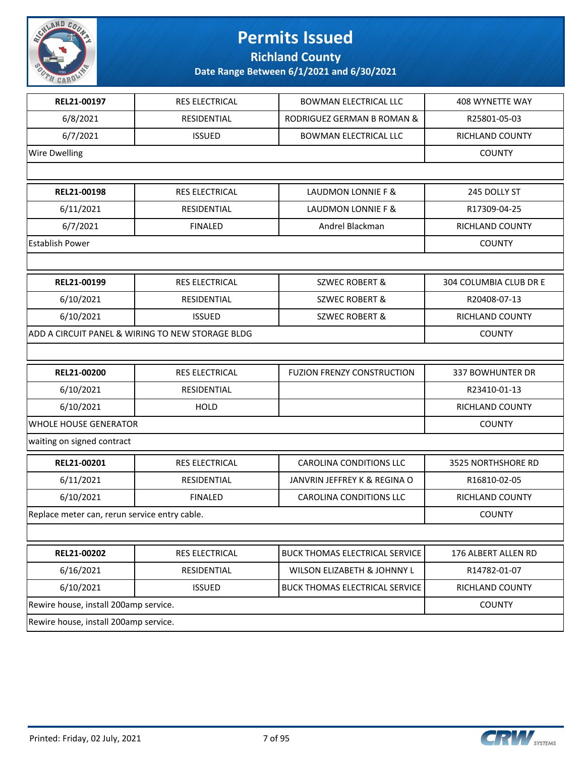# Permits Issued

**Richland County**

**Date Range Between 6/1/2021 and 6/30/2021**

| | | | |
|---|---|---|---|
| **REL21-00197** | RES ELECTRICAL | BOWMAN ELECTRICAL LLC | 408 WYNETTE WAY |
| 6/8/2021 | RESIDENTIAL | RODRIGUEZ GERMAN B ROMAN & | R25801-05-03 |
| 6/7/2021 | ISSUED | BOWMAN ELECTRICAL LLC | RICHLAND COUNTY |
| Wire Dwelling | | | COUNTY |
| | | | |
| **REL21-00198** | RES ELECTRICAL | LAUDMON LONNIE F & | 245 DOLLY ST |
| 6/11/2021 | RESIDENTIAL | LAUDMON LONNIE F & | R17309-04-25 |
| 6/7/2021 | FINALED | Andrel Blackman | RICHLAND COUNTY |
| Establish Power | | | COUNTY |
| | | | |
| **REL21-00199** | RES ELECTRICAL | SZWEC ROBERT & | 304 COLUMBIA CLUB DR E |
| 6/10/2021 | RESIDENTIAL | SZWEC ROBERT & | R20408-07-13 |
| 6/10/2021 | ISSUED | SZWEC ROBERT & | RICHLAND COUNTY |
| ADD A CIRCUIT PANEL & WIRING TO NEW STORAGE BLDG | | | COUNTY |
| | | | |
| **REL21-00200** | RES ELECTRICAL | FUZION FRENZY CONSTRUCTION | 337 BOWHUNTER DR |
| 6/10/2021 | RESIDENTIAL | | R23410-01-13 |
| 6/10/2021 | HOLD | | RICHLAND COUNTY |
| WHOLE HOUSE GENERATOR | | | COUNTY |
| waiting on signed contract | | | |
| **REL21-00201** | RES ELECTRICAL | CAROLINA CONDITIONS LLC | 3525 NORTHSHORE RD |
| 6/11/2021 | RESIDENTIAL | JANVRIN JEFFREY K & REGINA O | R16810-02-05 |
| 6/10/2021 | FINALED | CAROLINA CONDITIONS LLC | RICHLAND COUNTY |
| Replace meter can, rerun service entry cable. | | | COUNTY |
| | | | |
| **REL21-00202** | RES ELECTRICAL | BUCK THOMAS ELECTRICAL SERVICE | 176 ALBERT ALLEN RD |
| 6/16/2021 | RESIDENTIAL | WILSON ELIZABETH & JOHNNY L | R14782-01-07 |
| 6/10/2021 | ISSUED | BUCK THOMAS ELECTRICAL SERVICE | RICHLAND COUNTY |
| Rewire house, install 200amp service. | | | COUNTY |
| Rewire house, install 200amp service. | | | |

Printed: Friday, 02 July, 2021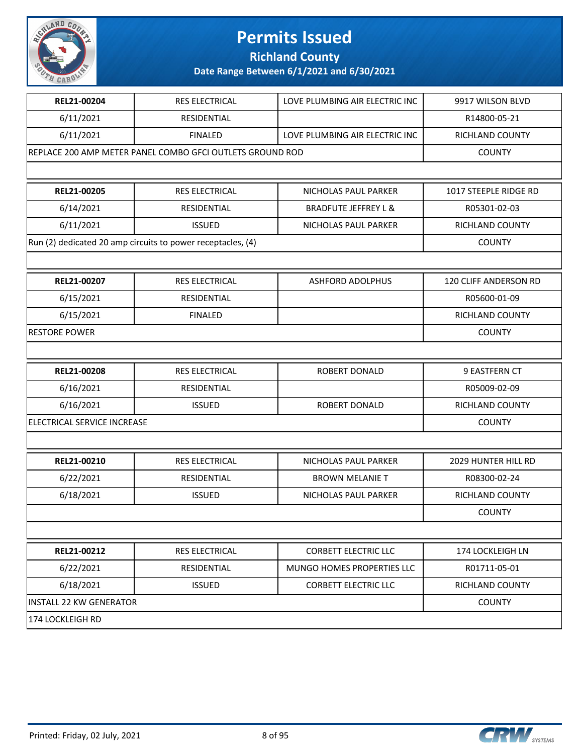# Permits Issued

## Richland County

### Date Range Between 6/1/2021 and 6/30/2021

| REL21-00204 | RES ELECTRICAL | LOVE PLUMBING AIR ELECTRIC INC | 9917 WILSON BLVD |
|---|---|---|---|
| 6/11/2021 | RESIDENTIAL | | R14800-05-21 |
| 6/11/2021 | FINALED | LOVE PLUMBING AIR ELECTRIC INC | RICHLAND COUNTY |
| REPLACE 200 AMP METER PANEL COMBO GFCI OUTLETS GROUND ROD | | | COUNTY |

| REL21-00205 | RES ELECTRICAL | NICHOLAS PAUL PARKER | 1017 STEEPLE RIDGE RD |
|---|---|---|---|
| 6/14/2021 | RESIDENTIAL | BRADFUTE JEFFREY L & | R05301-02-03 |
| 6/11/2021 | ISSUED | NICHOLAS PAUL PARKER | RICHLAND COUNTY |
| Run (2) dedicated 20 amp circuits to power receptacles, (4) | | | COUNTY |

| REL21-00207 | RES ELECTRICAL | ASHFORD ADOLPHUS | 120 CLIFF ANDERSON RD |
|---|---|---|---|
| 6/15/2021 | RESIDENTIAL | | R05600-01-09 |
| 6/15/2021 | FINALED | | RICHLAND COUNTY |
| RESTORE POWER | | | COUNTY |

| REL21-00208 | RES ELECTRICAL | ROBERT DONALD | 9 EASTFERN CT |
|---|---|---|---|
| 6/16/2021 | RESIDENTIAL | | R05009-02-09 |
| 6/16/2021 | ISSUED | ROBERT DONALD | RICHLAND COUNTY |
| ELECTRICAL SERVICE INCREASE | | | COUNTY |

| REL21-00210 | RES ELECTRICAL | NICHOLAS PAUL PARKER | 2029 HUNTER HILL RD |
|---|---|---|---|
| 6/22/2021 | RESIDENTIAL | BROWN MELANIE T | R08300-02-24 |
| 6/18/2021 | ISSUED | NICHOLAS PAUL PARKER | RICHLAND COUNTY |
| | | | COUNTY |

| REL21-00212 | RES ELECTRICAL | CORBETT ELECTRIC LLC | 174 LOCKLEIGH LN |
|---|---|---|---|
| 6/22/2021 | RESIDENTIAL | MUNGO HOMES PROPERTIES LLC | R01711-05-01 |
| 6/18/2021 | ISSUED | CORBETT ELECTRIC LLC | RICHLAND COUNTY |
| INSTALL 22 KW GENERATOR | | | COUNTY |
| 174 LOCKLEIGH RD | | | |

Printed: Friday, 02 July, 2021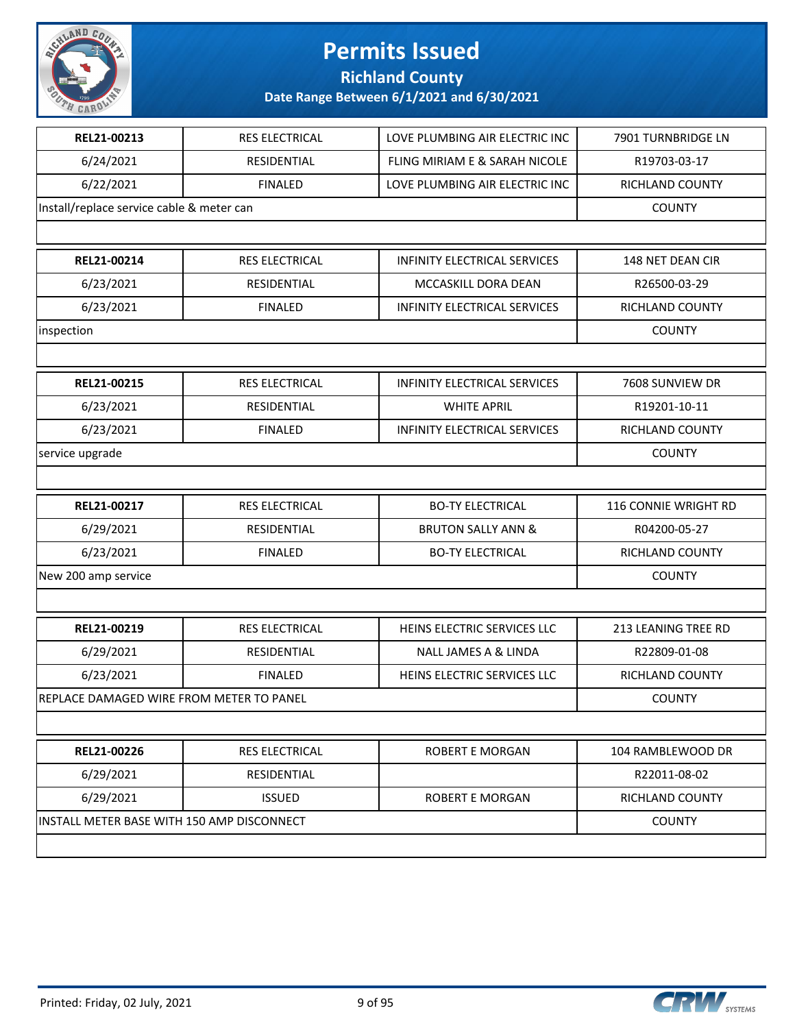# Permits Issued

**Richland County**

**Date Range Between 6/1/2021 and 6/30/2021**

| | | | |
|---|---|---|---|
| **REL21-00213** | RES ELECTRICAL | LOVE PLUMBING AIR ELECTRIC INC | 7901 TURNBRIDGE LN |
| 6/24/2021 | RESIDENTIAL | FLING MIRIAM E & SARAH NICOLE | R19703-03-17 |
| 6/22/2021 | FINALED | LOVE PLUMBING AIR ELECTRIC INC | RICHLAND COUNTY |
| Install/replace service cable & meter can | | | COUNTY |

| | | | |
|---|---|---|---|
| **REL21-00214** | RES ELECTRICAL | INFINITY ELECTRICAL SERVICES | 148 NET DEAN CIR |
| 6/23/2021 | RESIDENTIAL | MCCASKILL DORA DEAN | R26500-03-29 |
| 6/23/2021 | FINALED | INFINITY ELECTRICAL SERVICES | RICHLAND COUNTY |
| inspection | | | COUNTY |

| | | | |
|---|---|---|---|
| **REL21-00215** | RES ELECTRICAL | INFINITY ELECTRICAL SERVICES | 7608 SUNVIEW DR |
| 6/23/2021 | RESIDENTIAL | WHITE APRIL | R19201-10-11 |
| 6/23/2021 | FINALED | INFINITY ELECTRICAL SERVICES | RICHLAND COUNTY |
| service upgrade | | | COUNTY |

| | | | |
|---|---|---|---|
| **REL21-00217** | RES ELECTRICAL | BO-TY ELECTRICAL | 116 CONNIE WRIGHT RD |
| 6/29/2021 | RESIDENTIAL | BRUTON SALLY ANN & | R04200-05-27 |
| 6/23/2021 | FINALED | BO-TY ELECTRICAL | RICHLAND COUNTY |
| New 200 amp service | | | COUNTY |

| | | | |
|---|---|---|---|
| **REL21-00219** | RES ELECTRICAL | HEINS ELECTRIC SERVICES LLC | 213 LEANING TREE RD |
| 6/29/2021 | RESIDENTIAL | NALL JAMES A & LINDA | R22809-01-08 |
| 6/23/2021 | FINALED | HEINS ELECTRIC SERVICES LLC | RICHLAND COUNTY |
| REPLACE DAMAGED WIRE FROM METER TO PANEL | | | COUNTY |

| | | | |
|---|---|---|---|
| **REL21-00226** | RES ELECTRICAL | ROBERT E MORGAN | 104 RAMBLEWOOD DR |
| 6/29/2021 | RESIDENTIAL | | R22011-08-02 |
| 6/29/2021 | ISSUED | ROBERT E MORGAN | RICHLAND COUNTY |
| INSTALL METER BASE WITH 150 AMP DISCONNECT | | | COUNTY |

Printed: Friday, 02 July, 2021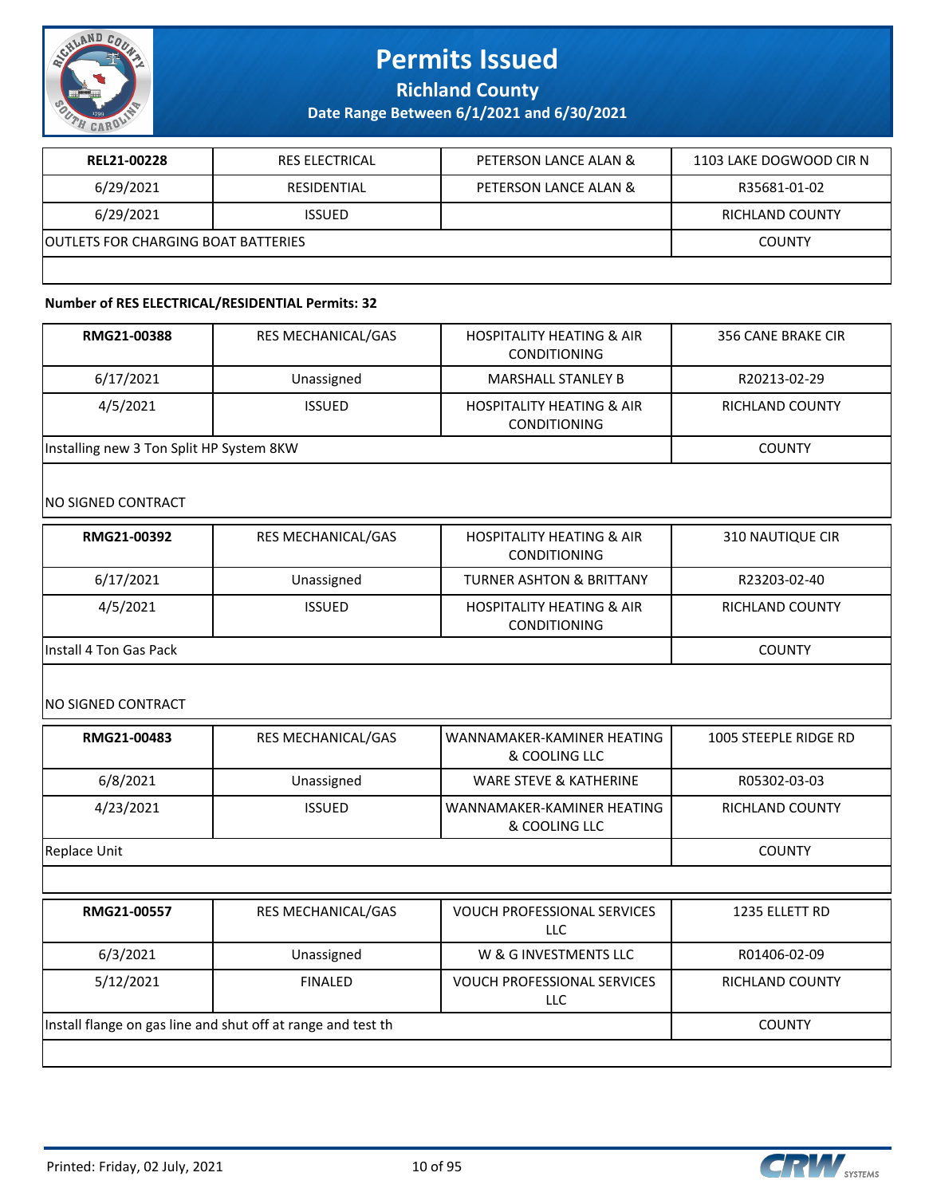| REL21-00228 | RES ELECTRICAL | PETERSON LANCE ALAN & | 1103 LAKE DOGWOOD CIR N |
|---|---|---|---|
| 6/29/2021 | RESIDENTIAL | PETERSON LANCE ALAN & | R35681-01-02 |
| 6/29/2021 | ISSUED | | RICHLAND COUNTY |
| OUTLETS FOR CHARGING BOAT BATTERIES | | | COUNTY |

**Number of RES ELECTRICAL/RESIDENTIAL Permits: 32**

| RMG21-00388 | RES MECHANICAL/GAS | HOSPITALITY HEATING & AIR CONDITIONING | 356 CANE BRAKE CIR |
|---|---|---|---|
| 6/17/2021 | Unassigned | MARSHALL STANLEY B | R20213-02-29 |
| 4/5/2021 | ISSUED | HOSPITALITY HEATING & AIR CONDITIONING | RICHLAND COUNTY |
| Installing new 3 Ton Split HP System 8KW | | | COUNTY |
| NO SIGNED CONTRACT | | | |

| RMG21-00392 | RES MECHANICAL/GAS | HOSPITALITY HEATING & AIR CONDITIONING | 310 NAUTIQUE CIR |
|---|---|---|---|
| 6/17/2021 | Unassigned | TURNER ASHTON & BRITTANY | R23203-02-40 |
| 4/5/2021 | ISSUED | HOSPITALITY HEATING & AIR CONDITIONING | RICHLAND COUNTY |
| Install 4 Ton Gas Pack | | | COUNTY |
| NO SIGNED CONTRACT | | | |

| RMG21-00483 | RES MECHANICAL/GAS | WANNAMAKER-KAMINER HEATING & COOLING LLC | 1005 STEEPLE RIDGE RD |
|---|---|---|---|
| 6/8/2021 | Unassigned | WARE STEVE & KATHERINE | R05302-03-03 |
| 4/23/2021 | ISSUED | WANNAMAKER-KAMINER HEATING & COOLING LLC | RICHLAND COUNTY |
| Replace Unit | | | COUNTY |

| RMG21-00557 | RES MECHANICAL/GAS | VOUCH PROFESSIONAL SERVICES LLC | 1235 ELLETT RD |
|---|---|---|---|
| 6/3/2021 | Unassigned | W & G INVESTMENTS LLC | R01406-02-09 |
| 5/12/2021 | FINALED | VOUCH PROFESSIONAL SERVICES LLC | RICHLAND COUNTY |
| Install flange on gas line and shut off at range and test th | | | COUNTY |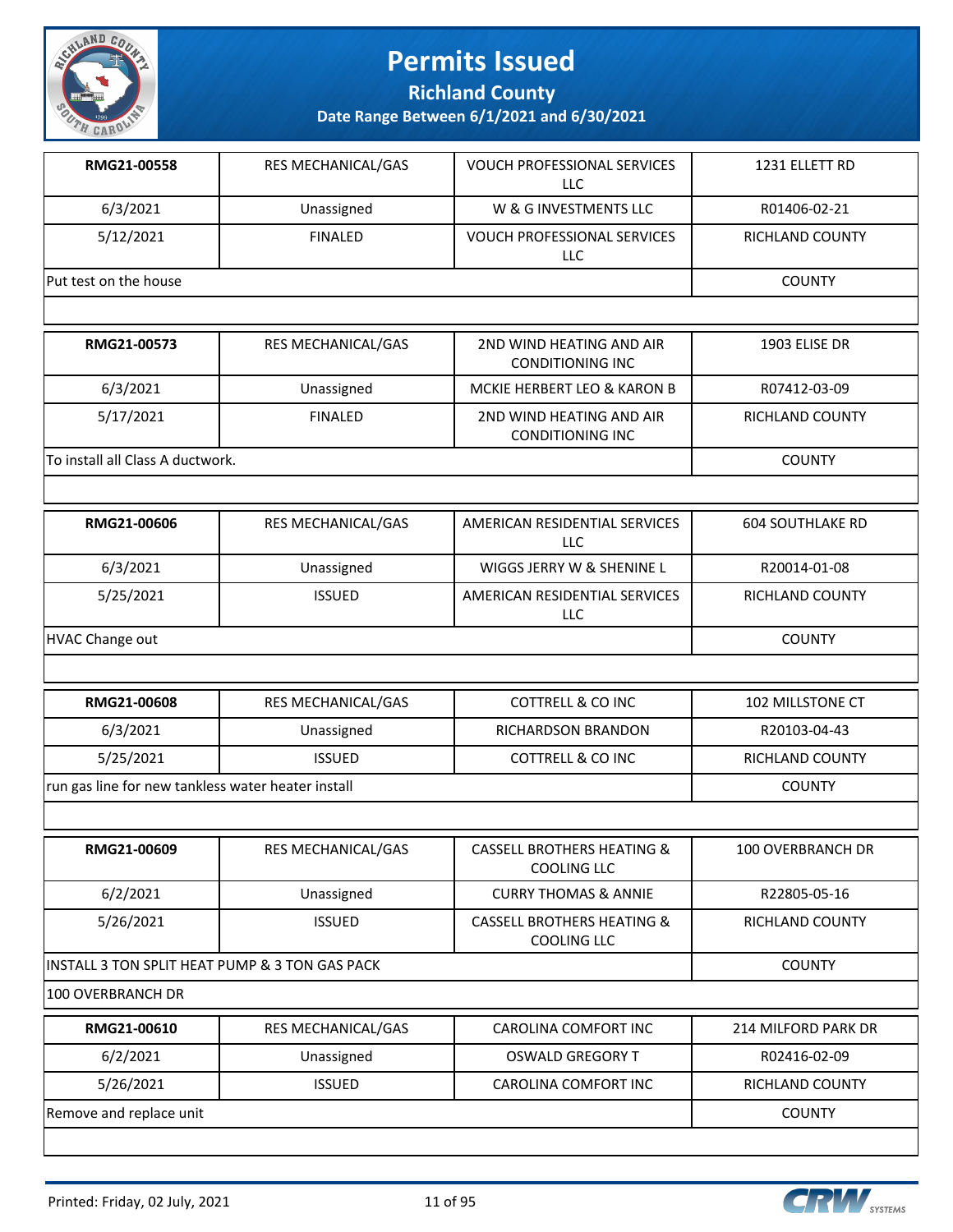# Permits Issued

## Richland County

### Date Range Between 6/1/2021 and 6/30/2021

| **RMG21-00558** | RES MECHANICAL/GAS | VOUCH PROFESSIONAL SERVICES LLC | 1231 ELLETT RD |
|---|---|---|---|
| 6/3/2021 | Unassigned | W & G INVESTMENTS LLC | R01406-02-21 |
| 5/12/2021 | FINALED | VOUCH PROFESSIONAL SERVICES LLC | RICHLAND COUNTY |
| Put test on the house | | | COUNTY |

| **RMG21-00573** | RES MECHANICAL/GAS | 2ND WIND HEATING AND AIR CONDITIONING INC | 1903 ELISE DR |
|---|---|---|---|
| 6/3/2021 | Unassigned | MCKIE HERBERT LEO & KARON B | R07412-03-09 |
| 5/17/2021 | FINALED | 2ND WIND HEATING AND AIR CONDITIONING INC | RICHLAND COUNTY |
| To install all Class A ductwork. | | | COUNTY |

| **RMG21-00606** | RES MECHANICAL/GAS | AMERICAN RESIDENTIAL SERVICES LLC | 604 SOUTHLAKE RD |
|---|---|---|---|
| 6/3/2021 | Unassigned | WIGGS JERRY W & SHENINE L | R20014-01-08 |
| 5/25/2021 | ISSUED | AMERICAN RESIDENTIAL SERVICES LLC | RICHLAND COUNTY |
| HVAC Change out | | | COUNTY |

| **RMG21-00608** | RES MECHANICAL/GAS | COTTRELL & CO INC | 102 MILLSTONE CT |
|---|---|---|---|
| 6/3/2021 | Unassigned | RICHARDSON BRANDON | R20103-04-43 |
| 5/25/2021 | ISSUED | COTTRELL & CO INC | RICHLAND COUNTY |
| run gas line for new tankless water heater install | | | COUNTY |

| **RMG21-00609** | RES MECHANICAL/GAS | CASSELL BROTHERS HEATING & COOLING LLC | 100 OVERBRANCH DR |
|---|---|---|---|
| 6/2/2021 | Unassigned | CURRY THOMAS & ANNIE | R22805-05-16 |
| 5/26/2021 | ISSUED | CASSELL BROTHERS HEATING & COOLING LLC | RICHLAND COUNTY |
| INSTALL 3 TON SPLIT HEAT PUMP & 3 TON GAS PACK | | | COUNTY |
| 100 OVERBRANCH DR | | | |

| **RMG21-00610** | RES MECHANICAL/GAS | CAROLINA COMFORT INC | 214 MILFORD PARK DR |
|---|---|---|---|
| 6/2/2021 | Unassigned | OSWALD GREGORY T | R02416-02-09 |
| 5/26/2021 | ISSUED | CAROLINA COMFORT INC | RICHLAND COUNTY |
| Remove and replace unit | | | COUNTY |

Printed: Friday, 02 July, 2021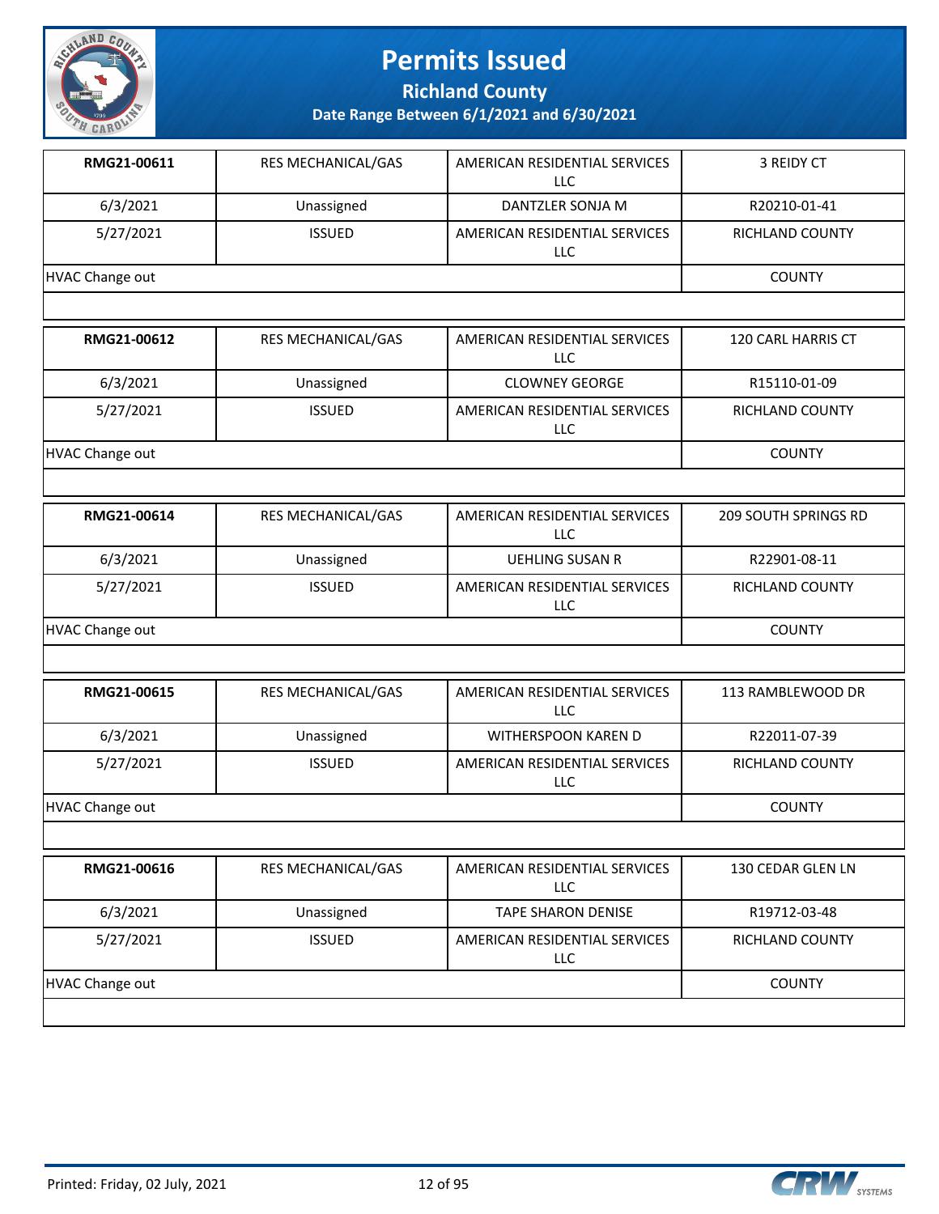# Permits Issued

## Richland County

### Date Range Between 6/1/2021 and 6/30/2021

| RMG21-00611 | RES MECHANICAL/GAS | AMERICAN RESIDENTIAL SERVICES LLC | 3 REIDY CT |
|---|---|---|---|
| 6/3/2021 | Unassigned | DANTZLER SONJA M | R20210-01-41 |
| 5/27/2021 | ISSUED | AMERICAN RESIDENTIAL SERVICES LLC | RICHLAND COUNTY |
| HVAC Change out | | | COUNTY |

| RMG21-00612 | RES MECHANICAL/GAS | AMERICAN RESIDENTIAL SERVICES LLC | 120 CARL HARRIS CT |
|---|---|---|---|
| 6/3/2021 | Unassigned | CLOWNEY GEORGE | R15110-01-09 |
| 5/27/2021 | ISSUED | AMERICAN RESIDENTIAL SERVICES LLC | RICHLAND COUNTY |
| HVAC Change out | | | COUNTY |

| RMG21-00614 | RES MECHANICAL/GAS | AMERICAN RESIDENTIAL SERVICES LLC | 209 SOUTH SPRINGS RD |
|---|---|---|---|
| 6/3/2021 | Unassigned | UEHLING SUSAN R | R22901-08-11 |
| 5/27/2021 | ISSUED | AMERICAN RESIDENTIAL SERVICES LLC | RICHLAND COUNTY |
| HVAC Change out | | | COUNTY |

| RMG21-00615 | RES MECHANICAL/GAS | AMERICAN RESIDENTIAL SERVICES LLC | 113 RAMBLEWOOD DR |
|---|---|---|---|
| 6/3/2021 | Unassigned | WITHERSPOON KAREN D | R22011-07-39 |
| 5/27/2021 | ISSUED | AMERICAN RESIDENTIAL SERVICES LLC | RICHLAND COUNTY |
| HVAC Change out | | | COUNTY |

| RMG21-00616 | RES MECHANICAL/GAS | AMERICAN RESIDENTIAL SERVICES LLC | 130 CEDAR GLEN LN |
|---|---|---|---|
| 6/3/2021 | Unassigned | TAPE SHARON DENISE | R19712-03-48 |
| 5/27/2021 | ISSUED | AMERICAN RESIDENTIAL SERVICES LLC | RICHLAND COUNTY |
| HVAC Change out | | | COUNTY |

Printed: Friday, 02 July, 2021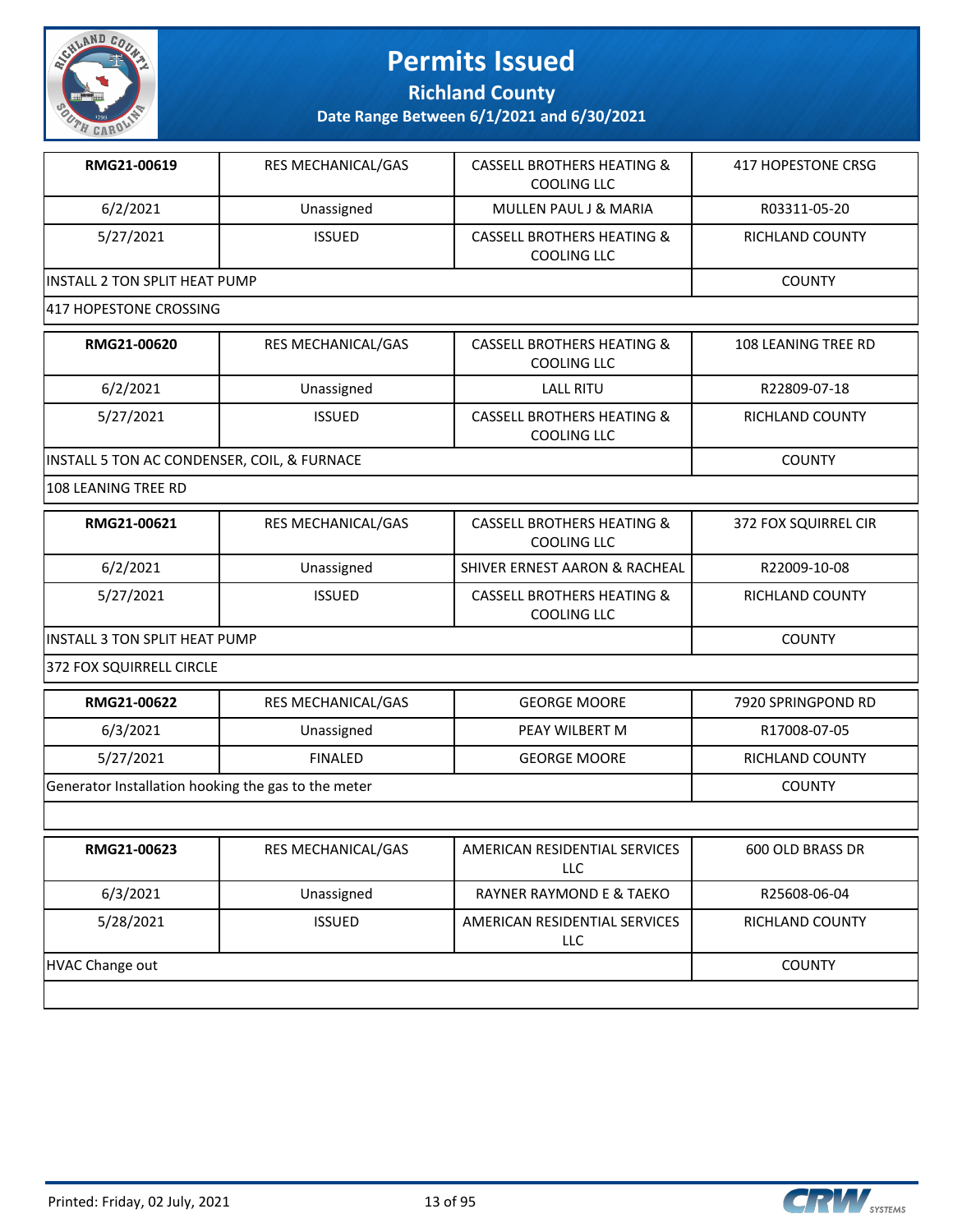# Permits Issued

## Richland County

### Date Range Between 6/1/2021 and 6/30/2021

| | | | |
|---|---|---|---|
| **RMG21-00619** | RES MECHANICAL/GAS | CASSELL BROTHERS HEATING & COOLING LLC | 417 HOPESTONE CRSG |
| 6/2/2021 | Unassigned | MULLEN PAUL J & MARIA | R03311-05-20 |
| 5/27/2021 | ISSUED | CASSELL BROTHERS HEATING & COOLING LLC | RICHLAND COUNTY |
| INSTALL 2 TON SPLIT HEAT PUMP | | | COUNTY |
| 417 HOPESTONE CROSSING | | | |

| | | | |
|---|---|---|---|
| **RMG21-00620** | RES MECHANICAL/GAS | CASSELL BROTHERS HEATING & COOLING LLC | 108 LEANING TREE RD |
| 6/2/2021 | Unassigned | LALL RITU | R22809-07-18 |
| 5/27/2021 | ISSUED | CASSELL BROTHERS HEATING & COOLING LLC | RICHLAND COUNTY |
| INSTALL 5 TON AC CONDENSER, COIL, & FURNACE | | | COUNTY |
| 108 LEANING TREE RD | | | |

| | | | |
|---|---|---|---|
| **RMG21-00621** | RES MECHANICAL/GAS | CASSELL BROTHERS HEATING & COOLING LLC | 372 FOX SQUIRREL CIR |
| 6/2/2021 | Unassigned | SHIVER ERNEST AARON & RACHEAL | R22009-10-08 |
| 5/27/2021 | ISSUED | CASSELL BROTHERS HEATING & COOLING LLC | RICHLAND COUNTY |
| INSTALL 3 TON SPLIT HEAT PUMP | | | COUNTY |
| 372 FOX SQUIRRELL CIRCLE | | | |

| | | | |
|---|---|---|---|
| **RMG21-00622** | RES MECHANICAL/GAS | GEORGE MOORE | 7920 SPRINGPOND RD |
| 6/3/2021 | Unassigned | PEAY WILBERT M | R17008-07-05 |
| 5/27/2021 | FINALED | GEORGE MOORE | RICHLAND COUNTY |
| Generator Installation hooking the gas to the meter | | | COUNTY |
| | | | |

| | | | |
|---|---|---|---|
| **RMG21-00623** | RES MECHANICAL/GAS | AMERICAN RESIDENTIAL SERVICES LLC | 600 OLD BRASS DR |
| 6/3/2021 | Unassigned | RAYNER RAYMOND E & TAEKO | R25608-06-04 |
| 5/28/2021 | ISSUED | AMERICAN RESIDENTIAL SERVICES LLC | RICHLAND COUNTY |
| HVAC Change out | | | COUNTY |
| | | | |

Printed: Friday, 02 July, 2021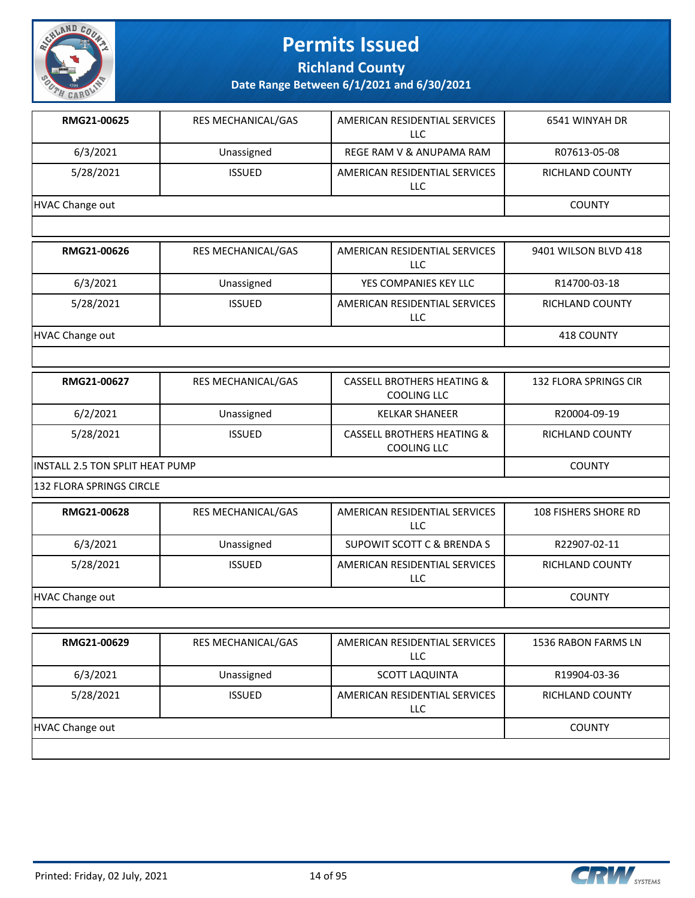# Permits Issued

## Richland County

### Date Range Between 6/1/2021 and 6/30/2021

| | | | |
|---|---|---|---|
| **RMG21-00625** | RES MECHANICAL/GAS | AMERICAN RESIDENTIAL SERVICES LLC | 6541 WINYAH DR |
| 6/3/2021 | Unassigned | REGE RAM V & ANUPAMA RAM | R07613-05-08 |
| 5/28/2021 | ISSUED | AMERICAN RESIDENTIAL SERVICES LLC | RICHLAND COUNTY |
| HVAC Change out | | | COUNTY |
| | | | |

| | | | |
|---|---|---|---|
| **RMG21-00626** | RES MECHANICAL/GAS | AMERICAN RESIDENTIAL SERVICES LLC | 9401 WILSON BLVD 418 |
| 6/3/2021 | Unassigned | YES COMPANIES KEY LLC | R14700-03-18 |
| 5/28/2021 | ISSUED | AMERICAN RESIDENTIAL SERVICES LLC | RICHLAND COUNTY |
| HVAC Change out | | | 418 COUNTY |
| | | | |

| | | | |
|---|---|---|---|
| **RMG21-00627** | RES MECHANICAL/GAS | CASSELL BROTHERS HEATING & COOLING LLC | 132 FLORA SPRINGS CIR |
| 6/2/2021 | Unassigned | KELKAR SHANEER | R20004-09-19 |
| 5/28/2021 | ISSUED | CASSELL BROTHERS HEATING & COOLING LLC | RICHLAND COUNTY |
| INSTALL 2.5 TON SPLIT HEAT PUMP | | | COUNTY |
| 132 FLORA SPRINGS CIRCLE | | | |

| | | | |
|---|---|---|---|
| **RMG21-00628** | RES MECHANICAL/GAS | AMERICAN RESIDENTIAL SERVICES LLC | 108 FISHERS SHORE RD |
| 6/3/2021 | Unassigned | SUPOWIT SCOTT C & BRENDA S | R22907-02-11 |
| 5/28/2021 | ISSUED | AMERICAN RESIDENTIAL SERVICES LLC | RICHLAND COUNTY |
| HVAC Change out | | | COUNTY |
| | | | |

| | | | |
|---|---|---|---|
| **RMG21-00629** | RES MECHANICAL/GAS | AMERICAN RESIDENTIAL SERVICES LLC | 1536 RABON FARMS LN |
| 6/3/2021 | Unassigned | SCOTT LAQUINTA | R19904-03-36 |
| 5/28/2021 | ISSUED | AMERICAN RESIDENTIAL SERVICES LLC | RICHLAND COUNTY |
| HVAC Change out | | | COUNTY |
| | | | |

Printed: Friday, 02 July, 2021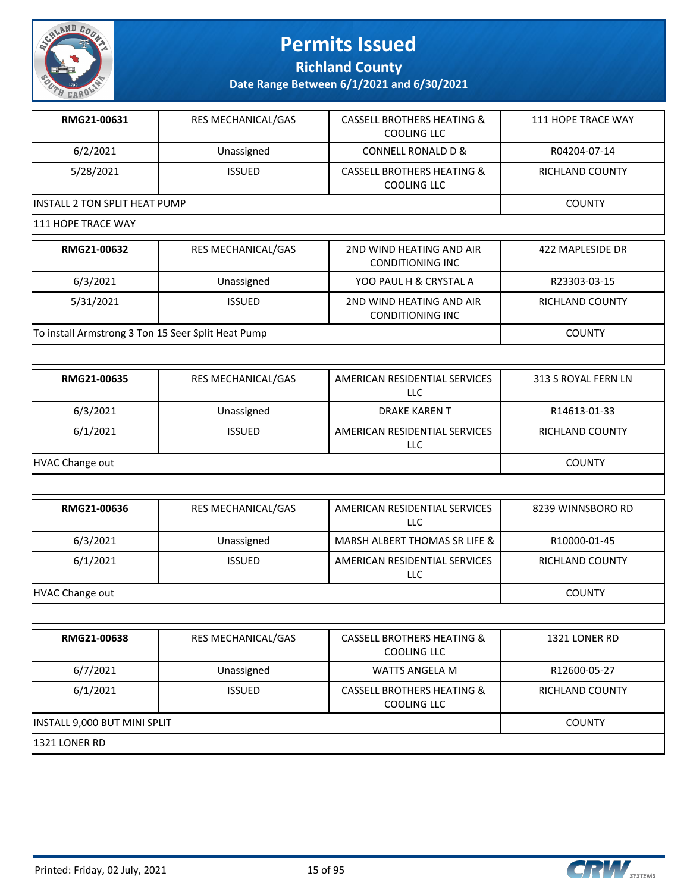# Permits Issued

## Richland County

### Date Range Between 6/1/2021 and 6/30/2021

| | | | |
|---|---|---|---|
| **RMG21-00631** | RES MECHANICAL/GAS | CASSELL BROTHERS HEATING & COOLING LLC | 111 HOPE TRACE WAY |
| 6/2/2021 | Unassigned | CONNELL RONALD D & | R04204-07-14 |
| 5/28/2021 | ISSUED | CASSELL BROTHERS HEATING & COOLING LLC | RICHLAND COUNTY |
| INSTALL 2 TON SPLIT HEAT PUMP | | | COUNTY |
| 111 HOPE TRACE WAY | | | |

| | | | |
|---|---|---|---|
| **RMG21-00632** | RES MECHANICAL/GAS | 2ND WIND HEATING AND AIR CONDITIONING INC | 422 MAPLESIDE DR |
| 6/3/2021 | Unassigned | YOO PAUL H & CRYSTAL A | R23303-03-15 |
| 5/31/2021 | ISSUED | 2ND WIND HEATING AND AIR CONDITIONING INC | RICHLAND COUNTY |
| To install Armstrong 3 Ton 15 Seer Split Heat Pump | | | COUNTY |

| | | | |
|---|---|---|---|
| **RMG21-00635** | RES MECHANICAL/GAS | AMERICAN RESIDENTIAL SERVICES LLC | 313 S ROYAL FERN LN |
| 6/3/2021 | Unassigned | DRAKE KAREN T | R14613-01-33 |
| 6/1/2021 | ISSUED | AMERICAN RESIDENTIAL SERVICES LLC | RICHLAND COUNTY |
| HVAC Change out | | | COUNTY |

| | | | |
|---|---|---|---|
| **RMG21-00636** | RES MECHANICAL/GAS | AMERICAN RESIDENTIAL SERVICES LLC | 8239 WINNSBORO RD |
| 6/3/2021 | Unassigned | MARSH ALBERT THOMAS SR LIFE & | R10000-01-45 |
| 6/1/2021 | ISSUED | AMERICAN RESIDENTIAL SERVICES LLC | RICHLAND COUNTY |
| HVAC Change out | | | COUNTY |

| | | | |
|---|---|---|---|
| **RMG21-00638** | RES MECHANICAL/GAS | CASSELL BROTHERS HEATING & COOLING LLC | 1321 LONER RD |
| 6/7/2021 | Unassigned | WATTS ANGELA M | R12600-05-27 |
| 6/1/2021 | ISSUED | CASSELL BROTHERS HEATING & COOLING LLC | RICHLAND COUNTY |
| INSTALL 9,000 BUT MINI SPLIT | | | COUNTY |
| 1321 LONER RD | | | |

Printed: Friday, 02 July, 2021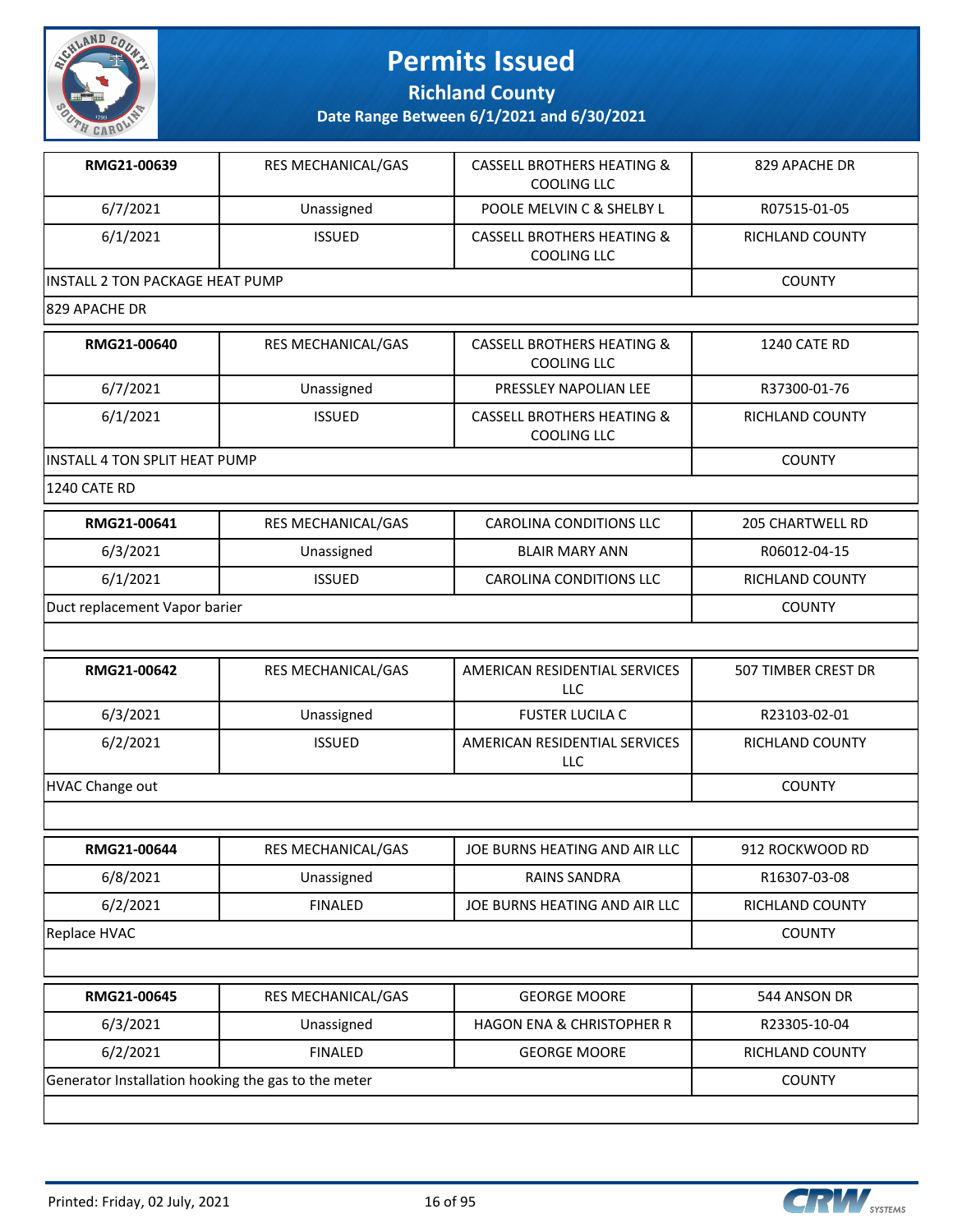# Permits Issued

**Richland County**

**Date Range Between 6/1/2021 and 6/30/2021**

| RMG21-00639 | RES MECHANICAL/GAS | CASSELL BROTHERS HEATING & COOLING LLC | 829 APACHE DR |
|---|---|---|---|
| 6/7/2021 | Unassigned | POOLE MELVIN C & SHELBY L | R07515-01-05 |
| 6/1/2021 | ISSUED | CASSELL BROTHERS HEATING & COOLING LLC | RICHLAND COUNTY |
| INSTALL 2 TON PACKAGE HEAT PUMP | | | COUNTY |
| 829 APACHE DR | | | |

| RMG21-00640 | RES MECHANICAL/GAS | CASSELL BROTHERS HEATING & COOLING LLC | 1240 CATE RD |
|---|---|---|---|
| 6/7/2021 | Unassigned | PRESSLEY NAPOLIAN LEE | R37300-01-76 |
| 6/1/2021 | ISSUED | CASSELL BROTHERS HEATING & COOLING LLC | RICHLAND COUNTY |
| INSTALL 4 TON SPLIT HEAT PUMP | | | COUNTY |
| 1240 CATE RD | | | |

| RMG21-00641 | RES MECHANICAL/GAS | CAROLINA CONDITIONS LLC | 205 CHARTWELL RD |
|---|---|---|---|
| 6/3/2021 | Unassigned | BLAIR MARY ANN | R06012-04-15 |
| 6/1/2021 | ISSUED | CAROLINA CONDITIONS LLC | RICHLAND COUNTY |
| Duct replacement Vapor barier | | | COUNTY |

| RMG21-00642 | RES MECHANICAL/GAS | AMERICAN RESIDENTIAL SERVICES LLC | 507 TIMBER CREST DR |
|---|---|---|---|
| 6/3/2021 | Unassigned | FUSTER LUCILA C | R23103-02-01 |
| 6/2/2021 | ISSUED | AMERICAN RESIDENTIAL SERVICES LLC | RICHLAND COUNTY |
| HVAC Change out | | | COUNTY |

| RMG21-00644 | RES MECHANICAL/GAS | JOE BURNS HEATING AND AIR LLC | 912 ROCKWOOD RD |
|---|---|---|---|
| 6/8/2021 | Unassigned | RAINS SANDRA | R16307-03-08 |
| 6/2/2021 | FINALED | JOE BURNS HEATING AND AIR LLC | RICHLAND COUNTY |
| Replace HVAC | | | COUNTY |

| RMG21-00645 | RES MECHANICAL/GAS | GEORGE MOORE | 544 ANSON DR |
|---|---|---|---|
| 6/3/2021 | Unassigned | HAGON ENA & CHRISTOPHER R | R23305-10-04 |
| 6/2/2021 | FINALED | GEORGE MOORE | RICHLAND COUNTY |
| Generator Installation hooking the gas to the meter | | | COUNTY |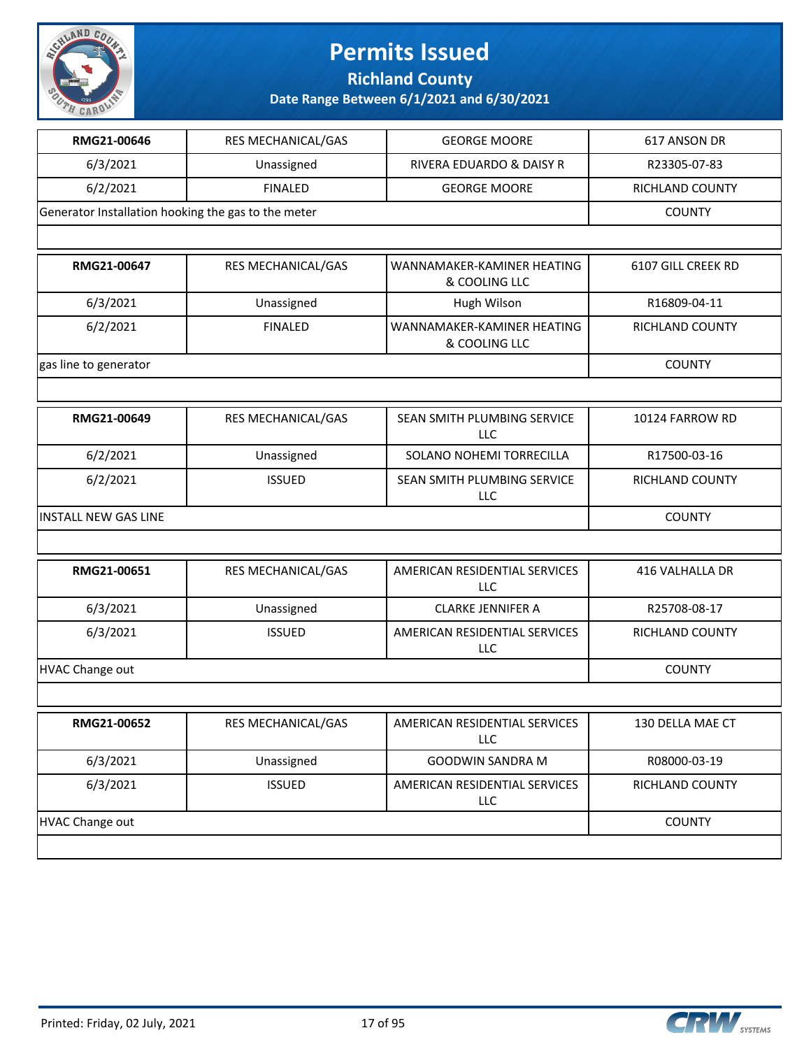# Permits Issued

## Richland County

### Date Range Between 6/1/2021 and 6/30/2021

| | | | |
|---|---|---|---|
| **RMG21-00646** | RES MECHANICAL/GAS | GEORGE MOORE | 617 ANSON DR |
| 6/3/2021 | Unassigned | RIVERA EDUARDO & DAISY R | R23305-07-83 |
| 6/2/2021 | FINALED | GEORGE MOORE | RICHLAND COUNTY |
| Generator Installation hooking the gas to the meter | | | COUNTY |

| | | | |
|---|---|---|---|
| **RMG21-00647** | RES MECHANICAL/GAS | WANNAMAKER-KAMINER HEATING & COOLING LLC | 6107 GILL CREEK RD |
| 6/3/2021 | Unassigned | Hugh Wilson | R16809-04-11 |
| 6/2/2021 | FINALED | WANNAMAKER-KAMINER HEATING & COOLING LLC | RICHLAND COUNTY |
| gas line to generator | | | COUNTY |

| | | | |
|---|---|---|---|
| **RMG21-00649** | RES MECHANICAL/GAS | SEAN SMITH PLUMBING SERVICE LLC | 10124 FARROW RD |
| 6/2/2021 | Unassigned | SOLANO NOHEMI TORRECILLA | R17500-03-16 |
| 6/2/2021 | ISSUED | SEAN SMITH PLUMBING SERVICE LLC | RICHLAND COUNTY |
| INSTALL NEW GAS LINE | | | COUNTY |

| | | | |
|---|---|---|---|
| **RMG21-00651** | RES MECHANICAL/GAS | AMERICAN RESIDENTIAL SERVICES LLC | 416 VALHALLA DR |
| 6/3/2021 | Unassigned | CLARKE JENNIFER A | R25708-08-17 |
| 6/3/2021 | ISSUED | AMERICAN RESIDENTIAL SERVICES LLC | RICHLAND COUNTY |
| HVAC Change out | | | COUNTY |

| | | | |
|---|---|---|---|
| **RMG21-00652** | RES MECHANICAL/GAS | AMERICAN RESIDENTIAL SERVICES LLC | 130 DELLA MAE CT |
| 6/3/2021 | Unassigned | GOODWIN SANDRA M | R08000-03-19 |
| 6/3/2021 | ISSUED | AMERICAN RESIDENTIAL SERVICES LLC | RICHLAND COUNTY |
| HVAC Change out | | | COUNTY |

Printed: Friday, 02 July, 2021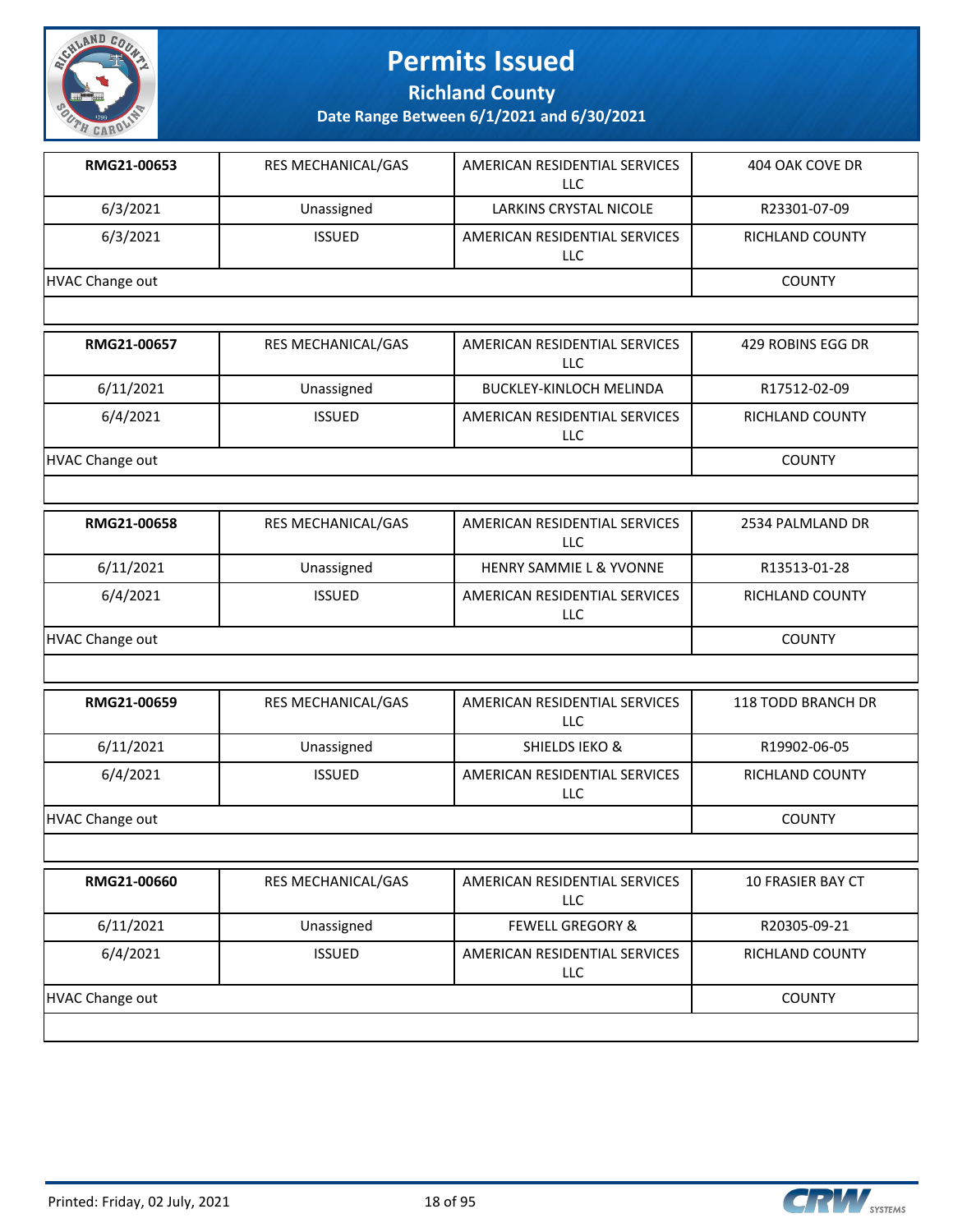# Permits Issued

**Richland County**

**Date Range Between 6/1/2021 and 6/30/2021**

| **RMG21-00653** | RES MECHANICAL/GAS | AMERICAN RESIDENTIAL SERVICES LLC | 404 OAK COVE DR |
|---|---|---|---|
| 6/3/2021 | Unassigned | LARKINS CRYSTAL NICOLE | R23301-07-09 |
| 6/3/2021 | ISSUED | AMERICAN RESIDENTIAL SERVICES LLC | RICHLAND COUNTY |
| HVAC Change out | | | COUNTY |

| **RMG21-00657** | RES MECHANICAL/GAS | AMERICAN RESIDENTIAL SERVICES LLC | 429 ROBINS EGG DR |
|---|---|---|---|
| 6/11/2021 | Unassigned | BUCKLEY-KINLOCH MELINDA | R17512-02-09 |
| 6/4/2021 | ISSUED | AMERICAN RESIDENTIAL SERVICES LLC | RICHLAND COUNTY |
| HVAC Change out | | | COUNTY |

| **RMG21-00658** | RES MECHANICAL/GAS | AMERICAN RESIDENTIAL SERVICES LLC | 2534 PALMLAND DR |
|---|---|---|---|
| 6/11/2021 | Unassigned | HENRY SAMMIE L & YVONNE | R13513-01-28 |
| 6/4/2021 | ISSUED | AMERICAN RESIDENTIAL SERVICES LLC | RICHLAND COUNTY |
| HVAC Change out | | | COUNTY |

| **RMG21-00659** | RES MECHANICAL/GAS | AMERICAN RESIDENTIAL SERVICES LLC | 118 TODD BRANCH DR |
|---|---|---|---|
| 6/11/2021 | Unassigned | SHIELDS IEKO & | R19902-06-05 |
| 6/4/2021 | ISSUED | AMERICAN RESIDENTIAL SERVICES LLC | RICHLAND COUNTY |
| HVAC Change out | | | COUNTY |

| **RMG21-00660** | RES MECHANICAL/GAS | AMERICAN RESIDENTIAL SERVICES LLC | 10 FRASIER BAY CT |
|---|---|---|---|
| 6/11/2021 | Unassigned | FEWELL GREGORY & | R20305-09-21 |
| 6/4/2021 | ISSUED | AMERICAN RESIDENTIAL SERVICES LLC | RICHLAND COUNTY |
| HVAC Change out | | | COUNTY |

Printed: Friday, 02 July, 2021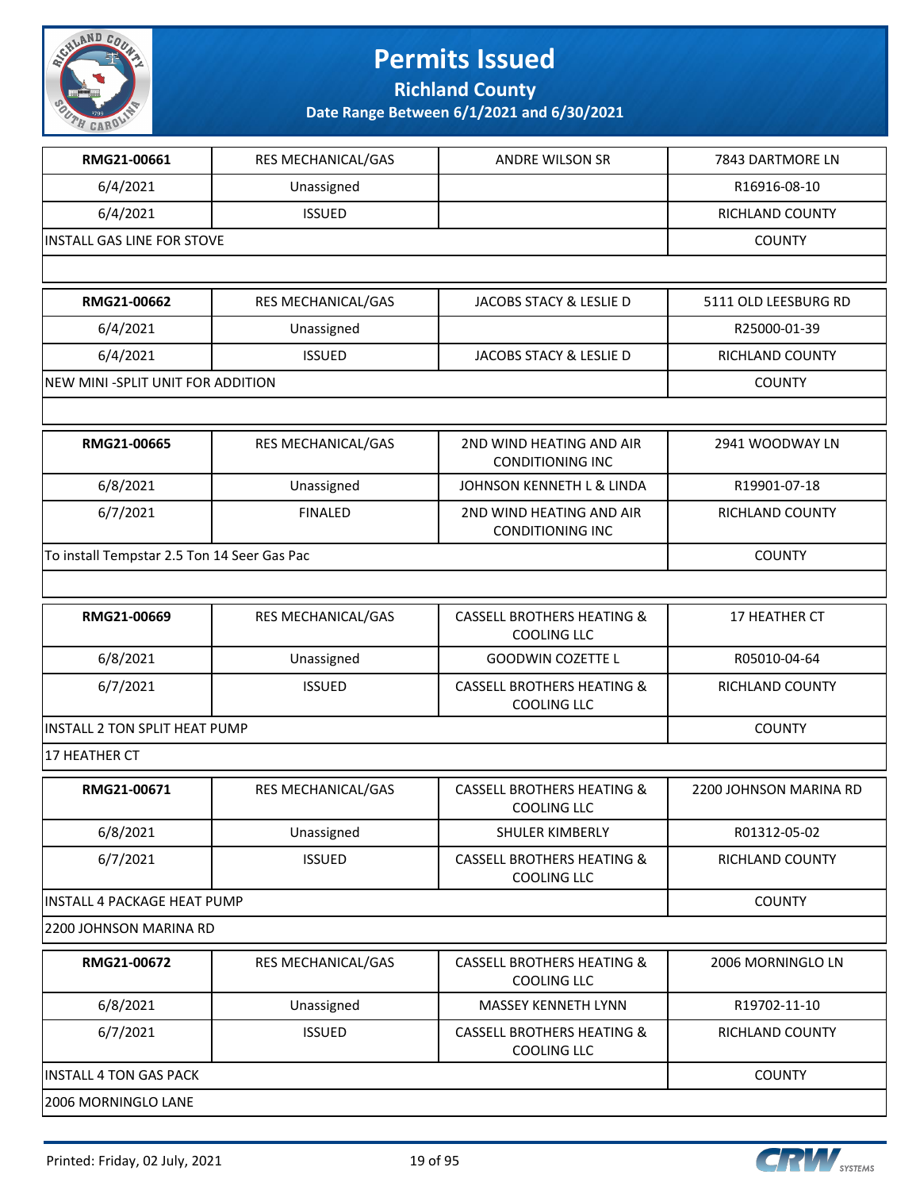# Permits Issued

## Richland County

### Date Range Between 6/1/2021 and 6/30/2021

| RMG21-00661 | RES MECHANICAL/GAS | ANDRE WILSON SR | 7843 DARTMORE LN |
|---|---|---|---|
| 6/4/2021 | Unassigned | | R16916-08-10 |
| 6/4/2021 | ISSUED | | RICHLAND COUNTY |
| INSTALL GAS LINE FOR STOVE | | | COUNTY |

| RMG21-00662 | RES MECHANICAL/GAS | JACOBS STACY & LESLIE D | 5111 OLD LEESBURG RD |
|---|---|---|---|
| 6/4/2021 | Unassigned | | R25000-01-39 |
| 6/4/2021 | ISSUED | JACOBS STACY & LESLIE D | RICHLAND COUNTY |
| NEW MINI -SPLIT UNIT FOR ADDITION | | | COUNTY |

| RMG21-00665 | RES MECHANICAL/GAS | 2ND WIND HEATING AND AIR CONDITIONING INC | 2941 WOODWAY LN |
|---|---|---|---|
| 6/8/2021 | Unassigned | JOHNSON KENNETH L & LINDA | R19901-07-18 |
| 6/7/2021 | FINALED | 2ND WIND HEATING AND AIR CONDITIONING INC | RICHLAND COUNTY |
| To install Tempstar 2.5 Ton 14 Seer Gas Pac | | | COUNTY |

| RMG21-00669 | RES MECHANICAL/GAS | CASSELL BROTHERS HEATING & COOLING LLC | 17 HEATHER CT |
|---|---|---|---|
| 6/8/2021 | Unassigned | GOODWIN COZETTE L | R05010-04-64 |
| 6/7/2021 | ISSUED | CASSELL BROTHERS HEATING & COOLING LLC | RICHLAND COUNTY |
| INSTALL 2 TON SPLIT HEAT PUMP | | | COUNTY |
| 17 HEATHER CT | | | |

| RMG21-00671 | RES MECHANICAL/GAS | CASSELL BROTHERS HEATING & COOLING LLC | 2200 JOHNSON MARINA RD |
|---|---|---|---|
| 6/8/2021 | Unassigned | SHULER KIMBERLY | R01312-05-02 |
| 6/7/2021 | ISSUED | CASSELL BROTHERS HEATING & COOLING LLC | RICHLAND COUNTY |
| INSTALL 4 PACKAGE HEAT PUMP | | | COUNTY |
| 2200 JOHNSON MARINA RD | | | |

| RMG21-00672 | RES MECHANICAL/GAS | CASSELL BROTHERS HEATING & COOLING LLC | 2006 MORNINGLO LN |
|---|---|---|---|
| 6/8/2021 | Unassigned | MASSEY KENNETH LYNN | R19702-11-10 |
| 6/7/2021 | ISSUED | CASSELL BROTHERS HEATING & COOLING LLC | RICHLAND COUNTY |
| INSTALL 4 TON GAS PACK | | | COUNTY |
| 2006 MORNINGLO LANE | | | |

Printed: Friday, 02 July, 2021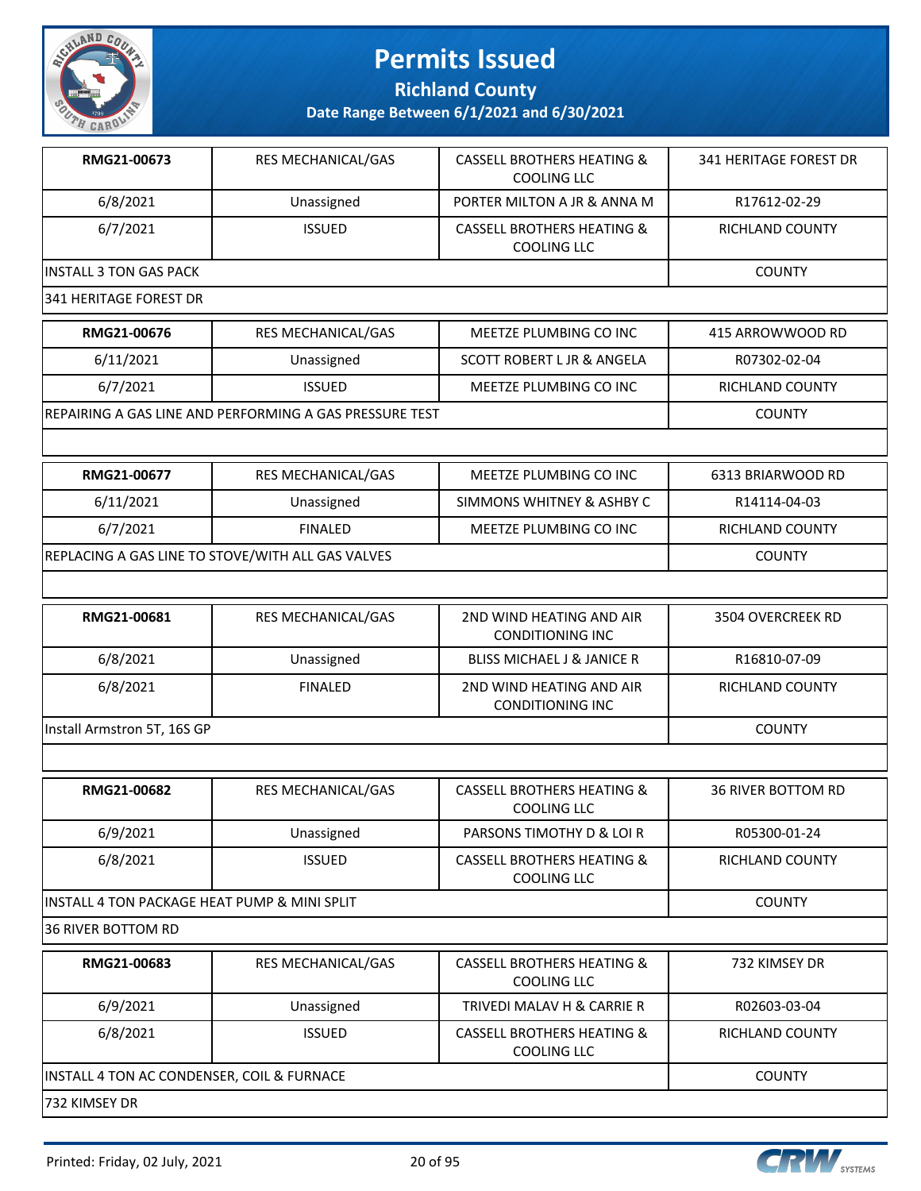# Permits Issued

**Richland County**

**Date Range Between 6/1/2021 and 6/30/2021**

| RMG21-00673 | RES MECHANICAL/GAS | CASSELL BROTHERS HEATING & COOLING LLC | 341 HERITAGE FOREST DR |
|---|---|---|---|
| 6/8/2021 | Unassigned | PORTER MILTON A JR & ANNA M | R17612-02-29 |
| 6/7/2021 | ISSUED | CASSELL BROTHERS HEATING & COOLING LLC | RICHLAND COUNTY |
| INSTALL 3 TON GAS PACK | | | COUNTY |
| 341 HERITAGE FOREST DR | | | |

| RMG21-00676 | RES MECHANICAL/GAS | MEETZE PLUMBING CO INC | 415 ARROWWOOD RD |
|---|---|---|---|
| 6/11/2021 | Unassigned | SCOTT ROBERT L JR & ANGELA | R07302-02-04 |
| 6/7/2021 | ISSUED | MEETZE PLUMBING CO INC | RICHLAND COUNTY |
| REPAIRING A GAS LINE AND PERFORMING A GAS PRESSURE TEST | | | COUNTY |
| | | | |

| RMG21-00677 | RES MECHANICAL/GAS | MEETZE PLUMBING CO INC | 6313 BRIARWOOD RD |
|---|---|---|---|
| 6/11/2021 | Unassigned | SIMMONS WHITNEY & ASHBY C | R14114-04-03 |
| 6/7/2021 | FINALED | MEETZE PLUMBING CO INC | RICHLAND COUNTY |
| REPLACING A GAS LINE TO STOVE/WITH ALL GAS VALVES | | | COUNTY |
| | | | |

| RMG21-00681 | RES MECHANICAL/GAS | 2ND WIND HEATING AND AIR CONDITIONING INC | 3504 OVERCREEK RD |
|---|---|---|---|
| 6/8/2021 | Unassigned | BLISS MICHAEL J & JANICE R | R16810-07-09 |
| 6/8/2021 | FINALED | 2ND WIND HEATING AND AIR CONDITIONING INC | RICHLAND COUNTY |
| Install Armstron 5T, 16S GP | | | COUNTY |
| | | | |

| RMG21-00682 | RES MECHANICAL/GAS | CASSELL BROTHERS HEATING & COOLING LLC | 36 RIVER BOTTOM RD |
|---|---|---|---|
| 6/9/2021 | Unassigned | PARSONS TIMOTHY D & LOI R | R05300-01-24 |
| 6/8/2021 | ISSUED | CASSELL BROTHERS HEATING & COOLING LLC | RICHLAND COUNTY |
| INSTALL 4 TON PACKAGE HEAT PUMP & MINI SPLIT | | | COUNTY |
| 36 RIVER BOTTOM RD | | | |

| RMG21-00683 | RES MECHANICAL/GAS | CASSELL BROTHERS HEATING & COOLING LLC | 732 KIMSEY DR |
|---|---|---|---|
| 6/9/2021 | Unassigned | TRIVEDI MALAV H & CARRIE R | R02603-03-04 |
| 6/8/2021 | ISSUED | CASSELL BROTHERS HEATING & COOLING LLC | RICHLAND COUNTY |
| INSTALL 4 TON AC CONDENSER, COIL & FURNACE | | | COUNTY |
| 732 KIMSEY DR | | | |

Printed: Friday, 02 July, 2021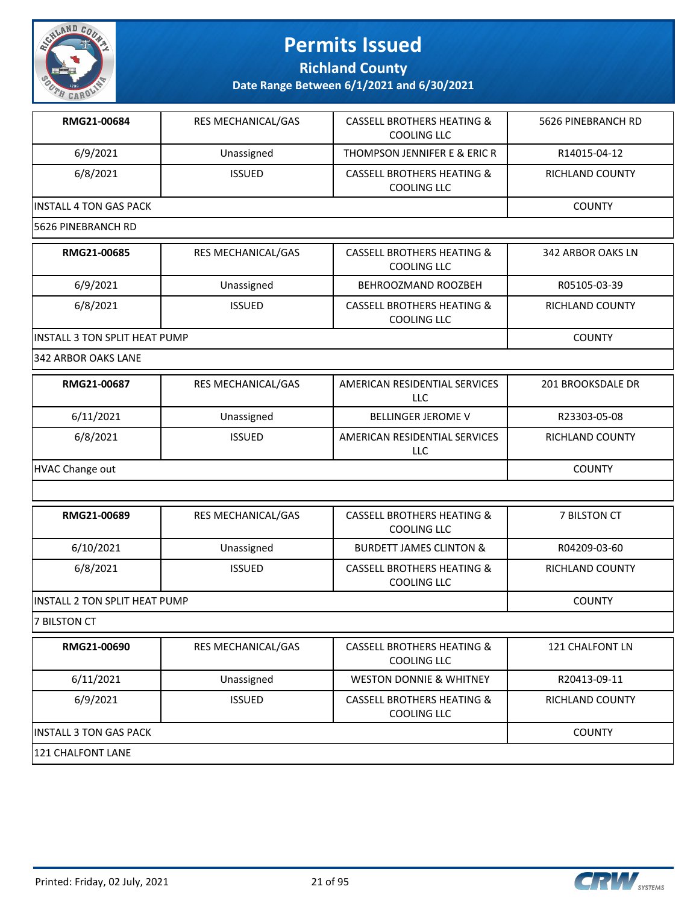# Permits Issued

## Richland County

### Date Range Between 6/1/2021 and 6/30/2021

| RMG21-00684 | RES MECHANICAL/GAS | CASSELL BROTHERS HEATING & COOLING LLC | 5626 PINEBRANCH RD |
|---|---|---|---|
| 6/9/2021 | Unassigned | THOMPSON JENNIFER E & ERIC R | R14015-04-12 |
| 6/8/2021 | ISSUED | CASSELL BROTHERS HEATING & COOLING LLC | RICHLAND COUNTY |
| INSTALL 4 TON GAS PACK | | | COUNTY |
| 5626 PINEBRANCH RD | | | |

| RMG21-00685 | RES MECHANICAL/GAS | CASSELL BROTHERS HEATING & COOLING LLC | 342 ARBOR OAKS LN |
|---|---|---|---|
| 6/9/2021 | Unassigned | BEHROOZMAND ROOZBEH | R05105-03-39 |
| 6/8/2021 | ISSUED | CASSELL BROTHERS HEATING & COOLING LLC | RICHLAND COUNTY |
| INSTALL 3 TON SPLIT HEAT PUMP | | | COUNTY |
| 342 ARBOR OAKS LANE | | | |

| RMG21-00687 | RES MECHANICAL/GAS | AMERICAN RESIDENTIAL SERVICES LLC | 201 BROOKSDALE DR |
|---|---|---|---|
| 6/11/2021 | Unassigned | BELLINGER JEROME V | R23303-05-08 |
| 6/8/2021 | ISSUED | AMERICAN RESIDENTIAL SERVICES LLC | RICHLAND COUNTY |
| HVAC Change out | | | COUNTY |
| | | | |

| RMG21-00689 | RES MECHANICAL/GAS | CASSELL BROTHERS HEATING & COOLING LLC | 7 BILSTON CT |
|---|---|---|---|
| 6/10/2021 | Unassigned | BURDETT JAMES CLINTON & | R04209-03-60 |
| 6/8/2021 | ISSUED | CASSELL BROTHERS HEATING & COOLING LLC | RICHLAND COUNTY |
| INSTALL 2 TON SPLIT HEAT PUMP | | | COUNTY |
| 7 BILSTON CT | | | |

| RMG21-00690 | RES MECHANICAL/GAS | CASSELL BROTHERS HEATING & COOLING LLC | 121 CHALFONT LN |
|---|---|---|---|
| 6/11/2021 | Unassigned | WESTON DONNIE & WHITNEY | R20413-09-11 |
| 6/9/2021 | ISSUED | CASSELL BROTHERS HEATING & COOLING LLC | RICHLAND COUNTY |
| INSTALL 3 TON GAS PACK | | | COUNTY |
| 121 CHALFONT LANE | | | |

Printed: Friday, 02 July, 2021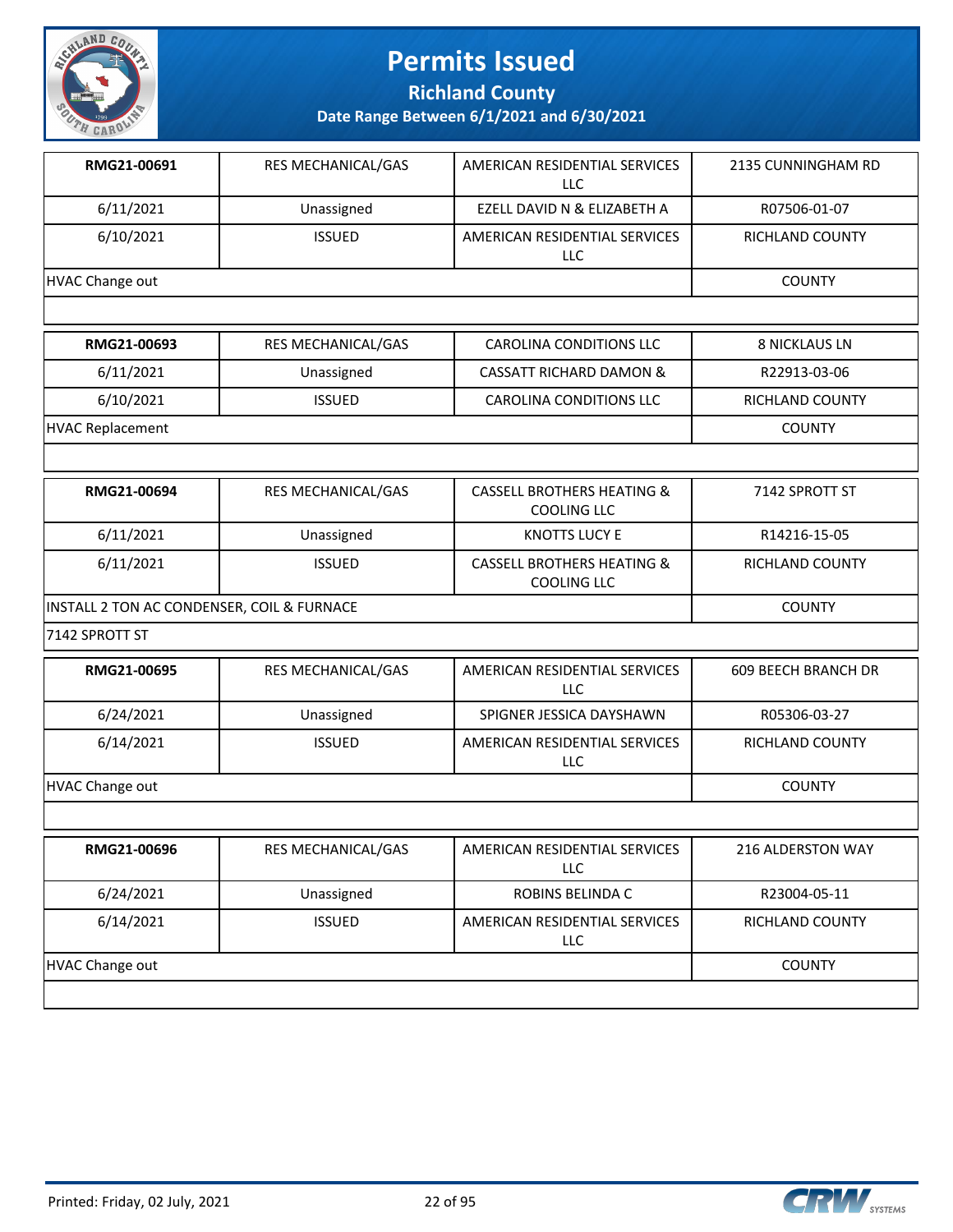# Permits Issued

## Richland County

### Date Range Between 6/1/2021 and 6/30/2021

| RMG21-00691 | RES MECHANICAL/GAS | AMERICAN RESIDENTIAL SERVICES LLC | 2135 CUNNINGHAM RD |
|---|---|---|---|
| 6/11/2021 | Unassigned | EZELL DAVID N & ELIZABETH A | R07506-01-07 |
| 6/10/2021 | ISSUED | AMERICAN RESIDENTIAL SERVICES LLC | RICHLAND COUNTY |
| HVAC Change out | | | COUNTY |

| RMG21-00693 | RES MECHANICAL/GAS | CAROLINA CONDITIONS LLC | 8 NICKLAUS LN |
|---|---|---|---|
| 6/11/2021 | Unassigned | CASSATT RICHARD DAMON & | R22913-03-06 |
| 6/10/2021 | ISSUED | CAROLINA CONDITIONS LLC | RICHLAND COUNTY |
| HVAC Replacement | | | COUNTY |

| RMG21-00694 | RES MECHANICAL/GAS | CASSELL BROTHERS HEATING & COOLING LLC | 7142 SPROTT ST |
|---|---|---|---|
| 6/11/2021 | Unassigned | KNOTTS LUCY E | R14216-15-05 |
| 6/11/2021 | ISSUED | CASSELL BROTHERS HEATING & COOLING LLC | RICHLAND COUNTY |
| INSTALL 2 TON AC CONDENSER, COIL & FURNACE | | | COUNTY |
| 7142 SPROTT ST | | | |

| RMG21-00695 | RES MECHANICAL/GAS | AMERICAN RESIDENTIAL SERVICES LLC | 609 BEECH BRANCH DR |
|---|---|---|---|
| 6/24/2021 | Unassigned | SPIGNER JESSICA DAYSHAWN | R05306-03-27 |
| 6/14/2021 | ISSUED | AMERICAN RESIDENTIAL SERVICES LLC | RICHLAND COUNTY |
| HVAC Change out | | | COUNTY |

| RMG21-00696 | RES MECHANICAL/GAS | AMERICAN RESIDENTIAL SERVICES LLC | 216 ALDERSTON WAY |
|---|---|---|---|
| 6/24/2021 | Unassigned | ROBINS BELINDA C | R23004-05-11 |
| 6/14/2021 | ISSUED | AMERICAN RESIDENTIAL SERVICES LLC | RICHLAND COUNTY |
| HVAC Change out | | | COUNTY |

Printed: Friday, 02 July, 2021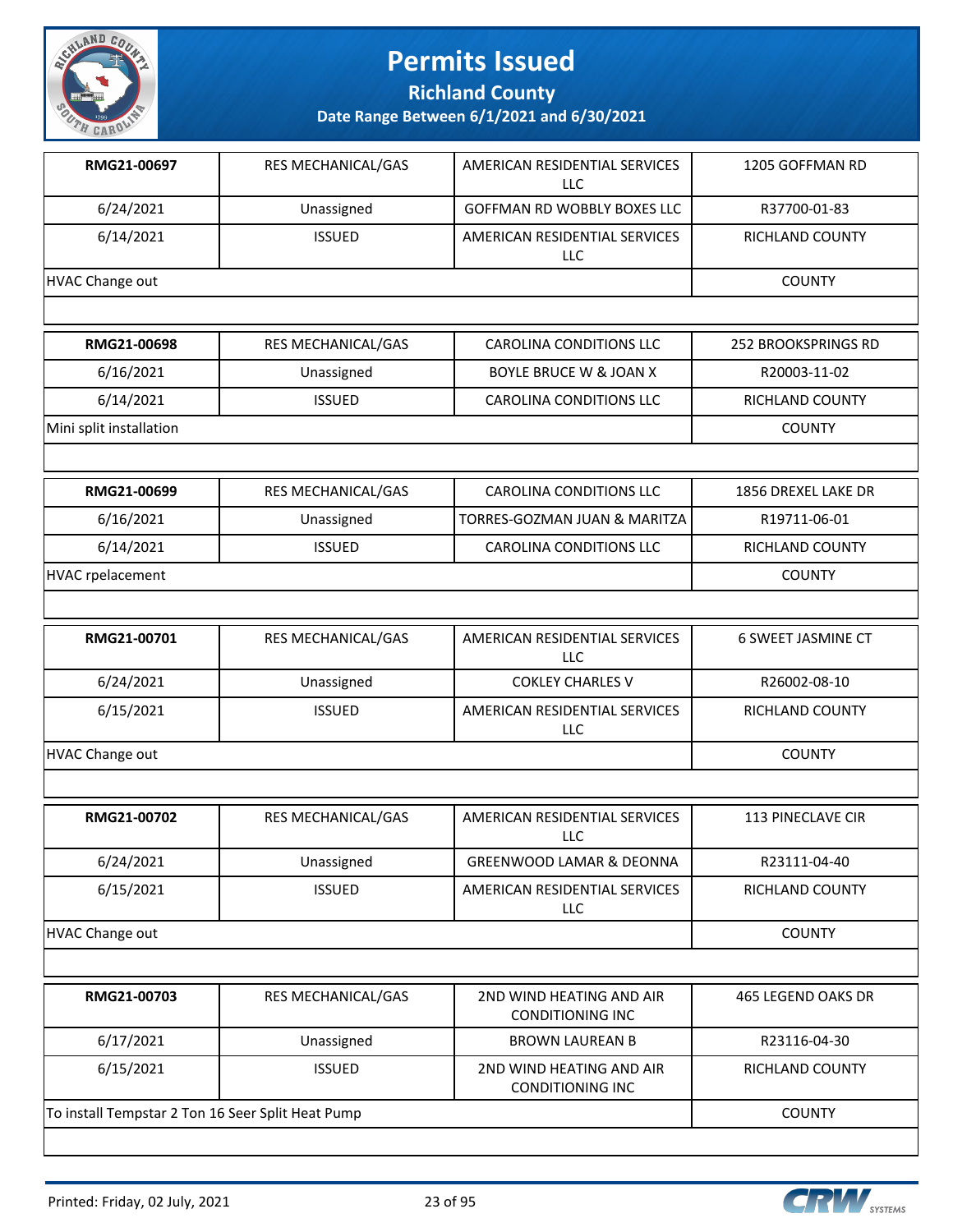# Permits Issued

## Richland County

### Date Range Between 6/1/2021 and 6/30/2021

| | | | |
|---|---|---|---|
| **RMG21-00697** | RES MECHANICAL/GAS | AMERICAN RESIDENTIAL SERVICES LLC | 1205 GOFFMAN RD |
| 6/24/2021 | Unassigned | GOFFMAN RD WOBBLY BOXES LLC | R37700-01-83 |
| 6/14/2021 | ISSUED | AMERICAN RESIDENTIAL SERVICES LLC | RICHLAND COUNTY |
| HVAC Change out | | | COUNTY |

| | | | |
|---|---|---|---|
| **RMG21-00698** | RES MECHANICAL/GAS | CAROLINA CONDITIONS LLC | 252 BROOKSPRINGS RD |
| 6/16/2021 | Unassigned | BOYLE BRUCE W & JOAN X | R20003-11-02 |
| 6/14/2021 | ISSUED | CAROLINA CONDITIONS LLC | RICHLAND COUNTY |
| Mini split installation | | | COUNTY |

| | | | |
|---|---|---|---|
| **RMG21-00699** | RES MECHANICAL/GAS | CAROLINA CONDITIONS LLC | 1856 DREXEL LAKE DR |
| 6/16/2021 | Unassigned | TORRES-GOZMAN JUAN & MARITZA | R19711-06-01 |
| 6/14/2021 | ISSUED | CAROLINA CONDITIONS LLC | RICHLAND COUNTY |
| HVAC rpelacement | | | COUNTY |

| | | | |
|---|---|---|---|
| **RMG21-00701** | RES MECHANICAL/GAS | AMERICAN RESIDENTIAL SERVICES LLC | 6 SWEET JASMINE CT |
| 6/24/2021 | Unassigned | COKLEY CHARLES V | R26002-08-10 |
| 6/15/2021 | ISSUED | AMERICAN RESIDENTIAL SERVICES LLC | RICHLAND COUNTY |
| HVAC Change out | | | COUNTY |

| | | | |
|---|---|---|---|
| **RMG21-00702** | RES MECHANICAL/GAS | AMERICAN RESIDENTIAL SERVICES LLC | 113 PINECLAVE CIR |
| 6/24/2021 | Unassigned | GREENWOOD LAMAR & DEONNA | R23111-04-40 |
| 6/15/2021 | ISSUED | AMERICAN RESIDENTIAL SERVICES LLC | RICHLAND COUNTY |
| HVAC Change out | | | COUNTY |

| | | | |
|---|---|---|---|
| **RMG21-00703** | RES MECHANICAL/GAS | 2ND WIND HEATING AND AIR CONDITIONING INC | 465 LEGEND OAKS DR |
| 6/17/2021 | Unassigned | BROWN LAUREAN B | R23116-04-30 |
| 6/15/2021 | ISSUED | 2ND WIND HEATING AND AIR CONDITIONING INC | RICHLAND COUNTY |
| To install Tempstar 2 Ton 16 Seer Split Heat Pump | | | COUNTY |

Printed: Friday, 02 July, 2021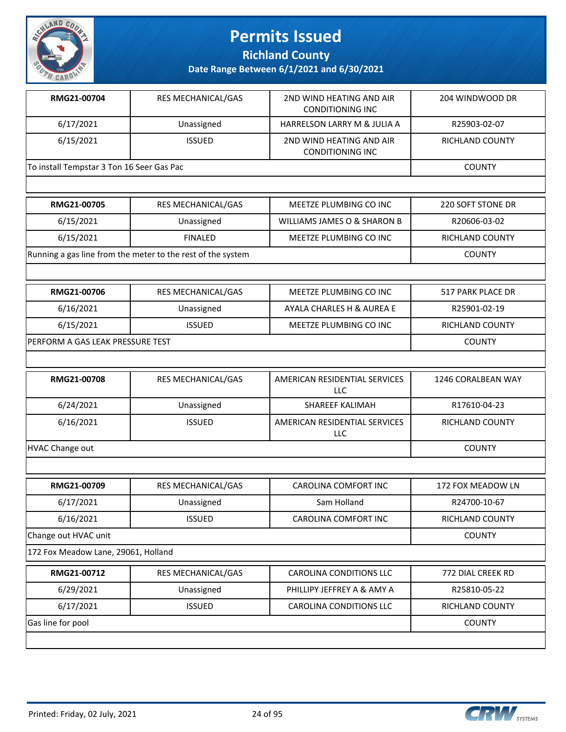# Permits Issued

## Richland County

### Date Range Between 6/1/2021 and 6/30/2021

| | | | |
|---|---|---|---|
| **RMG21-00704** | RES MECHANICAL/GAS | 2ND WIND HEATING AND AIR CONDITIONING INC | 204 WINDWOOD DR |
| 6/17/2021 | Unassigned | HARRELSON LARRY M & JULIA A | R25903-02-07 |
| 6/15/2021 | ISSUED | 2ND WIND HEATING AND AIR CONDITIONING INC | RICHLAND COUNTY |
| To install Tempstar 3 Ton 16 Seer Gas Pac | | | COUNTY |

| | | | |
|---|---|---|---|
| **RMG21-00705** | RES MECHANICAL/GAS | MEETZE PLUMBING CO INC | 220 SOFT STONE DR |
| 6/15/2021 | Unassigned | WILLIAMS JAMES O & SHARON B | R20606-03-02 |
| 6/15/2021 | FINALED | MEETZE PLUMBING CO INC | RICHLAND COUNTY |
| Running a gas line from the meter to the rest of the system | | | COUNTY |

| | | | |
|---|---|---|---|
| **RMG21-00706** | RES MECHANICAL/GAS | MEETZE PLUMBING CO INC | 517 PARK PLACE DR |
| 6/16/2021 | Unassigned | AYALA CHARLES H & AUREA E | R25901-02-19 |
| 6/15/2021 | ISSUED | MEETZE PLUMBING CO INC | RICHLAND COUNTY |
| PERFORM A GAS LEAK PRESSURE TEST | | | COUNTY |

| | | | |
|---|---|---|---|
| **RMG21-00708** | RES MECHANICAL/GAS | AMERICAN RESIDENTIAL SERVICES LLC | 1246 CORALBEAN WAY |
| 6/24/2021 | Unassigned | SHAREEF KALIMAH | R17610-04-23 |
| 6/16/2021 | ISSUED | AMERICAN RESIDENTIAL SERVICES LLC | RICHLAND COUNTY |
| HVAC Change out | | | COUNTY |

| | | | |
|---|---|---|---|
| **RMG21-00709** | RES MECHANICAL/GAS | CAROLINA COMFORT INC | 172 FOX MEADOW LN |
| 6/17/2021 | Unassigned | Sam Holland | R24700-10-67 |
| 6/16/2021 | ISSUED | CAROLINA COMFORT INC | RICHLAND COUNTY |
| Change out HVAC unit | | | COUNTY |
| 172 Fox Meadow Lane, 29061, Holland | | | |

| | | | |
|---|---|---|---|
| **RMG21-00712** | RES MECHANICAL/GAS | CAROLINA CONDITIONS LLC | 772 DIAL CREEK RD |
| 6/29/2021 | Unassigned | PHILLIPY JEFFREY A & AMY A | R25810-05-22 |
| 6/17/2021 | ISSUED | CAROLINA CONDITIONS LLC | RICHLAND COUNTY |
| Gas line for pool | | | COUNTY |

Printed: Friday, 02 July, 2021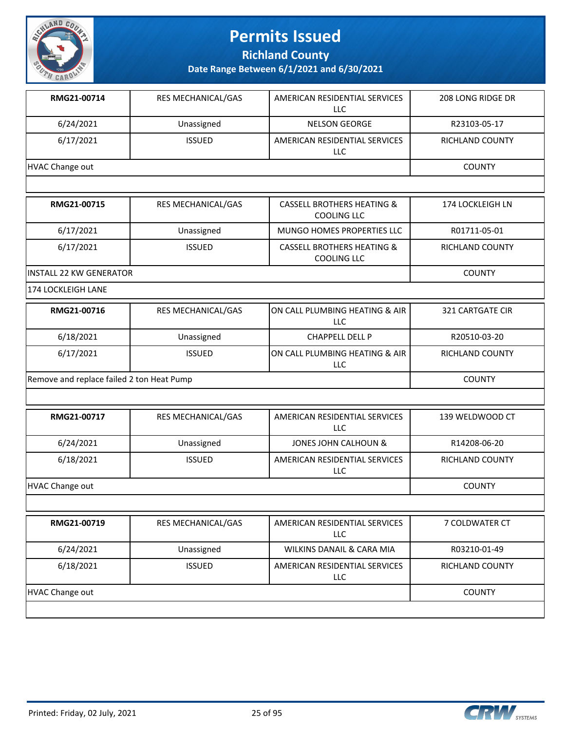# Permits Issued

## Richland County

### Date Range Between 6/1/2021 and 6/30/2021

| RMG21-00714 | RES MECHANICAL/GAS | AMERICAN RESIDENTIAL SERVICES LLC | 208 LONG RIDGE DR |
|---|---|---|---|
| 6/24/2021 | Unassigned | NELSON GEORGE | R23103-05-17 |
| 6/17/2021 | ISSUED | AMERICAN RESIDENTIAL SERVICES LLC | RICHLAND COUNTY |
| HVAC Change out | | | COUNTY |

| RMG21-00715 | RES MECHANICAL/GAS | CASSELL BROTHERS HEATING & COOLING LLC | 174 LOCKLEIGH LN |
|---|---|---|---|
| 6/17/2021 | Unassigned | MUNGO HOMES PROPERTIES LLC | R01711-05-01 |
| 6/17/2021 | ISSUED | CASSELL BROTHERS HEATING & COOLING LLC | RICHLAND COUNTY |
| INSTALL 22 KW GENERATOR | | | COUNTY |
| 174 LOCKLEIGH LANE | | | |

| RMG21-00716 | RES MECHANICAL/GAS | ON CALL PLUMBING HEATING & AIR LLC | 321 CARTGATE CIR |
|---|---|---|---|
| 6/18/2021 | Unassigned | CHAPPELL DELL P | R20510-03-20 |
| 6/17/2021 | ISSUED | ON CALL PLUMBING HEATING & AIR LLC | RICHLAND COUNTY |
| Remove and replace failed 2 ton Heat Pump | | | COUNTY |

| RMG21-00717 | RES MECHANICAL/GAS | AMERICAN RESIDENTIAL SERVICES LLC | 139 WELDWOOD CT |
|---|---|---|---|
| 6/24/2021 | Unassigned | JONES JOHN CALHOUN & | R14208-06-20 |
| 6/18/2021 | ISSUED | AMERICAN RESIDENTIAL SERVICES LLC | RICHLAND COUNTY |
| HVAC Change out | | | COUNTY |

| RMG21-00719 | RES MECHANICAL/GAS | AMERICAN RESIDENTIAL SERVICES LLC | 7 COLDWATER CT |
|---|---|---|---|
| 6/24/2021 | Unassigned | WILKINS DANAIL & CARA MIA | R03210-01-49 |
| 6/18/2021 | ISSUED | AMERICAN RESIDENTIAL SERVICES LLC | RICHLAND COUNTY |
| HVAC Change out | | | COUNTY |

Printed: Friday, 02 July, 2021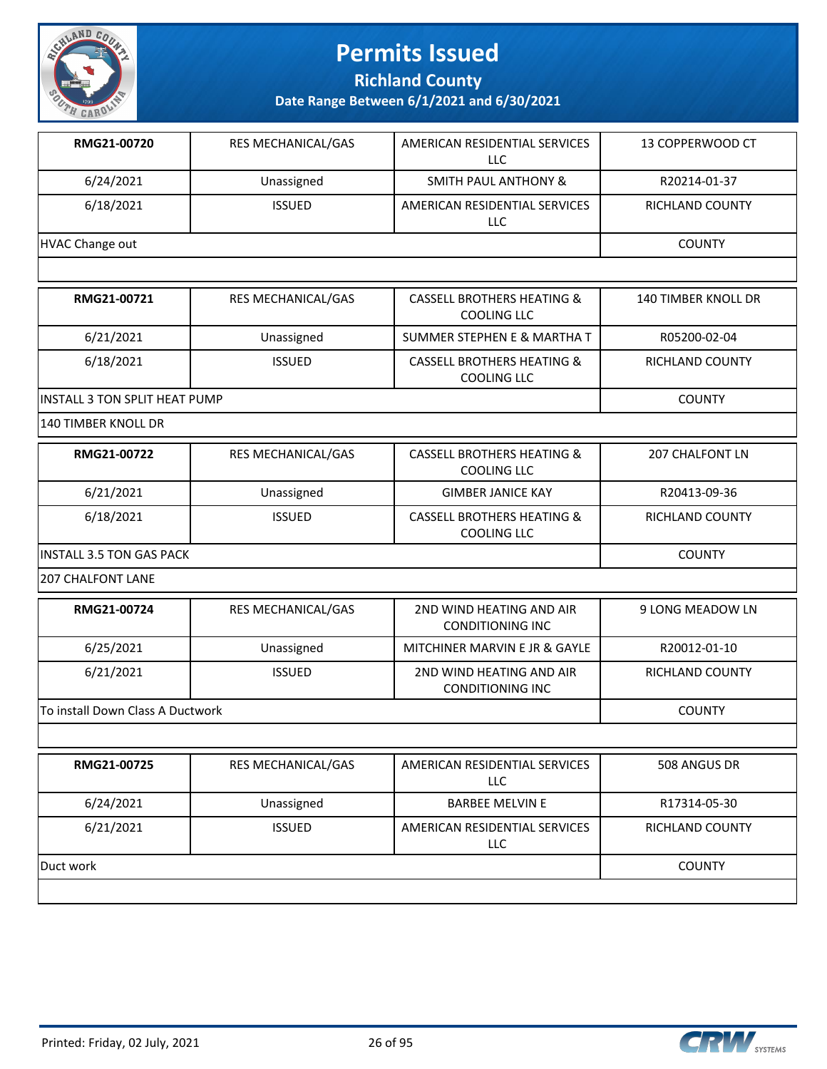# Permits Issued

## Richland County

### Date Range Between 6/1/2021 and 6/30/2021

| | | | |
|---|---|---|---|
| **RMG21-00720** | RES MECHANICAL/GAS | AMERICAN RESIDENTIAL SERVICES LLC | 13 COPPERWOOD CT |
| 6/24/2021 | Unassigned | SMITH PAUL ANTHONY & | R20214-01-37 |
| 6/18/2021 | ISSUED | AMERICAN RESIDENTIAL SERVICES LLC | RICHLAND COUNTY |
| HVAC Change out | | | COUNTY |
| | | | |

| | | | |
|---|---|---|---|
| **RMG21-00721** | RES MECHANICAL/GAS | CASSELL BROTHERS HEATING & COOLING LLC | 140 TIMBER KNOLL DR |
| 6/21/2021 | Unassigned | SUMMER STEPHEN E & MARTHA T | R05200-02-04 |
| 6/18/2021 | ISSUED | CASSELL BROTHERS HEATING & COOLING LLC | RICHLAND COUNTY |
| INSTALL 3 TON SPLIT HEAT PUMP | | | COUNTY |
| 140 TIMBER KNOLL DR | | | |

| | | | |
|---|---|---|---|
| **RMG21-00722** | RES MECHANICAL/GAS | CASSELL BROTHERS HEATING & COOLING LLC | 207 CHALFONT LN |
| 6/21/2021 | Unassigned | GIMBER JANICE KAY | R20413-09-36 |
| 6/18/2021 | ISSUED | CASSELL BROTHERS HEATING & COOLING LLC | RICHLAND COUNTY |
| INSTALL 3.5 TON GAS PACK | | | COUNTY |
| 207 CHALFONT LANE | | | |

| | | | |
|---|---|---|---|
| **RMG21-00724** | RES MECHANICAL/GAS | 2ND WIND HEATING AND AIR CONDITIONING INC | 9 LONG MEADOW LN |
| 6/25/2021 | Unassigned | MITCHINER MARVIN E JR & GAYLE | R20012-01-10 |
| 6/21/2021 | ISSUED | 2ND WIND HEATING AND AIR CONDITIONING INC | RICHLAND COUNTY |
| To install Down Class A Ductwork | | | COUNTY |
| | | | |

| | | | |
|---|---|---|---|
| **RMG21-00725** | RES MECHANICAL/GAS | AMERICAN RESIDENTIAL SERVICES LLC | 508 ANGUS DR |
| 6/24/2021 | Unassigned | BARBEE MELVIN E | R17314-05-30 |
| 6/21/2021 | ISSUED | AMERICAN RESIDENTIAL SERVICES LLC | RICHLAND COUNTY |
| Duct work | | | COUNTY |
| | | | |

Printed: Friday, 02 July, 2021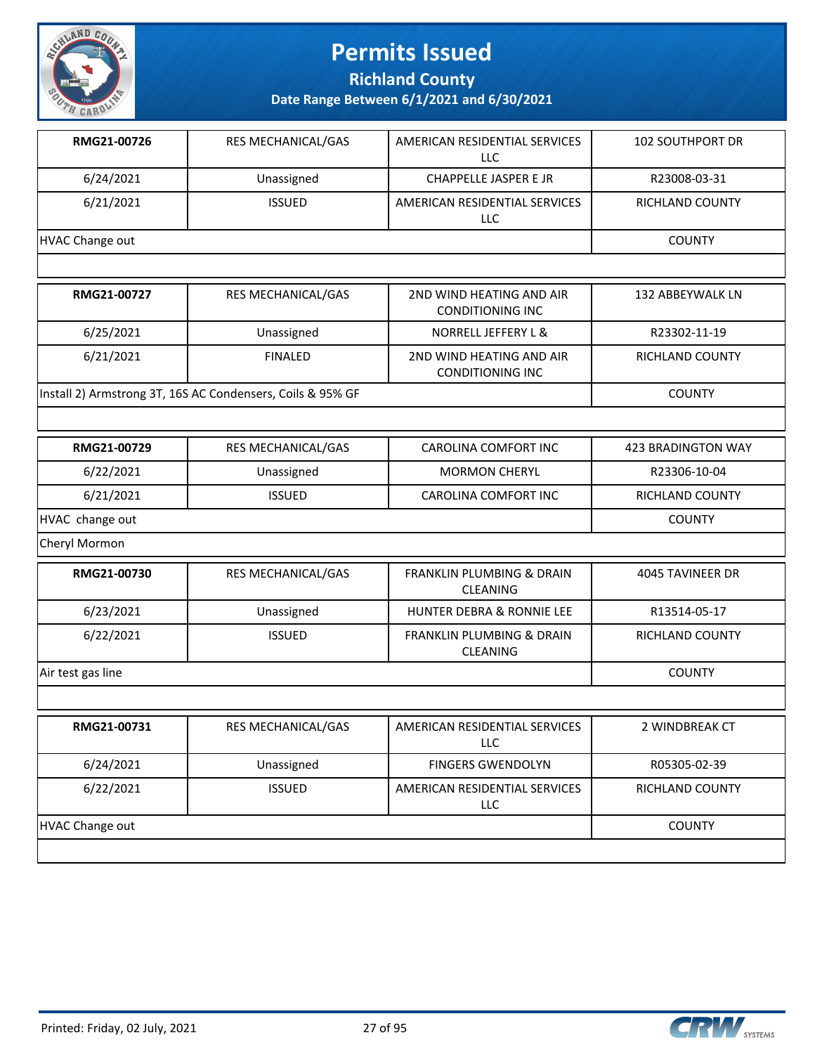# Permits Issued

## Richland County

### Date Range Between 6/1/2021 and 6/30/2021

| RMG21-00726 | RES MECHANICAL/GAS | AMERICAN RESIDENTIAL SERVICES LLC | 102 SOUTHPORT DR |
|---|---|---|---|
| 6/24/2021 | Unassigned | CHAPPELLE JASPER E JR | R23008-03-31 |
| 6/21/2021 | ISSUED | AMERICAN RESIDENTIAL SERVICES LLC | RICHLAND COUNTY |
| HVAC Change out | | | COUNTY |

| RMG21-00727 | RES MECHANICAL/GAS | 2ND WIND HEATING AND AIR CONDITIONING INC | 132 ABBEYWALK LN |
|---|---|---|---|
| 6/25/2021 | Unassigned | NORRELL JEFFERY L & | R23302-11-19 |
| 6/21/2021 | FINALED | 2ND WIND HEATING AND AIR CONDITIONING INC | RICHLAND COUNTY |
| Install 2) Armstrong 3T, 16S AC Condensers, Coils & 95% GF | | | COUNTY |

| RMG21-00729 | RES MECHANICAL/GAS | CAROLINA COMFORT INC | 423 BRADINGTON WAY |
|---|---|---|---|
| 6/22/2021 | Unassigned | MORMON CHERYL | R23306-10-04 |
| 6/21/2021 | ISSUED | CAROLINA COMFORT INC | RICHLAND COUNTY |
| HVAC change out | | | COUNTY |
| Cheryl Mormon | | | |

| RMG21-00730 | RES MECHANICAL/GAS | FRANKLIN PLUMBING & DRAIN CLEANING | 4045 TAVINEER DR |
|---|---|---|---|
| 6/23/2021 | Unassigned | HUNTER DEBRA & RONNIE LEE | R13514-05-17 |
| 6/22/2021 | ISSUED | FRANKLIN PLUMBING & DRAIN CLEANING | RICHLAND COUNTY |
| Air test gas line | | | COUNTY |

| RMG21-00731 | RES MECHANICAL/GAS | AMERICAN RESIDENTIAL SERVICES LLC | 2 WINDBREAK CT |
|---|---|---|---|
| 6/24/2021 | Unassigned | FINGERS GWENDOLYN | R05305-02-39 |
| 6/22/2021 | ISSUED | AMERICAN RESIDENTIAL SERVICES LLC | RICHLAND COUNTY |
| HVAC Change out | | | COUNTY |

Printed: Friday, 02 July, 2021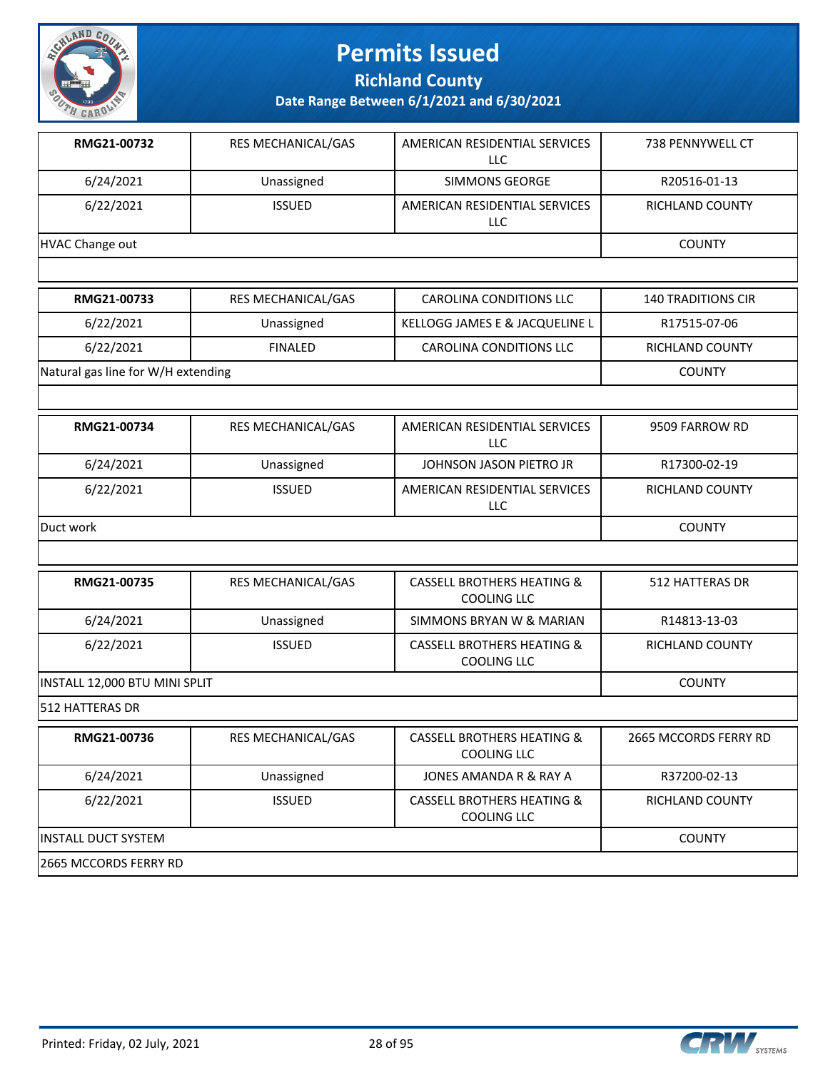# Permits Issued

## Richland County

### Date Range Between 6/1/2021 and 6/30/2021

| **RMG21-00732** | RES MECHANICAL/GAS | AMERICAN RESIDENTIAL SERVICES LLC | 738 PENNYWELL CT |
|---|---|---|---|
| 6/24/2021 | Unassigned | SIMMONS GEORGE | R20516-01-13 |
| 6/22/2021 | ISSUED | AMERICAN RESIDENTIAL SERVICES LLC | RICHLAND COUNTY |
| HVAC Change out | | | COUNTY |

| **RMG21-00733** | RES MECHANICAL/GAS | CAROLINA CONDITIONS LLC | 140 TRADITIONS CIR |
|---|---|---|---|
| 6/22/2021 | Unassigned | KELLOGG JAMES E & JACQUELINE L | R17515-07-06 |
| 6/22/2021 | FINALED | CAROLINA CONDITIONS LLC | RICHLAND COUNTY |
| Natural gas line for W/H extending | | | COUNTY |

| **RMG21-00734** | RES MECHANICAL/GAS | AMERICAN RESIDENTIAL SERVICES LLC | 9509 FARROW RD |
|---|---|---|---|
| 6/24/2021 | Unassigned | JOHNSON JASON PIETRO JR | R17300-02-19 |
| 6/22/2021 | ISSUED | AMERICAN RESIDENTIAL SERVICES LLC | RICHLAND COUNTY |
| Duct work | | | COUNTY |

| **RMG21-00735** | RES MECHANICAL/GAS | CASSELL BROTHERS HEATING & COOLING LLC | 512 HATTERAS DR |
|---|---|---|---|
| 6/24/2021 | Unassigned | SIMMONS BRYAN W & MARIAN | R14813-13-03 |
| 6/22/2021 | ISSUED | CASSELL BROTHERS HEATING & COOLING LLC | RICHLAND COUNTY |
| INSTALL 12,000 BTU MINI SPLIT | | | COUNTY |
| 512 HATTERAS DR | | | |

| **RMG21-00736** | RES MECHANICAL/GAS | CASSELL BROTHERS HEATING & COOLING LLC | 2665 MCCORDS FERRY RD |
|---|---|---|---|
| 6/24/2021 | Unassigned | JONES AMANDA R & RAY A | R37200-02-13 |
| 6/22/2021 | ISSUED | CASSELL BROTHERS HEATING & COOLING LLC | RICHLAND COUNTY |
| INSTALL DUCT SYSTEM | | | COUNTY |
| 2665 MCCORDS FERRY RD | | | |

Printed: Friday, 02 July, 2021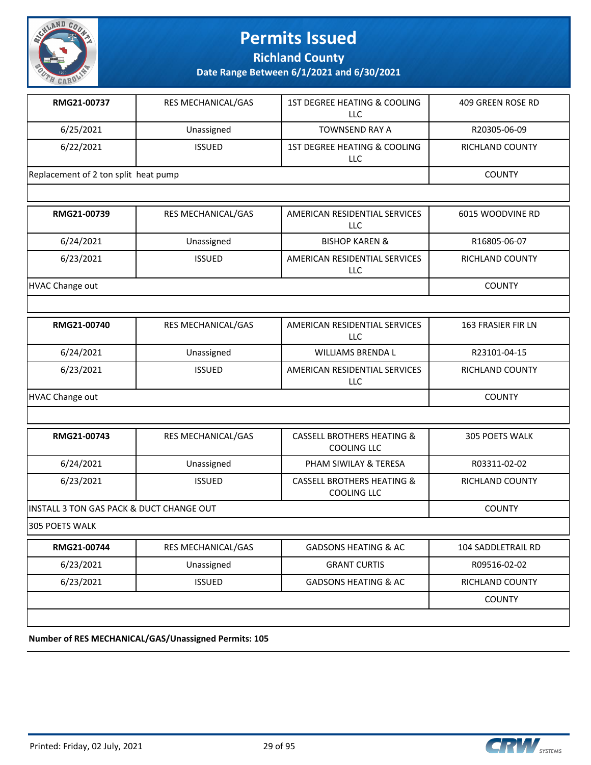# Permits Issued

## Richland County

**Date Range Between 6/1/2021 and 6/30/2021**

| **RMG21-00737** | RES MECHANICAL/GAS | 1ST DEGREE HEATING & COOLING LLC | 409 GREEN ROSE RD |
|---|---|---|---|
| 6/25/2021 | Unassigned | TOWNSEND RAY A | R20305-06-09 |
| 6/22/2021 | ISSUED | 1ST DEGREE HEATING & COOLING LLC | RICHLAND COUNTY |
| Replacement of 2 ton split heat pump | | | COUNTY |

| **RMG21-00739** | RES MECHANICAL/GAS | AMERICAN RESIDENTIAL SERVICES LLC | 6015 WOODVINE RD |
|---|---|---|---|
| 6/24/2021 | Unassigned | BISHOP KAREN & | R16805-06-07 |
| 6/23/2021 | ISSUED | AMERICAN RESIDENTIAL SERVICES LLC | RICHLAND COUNTY |
| HVAC Change out | | | COUNTY |

| **RMG21-00740** | RES MECHANICAL/GAS | AMERICAN RESIDENTIAL SERVICES LLC | 163 FRASIER FIR LN |
|---|---|---|---|
| 6/24/2021 | Unassigned | WILLIAMS BRENDA L | R23101-04-15 |
| 6/23/2021 | ISSUED | AMERICAN RESIDENTIAL SERVICES LLC | RICHLAND COUNTY |
| HVAC Change out | | | COUNTY |

| **RMG21-00743** | RES MECHANICAL/GAS | CASSELL BROTHERS HEATING & COOLING LLC | 305 POETS WALK |
|---|---|---|---|
| 6/24/2021 | Unassigned | PHAM SIWILAY & TERESA | R03311-02-02 |
| 6/23/2021 | ISSUED | CASSELL BROTHERS HEATING & COOLING LLC | RICHLAND COUNTY |
| INSTALL 3 TON GAS PACK & DUCT CHANGE OUT | | | COUNTY |
| 305 POETS WALK | | | |

| **RMG21-00744** | RES MECHANICAL/GAS | GADSONS HEATING & AC | 104 SADDLETRAIL RD |
|---|---|---|---|
| 6/23/2021 | Unassigned | GRANT CURTIS | R09516-02-02 |
| 6/23/2021 | ISSUED | GADSONS HEATING & AC | RICHLAND COUNTY |
| | | | COUNTY |

**Number of RES MECHANICAL/GAS/Unassigned Permits: 105**

Printed: Friday, 02 July, 2021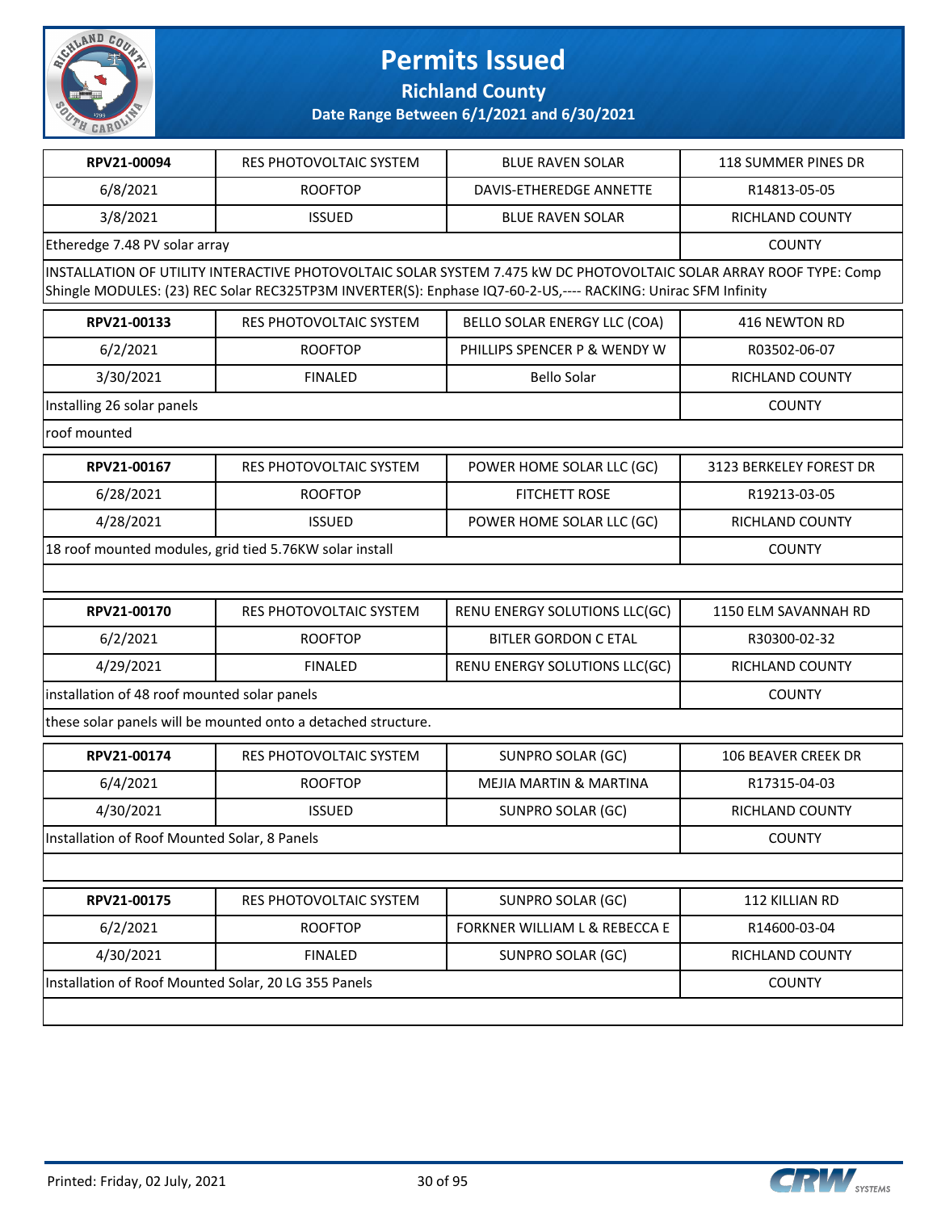# Permits Issued

## Richland County

**Date Range Between 6/1/2021 and 6/30/2021**

| | | | |
|---|---|---|---|
| **RPV21-00094** | RES PHOTOVOLTAIC SYSTEM | BLUE RAVEN SOLAR | 118 SUMMER PINES DR |
| 6/8/2021 | ROOFTOP | DAVIS-ETHEREDGE ANNETTE | R14813-05-05 |
| 3/8/2021 | ISSUED | BLUE RAVEN SOLAR | RICHLAND COUNTY |
| Etheredge 7.48 PV solar array | | | COUNTY |
| INSTALLATION OF UTILITY INTERACTIVE PHOTOVOLTAIC SOLAR SYSTEM 7.475 kW DC PHOTOVOLTAIC SOLAR ARRAY ROOF TYPE: Comp Shingle MODULES: (23) REC Solar REC325TP3M INVERTER(S): Enphase IQ7-60-2-US,---- RACKING: Unirac SFM Infinity | | | |

| | | | |
|---|---|---|---|
| **RPV21-00133** | RES PHOTOVOLTAIC SYSTEM | BELLO SOLAR ENERGY LLC (COA) | 416 NEWTON RD |
| 6/2/2021 | ROOFTOP | PHILLIPS SPENCER P & WENDY W | R03502-06-07 |
| 3/30/2021 | FINALED | Bello Solar | RICHLAND COUNTY |
| Installing 26 solar panels | | | COUNTY |
| roof mounted | | | |

| | | | |
|---|---|---|---|
| **RPV21-00167** | RES PHOTOVOLTAIC SYSTEM | POWER HOME SOLAR LLC (GC) | 3123 BERKELEY FOREST DR |
| 6/28/2021 | ROOFTOP | FITCHETT ROSE | R19213-03-05 |
| 4/28/2021 | ISSUED | POWER HOME SOLAR LLC (GC) | RICHLAND COUNTY |
| 18 roof mounted modules, grid tied 5.76KW solar install | | | COUNTY |

| | | | |
|---|---|---|---|
| **RPV21-00170** | RES PHOTOVOLTAIC SYSTEM | RENU ENERGY SOLUTIONS LLC(GC) | 1150 ELM SAVANNAH RD |
| 6/2/2021 | ROOFTOP | BITLER GORDON C ETAL | R30300-02-32 |
| 4/29/2021 | FINALED | RENU ENERGY SOLUTIONS LLC(GC) | RICHLAND COUNTY |
| installation of 48 roof mounted solar panels | | | COUNTY |
| these solar panels will be mounted onto a detached structure. | | | |

| | | | |
|---|---|---|---|
| **RPV21-00174** | RES PHOTOVOLTAIC SYSTEM | SUNPRO SOLAR (GC) | 106 BEAVER CREEK DR |
| 6/4/2021 | ROOFTOP | MEJIA MARTIN & MARTINA | R17315-04-03 |
| 4/30/2021 | ISSUED | SUNPRO SOLAR (GC) | RICHLAND COUNTY |
| Installation of Roof Mounted Solar, 8 Panels | | | COUNTY |

| | | | |
|---|---|---|---|
| **RPV21-00175** | RES PHOTOVOLTAIC SYSTEM | SUNPRO SOLAR (GC) | 112 KILLIAN RD |
| 6/2/2021 | ROOFTOP | FORKNER WILLIAM L & REBECCA E | R14600-03-04 |
| 4/30/2021 | FINALED | SUNPRO SOLAR (GC) | RICHLAND COUNTY |
| Installation of Roof Mounted Solar, 20 LG 355 Panels | | | COUNTY |

Printed: Friday, 02 July, 2021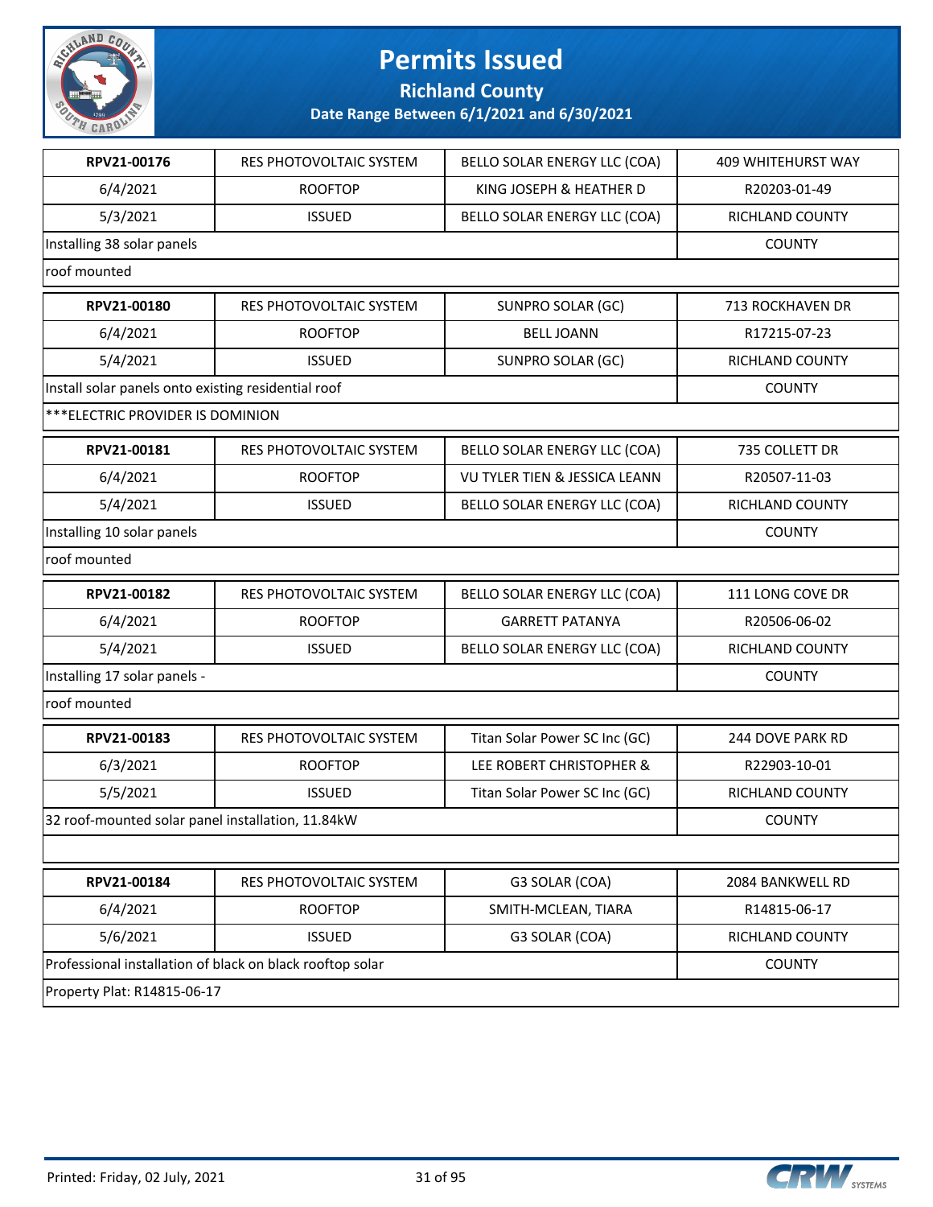# Permits Issued

## Richland County

### Date Range Between 6/1/2021 and 6/30/2021

| | | | |
|---|---|---|---|
| **RPV21-00176** | RES PHOTOVOLTAIC SYSTEM | BELLO SOLAR ENERGY LLC (COA) | 409 WHITEHURST WAY |
| 6/4/2021 | ROOFTOP | KING JOSEPH & HEATHER D | R20203-01-49 |
| 5/3/2021 | ISSUED | BELLO SOLAR ENERGY LLC (COA) | RICHLAND COUNTY |
| Installing 38 solar panels | | | COUNTY |
| roof mounted | | | |

| | | | |
|---|---|---|---|
| **RPV21-00180** | RES PHOTOVOLTAIC SYSTEM | SUNPRO SOLAR (GC) | 713 ROCKHAVEN DR |
| 6/4/2021 | ROOFTOP | BELL JOANN | R17215-07-23 |
| 5/4/2021 | ISSUED | SUNPRO SOLAR (GC) | RICHLAND COUNTY |
| Install solar panels onto existing residential roof | | | COUNTY |
| ***ELECTRIC PROVIDER IS DOMINION | | | |

| | | | |
|---|---|---|---|
| **RPV21-00181** | RES PHOTOVOLTAIC SYSTEM | BELLO SOLAR ENERGY LLC (COA) | 735 COLLETT DR |
| 6/4/2021 | ROOFTOP | VU TYLER TIEN & JESSICA LEANN | R20507-11-03 |
| 5/4/2021 | ISSUED | BELLO SOLAR ENERGY LLC (COA) | RICHLAND COUNTY |
| Installing 10 solar panels | | | COUNTY |
| roof mounted | | | |

| | | | |
|---|---|---|---|
| **RPV21-00182** | RES PHOTOVOLTAIC SYSTEM | BELLO SOLAR ENERGY LLC (COA) | 111 LONG COVE DR |
| 6/4/2021 | ROOFTOP | GARRETT PATANYA | R20506-06-02 |
| 5/4/2021 | ISSUED | BELLO SOLAR ENERGY LLC (COA) | RICHLAND COUNTY |
| Installing 17 solar panels - | | | COUNTY |
| roof mounted | | | |

| | | | |
|---|---|---|---|
| **RPV21-00183** | RES PHOTOVOLTAIC SYSTEM | Titan Solar Power SC Inc (GC) | 244 DOVE PARK RD |
| 6/3/2021 | ROOFTOP | LEE ROBERT CHRISTOPHER & | R22903-10-01 |
| 5/5/2021 | ISSUED | Titan Solar Power SC Inc (GC) | RICHLAND COUNTY |
| 32 roof-mounted solar panel installation, 11.84kW | | | COUNTY |
| | | | |

| | | | |
|---|---|---|---|
| **RPV21-00184** | RES PHOTOVOLTAIC SYSTEM | G3 SOLAR (COA) | 2084 BANKWELL RD |
| 6/4/2021 | ROOFTOP | SMITH-MCLEAN, TIARA | R14815-06-17 |
| 5/6/2021 | ISSUED | G3 SOLAR (COA) | RICHLAND COUNTY |
| Professional installation of black on black rooftop solar | | | COUNTY |
| Property Plat: R14815-06-17 | | | |

Printed: Friday, 02 July, 2021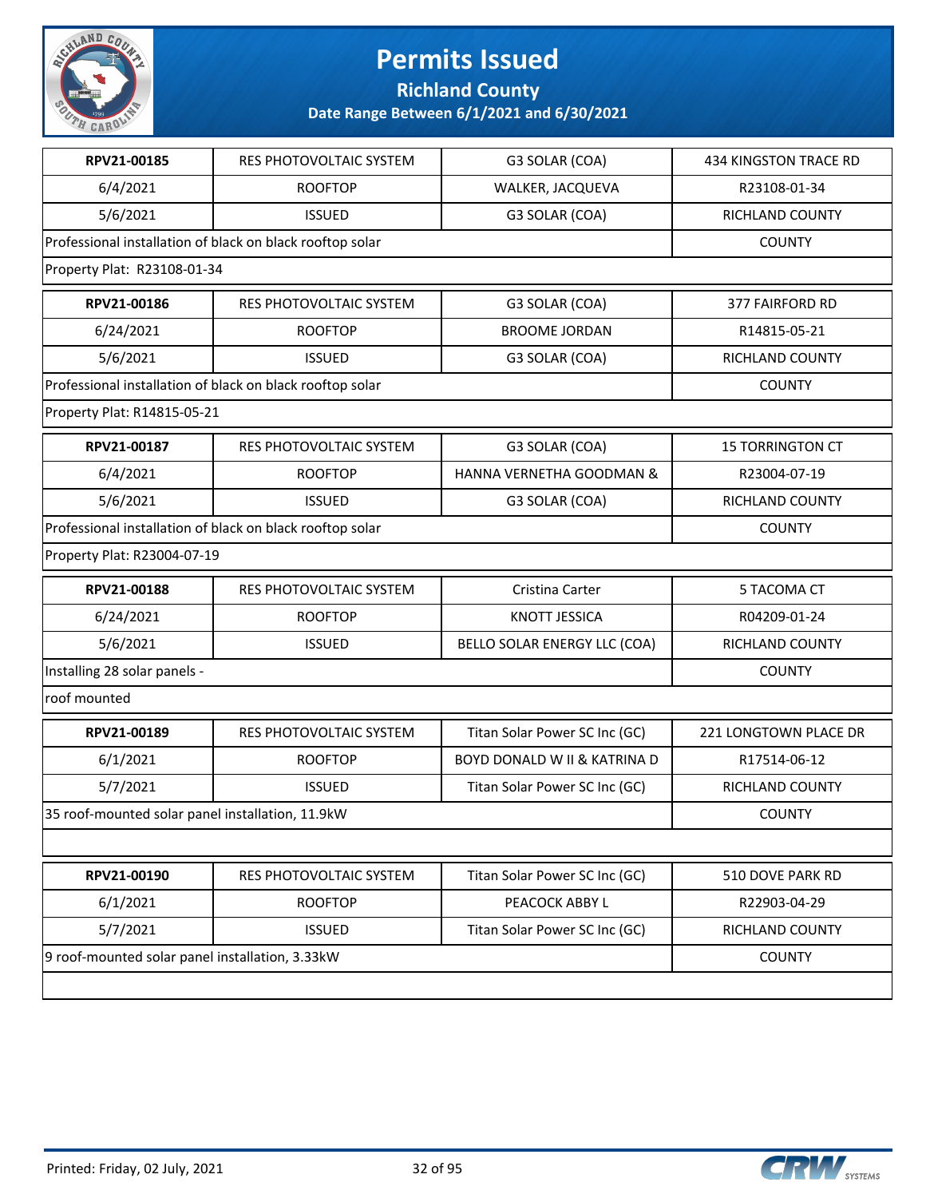# Permits Issued

## Richland County

### Date Range Between 6/1/2021 and 6/30/2021

| RPV21-00185 | RES PHOTOVOLTAIC SYSTEM | G3 SOLAR (COA) | 434 KINGSTON TRACE RD |
|---|---|---|---|
| 6/4/2021 | ROOFTOP | WALKER, JACQUEVA | R23108-01-34 |
| 5/6/2021 | ISSUED | G3 SOLAR (COA) | RICHLAND COUNTY |
| Professional installation of black on black rooftop solar | | | COUNTY |
| Property Plat: R23108-01-34 | | | |

| RPV21-00186 | RES PHOTOVOLTAIC SYSTEM | G3 SOLAR (COA) | 377 FAIRFORD RD |
|---|---|---|---|
| 6/24/2021 | ROOFTOP | BROOME JORDAN | R14815-05-21 |
| 5/6/2021 | ISSUED | G3 SOLAR (COA) | RICHLAND COUNTY |
| Professional installation of black on black rooftop solar | | | COUNTY |
| Property Plat: R14815-05-21 | | | |

| RPV21-00187 | RES PHOTOVOLTAIC SYSTEM | G3 SOLAR (COA) | 15 TORRINGTON CT |
|---|---|---|---|
| 6/4/2021 | ROOFTOP | HANNA VERNETHA GOODMAN & | R23004-07-19 |
| 5/6/2021 | ISSUED | G3 SOLAR (COA) | RICHLAND COUNTY |
| Professional installation of black on black rooftop solar | | | COUNTY |
| Property Plat: R23004-07-19 | | | |

| RPV21-00188 | RES PHOTOVOLTAIC SYSTEM | Cristina Carter | 5 TACOMA CT |
|---|---|---|---|
| 6/24/2021 | ROOFTOP | KNOTT JESSICA | R04209-01-24 |
| 5/6/2021 | ISSUED | BELLO SOLAR ENERGY LLC (COA) | RICHLAND COUNTY |
| Installing 28 solar panels - | | | COUNTY |
| roof mounted | | | |

| RPV21-00189 | RES PHOTOVOLTAIC SYSTEM | Titan Solar Power SC Inc (GC) | 221 LONGTOWN PLACE DR |
|---|---|---|---|
| 6/1/2021 | ROOFTOP | BOYD DONALD W II & KATRINA D | R17514-06-12 |
| 5/7/2021 | ISSUED | Titan Solar Power SC Inc (GC) | RICHLAND COUNTY |
| 35 roof-mounted solar panel installation, 11.9kW | | | COUNTY |
| | | | |

| RPV21-00190 | RES PHOTOVOLTAIC SYSTEM | Titan Solar Power SC Inc (GC) | 510 DOVE PARK RD |
|---|---|---|---|
| 6/1/2021 | ROOFTOP | PEACOCK ABBY L | R22903-04-29 |
| 5/7/2021 | ISSUED | Titan Solar Power SC Inc (GC) | RICHLAND COUNTY |
| 9 roof-mounted solar panel installation, 3.33kW | | | COUNTY |
| | | | |

Printed: Friday, 02 July, 2021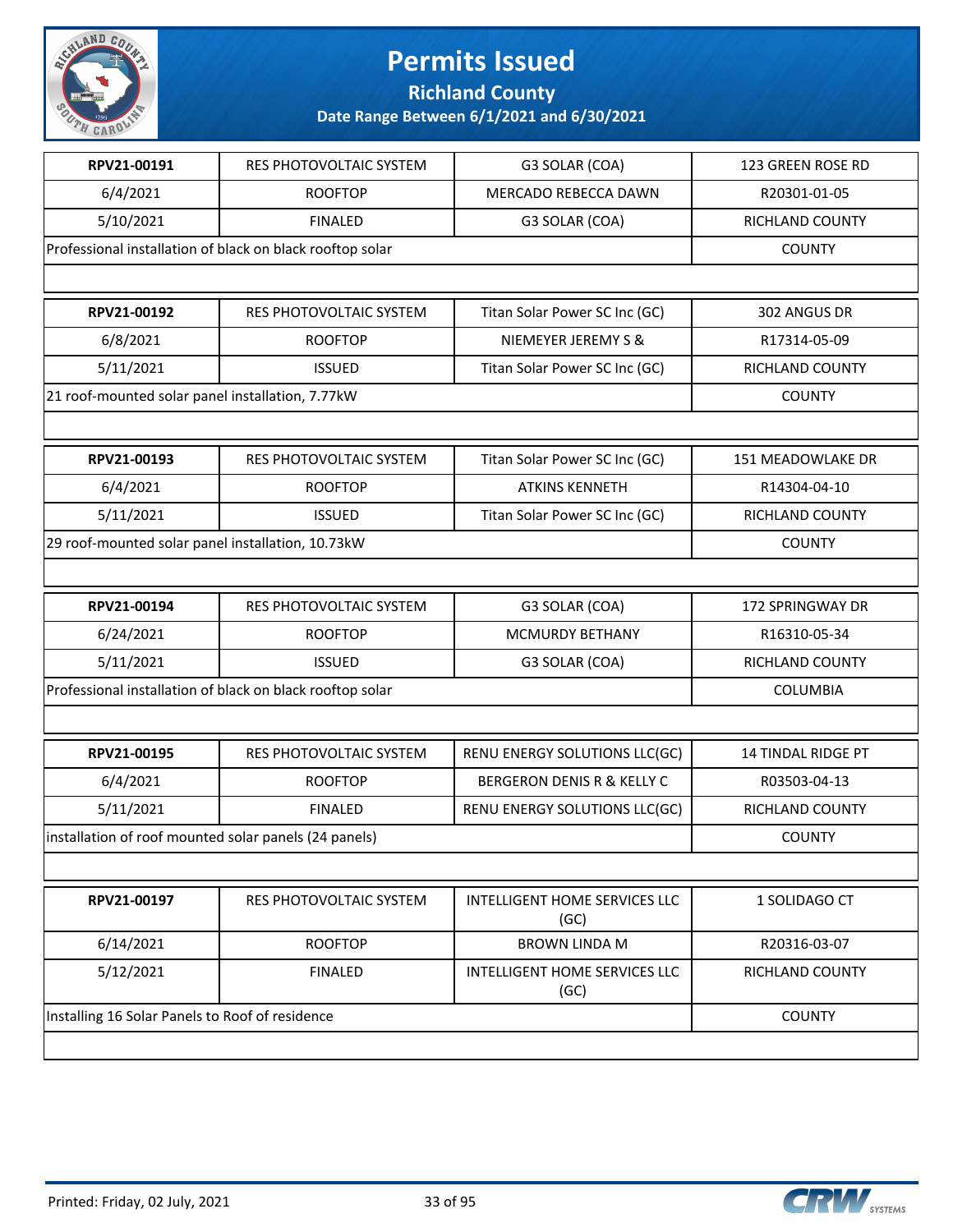# Permits Issued

## Richland County

### Date Range Between 6/1/2021 and 6/30/2021

| RPV21-00191 | RES PHOTOVOLTAIC SYSTEM | G3 SOLAR (COA) | 123 GREEN ROSE RD |
|---|---|---|---|
| 6/4/2021 | ROOFTOP | MERCADO REBECCA DAWN | R20301-01-05 |
| 5/10/2021 | FINALED | G3 SOLAR (COA) | RICHLAND COUNTY |
| Professional installation of black on black rooftop solar | | | COUNTY |

| RPV21-00192 | RES PHOTOVOLTAIC SYSTEM | Titan Solar Power SC Inc (GC) | 302 ANGUS DR |
|---|---|---|---|
| 6/8/2021 | ROOFTOP | NIEMEYER JEREMY S & | R17314-05-09 |
| 5/11/2021 | ISSUED | Titan Solar Power SC Inc (GC) | RICHLAND COUNTY |
| 21 roof-mounted solar panel installation, 7.77kW | | | COUNTY |

| RPV21-00193 | RES PHOTOVOLTAIC SYSTEM | Titan Solar Power SC Inc (GC) | 151 MEADOWLAKE DR |
|---|---|---|---|
| 6/4/2021 | ROOFTOP | ATKINS KENNETH | R14304-04-10 |
| 5/11/2021 | ISSUED | Titan Solar Power SC Inc (GC) | RICHLAND COUNTY |
| 29 roof-mounted solar panel installation, 10.73kW | | | COUNTY |

| RPV21-00194 | RES PHOTOVOLTAIC SYSTEM | G3 SOLAR (COA) | 172 SPRINGWAY DR |
|---|---|---|---|
| 6/24/2021 | ROOFTOP | MCMURDY BETHANY | R16310-05-34 |
| 5/11/2021 | ISSUED | G3 SOLAR (COA) | RICHLAND COUNTY |
| Professional installation of black on black rooftop solar | | | COLUMBIA |

| RPV21-00195 | RES PHOTOVOLTAIC SYSTEM | RENU ENERGY SOLUTIONS LLC(GC) | 14 TINDAL RIDGE PT |
|---|---|---|---|
| 6/4/2021 | ROOFTOP | BERGERON DENIS R & KELLY C | R03503-04-13 |
| 5/11/2021 | FINALED | RENU ENERGY SOLUTIONS LLC(GC) | RICHLAND COUNTY |
| installation of roof mounted solar panels (24 panels) | | | COUNTY |

| RPV21-00197 | RES PHOTOVOLTAIC SYSTEM | INTELLIGENT HOME SERVICES LLC (GC) | 1 SOLIDAGO CT |
|---|---|---|---|
| 6/14/2021 | ROOFTOP | BROWN LINDA M | R20316-03-07 |
| 5/12/2021 | FINALED | INTELLIGENT HOME SERVICES LLC (GC) | RICHLAND COUNTY |
| Installing 16 Solar Panels to Roof of residence | | | COUNTY |

Printed: Friday, 02 July, 2021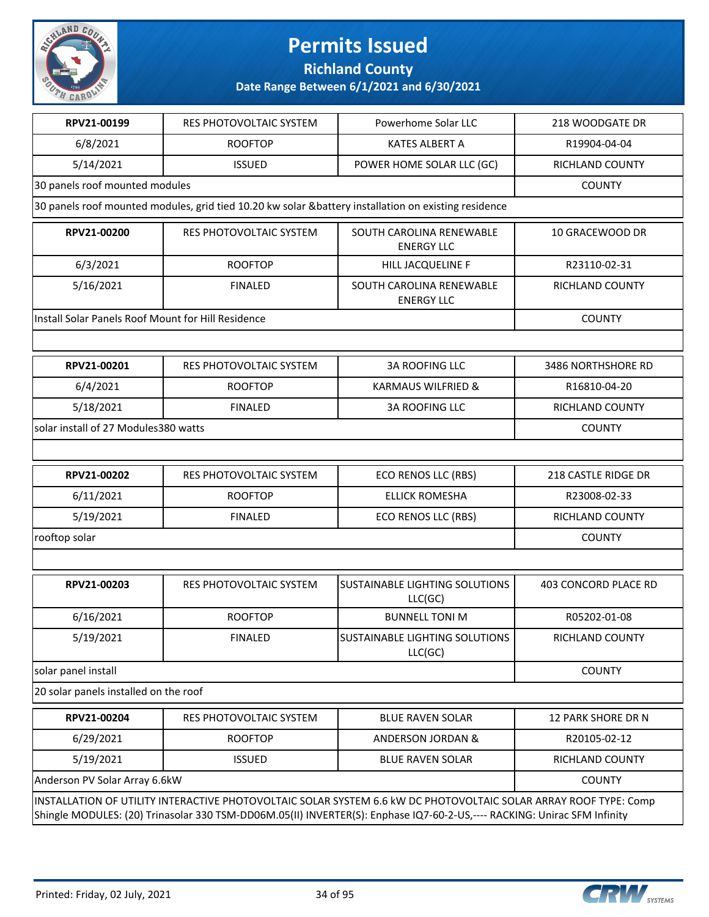# Permits Issued

**Richland County**

**Date Range Between 6/1/2021 and 6/30/2021**

| **RPV21-00199** | RES PHOTOVOLTAIC SYSTEM | Powerhome Solar LLC | 218 WOODGATE DR |
|---|---|---|---|
| 6/8/2021 | ROOFTOP | KATES ALBERT A | R19904-04-04 |
| 5/14/2021 | ISSUED | POWER HOME SOLAR LLC (GC) | RICHLAND COUNTY |
| 30 panels roof mounted modules | | | COUNTY |
| 30 panels roof mounted modules, grid tied 10.20 kw solar &battery installation on existing residence | | | |

| **RPV21-00200** | RES PHOTOVOLTAIC SYSTEM | SOUTH CAROLINA RENEWABLE ENERGY LLC | 10 GRACEWOOD DR |
|---|---|---|---|
| 6/3/2021 | ROOFTOP | HILL JACQUELINE F | R23110-02-31 |
| 5/16/2021 | FINALED | SOUTH CAROLINA RENEWABLE ENERGY LLC | RICHLAND COUNTY |
| Install Solar Panels Roof Mount for Hill Residence | | | COUNTY |

| **RPV21-00201** | RES PHOTOVOLTAIC SYSTEM | 3A ROOFING LLC | 3486 NORTHSHORE RD |
|---|---|---|---|
| 6/4/2021 | ROOFTOP | KARMAUS WILFRIED & | R16810-04-20 |
| 5/18/2021 | FINALED | 3A ROOFING LLC | RICHLAND COUNTY |
| solar install of 27 Modules380 watts | | | COUNTY |

| **RPV21-00202** | RES PHOTOVOLTAIC SYSTEM | ECO RENOS LLC (RBS) | 218 CASTLE RIDGE DR |
|---|---|---|---|
| 6/11/2021 | ROOFTOP | ELLICK ROMESHA | R23008-02-33 |
| 5/19/2021 | FINALED | ECO RENOS LLC (RBS) | RICHLAND COUNTY |
| rooftop solar | | | COUNTY |

| **RPV21-00203** | RES PHOTOVOLTAIC SYSTEM | SUSTAINABLE LIGHTING SOLUTIONS LLC(GC) | 403 CONCORD PLACE RD |
|---|---|---|---|
| 6/16/2021 | ROOFTOP | BUNNELL TONI M | R05202-01-08 |
| 5/19/2021 | FINALED | SUSTAINABLE LIGHTING SOLUTIONS LLC(GC) | RICHLAND COUNTY |
| solar panel install | | | COUNTY |
| 20 solar panels installed on the roof | | | |

| **RPV21-00204** | RES PHOTOVOLTAIC SYSTEM | BLUE RAVEN SOLAR | 12 PARK SHORE DR N |
|---|---|---|---|
| 6/29/2021 | ROOFTOP | ANDERSON JORDAN & | R20105-02-12 |
| 5/19/2021 | ISSUED | BLUE RAVEN SOLAR | RICHLAND COUNTY |
| Anderson PV Solar Array 6.6kW | | | COUNTY |
| INSTALLATION OF UTILITY INTERACTIVE PHOTOVOLTAIC SOLAR SYSTEM 6.6 kW DC PHOTOVOLTAIC SOLAR ARRAY ROOF TYPE: Comp Shingle MODULES: (20) Trinasolar 330 TSM-DD06M.05(II) INVERTER(S): Enphase IQ7-60-2-US,---- RACKING: Unirac SFM Infinity | | | |

Printed: Friday, 02 July, 2021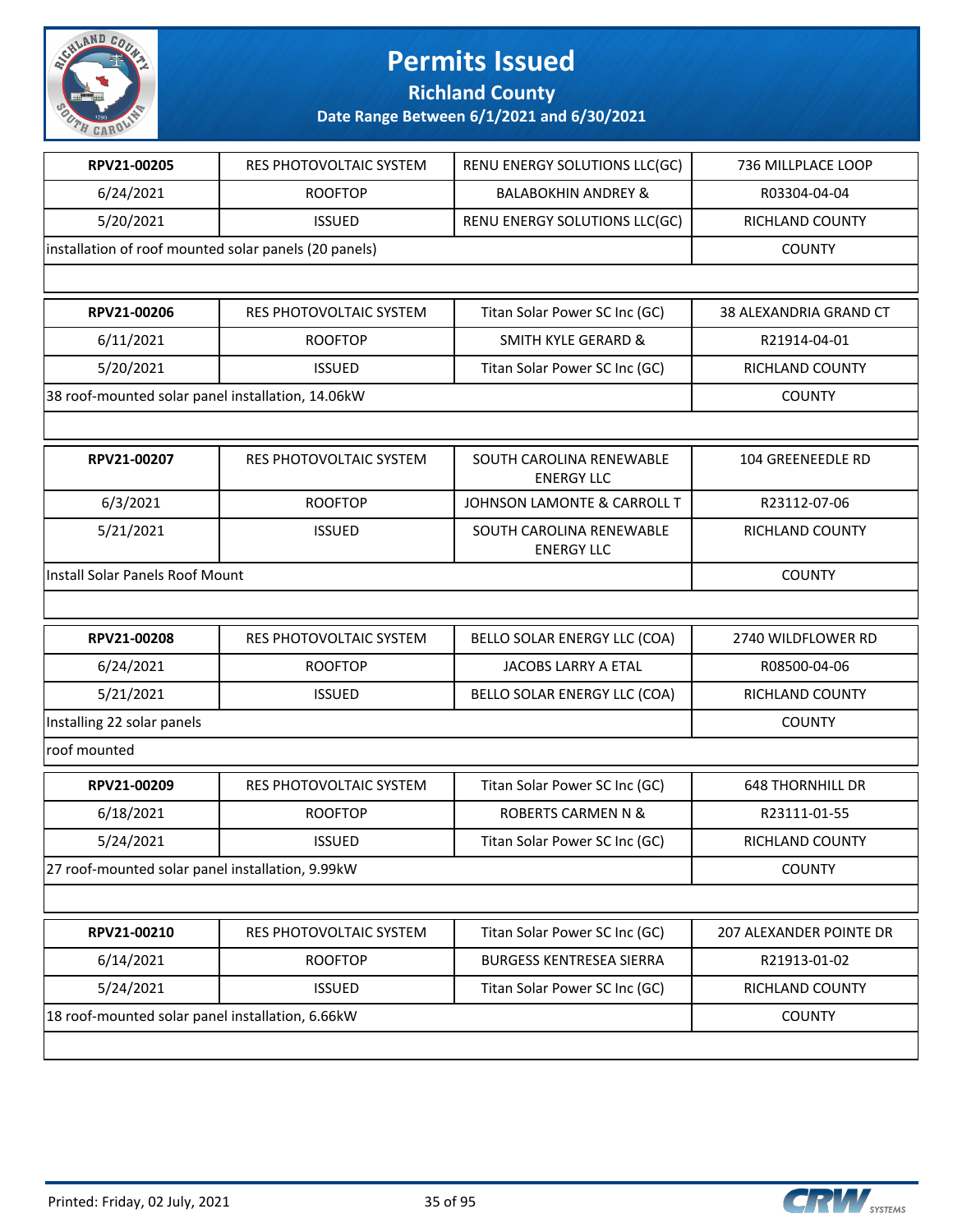# Permits Issued

## Richland County

### Date Range Between 6/1/2021 and 6/30/2021

| | | | |
|---|---|---|---|
| **RPV21-00205** | RES PHOTOVOLTAIC SYSTEM | RENU ENERGY SOLUTIONS LLC(GC) | 736 MILLPLACE LOOP |
| 6/24/2021 | ROOFTOP | BALABOKHIN ANDREY & | R03304-04-04 |
| 5/20/2021 | ISSUED | RENU ENERGY SOLUTIONS LLC(GC) | RICHLAND COUNTY |
| installation of roof mounted solar panels (20 panels) | | | COUNTY |

| | | | |
|---|---|---|---|
| **RPV21-00206** | RES PHOTOVOLTAIC SYSTEM | Titan Solar Power SC Inc (GC) | 38 ALEXANDRIA GRAND CT |
| 6/11/2021 | ROOFTOP | SMITH KYLE GERARD & | R21914-04-01 |
| 5/20/2021 | ISSUED | Titan Solar Power SC Inc (GC) | RICHLAND COUNTY |
| 38 roof-mounted solar panel installation, 14.06kW | | | COUNTY |

| | | | |
|---|---|---|---|
| **RPV21-00207** | RES PHOTOVOLTAIC SYSTEM | SOUTH CAROLINA RENEWABLE ENERGY LLC | 104 GREENEEDLE RD |
| 6/3/2021 | ROOFTOP | JOHNSON LAMONTE & CARROLL T | R23112-07-06 |
| 5/21/2021 | ISSUED | SOUTH CAROLINA RENEWABLE ENERGY LLC | RICHLAND COUNTY |
| Install Solar Panels Roof Mount | | | COUNTY |

| | | | |
|---|---|---|---|
| **RPV21-00208** | RES PHOTOVOLTAIC SYSTEM | BELLO SOLAR ENERGY LLC (COA) | 2740 WILDFLOWER RD |
| 6/24/2021 | ROOFTOP | JACOBS LARRY A ETAL | R08500-04-06 |
| 5/21/2021 | ISSUED | BELLO SOLAR ENERGY LLC (COA) | RICHLAND COUNTY |
| Installing 22 solar panels | | | COUNTY |
| roof mounted | | | |

| | | | |
|---|---|---|---|
| **RPV21-00209** | RES PHOTOVOLTAIC SYSTEM | Titan Solar Power SC Inc (GC) | 648 THORNHILL DR |
| 6/18/2021 | ROOFTOP | ROBERTS CARMEN N & | R23111-01-55 |
| 5/24/2021 | ISSUED | Titan Solar Power SC Inc (GC) | RICHLAND COUNTY |
| 27 roof-mounted solar panel installation, 9.99kW | | | COUNTY |

| | | | |
|---|---|---|---|
| **RPV21-00210** | RES PHOTOVOLTAIC SYSTEM | Titan Solar Power SC Inc (GC) | 207 ALEXANDER POINTE DR |
| 6/14/2021 | ROOFTOP | BURGESS KENTRESEA SIERRA | R21913-01-02 |
| 5/24/2021 | ISSUED | Titan Solar Power SC Inc (GC) | RICHLAND COUNTY |
| 18 roof-mounted solar panel installation, 6.66kW | | | COUNTY |

Printed: Friday, 02 July, 2021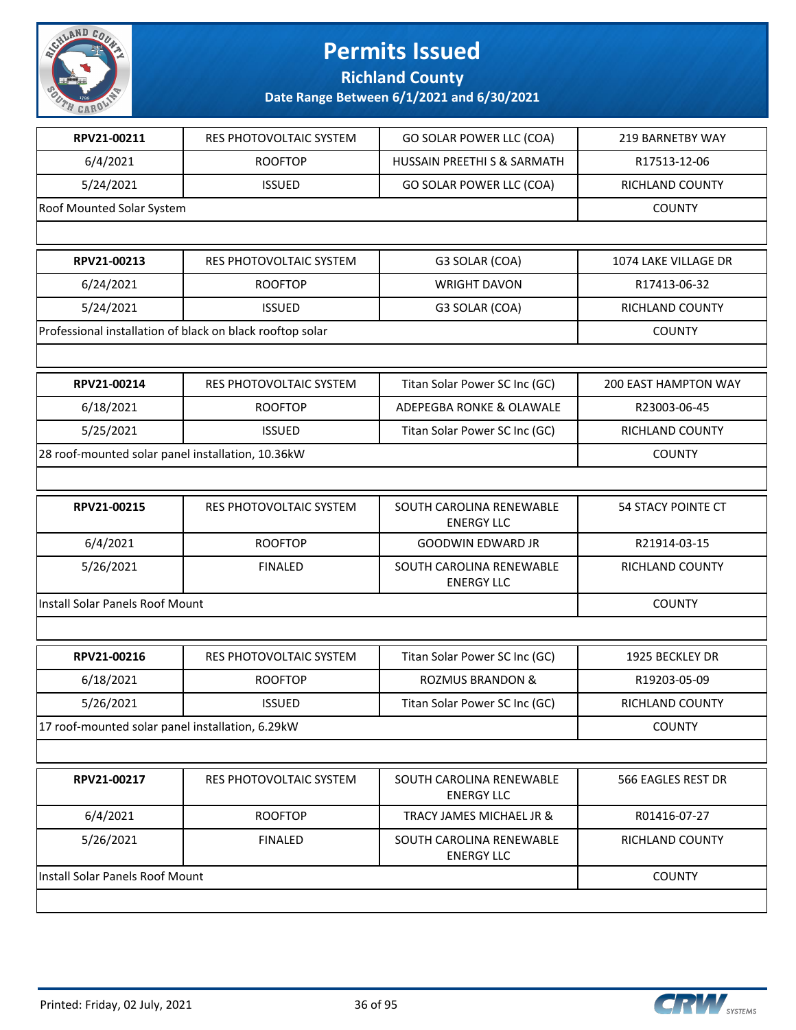# Permits Issued

**Richland County**

**Date Range Between 6/1/2021 and 6/30/2021**

| | | | |
|---|---|---|---|
| **RPV21-00211** | RES PHOTOVOLTAIC SYSTEM | GO SOLAR POWER LLC (COA) | 219 BARNETBY WAY |
| 6/4/2021 | ROOFTOP | HUSSAIN PREETHI S & SARMATH | R17513-12-06 |
| 5/24/2021 | ISSUED | GO SOLAR POWER LLC (COA) | RICHLAND COUNTY |
| Roof Mounted Solar System | | | COUNTY |

| | | | |
|---|---|---|---|
| **RPV21-00213** | RES PHOTOVOLTAIC SYSTEM | G3 SOLAR (COA) | 1074 LAKE VILLAGE DR |
| 6/24/2021 | ROOFTOP | WRIGHT DAVON | R17413-06-32 |
| 5/24/2021 | ISSUED | G3 SOLAR (COA) | RICHLAND COUNTY |
| Professional installation of black on black rooftop solar | | | COUNTY |

| | | | |
|---|---|---|---|
| **RPV21-00214** | RES PHOTOVOLTAIC SYSTEM | Titan Solar Power SC Inc (GC) | 200 EAST HAMPTON WAY |
| 6/18/2021 | ROOFTOP | ADEPEGBA RONKE & OLAWALE | R23003-06-45 |
| 5/25/2021 | ISSUED | Titan Solar Power SC Inc (GC) | RICHLAND COUNTY |
| 28 roof-mounted solar panel installation, 10.36kW | | | COUNTY |

| | | | |
|---|---|---|---|
| **RPV21-00215** | RES PHOTOVOLTAIC SYSTEM | SOUTH CAROLINA RENEWABLE ENERGY LLC | 54 STACY POINTE CT |
| 6/4/2021 | ROOFTOP | GOODWIN EDWARD JR | R21914-03-15 |
| 5/26/2021 | FINALED | SOUTH CAROLINA RENEWABLE ENERGY LLC | RICHLAND COUNTY |
| Install Solar Panels Roof Mount | | | COUNTY |

| | | | |
|---|---|---|---|
| **RPV21-00216** | RES PHOTOVOLTAIC SYSTEM | Titan Solar Power SC Inc (GC) | 1925 BECKLEY DR |
| 6/18/2021 | ROOFTOP | ROZMUS BRANDON & | R19203-05-09 |
| 5/26/2021 | ISSUED | Titan Solar Power SC Inc (GC) | RICHLAND COUNTY |
| 17 roof-mounted solar panel installation, 6.29kW | | | COUNTY |

| | | | |
|---|---|---|---|
| **RPV21-00217** | RES PHOTOVOLTAIC SYSTEM | SOUTH CAROLINA RENEWABLE ENERGY LLC | 566 EAGLES REST DR |
| 6/4/2021 | ROOFTOP | TRACY JAMES MICHAEL JR & | R01416-07-27 |
| 5/26/2021 | FINALED | SOUTH CAROLINA RENEWABLE ENERGY LLC | RICHLAND COUNTY |
| Install Solar Panels Roof Mount | | | COUNTY |

Printed: Friday, 02 July, 2021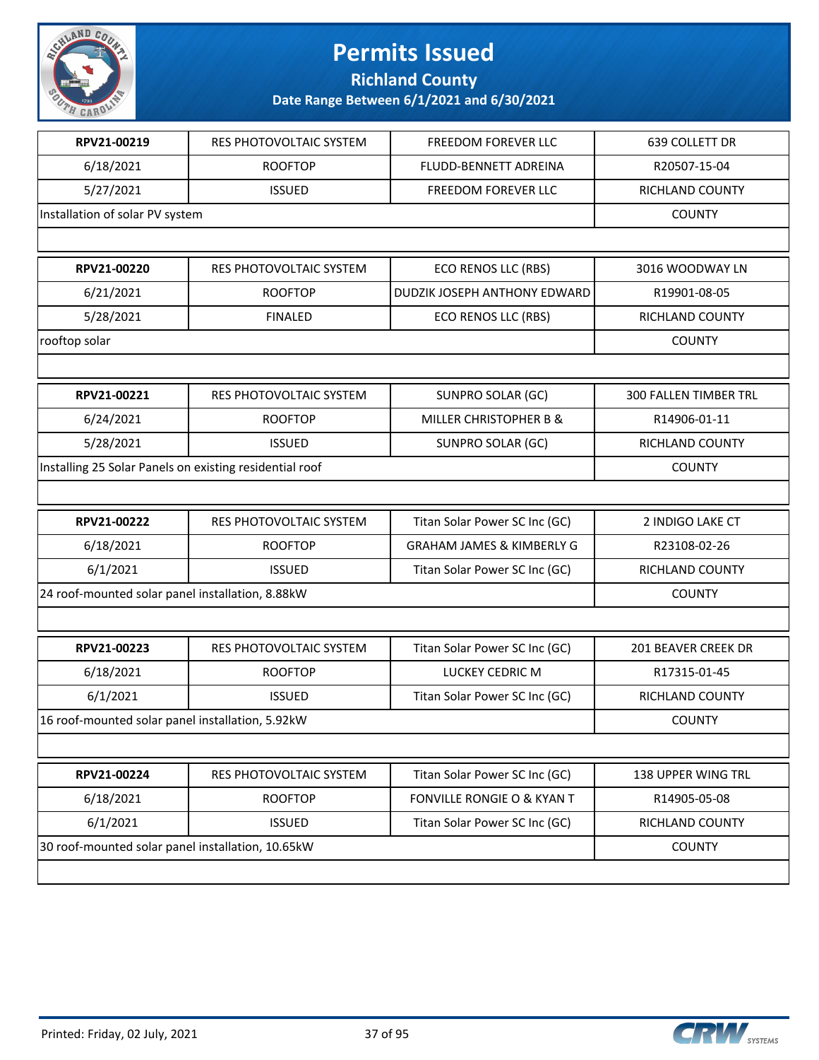# Permits Issued

## Richland County

### Date Range Between 6/1/2021 and 6/30/2021

| RPV21-00219 | RES PHOTOVOLTAIC SYSTEM | FREEDOM FOREVER LLC | 639 COLLETT DR |
|---|---|---|---|
| 6/18/2021 | ROOFTOP | FLUDD-BENNETT ADREINA | R20507-15-04 |
| 5/27/2021 | ISSUED | FREEDOM FOREVER LLC | RICHLAND COUNTY |
| Installation of solar PV system | | | COUNTY |

| RPV21-00220 | RES PHOTOVOLTAIC SYSTEM | ECO RENOS LLC (RBS) | 3016 WOODWAY LN |
|---|---|---|---|
| 6/21/2021 | ROOFTOP | DUDZIK JOSEPH ANTHONY EDWARD | R19901-08-05 |
| 5/28/2021 | FINALED | ECO RENOS LLC (RBS) | RICHLAND COUNTY |
| rooftop solar | | | COUNTY |

| RPV21-00221 | RES PHOTOVOLTAIC SYSTEM | SUNPRO SOLAR (GC) | 300 FALLEN TIMBER TRL |
|---|---|---|---|
| 6/24/2021 | ROOFTOP | MILLER CHRISTOPHER B & | R14906-01-11 |
| 5/28/2021 | ISSUED | SUNPRO SOLAR (GC) | RICHLAND COUNTY |
| Installing 25 Solar Panels on existing residential roof | | | COUNTY |

| RPV21-00222 | RES PHOTOVOLTAIC SYSTEM | Titan Solar Power SC Inc (GC) | 2 INDIGO LAKE CT |
|---|---|---|---|
| 6/18/2021 | ROOFTOP | GRAHAM JAMES & KIMBERLY G | R23108-02-26 |
| 6/1/2021 | ISSUED | Titan Solar Power SC Inc (GC) | RICHLAND COUNTY |
| 24 roof-mounted solar panel installation, 8.88kW | | | COUNTY |

| RPV21-00223 | RES PHOTOVOLTAIC SYSTEM | Titan Solar Power SC Inc (GC) | 201 BEAVER CREEK DR |
|---|---|---|---|
| 6/18/2021 | ROOFTOP | LUCKEY CEDRIC M | R17315-01-45 |
| 6/1/2021 | ISSUED | Titan Solar Power SC Inc (GC) | RICHLAND COUNTY |
| 16 roof-mounted solar panel installation, 5.92kW | | | COUNTY |

| RPV21-00224 | RES PHOTOVOLTAIC SYSTEM | Titan Solar Power SC Inc (GC) | 138 UPPER WING TRL |
|---|---|---|---|
| 6/18/2021 | ROOFTOP | FONVILLE RONGIE O & KYAN T | R14905-05-08 |
| 6/1/2021 | ISSUED | Titan Solar Power SC Inc (GC) | RICHLAND COUNTY |
| 30 roof-mounted solar panel installation, 10.65kW | | | COUNTY |

Printed: Friday, 02 July, 2021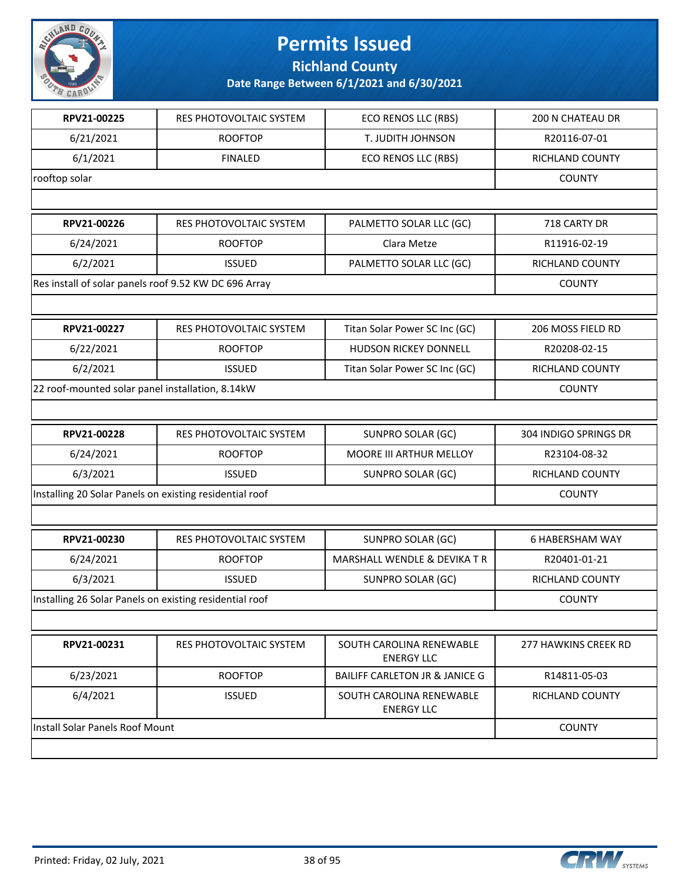# Permits Issued

## Richland County

### Date Range Between 6/1/2021 and 6/30/2021

| RPV21-00225 | RES PHOTOVOLTAIC SYSTEM | ECO RENOS LLC (RBS) | 200 N CHATEAU DR |
|---|---|---|---|
| 6/21/2021 | ROOFTOP | T. JUDITH JOHNSON | R20116-07-01 |
| 6/1/2021 | FINALED | ECO RENOS LLC (RBS) | RICHLAND COUNTY |
| rooftop solar | | | COUNTY |

| RPV21-00226 | RES PHOTOVOLTAIC SYSTEM | PALMETTO SOLAR LLC (GC) | 718 CARTY DR |
|---|---|---|---|
| 6/24/2021 | ROOFTOP | Clara Metze | R11916-02-19 |
| 6/2/2021 | ISSUED | PALMETTO SOLAR LLC (GC) | RICHLAND COUNTY |
| Res install of solar panels roof 9.52 KW DC 696 Array | | | COUNTY |

| RPV21-00227 | RES PHOTOVOLTAIC SYSTEM | Titan Solar Power SC Inc (GC) | 206 MOSS FIELD RD |
|---|---|---|---|
| 6/22/2021 | ROOFTOP | HUDSON RICKEY DONNELL | R20208-02-15 |
| 6/2/2021 | ISSUED | Titan Solar Power SC Inc (GC) | RICHLAND COUNTY |
| 22 roof-mounted solar panel installation, 8.14kW | | | COUNTY |

| RPV21-00228 | RES PHOTOVOLTAIC SYSTEM | SUNPRO SOLAR (GC) | 304 INDIGO SPRINGS DR |
|---|---|---|---|
| 6/24/2021 | ROOFTOP | MOORE III ARTHUR MELLOY | R23104-08-32 |
| 6/3/2021 | ISSUED | SUNPRO SOLAR (GC) | RICHLAND COUNTY |
| Installing 20 Solar Panels on existing residential roof | | | COUNTY |

| RPV21-00230 | RES PHOTOVOLTAIC SYSTEM | SUNPRO SOLAR (GC) | 6 HABERSHAM WAY |
|---|---|---|---|
| 6/24/2021 | ROOFTOP | MARSHALL WENDLE & DEVIKA T R | R20401-01-21 |
| 6/3/2021 | ISSUED | SUNPRO SOLAR (GC) | RICHLAND COUNTY |
| Installing 26 Solar Panels on existing residential roof | | | COUNTY |

| RPV21-00231 | RES PHOTOVOLTAIC SYSTEM | SOUTH CAROLINA RENEWABLE ENERGY LLC | 277 HAWKINS CREEK RD |
|---|---|---|---|
| 6/23/2021 | ROOFTOP | BAILIFF CARLETON JR & JANICE G | R14811-05-03 |
| 6/4/2021 | ISSUED | SOUTH CAROLINA RENEWABLE ENERGY LLC | RICHLAND COUNTY |
| Install Solar Panels Roof Mount | | | COUNTY |

Printed: Friday, 02 July, 2021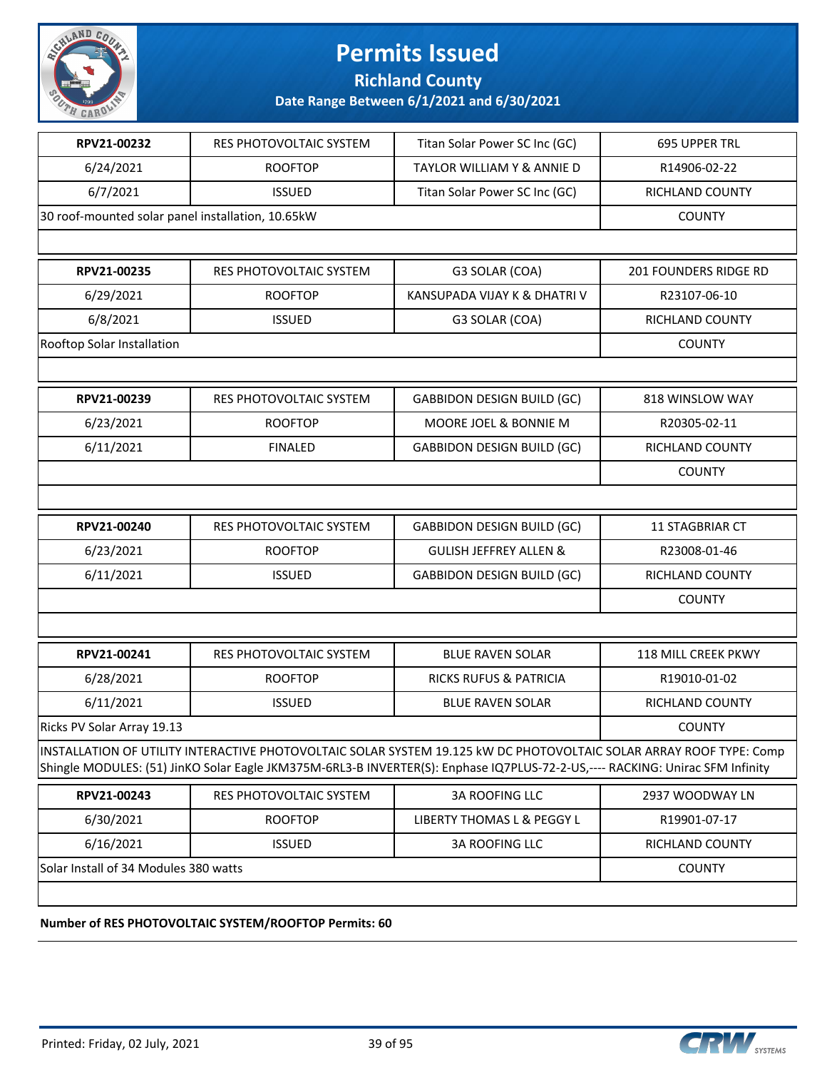# Permits Issued

## Richland County

**Date Range Between 6/1/2021 and 6/30/2021**

| | | | |
|---|---|---|---|
| **RPV21-00232** | RES PHOTOVOLTAIC SYSTEM | Titan Solar Power SC Inc (GC) | 695 UPPER TRL |
| 6/24/2021 | ROOFTOP | TAYLOR WILLIAM Y & ANNIE D | R14906-02-22 |
| 6/7/2021 | ISSUED | Titan Solar Power SC Inc (GC) | RICHLAND COUNTY |
| 30 roof-mounted solar panel installation, 10.65kW | | | COUNTY |

| | | | |
|---|---|---|---|
| **RPV21-00235** | RES PHOTOVOLTAIC SYSTEM | G3 SOLAR (COA) | 201 FOUNDERS RIDGE RD |
| 6/29/2021 | ROOFTOP | KANSUPADA VIJAY K & DHATRI V | R23107-06-10 |
| 6/8/2021 | ISSUED | G3 SOLAR (COA) | RICHLAND COUNTY |
| Rooftop Solar Installation | | | COUNTY |

| | | | |
|---|---|---|---|
| **RPV21-00239** | RES PHOTOVOLTAIC SYSTEM | GABBIDON DESIGN BUILD (GC) | 818 WINSLOW WAY |
| 6/23/2021 | ROOFTOP | MOORE JOEL & BONNIE M | R20305-02-11 |
| 6/11/2021 | FINALED | GABBIDON DESIGN BUILD (GC) | RICHLAND COUNTY |
| | | | COUNTY |

| | | | |
|---|---|---|---|
| **RPV21-00240** | RES PHOTOVOLTAIC SYSTEM | GABBIDON DESIGN BUILD (GC) | 11 STAGBRIAR CT |
| 6/23/2021 | ROOFTOP | GULISH JEFFREY ALLEN & | R23008-01-46 |
| 6/11/2021 | ISSUED | GABBIDON DESIGN BUILD (GC) | RICHLAND COUNTY |
| | | | COUNTY |

| | | | |
|---|---|---|---|
| **RPV21-00241** | RES PHOTOVOLTAIC SYSTEM | BLUE RAVEN SOLAR | 118 MILL CREEK PKWY |
| 6/28/2021 | ROOFTOP | RICKS RUFUS & PATRICIA | R19010-01-02 |
| 6/11/2021 | ISSUED | BLUE RAVEN SOLAR | RICHLAND COUNTY |
| Ricks PV Solar Array 19.13 | | | COUNTY |

INSTALLATION OF UTILITY INTERACTIVE PHOTOVOLTAIC SOLAR SYSTEM 19.125 kW DC PHOTOVOLTAIC SOLAR ARRAY ROOF TYPE: Comp Shingle MODULES: (51) JinKO Solar Eagle JKM375M-6RL3-B INVERTER(S): Enphase IQ7PLUS-72-2-US,---- RACKING: Unirac SFM Infinity

| | | | |
|---|---|---|---|
| **RPV21-00243** | RES PHOTOVOLTAIC SYSTEM | 3A ROOFING LLC | 2937 WOODWAY LN |
| 6/30/2021 | ROOFTOP | LIBERTY THOMAS L & PEGGY L | R19901-07-17 |
| 6/16/2021 | ISSUED | 3A ROOFING LLC | RICHLAND COUNTY |
| Solar Install of 34 Modules 380 watts | | | COUNTY |

**Number of RES PHOTOVOLTAIC SYSTEM/ROOFTOP Permits: 60**

Printed: Friday, 02 July, 2021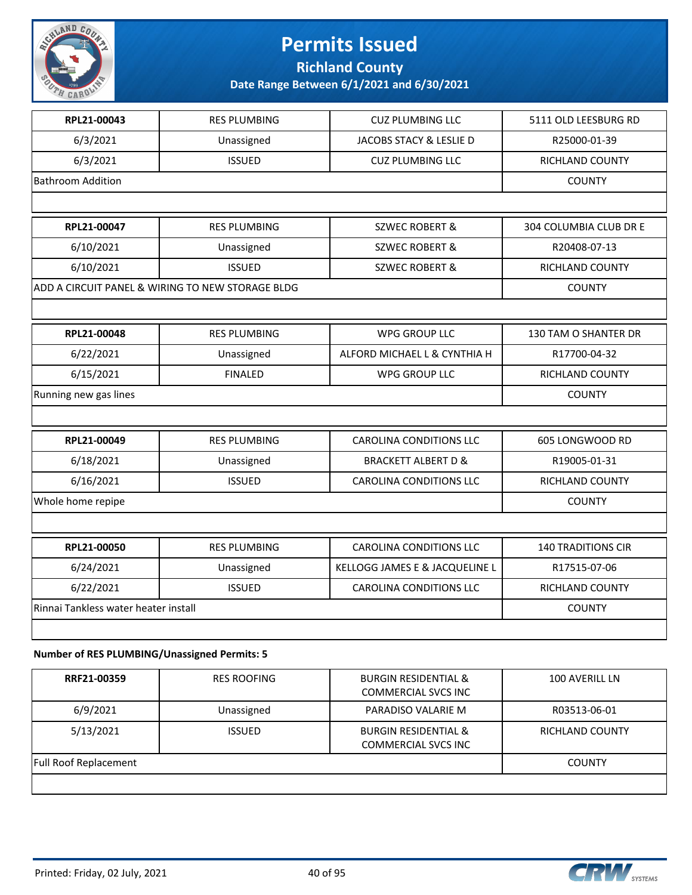# Permits Issued

## Richland County

**Date Range Between 6/1/2021 and 6/30/2021**

| | | | |
|---|---|---|---|
| **RPL21-00043** | RES PLUMBING | CUZ PLUMBING LLC | 5111 OLD LEESBURG RD |
| 6/3/2021 | Unassigned | JACOBS STACY & LESLIE D | R25000-01-39 |
| 6/3/2021 | ISSUED | CUZ PLUMBING LLC | RICHLAND COUNTY |
| Bathroom Addition | | | COUNTY |

| | | | |
|---|---|---|---|
| **RPL21-00047** | RES PLUMBING | SZWEC ROBERT & | 304 COLUMBIA CLUB DR E |
| 6/10/2021 | Unassigned | SZWEC ROBERT & | R20408-07-13 |
| 6/10/2021 | ISSUED | SZWEC ROBERT & | RICHLAND COUNTY |
| ADD A CIRCUIT PANEL & WIRING TO NEW STORAGE BLDG | | | COUNTY |

| | | | |
|---|---|---|---|
| **RPL21-00048** | RES PLUMBING | WPG GROUP LLC | 130 TAM O SHANTER DR |
| 6/22/2021 | Unassigned | ALFORD MICHAEL L & CYNTHIA H | R17700-04-32 |
| 6/15/2021 | FINALED | WPG GROUP LLC | RICHLAND COUNTY |
| Running new gas lines | | | COUNTY |

| | | | |
|---|---|---|---|
| **RPL21-00049** | RES PLUMBING | CAROLINA CONDITIONS LLC | 605 LONGWOOD RD |
| 6/18/2021 | Unassigned | BRACKETT ALBERT D & | R19005-01-31 |
| 6/16/2021 | ISSUED | CAROLINA CONDITIONS LLC | RICHLAND COUNTY |
| Whole home repipe | | | COUNTY |

| | | | |
|---|---|---|---|
| **RPL21-00050** | RES PLUMBING | CAROLINA CONDITIONS LLC | 140 TRADITIONS CIR |
| 6/24/2021 | Unassigned | KELLOGG JAMES E & JACQUELINE L | R17515-07-06 |
| 6/22/2021 | ISSUED | CAROLINA CONDITIONS LLC | RICHLAND COUNTY |
| Rinnai Tankless water heater install | | | COUNTY |

**Number of RES PLUMBING/Unassigned Permits: 5**

| | | | |
|---|---|---|---|
| **RRF21-00359** | RES ROOFING | BURGIN RESIDENTIAL & COMMERCIAL SVCS INC | 100 AVERILL LN |
| 6/9/2021 | Unassigned | PARADISO VALARIE M | R03513-06-01 |
| 5/13/2021 | ISSUED | BURGIN RESIDENTIAL & COMMERCIAL SVCS INC | RICHLAND COUNTY |
| Full Roof Replacement | | | COUNTY |

Printed: Friday, 02 July, 2021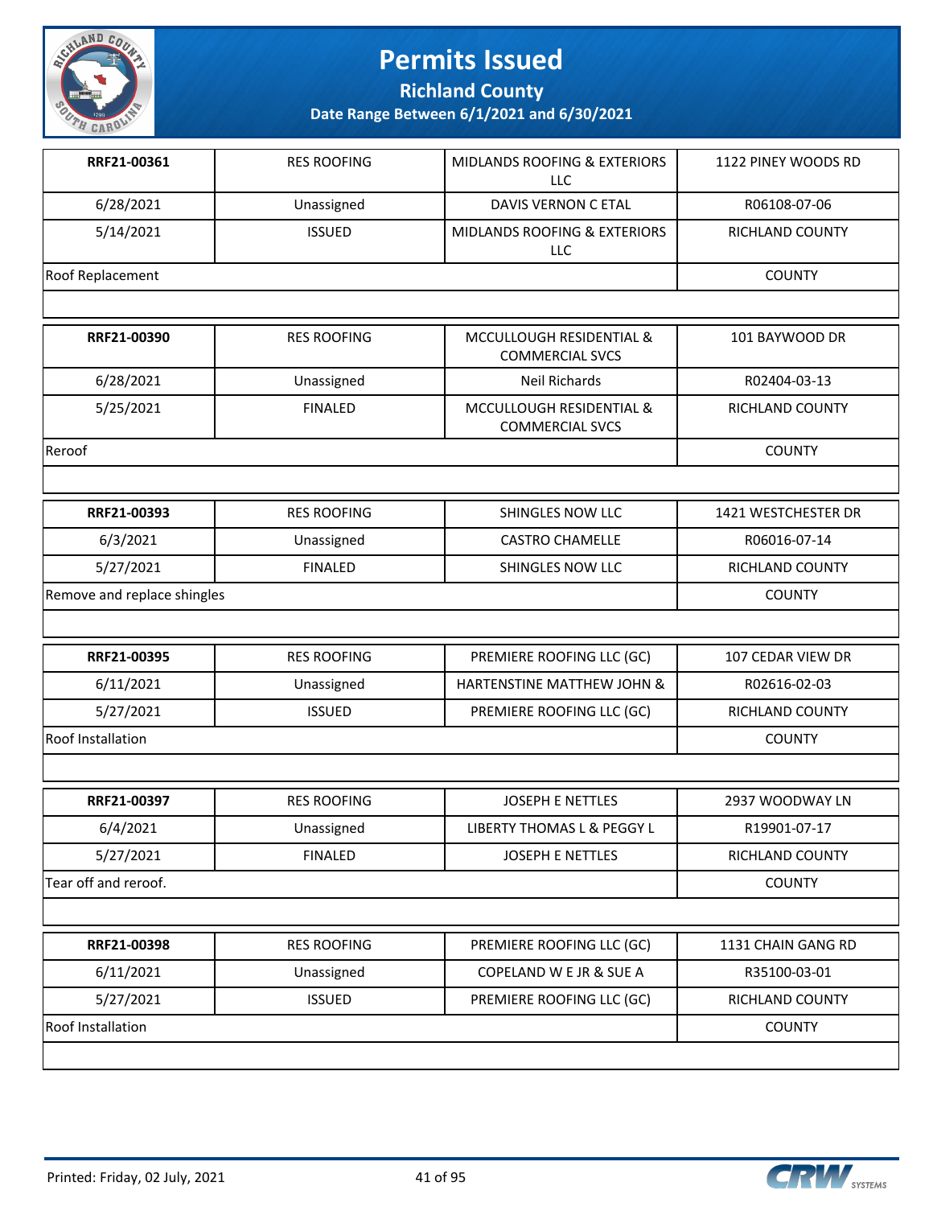# Permits Issued

**Richland County**

**Date Range Between 6/1/2021 and 6/30/2021**

| | | | |
|---|---|---|---|
| **RRF21-00361** | RES ROOFING | MIDLANDS ROOFING & EXTERIORS LLC | 1122 PINEY WOODS RD |
| 6/28/2021 | Unassigned | DAVIS VERNON C ETAL | R06108-07-06 |
| 5/14/2021 | ISSUED | MIDLANDS ROOFING & EXTERIORS LLC | RICHLAND COUNTY |
| Roof Replacement | | | COUNTY |

| | | | |
|---|---|---|---|
| **RRF21-00390** | RES ROOFING | MCCULLOUGH RESIDENTIAL & COMMERCIAL SVCS | 101 BAYWOOD DR |
| 6/28/2021 | Unassigned | Neil Richards | R02404-03-13 |
| 5/25/2021 | FINALED | MCCULLOUGH RESIDENTIAL & COMMERCIAL SVCS | RICHLAND COUNTY |
| Reroof | | | COUNTY |

| | | | |
|---|---|---|---|
| **RRF21-00393** | RES ROOFING | SHINGLES NOW LLC | 1421 WESTCHESTER DR |
| 6/3/2021 | Unassigned | CASTRO CHAMELLE | R06016-07-14 |
| 5/27/2021 | FINALED | SHINGLES NOW LLC | RICHLAND COUNTY |
| Remove and replace shingles | | | COUNTY |

| | | | |
|---|---|---|---|
| **RRF21-00395** | RES ROOFING | PREMIERE ROOFING LLC (GC) | 107 CEDAR VIEW DR |
| 6/11/2021 | Unassigned | HARTENSTINE MATTHEW JOHN & | R02616-02-03 |
| 5/27/2021 | ISSUED | PREMIERE ROOFING LLC (GC) | RICHLAND COUNTY |
| Roof Installation | | | COUNTY |

| | | | |
|---|---|---|---|
| **RRF21-00397** | RES ROOFING | JOSEPH E NETTLES | 2937 WOODWAY LN |
| 6/4/2021 | Unassigned | LIBERTY THOMAS L & PEGGY L | R19901-07-17 |
| 5/27/2021 | FINALED | JOSEPH E NETTLES | RICHLAND COUNTY |
| Tear off and reroof. | | | COUNTY |

| | | | |
|---|---|---|---|
| **RRF21-00398** | RES ROOFING | PREMIERE ROOFING LLC (GC) | 1131 CHAIN GANG RD |
| 6/11/2021 | Unassigned | COPELAND W E JR & SUE A | R35100-03-01 |
| 5/27/2021 | ISSUED | PREMIERE ROOFING LLC (GC) | RICHLAND COUNTY |
| Roof Installation | | | COUNTY |

Printed: Friday, 02 July, 2021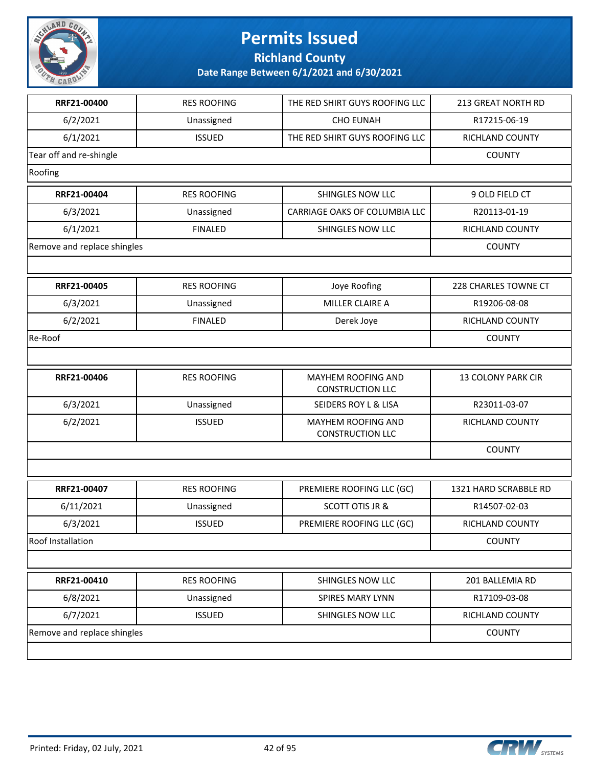# Permits Issued

## Richland County

### Date Range Between 6/1/2021 and 6/30/2021

| | | | |
|---|---|---|---|
| **RRF21-00400** | RES ROOFING | THE RED SHIRT GUYS ROOFING LLC | 213 GREAT NORTH RD |
| 6/2/2021 | Unassigned | CHO EUNAH | R17215-06-19 |
| 6/1/2021 | ISSUED | THE RED SHIRT GUYS ROOFING LLC | RICHLAND COUNTY |
| Tear off and re-shingle | | | COUNTY |
| Roofing | | | |

| | | | |
|---|---|---|---|
| **RRF21-00404** | RES ROOFING | SHINGLES NOW LLC | 9 OLD FIELD CT |
| 6/3/2021 | Unassigned | CARRIAGE OAKS OF COLUMBIA LLC | R20113-01-19 |
| 6/1/2021 | FINALED | SHINGLES NOW LLC | RICHLAND COUNTY |
| Remove and replace shingles | | | COUNTY |

| | | | |
|---|---|---|---|
| **RRF21-00405** | RES ROOFING | Joye Roofing | 228 CHARLES TOWNE CT |
| 6/3/2021 | Unassigned | MILLER CLAIRE A | R19206-08-08 |
| 6/2/2021 | FINALED | Derek Joye | RICHLAND COUNTY |
| Re-Roof | | | COUNTY |

| | | | |
|---|---|---|---|
| **RRF21-00406** | RES ROOFING | MAYHEM ROOFING AND CONSTRUCTION LLC | 13 COLONY PARK CIR |
| 6/3/2021 | Unassigned | SEIDERS ROY L & LISA | R23011-03-07 |
| 6/2/2021 | ISSUED | MAYHEM ROOFING AND CONSTRUCTION LLC | RICHLAND COUNTY |
| | | | COUNTY |

| | | | |
|---|---|---|---|
| **RRF21-00407** | RES ROOFING | PREMIERE ROOFING LLC (GC) | 1321 HARD SCRABBLE RD |
| 6/11/2021 | Unassigned | SCOTT OTIS JR & | R14507-02-03 |
| 6/3/2021 | ISSUED | PREMIERE ROOFING LLC (GC) | RICHLAND COUNTY |
| Roof Installation | | | COUNTY |

| | | | |
|---|---|---|---|
| **RRF21-00410** | RES ROOFING | SHINGLES NOW LLC | 201 BALLEMIA RD |
| 6/8/2021 | Unassigned | SPIRES MARY LYNN | R17109-03-08 |
| 6/7/2021 | ISSUED | SHINGLES NOW LLC | RICHLAND COUNTY |
| Remove and replace shingles | | | COUNTY |

Printed: Friday, 02 July, 2021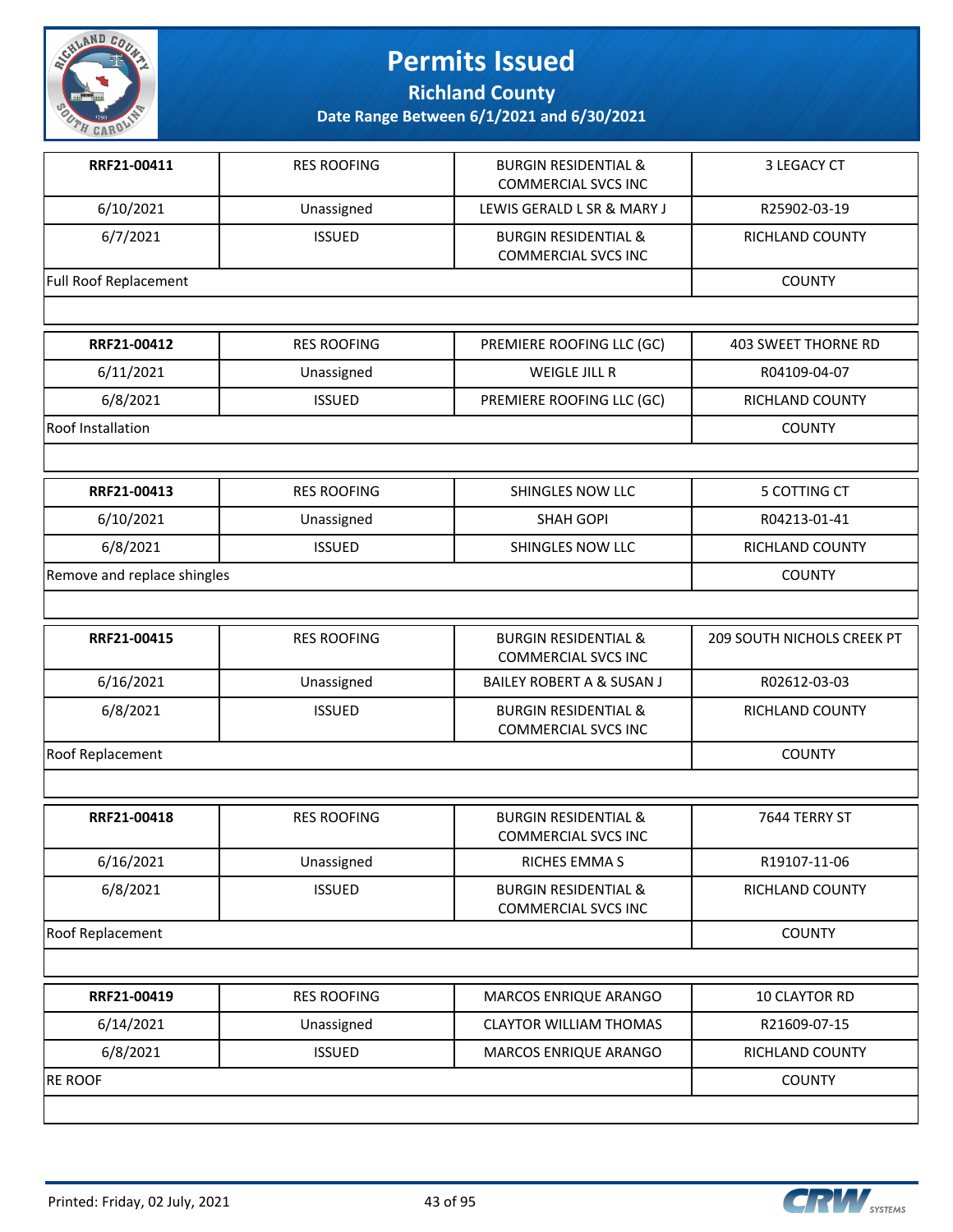# Permits Issued

## Richland County

### Date Range Between 6/1/2021 and 6/30/2021

| | | | |
|---|---|---|---|
| **RRF21-00411** | RES ROOFING | BURGIN RESIDENTIAL & COMMERCIAL SVCS INC | 3 LEGACY CT |
| 6/10/2021 | Unassigned | LEWIS GERALD L SR & MARY J | R25902-03-19 |
| 6/7/2021 | ISSUED | BURGIN RESIDENTIAL & COMMERCIAL SVCS INC | RICHLAND COUNTY |
| Full Roof Replacement | | | COUNTY |

| | | | |
|---|---|---|---|
| **RRF21-00412** | RES ROOFING | PREMIERE ROOFING LLC (GC) | 403 SWEET THORNE RD |
| 6/11/2021 | Unassigned | WEIGLE JILL R | R04109-04-07 |
| 6/8/2021 | ISSUED | PREMIERE ROOFING LLC (GC) | RICHLAND COUNTY |
| Roof Installation | | | COUNTY |

| | | | |
|---|---|---|---|
| **RRF21-00413** | RES ROOFING | SHINGLES NOW LLC | 5 COTTING CT |
| 6/10/2021 | Unassigned | SHAH GOPI | R04213-01-41 |
| 6/8/2021 | ISSUED | SHINGLES NOW LLC | RICHLAND COUNTY |
| Remove and replace shingles | | | COUNTY |

| | | | |
|---|---|---|---|
| **RRF21-00415** | RES ROOFING | BURGIN RESIDENTIAL & COMMERCIAL SVCS INC | 209 SOUTH NICHOLS CREEK PT |
| 6/16/2021 | Unassigned | BAILEY ROBERT A & SUSAN J | R02612-03-03 |
| 6/8/2021 | ISSUED | BURGIN RESIDENTIAL & COMMERCIAL SVCS INC | RICHLAND COUNTY |
| Roof Replacement | | | COUNTY |

| | | | |
|---|---|---|---|
| **RRF21-00418** | RES ROOFING | BURGIN RESIDENTIAL & COMMERCIAL SVCS INC | 7644 TERRY ST |
| 6/16/2021 | Unassigned | RICHES EMMA S | R19107-11-06 |
| 6/8/2021 | ISSUED | BURGIN RESIDENTIAL & COMMERCIAL SVCS INC | RICHLAND COUNTY |
| Roof Replacement | | | COUNTY |

| | | | |
|---|---|---|---|
| **RRF21-00419** | RES ROOFING | MARCOS ENRIQUE ARANGO | 10 CLAYTOR RD |
| 6/14/2021 | Unassigned | CLAYTOR WILLIAM THOMAS | R21609-07-15 |
| 6/8/2021 | ISSUED | MARCOS ENRIQUE ARANGO | RICHLAND COUNTY |
| RE ROOF | | | COUNTY |

Printed: Friday, 02 July, 2021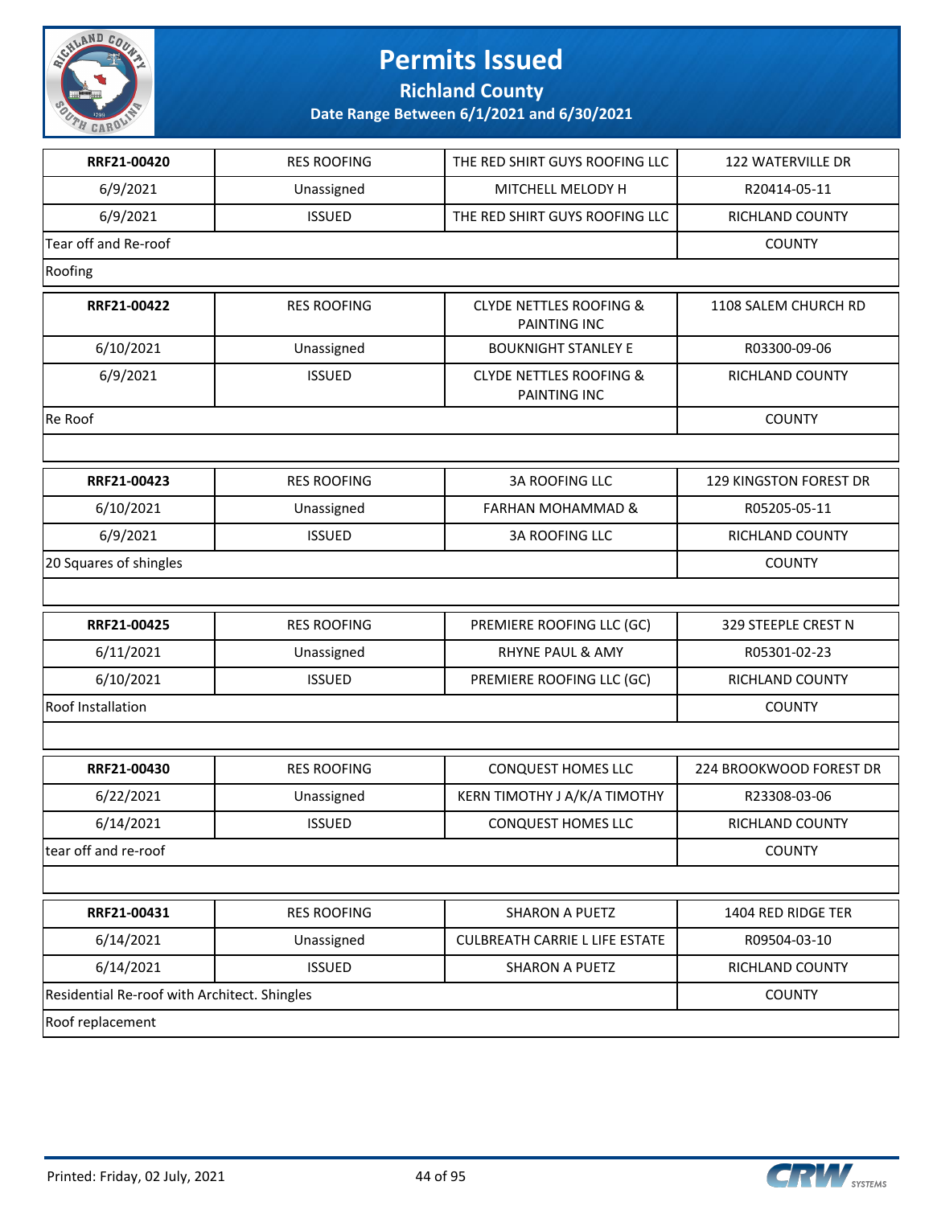# Permits Issued

## Richland County

### Date Range Between 6/1/2021 and 6/30/2021

| RRF21-00420 | RES ROOFING | THE RED SHIRT GUYS ROOFING LLC | 122 WATERVILLE DR |
|---|---|---|---|
| 6/9/2021 | Unassigned | MITCHELL MELODY H | R20414-05-11 |
| 6/9/2021 | ISSUED | THE RED SHIRT GUYS ROOFING LLC | RICHLAND COUNTY |
| Tear off and Re-roof | | | COUNTY |
| Roofing | | | |

| RRF21-00422 | RES ROOFING | CLYDE NETTLES ROOFING & PAINTING INC | 1108 SALEM CHURCH RD |
|---|---|---|---|
| 6/10/2021 | Unassigned | BOUKNIGHT STANLEY E | R03300-09-06 |
| 6/9/2021 | ISSUED | CLYDE NETTLES ROOFING & PAINTING INC | RICHLAND COUNTY |
| Re Roof | | | COUNTY |
| | | | |

| RRF21-00423 | RES ROOFING | 3A ROOFING LLC | 129 KINGSTON FOREST DR |
|---|---|---|---|
| 6/10/2021 | Unassigned | FARHAN MOHAMMAD & | R05205-05-11 |
| 6/9/2021 | ISSUED | 3A ROOFING LLC | RICHLAND COUNTY |
| 20 Squares of shingles | | | COUNTY |
| | | | |

| RRF21-00425 | RES ROOFING | PREMIERE ROOFING LLC (GC) | 329 STEEPLE CREST N |
|---|---|---|---|
| 6/11/2021 | Unassigned | RHYNE PAUL & AMY | R05301-02-23 |
| 6/10/2021 | ISSUED | PREMIERE ROOFING LLC (GC) | RICHLAND COUNTY |
| Roof Installation | | | COUNTY |
| | | | |

| RRF21-00430 | RES ROOFING | CONQUEST HOMES LLC | 224 BROOKWOOD FOREST DR |
|---|---|---|---|
| 6/22/2021 | Unassigned | KERN TIMOTHY J A/K/A TIMOTHY | R23308-03-06 |
| 6/14/2021 | ISSUED | CONQUEST HOMES LLC | RICHLAND COUNTY |
| tear off and re-roof | | | COUNTY |
| | | | |

| RRF21-00431 | RES ROOFING | SHARON A PUETZ | 1404 RED RIDGE TER |
|---|---|---|---|
| 6/14/2021 | Unassigned | CULBREATH CARRIE L LIFE ESTATE | R09504-03-10 |
| 6/14/2021 | ISSUED | SHARON A PUETZ | RICHLAND COUNTY |
| Residential Re-roof with Architect. Shingles | | | COUNTY |
| Roof replacement | | | |

Printed: Friday, 02 July, 2021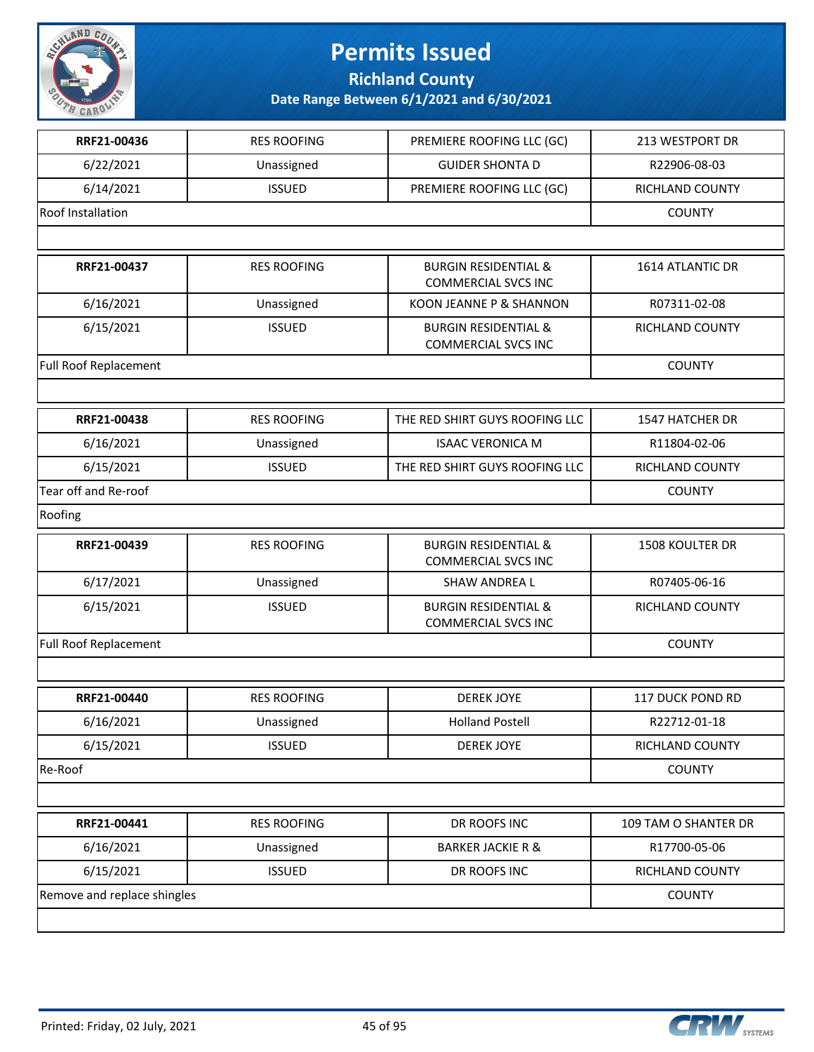# Permits Issued

## Richland County

### Date Range Between 6/1/2021 and 6/30/2021

| | | | |
|---|---|---|---|
| **RRF21-00436** | RES ROOFING | PREMIERE ROOFING LLC (GC) | 213 WESTPORT DR |
| 6/22/2021 | Unassigned | GUIDER SHONTA D | R22906-08-03 |
| 6/14/2021 | ISSUED | PREMIERE ROOFING LLC (GC) | RICHLAND COUNTY |
| Roof Installation | | | COUNTY |
| | | | |

| | | | |
|---|---|---|---|
| **RRF21-00437** | RES ROOFING | BURGIN RESIDENTIAL & COMMERCIAL SVCS INC | 1614 ATLANTIC DR |
| 6/16/2021 | Unassigned | KOON JEANNE P & SHANNON | R07311-02-08 |
| 6/15/2021 | ISSUED | BURGIN RESIDENTIAL & COMMERCIAL SVCS INC | RICHLAND COUNTY |
| Full Roof Replacement | | | COUNTY |
| | | | |

| | | | |
|---|---|---|---|
| **RRF21-00438** | RES ROOFING | THE RED SHIRT GUYS ROOFING LLC | 1547 HATCHER DR |
| 6/16/2021 | Unassigned | ISAAC VERONICA M | R11804-02-06 |
| 6/15/2021 | ISSUED | THE RED SHIRT GUYS ROOFING LLC | RICHLAND COUNTY |
| Tear off and Re-roof | | | COUNTY |
| Roofing | | | |

| | | | |
|---|---|---|---|
| **RRF21-00439** | RES ROOFING | BURGIN RESIDENTIAL & COMMERCIAL SVCS INC | 1508 KOULTER DR |
| 6/17/2021 | Unassigned | SHAW ANDREA L | R07405-06-16 |
| 6/15/2021 | ISSUED | BURGIN RESIDENTIAL & COMMERCIAL SVCS INC | RICHLAND COUNTY |
| Full Roof Replacement | | | COUNTY |
| | | | |

| | | | |
|---|---|---|---|
| **RRF21-00440** | RES ROOFING | DEREK JOYE | 117 DUCK POND RD |
| 6/16/2021 | Unassigned | Holland Postell | R22712-01-18 |
| 6/15/2021 | ISSUED | DEREK JOYE | RICHLAND COUNTY |
| Re-Roof | | | COUNTY |
| | | | |

| | | | |
|---|---|---|---|
| **RRF21-00441** | RES ROOFING | DR ROOFS INC | 109 TAM O SHANTER DR |
| 6/16/2021 | Unassigned | BARKER JACKIE R & | R17700-05-06 |
| 6/15/2021 | ISSUED | DR ROOFS INC | RICHLAND COUNTY |
| Remove and replace shingles | | | COUNTY |
| | | | |

Printed: Friday, 02 July, 2021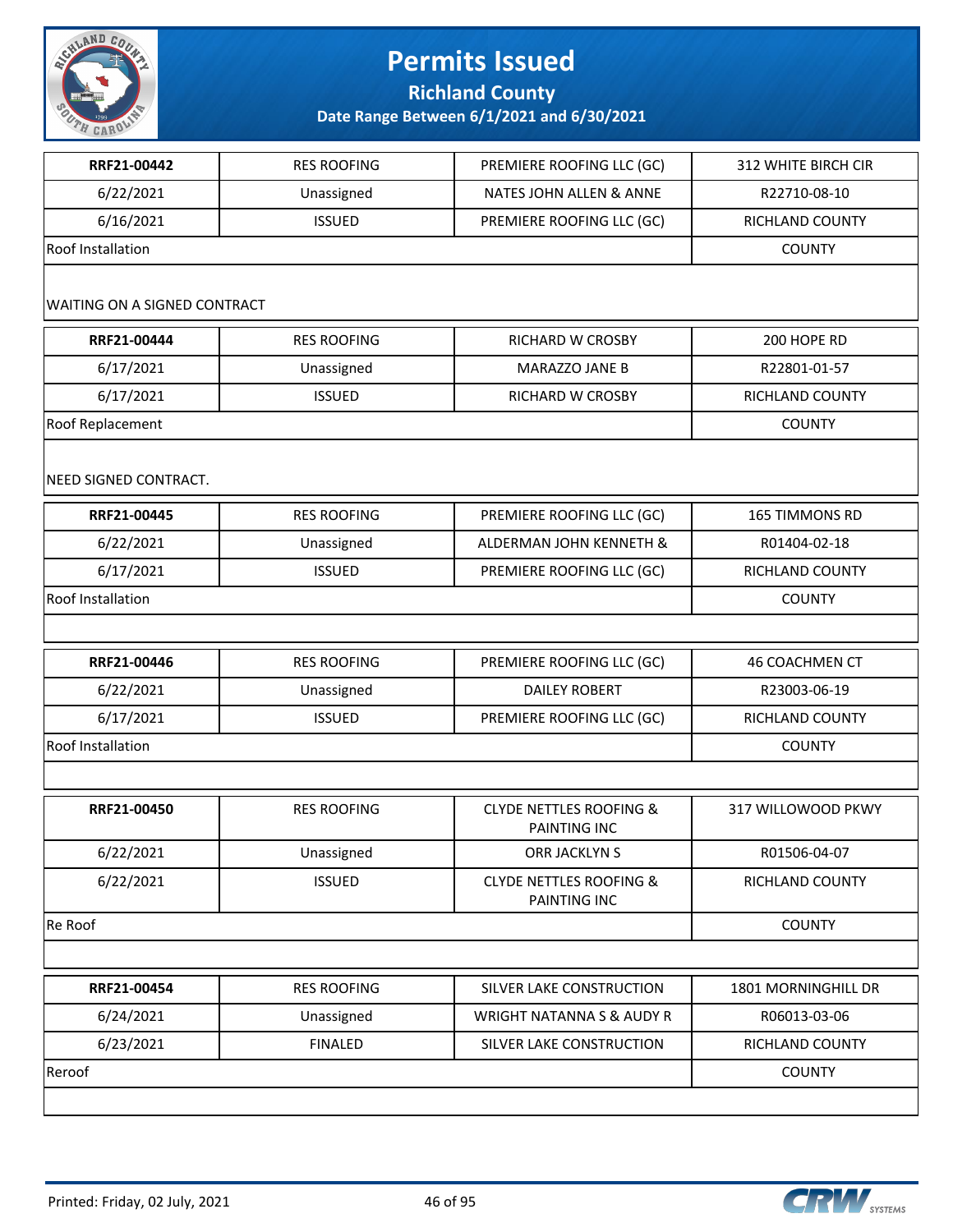# Permits Issued

**Richland County**

**Date Range Between 6/1/2021 and 6/30/2021**

| | | | |
|---|---|---|---|
| **RRF21-00442** | RES ROOFING | PREMIERE ROOFING LLC (GC) | 312 WHITE BIRCH CIR |
| 6/22/2021 | Unassigned | NATES JOHN ALLEN & ANNE | R22710-08-10 |
| 6/16/2021 | ISSUED | PREMIERE ROOFING LLC (GC) | RICHLAND COUNTY |
| Roof Installation | | | COUNTY |
| WAITING ON A SIGNED CONTRACT | | | |

| | | | |
|---|---|---|---|
| **RRF21-00444** | RES ROOFING | RICHARD W CROSBY | 200 HOPE RD |
| 6/17/2021 | Unassigned | MARAZZO JANE B | R22801-01-57 |
| 6/17/2021 | ISSUED | RICHARD W CROSBY | RICHLAND COUNTY |
| Roof Replacement | | | COUNTY |
| NEED SIGNED CONTRACT. | | | |

| | | | |
|---|---|---|---|
| **RRF21-00445** | RES ROOFING | PREMIERE ROOFING LLC (GC) | 165 TIMMONS RD |
| 6/22/2021 | Unassigned | ALDERMAN JOHN KENNETH & | R01404-02-18 |
| 6/17/2021 | ISSUED | PREMIERE ROOFING LLC (GC) | RICHLAND COUNTY |
| Roof Installation | | | COUNTY |

| | | | |
|---|---|---|---|
| **RRF21-00446** | RES ROOFING | PREMIERE ROOFING LLC (GC) | 46 COACHMEN CT |
| 6/22/2021 | Unassigned | DAILEY ROBERT | R23003-06-19 |
| 6/17/2021 | ISSUED | PREMIERE ROOFING LLC (GC) | RICHLAND COUNTY |
| Roof Installation | | | COUNTY |

| | | | |
|---|---|---|---|
| **RRF21-00450** | RES ROOFING | CLYDE NETTLES ROOFING & PAINTING INC | 317 WILLOWOOD PKWY |
| 6/22/2021 | Unassigned | ORR JACKLYN S | R01506-04-07 |
| 6/22/2021 | ISSUED | CLYDE NETTLES ROOFING & PAINTING INC | RICHLAND COUNTY |
| Re Roof | | | COUNTY |

| | | | |
|---|---|---|---|
| **RRF21-00454** | RES ROOFING | SILVER LAKE CONSTRUCTION | 1801 MORNINGHILL DR |
| 6/24/2021 | Unassigned | WRIGHT NATANNA S & AUDY R | R06013-03-06 |
| 6/23/2021 | FINALED | SILVER LAKE CONSTRUCTION | RICHLAND COUNTY |
| Reroof | | | COUNTY |

Printed: Friday, 02 July, 2021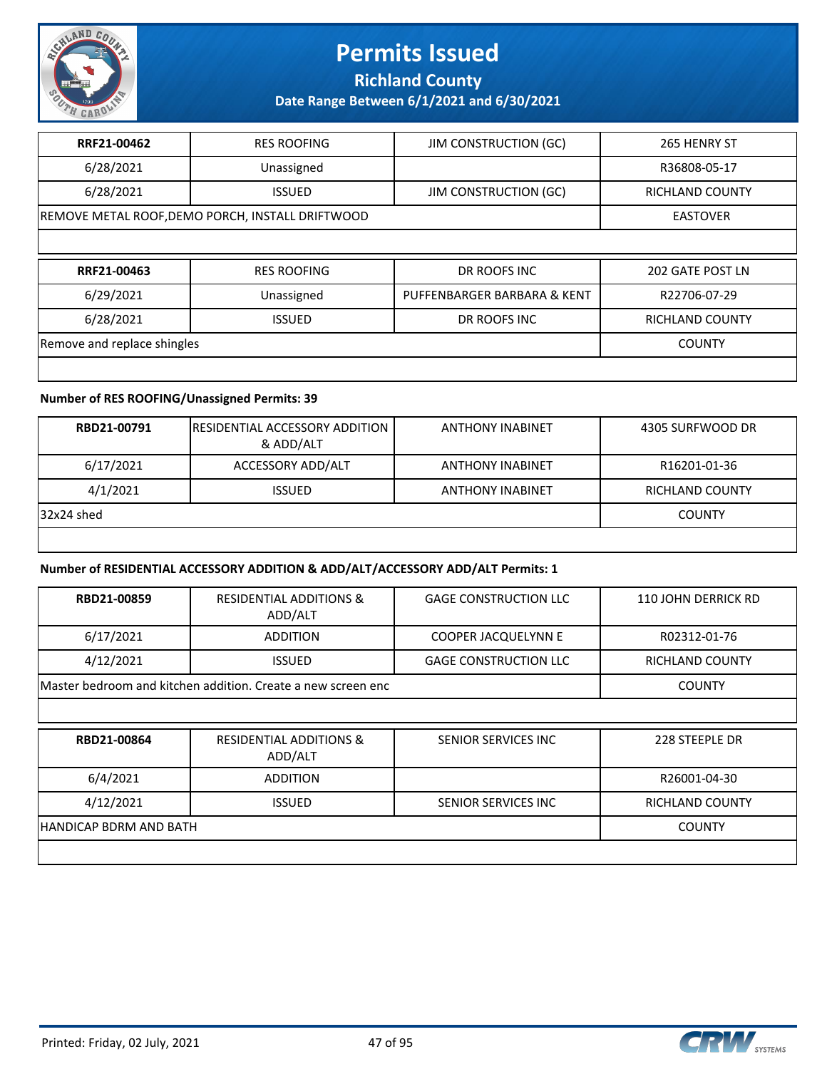| RRF21-00462 | RES ROOFING | JIM CONSTRUCTION (GC) | 265 HENRY ST |
|---|---|---|---|
| 6/28/2021 | Unassigned | | R36808-05-17 |
| 6/28/2021 | ISSUED | JIM CONSTRUCTION (GC) | RICHLAND COUNTY |
| REMOVE METAL ROOF,DEMO PORCH, INSTALL DRIFTWOOD | | | EASTOVER |

| RRF21-00463 | RES ROOFING | DR ROOFS INC | 202 GATE POST LN |
|---|---|---|---|
| 6/29/2021 | Unassigned | PUFFENBARGER BARBARA & KENT | R22706-07-29 |
| 6/28/2021 | ISSUED | DR ROOFS INC | RICHLAND COUNTY |
| Remove and replace shingles | | | COUNTY |

**Number of RES ROOFING/Unassigned Permits: 39**

| RBD21-00791 | RESIDENTIAL ACCESSORY ADDITION & ADD/ALT | ANTHONY INABINET | 4305 SURFWOOD DR |
|---|---|---|---|
| 6/17/2021 | ACCESSORY ADD/ALT | ANTHONY INABINET | R16201-01-36 |
| 4/1/2021 | ISSUED | ANTHONY INABINET | RICHLAND COUNTY |
| 32x24 shed | | | COUNTY |

**Number of RESIDENTIAL ACCESSORY ADDITION & ADD/ALT/ACCESSORY ADD/ALT Permits: 1**

| RBD21-00859 | RESIDENTIAL ADDITIONS & ADD/ALT | GAGE CONSTRUCTION LLC | 110 JOHN DERRICK RD |
|---|---|---|---|
| 6/17/2021 | ADDITION | COOPER JACQUELYNN E | R02312-01-76 |
| 4/12/2021 | ISSUED | GAGE CONSTRUCTION LLC | RICHLAND COUNTY |
| Master bedroom and kitchen addition. Create a new screen enc | | | COUNTY |

| RBD21-00864 | RESIDENTIAL ADDITIONS & ADD/ALT | SENIOR SERVICES INC | 228 STEEPLE DR |
|---|---|---|---|
| 6/4/2021 | ADDITION | | R26001-04-30 |
| 4/12/2021 | ISSUED | SENIOR SERVICES INC | RICHLAND COUNTY |
| HANDICAP BDRM AND BATH | | | COUNTY |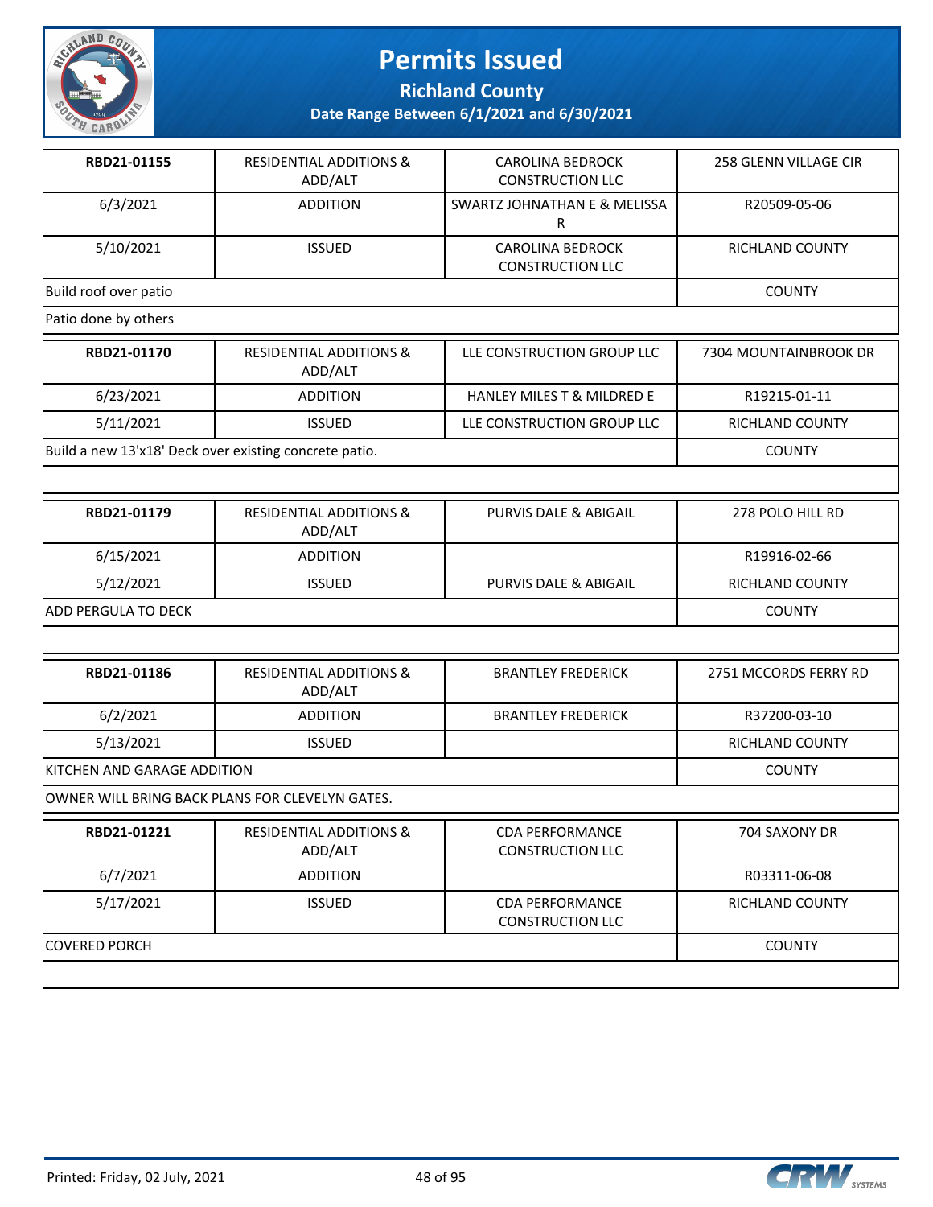# Permits Issued

**Richland County**

**Date Range Between 6/1/2021 and 6/30/2021**

| | | | |
|---|---|---|---|
| **RBD21-01155** | RESIDENTIAL ADDITIONS & ADD/ALT | CAROLINA BEDROCK CONSTRUCTION LLC | 258 GLENN VILLAGE CIR |
| 6/3/2021 | ADDITION | SWARTZ JOHNATHAN E & MELISSA R | R20509-05-06 |
| 5/10/2021 | ISSUED | CAROLINA BEDROCK CONSTRUCTION LLC | RICHLAND COUNTY |
| Build roof over patio | | | COUNTY |
| Patio done by others | | | |

| | | | |
|---|---|---|---|
| **RBD21-01170** | RESIDENTIAL ADDITIONS & ADD/ALT | LLE CONSTRUCTION GROUP LLC | 7304 MOUNTAINBROOK DR |
| 6/23/2021 | ADDITION | HANLEY MILES T & MILDRED E | R19215-01-11 |
| 5/11/2021 | ISSUED | LLE CONSTRUCTION GROUP LLC | RICHLAND COUNTY |
| Build a new 13'x18' Deck over existing concrete patio. | | | COUNTY |
| | | | |

| | | | |
|---|---|---|---|
| **RBD21-01179** | RESIDENTIAL ADDITIONS & ADD/ALT | PURVIS DALE & ABIGAIL | 278 POLO HILL RD |
| 6/15/2021 | ADDITION | | R19916-02-66 |
| 5/12/2021 | ISSUED | PURVIS DALE & ABIGAIL | RICHLAND COUNTY |
| ADD PERGULA TO DECK | | | COUNTY |
| | | | |

| | | | |
|---|---|---|---|
| **RBD21-01186** | RESIDENTIAL ADDITIONS & ADD/ALT | BRANTLEY FREDERICK | 2751 MCCORDS FERRY RD |
| 6/2/2021 | ADDITION | BRANTLEY FREDERICK | R37200-03-10 |
| 5/13/2021 | ISSUED | | RICHLAND COUNTY |
| KITCHEN AND GARAGE ADDITION | | | COUNTY |
| OWNER WILL BRING BACK PLANS FOR CLEVELYN GATES. | | | |

| | | | |
|---|---|---|---|
| **RBD21-01221** | RESIDENTIAL ADDITIONS & ADD/ALT | CDA PERFORMANCE CONSTRUCTION LLC | 704 SAXONY DR |
| 6/7/2021 | ADDITION | | R03311-06-08 |
| 5/17/2021 | ISSUED | CDA PERFORMANCE CONSTRUCTION LLC | RICHLAND COUNTY |
| COVERED PORCH | | | COUNTY |
| | | | |

Printed: Friday, 02 July, 2021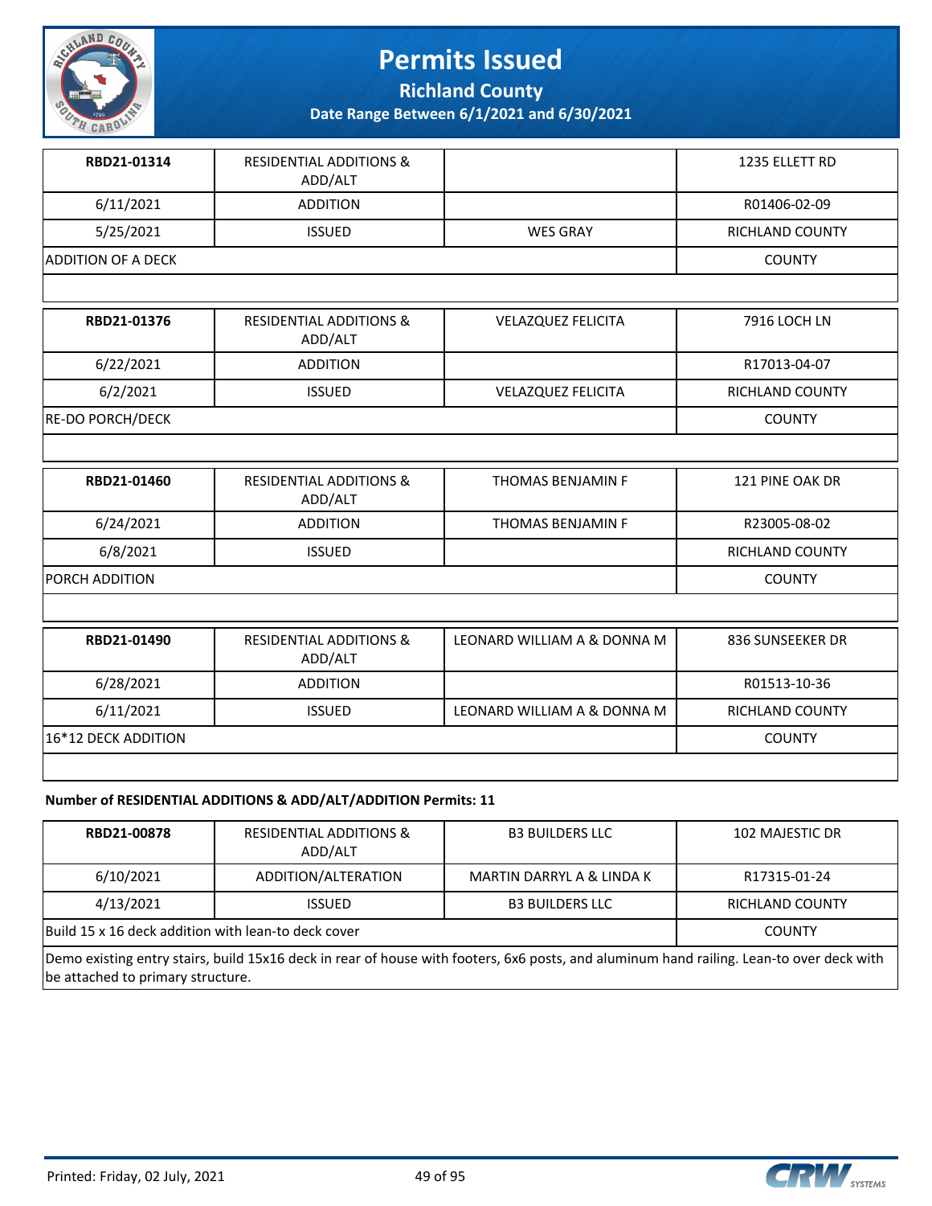# Permits Issued

**Richland County**

**Date Range Between 6/1/2021 and 6/30/2021**

| **RBD21-01314** | RESIDENTIAL ADDITIONS & ADD/ALT | | 1235 ELLETT RD |
|---|---|---|---|
| 6/11/2021 | ADDITION | | R01406-02-09 |
| 5/25/2021 | ISSUED | WES GRAY | RICHLAND COUNTY |
| ADDITION OF A DECK | | | COUNTY |

| **RBD21-01376** | RESIDENTIAL ADDITIONS & ADD/ALT | VELAZQUEZ FELICITA | 7916 LOCH LN |
|---|---|---|---|
| 6/22/2021 | ADDITION | | R17013-04-07 |
| 6/2/2021 | ISSUED | VELAZQUEZ FELICITA | RICHLAND COUNTY |
| RE-DO PORCH/DECK | | | COUNTY |

| **RBD21-01460** | RESIDENTIAL ADDITIONS & ADD/ALT | THOMAS BENJAMIN F | 121 PINE OAK DR |
|---|---|---|---|
| 6/24/2021 | ADDITION | THOMAS BENJAMIN F | R23005-08-02 |
| 6/8/2021 | ISSUED | | RICHLAND COUNTY |
| PORCH ADDITION | | | COUNTY |

| **RBD21-01490** | RESIDENTIAL ADDITIONS & ADD/ALT | LEONARD WILLIAM A & DONNA M | 836 SUNSEEKER DR |
|---|---|---|---|
| 6/28/2021 | ADDITION | | R01513-10-36 |
| 6/11/2021 | ISSUED | LEONARD WILLIAM A & DONNA M | RICHLAND COUNTY |
| 16*12 DECK ADDITION | | | COUNTY |

**Number of RESIDENTIAL ADDITIONS & ADD/ALT/ADDITION Permits: 11**

| **RBD21-00878** | RESIDENTIAL ADDITIONS & ADD/ALT | B3 BUILDERS LLC | 102 MAJESTIC DR |
|---|---|---|---|
| 6/10/2021 | ADDITION/ALTERATION | MARTIN DARRYL A & LINDA K | R17315-01-24 |
| 4/13/2021 | ISSUED | B3 BUILDERS LLC | RICHLAND COUNTY |
| Build 15 x 16 deck addition with lean-to deck cover | | | COUNTY |
| Demo existing entry stairs, build 15x16 deck in rear of house with footers, 6x6 posts, and aluminum hand railing. Lean-to over deck with be attached to primary structure. | | | |

Printed: Friday, 02 July, 2021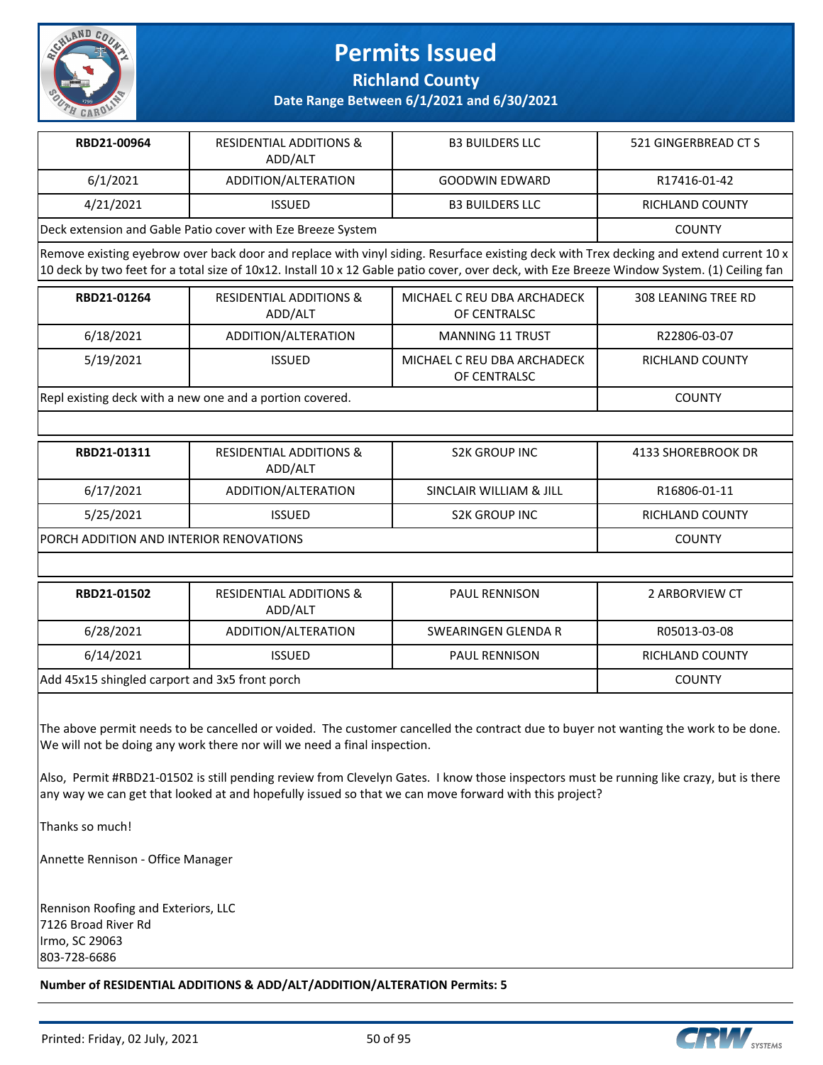# Permits Issued

## Richland County

### Date Range Between 6/1/2021 and 6/30/2021

| RBD21-00964 | RESIDENTIAL ADDITIONS & ADD/ALT | B3 BUILDERS LLC | 521 GINGERBREAD CT S |
|---|---|---|---|
| 6/1/2021 | ADDITION/ALTERATION | GOODWIN EDWARD | R17416-01-42 |
| 4/21/2021 | ISSUED | B3 BUILDERS LLC | RICHLAND COUNTY |
| Deck extension and Gable Patio cover with Eze Breeze System | | | COUNTY |

Remove existing eyebrow over back door and replace with vinyl siding. Resurface existing deck with Trex decking and extend current 10 x 10 deck by two feet for a total size of 10x12. Install 10 x 12 Gable patio cover, over deck, with Eze Breeze Window System. (1) Ceiling fan

| RBD21-01264 | RESIDENTIAL ADDITIONS & ADD/ALT | MICHAEL C REU DBA ARCHADECK OF CENTRALSC | 308 LEANING TREE RD |
|---|---|---|---|
| 6/18/2021 | ADDITION/ALTERATION | MANNING 11 TRUST | R22806-03-07 |
| 5/19/2021 | ISSUED | MICHAEL C REU DBA ARCHADECK OF CENTRALSC | RICHLAND COUNTY |
| Repl existing deck with a new one and a portion covered. | | | COUNTY |

| RBD21-01311 | RESIDENTIAL ADDITIONS & ADD/ALT | S2K GROUP INC | 4133 SHOREBROOK DR |
|---|---|---|---|
| 6/17/2021 | ADDITION/ALTERATION | SINCLAIR WILLIAM & JILL | R16806-01-11 |
| 5/25/2021 | ISSUED | S2K GROUP INC | RICHLAND COUNTY |
| PORCH ADDITION AND INTERIOR RENOVATIONS | | | COUNTY |

| RBD21-01502 | RESIDENTIAL ADDITIONS & ADD/ALT | PAUL RENNISON | 2 ARBORVIEW CT |
|---|---|---|---|
| 6/28/2021 | ADDITION/ALTERATION | SWEARINGEN GLENDA R | R05013-03-08 |
| 6/14/2021 | ISSUED | PAUL RENNISON | RICHLAND COUNTY |
| Add 45x15 shingled carport and 3x5 front porch | | | COUNTY |

The above permit needs to be cancelled or voided. The customer cancelled the contract due to buyer not wanting the work to be done. We will not be doing any work there nor will we need a final inspection.

Also, Permit #RBD21-01502 is still pending review from Clevelyn Gates. I know those inspectors must be running like crazy, but is there any way we can get that looked at and hopefully issued so that we can move forward with this project?

Thanks so much!

Annette Rennison - Office Manager

Rennison Roofing and Exteriors, LLC
7126 Broad River Rd
Irmo, SC 29063
803-728-6686

**Number of RESIDENTIAL ADDITIONS & ADD/ALT/ADDITION/ALTERATION Permits: 5**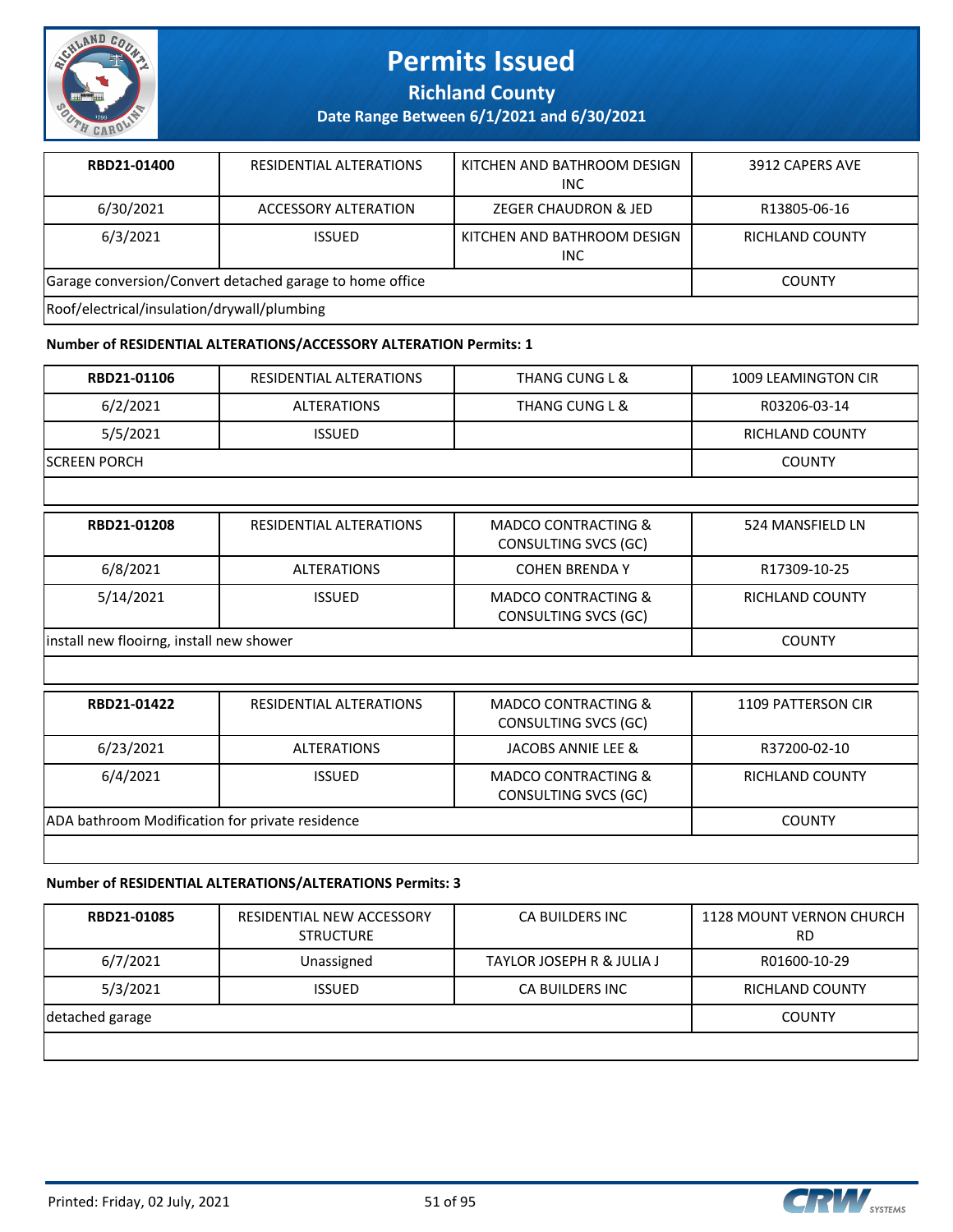# Permits Issued

**Richland County**

**Date Range Between 6/1/2021 and 6/30/2021**

| **RBD21-01400** | RESIDENTIAL ALTERATIONS | KITCHEN AND BATHROOM DESIGN INC | 3912 CAPERS AVE |
|---|---|---|---|
| 6/30/2021 | ACCESSORY ALTERATION | ZEGER CHAUDRON & JED | R13805-06-16 |
| 6/3/2021 | ISSUED | KITCHEN AND BATHROOM DESIGN INC | RICHLAND COUNTY |
| Garage conversion/Convert detached garage to home office | | | COUNTY |
| Roof/electrical/insulation/drywall/plumbing | | | |

**Number of RESIDENTIAL ALTERATIONS/ACCESSORY ALTERATION Permits: 1**

| **RBD21-01106** | RESIDENTIAL ALTERATIONS | THANG CUNG L & | 1009 LEAMINGTON CIR |
|---|---|---|---|
| 6/2/2021 | ALTERATIONS | THANG CUNG L & | R03206-03-14 |
| 5/5/2021 | ISSUED | | RICHLAND COUNTY |
| SCREEN PORCH | | | COUNTY |

| **RBD21-01208** | RESIDENTIAL ALTERATIONS | MADCO CONTRACTING & CONSULTING SVCS (GC) | 524 MANSFIELD LN |
|---|---|---|---|
| 6/8/2021 | ALTERATIONS | COHEN BRENDA Y | R17309-10-25 |
| 5/14/2021 | ISSUED | MADCO CONTRACTING & CONSULTING SVCS (GC) | RICHLAND COUNTY |
| install new flooirng, install new shower | | | COUNTY |

| **RBD21-01422** | RESIDENTIAL ALTERATIONS | MADCO CONTRACTING & CONSULTING SVCS (GC) | 1109 PATTERSON CIR |
|---|---|---|---|
| 6/23/2021 | ALTERATIONS | JACOBS ANNIE LEE & | R37200-02-10 |
| 6/4/2021 | ISSUED | MADCO CONTRACTING & CONSULTING SVCS (GC) | RICHLAND COUNTY |
| ADA bathroom Modification for private residence | | | COUNTY |

**Number of RESIDENTIAL ALTERATIONS/ALTERATIONS Permits: 3**

| **RBD21-01085** | RESIDENTIAL NEW ACCESSORY STRUCTURE | CA BUILDERS INC | 1128 MOUNT VERNON CHURCH RD |
|---|---|---|---|
| 6/7/2021 | Unassigned | TAYLOR JOSEPH R & JULIA J | R01600-10-29 |
| 5/3/2021 | ISSUED | CA BUILDERS INC | RICHLAND COUNTY |
| detached garage | | | COUNTY |

Printed: Friday, 02 July, 2021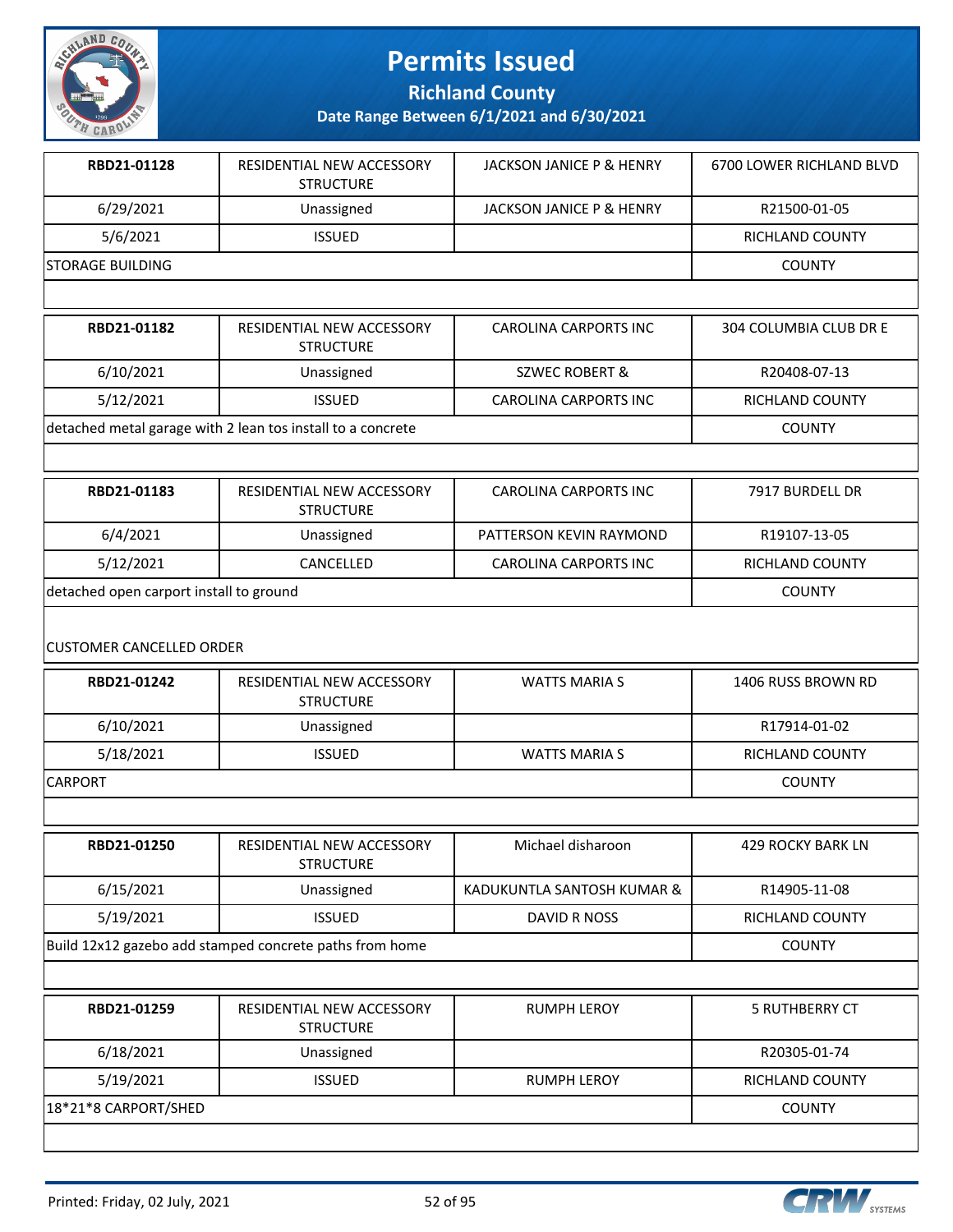# Permits Issued

## Richland County

### Date Range Between 6/1/2021 and 6/30/2021

| | | | |
|---|---|---|---|
| **RBD21-01128** | RESIDENTIAL NEW ACCESSORY STRUCTURE | JACKSON JANICE P & HENRY | 6700 LOWER RICHLAND BLVD |
| 6/29/2021 | Unassigned | JACKSON JANICE P & HENRY | R21500-01-05 |
| 5/6/2021 | ISSUED | | RICHLAND COUNTY |
| STORAGE BUILDING | | | COUNTY |

| | | | |
|---|---|---|---|
| **RBD21-01182** | RESIDENTIAL NEW ACCESSORY STRUCTURE | CAROLINA CARPORTS INC | 304 COLUMBIA CLUB DR E |
| 6/10/2021 | Unassigned | SZWEC ROBERT & | R20408-07-13 |
| 5/12/2021 | ISSUED | CAROLINA CARPORTS INC | RICHLAND COUNTY |
| detached metal garage with 2 lean tos install to a concrete | | | COUNTY |

| | | | |
|---|---|---|---|
| **RBD21-01183** | RESIDENTIAL NEW ACCESSORY STRUCTURE | CAROLINA CARPORTS INC | 7917 BURDELL DR |
| 6/4/2021 | Unassigned | PATTERSON KEVIN RAYMOND | R19107-13-05 |
| 5/12/2021 | CANCELLED | CAROLINA CARPORTS INC | RICHLAND COUNTY |
| detached open carport install to ground | | | COUNTY |

CUSTOMER CANCELLED ORDER

| | | | |
|---|---|---|---|
| **RBD21-01242** | RESIDENTIAL NEW ACCESSORY STRUCTURE | WATTS MARIA S | 1406 RUSS BROWN RD |
| 6/10/2021 | Unassigned | | R17914-01-02 |
| 5/18/2021 | ISSUED | WATTS MARIA S | RICHLAND COUNTY |
| CARPORT | | | COUNTY |

| | | | |
|---|---|---|---|
| **RBD21-01250** | RESIDENTIAL NEW ACCESSORY STRUCTURE | Michael disharoon | 429 ROCKY BARK LN |
| 6/15/2021 | Unassigned | KADUKUNTLA SANTOSH KUMAR & | R14905-11-08 |
| 5/19/2021 | ISSUED | DAVID R NOSS | RICHLAND COUNTY |
| Build 12x12 gazebo add stamped concrete paths from home | | | COUNTY |

| | | | |
|---|---|---|---|
| **RBD21-01259** | RESIDENTIAL NEW ACCESSORY STRUCTURE | RUMPH LEROY | 5 RUTHBERRY CT |
| 6/18/2021 | Unassigned | | R20305-01-74 |
| 5/19/2021 | ISSUED | RUMPH LEROY | RICHLAND COUNTY |
| 18*21*8 CARPORT/SHED | | | COUNTY |

Printed: Friday, 02 July, 2021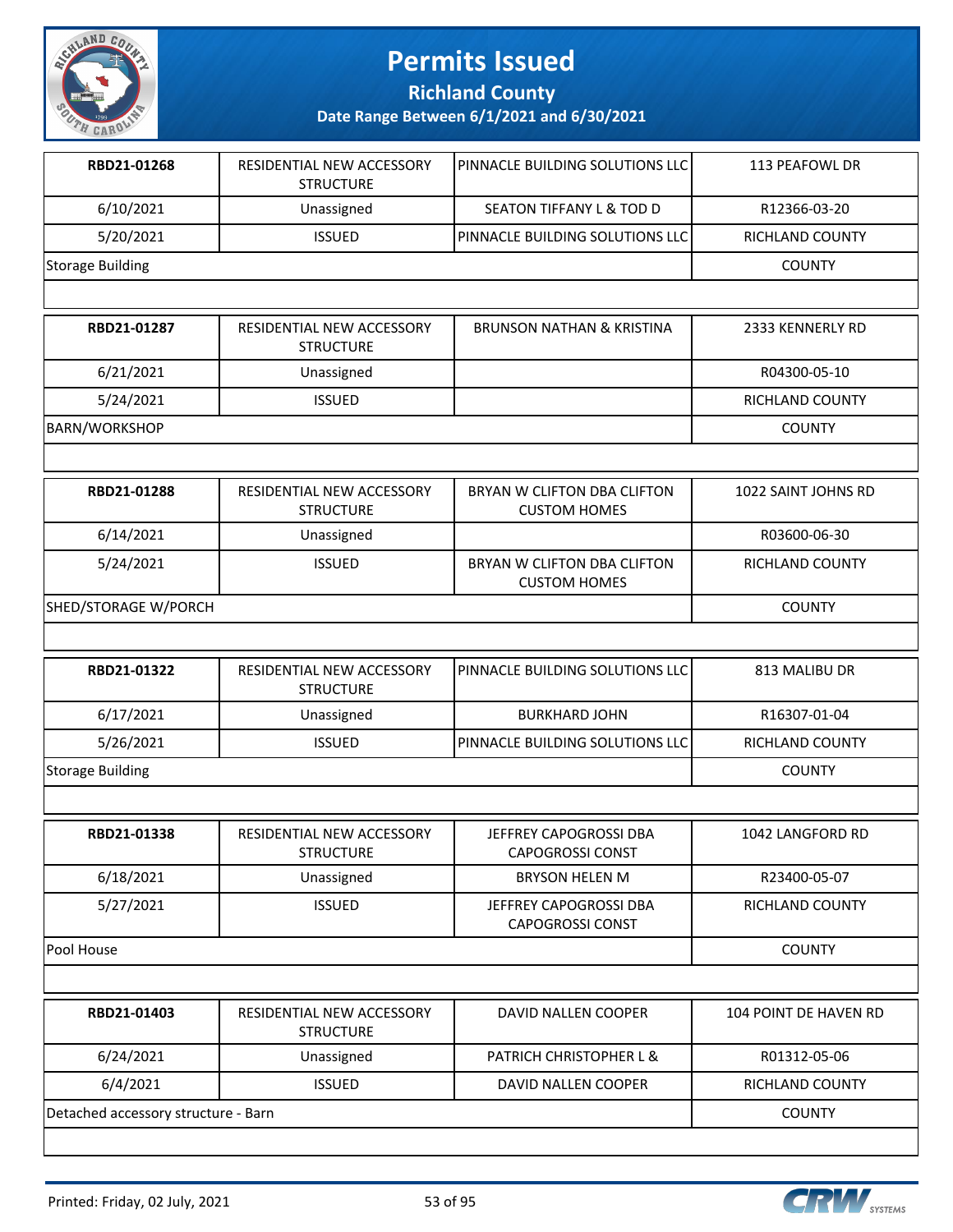# Permits Issued

**Richland County**

**Date Range Between 6/1/2021 and 6/30/2021**

| RBD21-01268 | RESIDENTIAL NEW ACCESSORY STRUCTURE | PINNACLE BUILDING SOLUTIONS LLC | 113 PEAFOWL DR |
|---|---|---|---|
| 6/10/2021 | Unassigned | SEATON TIFFANY L & TOD D | R12366-03-20 |
| 5/20/2021 | ISSUED | PINNACLE BUILDING SOLUTIONS LLC | RICHLAND COUNTY |
| Storage Building | | | COUNTY |

| RBD21-01287 | RESIDENTIAL NEW ACCESSORY STRUCTURE | BRUNSON NATHAN & KRISTINA | 2333 KENNERLY RD |
|---|---|---|---|
| 6/21/2021 | Unassigned | | R04300-05-10 |
| 5/24/2021 | ISSUED | | RICHLAND COUNTY |
| BARN/WORKSHOP | | | COUNTY |

| RBD21-01288 | RESIDENTIAL NEW ACCESSORY STRUCTURE | BRYAN W CLIFTON DBA CLIFTON CUSTOM HOMES | 1022 SAINT JOHNS RD |
|---|---|---|---|
| 6/14/2021 | Unassigned | | R03600-06-30 |
| 5/24/2021 | ISSUED | BRYAN W CLIFTON DBA CLIFTON CUSTOM HOMES | RICHLAND COUNTY |
| SHED/STORAGE W/PORCH | | | COUNTY |

| RBD21-01322 | RESIDENTIAL NEW ACCESSORY STRUCTURE | PINNACLE BUILDING SOLUTIONS LLC | 813 MALIBU DR |
|---|---|---|---|
| 6/17/2021 | Unassigned | BURKHARD JOHN | R16307-01-04 |
| 5/26/2021 | ISSUED | PINNACLE BUILDING SOLUTIONS LLC | RICHLAND COUNTY |
| Storage Building | | | COUNTY |

| RBD21-01338 | RESIDENTIAL NEW ACCESSORY STRUCTURE | JEFFREY CAPOGROSSI DBA CAPOGROSSI CONST | 1042 LANGFORD RD |
|---|---|---|---|
| 6/18/2021 | Unassigned | BRYSON HELEN M | R23400-05-07 |
| 5/27/2021 | ISSUED | JEFFREY CAPOGROSSI DBA CAPOGROSSI CONST | RICHLAND COUNTY |
| Pool House | | | COUNTY |

| RBD21-01403 | RESIDENTIAL NEW ACCESSORY STRUCTURE | DAVID NALLEN COOPER | 104 POINT DE HAVEN RD |
|---|---|---|---|
| 6/24/2021 | Unassigned | PATRICH CHRISTOPHER L & | R01312-05-06 |
| 6/4/2021 | ISSUED | DAVID NALLEN COOPER | RICHLAND COUNTY |
| Detached accessory structure - Barn | | | COUNTY |

Printed: Friday, 02 July, 2021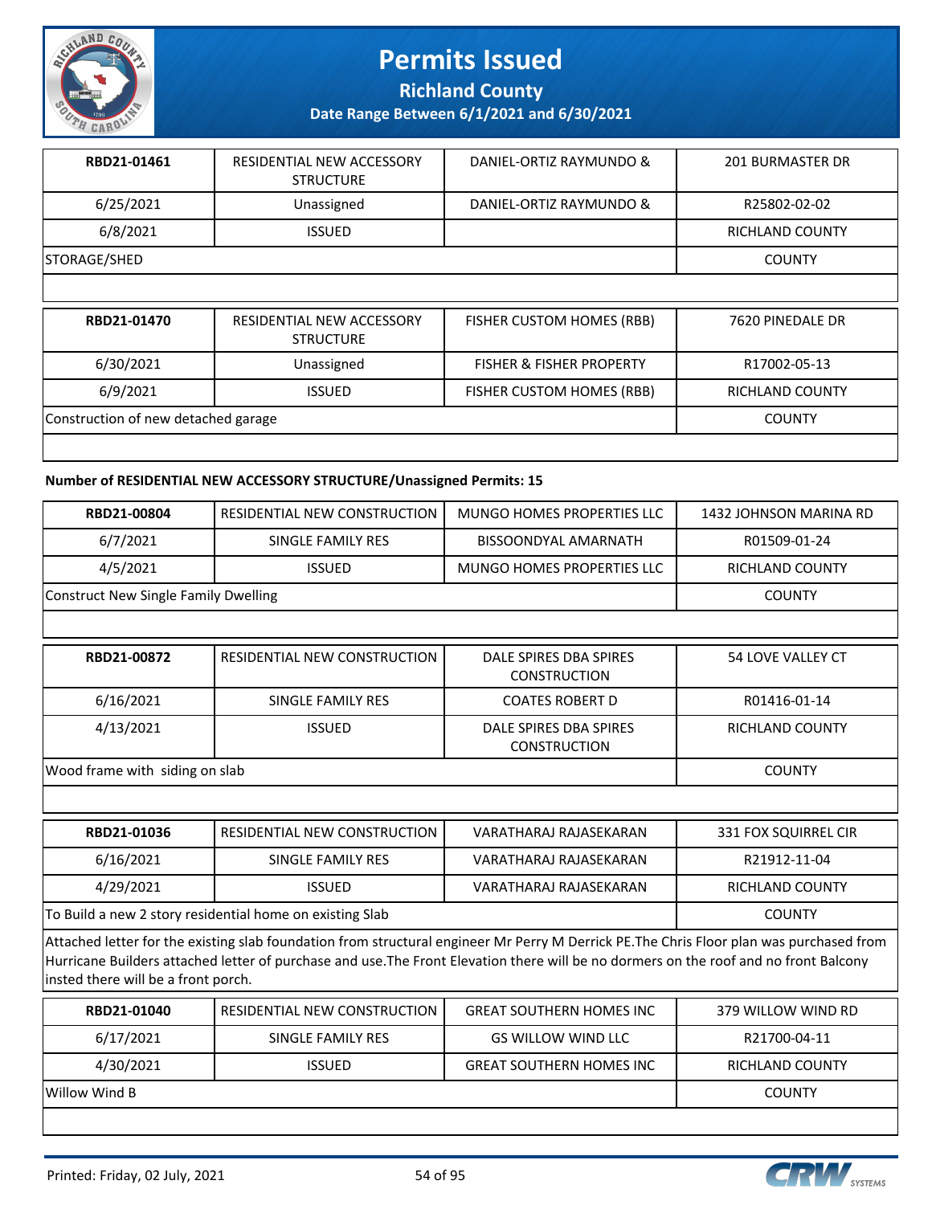| RBD21-01461 | RESIDENTIAL NEW ACCESSORY STRUCTURE | DANIEL-ORTIZ RAYMUNDO & | 201 BURMASTER DR |
|---|---|---|---|
| 6/25/2021 | Unassigned | DANIEL-ORTIZ RAYMUNDO & | R25802-02-02 |
| 6/8/2021 | ISSUED | | RICHLAND COUNTY |
| STORAGE/SHED | | | COUNTY |

| RBD21-01470 | RESIDENTIAL NEW ACCESSORY STRUCTURE | FISHER CUSTOM HOMES (RBB) | 7620 PINEDALE DR |
|---|---|---|---|
| 6/30/2021 | Unassigned | FISHER & FISHER PROPERTY | R17002-05-13 |
| 6/9/2021 | ISSUED | FISHER CUSTOM HOMES (RBB) | RICHLAND COUNTY |
| Construction of new detached garage | | | COUNTY |

**Number of RESIDENTIAL NEW ACCESSORY STRUCTURE/Unassigned Permits: 15**

| RBD21-00804 | RESIDENTIAL NEW CONSTRUCTION | MUNGO HOMES PROPERTIES LLC | 1432 JOHNSON MARINA RD |
|---|---|---|---|
| 6/7/2021 | SINGLE FAMILY RES | BISSOONDYAL AMARNATH | R01509-01-24 |
| 4/5/2021 | ISSUED | MUNGO HOMES PROPERTIES LLC | RICHLAND COUNTY |
| Construct New Single Family Dwelling | | | COUNTY |

| RBD21-00872 | RESIDENTIAL NEW CONSTRUCTION | DALE SPIRES DBA SPIRES CONSTRUCTION | 54 LOVE VALLEY CT |
|---|---|---|---|
| 6/16/2021 | SINGLE FAMILY RES | COATES ROBERT D | R01416-01-14 |
| 4/13/2021 | ISSUED | DALE SPIRES DBA SPIRES CONSTRUCTION | RICHLAND COUNTY |
| Wood frame with siding on slab | | | COUNTY |

| RBD21-01036 | RESIDENTIAL NEW CONSTRUCTION | VARATHARAJ RAJASEKARAN | 331 FOX SQUIRREL CIR |
|---|---|---|---|
| 6/16/2021 | SINGLE FAMILY RES | VARATHARAJ RAJASEKARAN | R21912-11-04 |
| 4/29/2021 | ISSUED | VARATHARAJ RAJASEKARAN | RICHLAND COUNTY |
| To Build a new 2 story residential home on existing Slab | | | COUNTY |
| Attached letter for the existing slab foundation from structural engineer Mr Perry M Derrick PE.The Chris Floor plan was purchased from Hurricane Builders attached letter of purchase and use.The Front Elevation there will be no dormers on the roof and no front Balcony insted there will be a front porch. | | | |

| RBD21-01040 | RESIDENTIAL NEW CONSTRUCTION | GREAT SOUTHERN HOMES INC | 379 WILLOW WIND RD |
|---|---|---|---|
| 6/17/2021 | SINGLE FAMILY RES | GS WILLOW WIND LLC | R21700-04-11 |
| 4/30/2021 | ISSUED | GREAT SOUTHERN HOMES INC | RICHLAND COUNTY |
| Willow Wind B | | | COUNTY |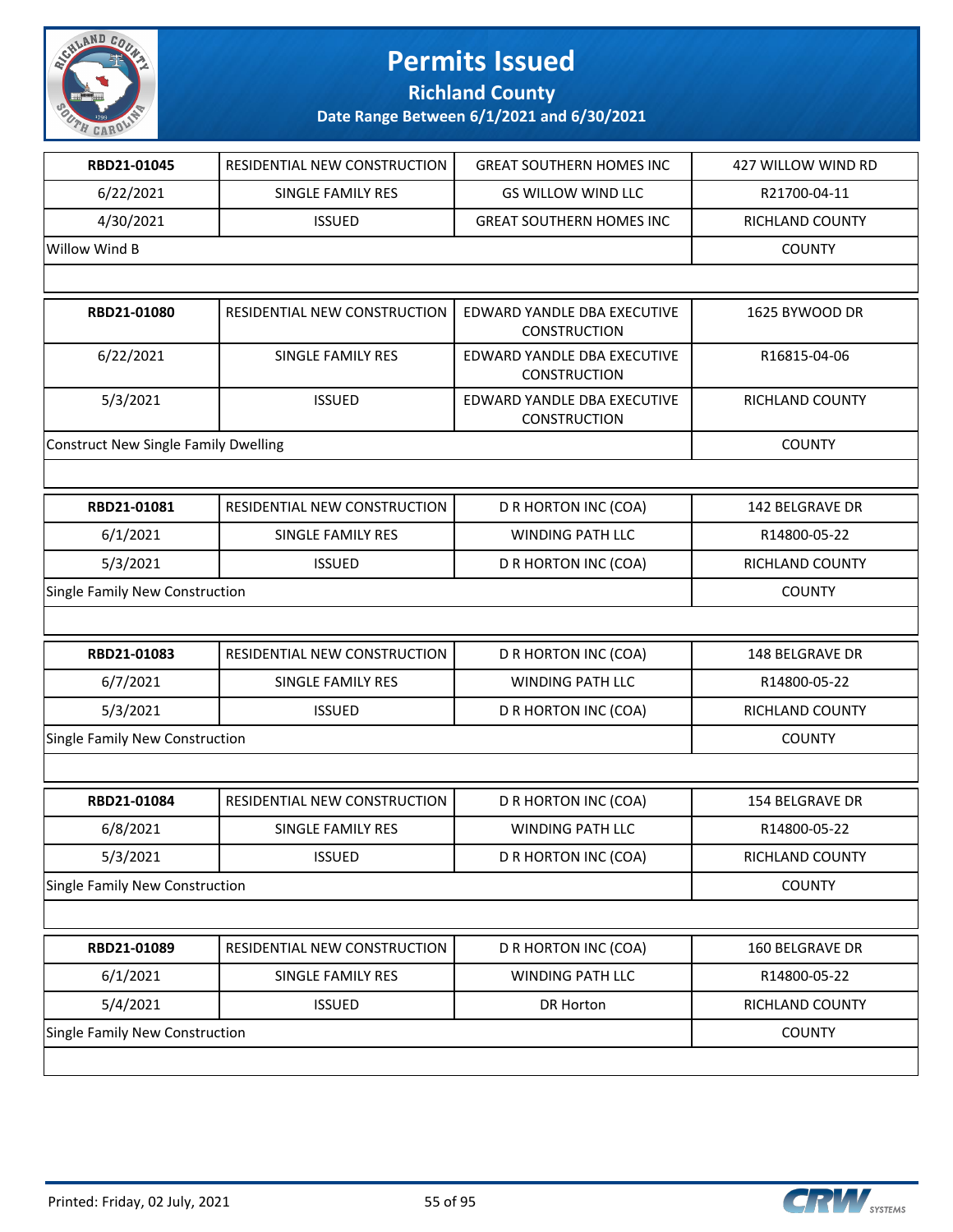# Permits Issued

## Richland County

### Date Range Between 6/1/2021 and 6/30/2021

| RBD21-01045 | RESIDENTIAL NEW CONSTRUCTION | GREAT SOUTHERN HOMES INC | 427 WILLOW WIND RD |
|---|---|---|---|
| 6/22/2021 | SINGLE FAMILY RES | GS WILLOW WIND LLC | R21700-04-11 |
| 4/30/2021 | ISSUED | GREAT SOUTHERN HOMES INC | RICHLAND COUNTY |
| Willow Wind B | | | COUNTY |

| RBD21-01080 | RESIDENTIAL NEW CONSTRUCTION | EDWARD YANDLE DBA EXECUTIVE CONSTRUCTION | 1625 BYWOOD DR |
|---|---|---|---|
| 6/22/2021 | SINGLE FAMILY RES | EDWARD YANDLE DBA EXECUTIVE CONSTRUCTION | R16815-04-06 |
| 5/3/2021 | ISSUED | EDWARD YANDLE DBA EXECUTIVE CONSTRUCTION | RICHLAND COUNTY |
| Construct New Single Family Dwelling | | | COUNTY |

| RBD21-01081 | RESIDENTIAL NEW CONSTRUCTION | D R HORTON INC (COA) | 142 BELGRAVE DR |
|---|---|---|---|
| 6/1/2021 | SINGLE FAMILY RES | WINDING PATH LLC | R14800-05-22 |
| 5/3/2021 | ISSUED | D R HORTON INC (COA) | RICHLAND COUNTY |
| Single Family New Construction | | | COUNTY |

| RBD21-01083 | RESIDENTIAL NEW CONSTRUCTION | D R HORTON INC (COA) | 148 BELGRAVE DR |
|---|---|---|---|
| 6/7/2021 | SINGLE FAMILY RES | WINDING PATH LLC | R14800-05-22 |
| 5/3/2021 | ISSUED | D R HORTON INC (COA) | RICHLAND COUNTY |
| Single Family New Construction | | | COUNTY |

| RBD21-01084 | RESIDENTIAL NEW CONSTRUCTION | D R HORTON INC (COA) | 154 BELGRAVE DR |
|---|---|---|---|
| 6/8/2021 | SINGLE FAMILY RES | WINDING PATH LLC | R14800-05-22 |
| 5/3/2021 | ISSUED | D R HORTON INC (COA) | RICHLAND COUNTY |
| Single Family New Construction | | | COUNTY |

| RBD21-01089 | RESIDENTIAL NEW CONSTRUCTION | D R HORTON INC (COA) | 160 BELGRAVE DR |
|---|---|---|---|
| 6/1/2021 | SINGLE FAMILY RES | WINDING PATH LLC | R14800-05-22 |
| 5/4/2021 | ISSUED | DR Horton | RICHLAND COUNTY |
| Single Family New Construction | | | COUNTY |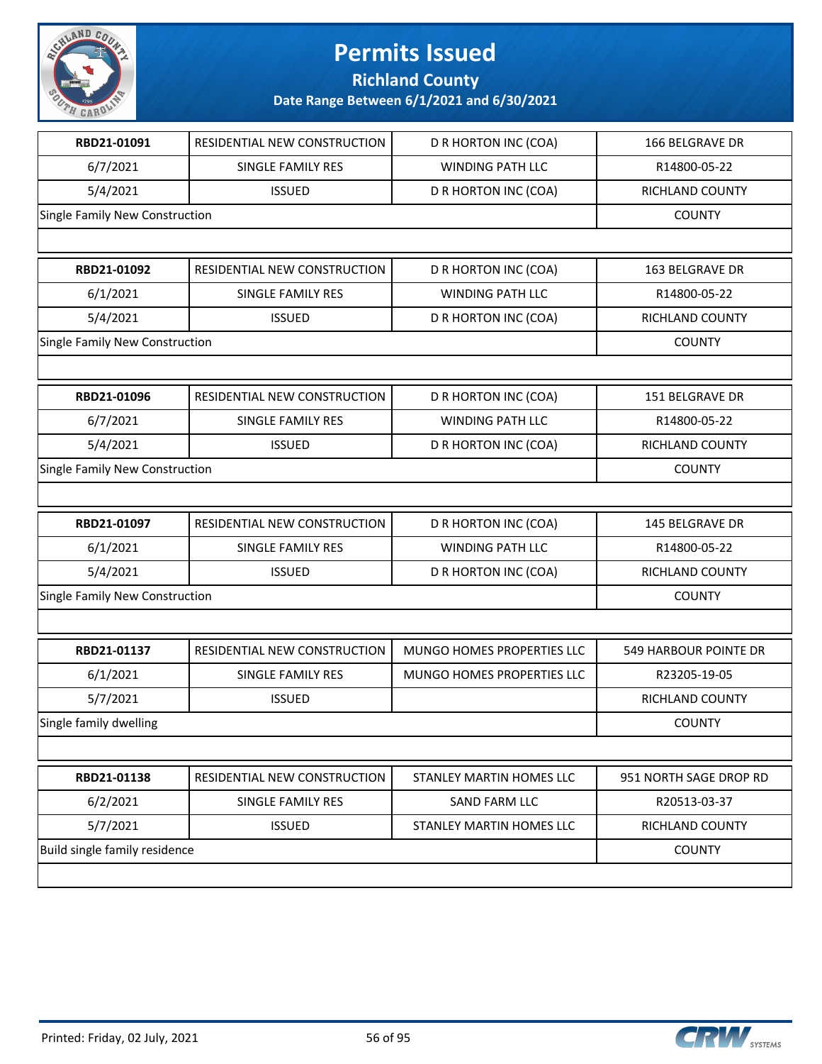# Permits Issued

## Richland County

### Date Range Between 6/1/2021 and 6/30/2021

| RBD21-01091 | RESIDENTIAL NEW CONSTRUCTION | D R HORTON INC (COA) | 166 BELGRAVE DR |
|---|---|---|---|
| 6/7/2021 | SINGLE FAMILY RES | WINDING PATH LLC | R14800-05-22 |
| 5/4/2021 | ISSUED | D R HORTON INC (COA) | RICHLAND COUNTY |
| Single Family New Construction | | | COUNTY |

| RBD21-01092 | RESIDENTIAL NEW CONSTRUCTION | D R HORTON INC (COA) | 163 BELGRAVE DR |
|---|---|---|---|
| 6/1/2021 | SINGLE FAMILY RES | WINDING PATH LLC | R14800-05-22 |
| 5/4/2021 | ISSUED | D R HORTON INC (COA) | RICHLAND COUNTY |
| Single Family New Construction | | | COUNTY |

| RBD21-01096 | RESIDENTIAL NEW CONSTRUCTION | D R HORTON INC (COA) | 151 BELGRAVE DR |
|---|---|---|---|
| 6/7/2021 | SINGLE FAMILY RES | WINDING PATH LLC | R14800-05-22 |
| 5/4/2021 | ISSUED | D R HORTON INC (COA) | RICHLAND COUNTY |
| Single Family New Construction | | | COUNTY |

| RBD21-01097 | RESIDENTIAL NEW CONSTRUCTION | D R HORTON INC (COA) | 145 BELGRAVE DR |
|---|---|---|---|
| 6/1/2021 | SINGLE FAMILY RES | WINDING PATH LLC | R14800-05-22 |
| 5/4/2021 | ISSUED | D R HORTON INC (COA) | RICHLAND COUNTY |
| Single Family New Construction | | | COUNTY |

| RBD21-01137 | RESIDENTIAL NEW CONSTRUCTION | MUNGO HOMES PROPERTIES LLC | 549 HARBOUR POINTE DR |
|---|---|---|---|
| 6/1/2021 | SINGLE FAMILY RES | MUNGO HOMES PROPERTIES LLC | R23205-19-05 |
| 5/7/2021 | ISSUED | | RICHLAND COUNTY |
| Single family dwelling | | | COUNTY |

| RBD21-01138 | RESIDENTIAL NEW CONSTRUCTION | STANLEY MARTIN HOMES LLC | 951 NORTH SAGE DROP RD |
|---|---|---|---|
| 6/2/2021 | SINGLE FAMILY RES | SAND FARM LLC | R20513-03-37 |
| 5/7/2021 | ISSUED | STANLEY MARTIN HOMES LLC | RICHLAND COUNTY |
| Build single family residence | | | COUNTY |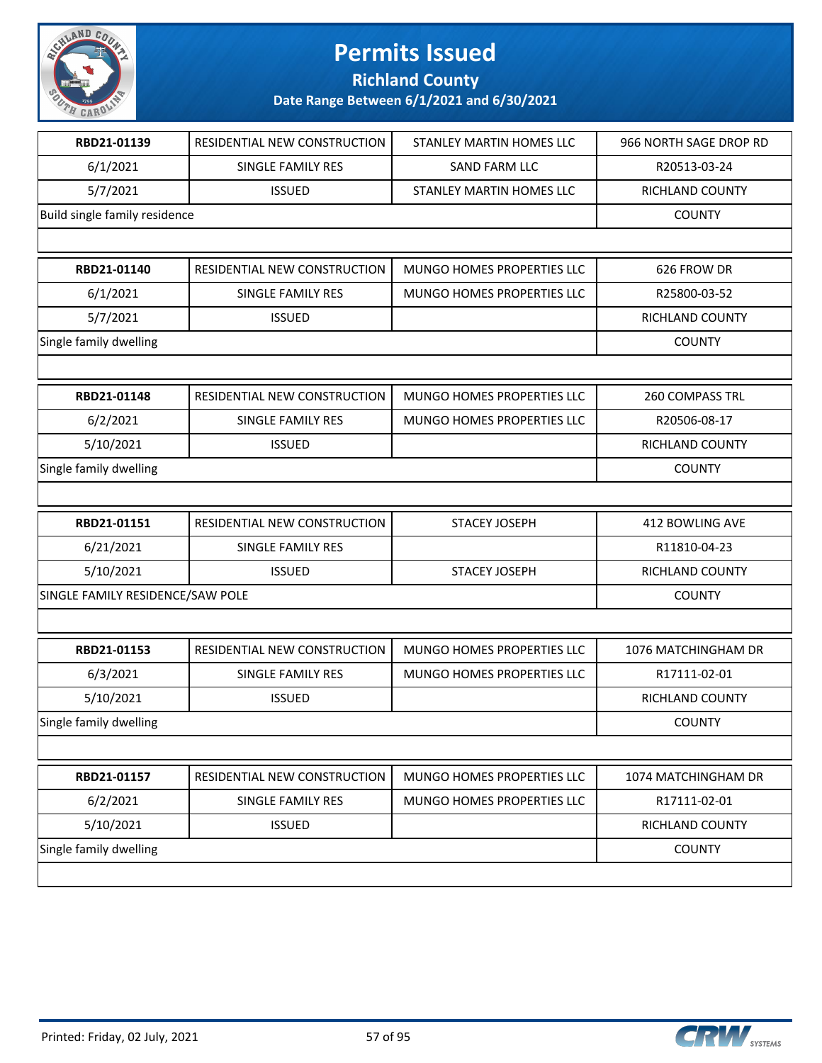# Permits Issued

## Richland County

### Date Range Between 6/1/2021 and 6/30/2021

| | | | |
|---|---|---|---|
| **RBD21-01139** | RESIDENTIAL NEW CONSTRUCTION | STANLEY MARTIN HOMES LLC | 966 NORTH SAGE DROP RD |
| 6/1/2021 | SINGLE FAMILY RES | SAND FARM LLC | R20513-03-24 |
| 5/7/2021 | ISSUED | STANLEY MARTIN HOMES LLC | RICHLAND COUNTY |
| Build single family residence | | | COUNTY |

| | | | |
|---|---|---|---|
| **RBD21-01140** | RESIDENTIAL NEW CONSTRUCTION | MUNGO HOMES PROPERTIES LLC | 626 FROW DR |
| 6/1/2021 | SINGLE FAMILY RES | MUNGO HOMES PROPERTIES LLC | R25800-03-52 |
| 5/7/2021 | ISSUED | | RICHLAND COUNTY |
| Single family dwelling | | | COUNTY |

| | | | |
|---|---|---|---|
| **RBD21-01148** | RESIDENTIAL NEW CONSTRUCTION | MUNGO HOMES PROPERTIES LLC | 260 COMPASS TRL |
| 6/2/2021 | SINGLE FAMILY RES | MUNGO HOMES PROPERTIES LLC | R20506-08-17 |
| 5/10/2021 | ISSUED | | RICHLAND COUNTY |
| Single family dwelling | | | COUNTY |

| | | | |
|---|---|---|---|
| **RBD21-01151** | RESIDENTIAL NEW CONSTRUCTION | STACEY JOSEPH | 412 BOWLING AVE |
| 6/21/2021 | SINGLE FAMILY RES | | R11810-04-23 |
| 5/10/2021 | ISSUED | STACEY JOSEPH | RICHLAND COUNTY |
| SINGLE FAMILY RESIDENCE/SAW POLE | | | COUNTY |

| | | | |
|---|---|---|---|
| **RBD21-01153** | RESIDENTIAL NEW CONSTRUCTION | MUNGO HOMES PROPERTIES LLC | 1076 MATCHINGHAM DR |
| 6/3/2021 | SINGLE FAMILY RES | MUNGO HOMES PROPERTIES LLC | R17111-02-01 |
| 5/10/2021 | ISSUED | | RICHLAND COUNTY |
| Single family dwelling | | | COUNTY |

| | | | |
|---|---|---|---|
| **RBD21-01157** | RESIDENTIAL NEW CONSTRUCTION | MUNGO HOMES PROPERTIES LLC | 1074 MATCHINGHAM DR |
| 6/2/2021 | SINGLE FAMILY RES | MUNGO HOMES PROPERTIES LLC | R17111-02-01 |
| 5/10/2021 | ISSUED | | RICHLAND COUNTY |
| Single family dwelling | | | COUNTY |

Printed: Friday, 02 July, 2021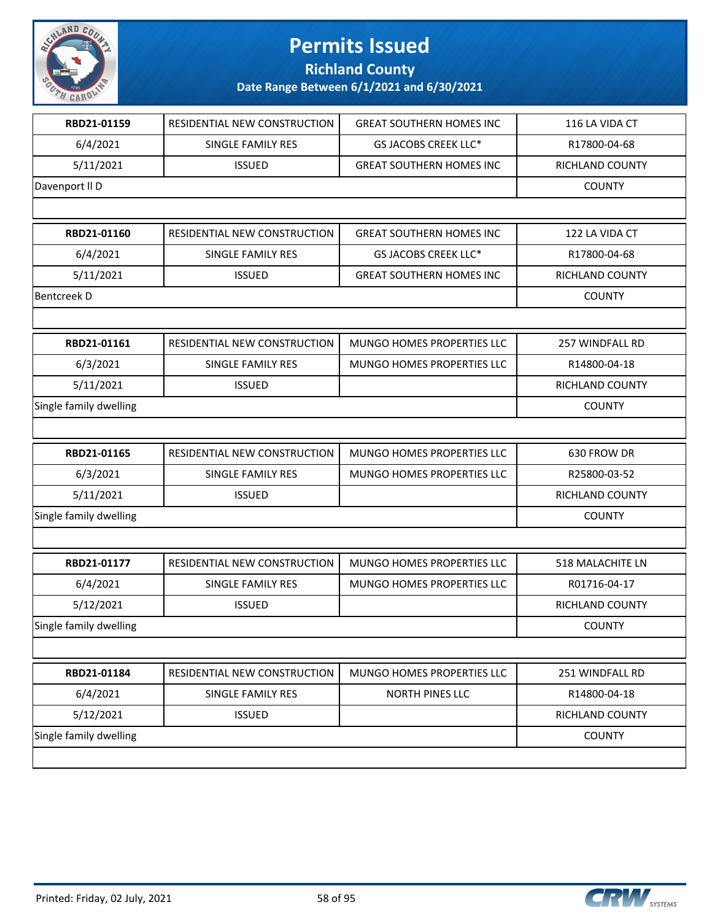# Permits Issued

**Richland County**

**Date Range Between 6/1/2021 and 6/30/2021**

| RBD21-01159 | RESIDENTIAL NEW CONSTRUCTION | GREAT SOUTHERN HOMES INC | 116 LA VIDA CT |
|---|---|---|---|
| 6/4/2021 | SINGLE FAMILY RES | GS JACOBS CREEK LLC* | R17800-04-68 |
| 5/11/2021 | ISSUED | GREAT SOUTHERN HOMES INC | RICHLAND COUNTY |
| Davenport ll D | | | COUNTY |

| RBD21-01160 | RESIDENTIAL NEW CONSTRUCTION | GREAT SOUTHERN HOMES INC | 122 LA VIDA CT |
|---|---|---|---|
| 6/4/2021 | SINGLE FAMILY RES | GS JACOBS CREEK LLC* | R17800-04-68 |
| 5/11/2021 | ISSUED | GREAT SOUTHERN HOMES INC | RICHLAND COUNTY |
| Bentcreek D | | | COUNTY |

| RBD21-01161 | RESIDENTIAL NEW CONSTRUCTION | MUNGO HOMES PROPERTIES LLC | 257 WINDFALL RD |
|---|---|---|---|
| 6/3/2021 | SINGLE FAMILY RES | MUNGO HOMES PROPERTIES LLC | R14800-04-18 |
| 5/11/2021 | ISSUED | | RICHLAND COUNTY |
| Single family dwelling | | | COUNTY |

| RBD21-01165 | RESIDENTIAL NEW CONSTRUCTION | MUNGO HOMES PROPERTIES LLC | 630 FROW DR |
|---|---|---|---|
| 6/3/2021 | SINGLE FAMILY RES | MUNGO HOMES PROPERTIES LLC | R25800-03-52 |
| 5/11/2021 | ISSUED | | RICHLAND COUNTY |
| Single family dwelling | | | COUNTY |

| RBD21-01177 | RESIDENTIAL NEW CONSTRUCTION | MUNGO HOMES PROPERTIES LLC | 518 MALACHITE LN |
|---|---|---|---|
| 6/4/2021 | SINGLE FAMILY RES | MUNGO HOMES PROPERTIES LLC | R01716-04-17 |
| 5/12/2021 | ISSUED | | RICHLAND COUNTY |
| Single family dwelling | | | COUNTY |

| RBD21-01184 | RESIDENTIAL NEW CONSTRUCTION | MUNGO HOMES PROPERTIES LLC | 251 WINDFALL RD |
|---|---|---|---|
| 6/4/2021 | SINGLE FAMILY RES | NORTH PINES LLC | R14800-04-18 |
| 5/12/2021 | ISSUED | | RICHLAND COUNTY |
| Single family dwelling | | | COUNTY |

Printed: Friday, 02 July, 2021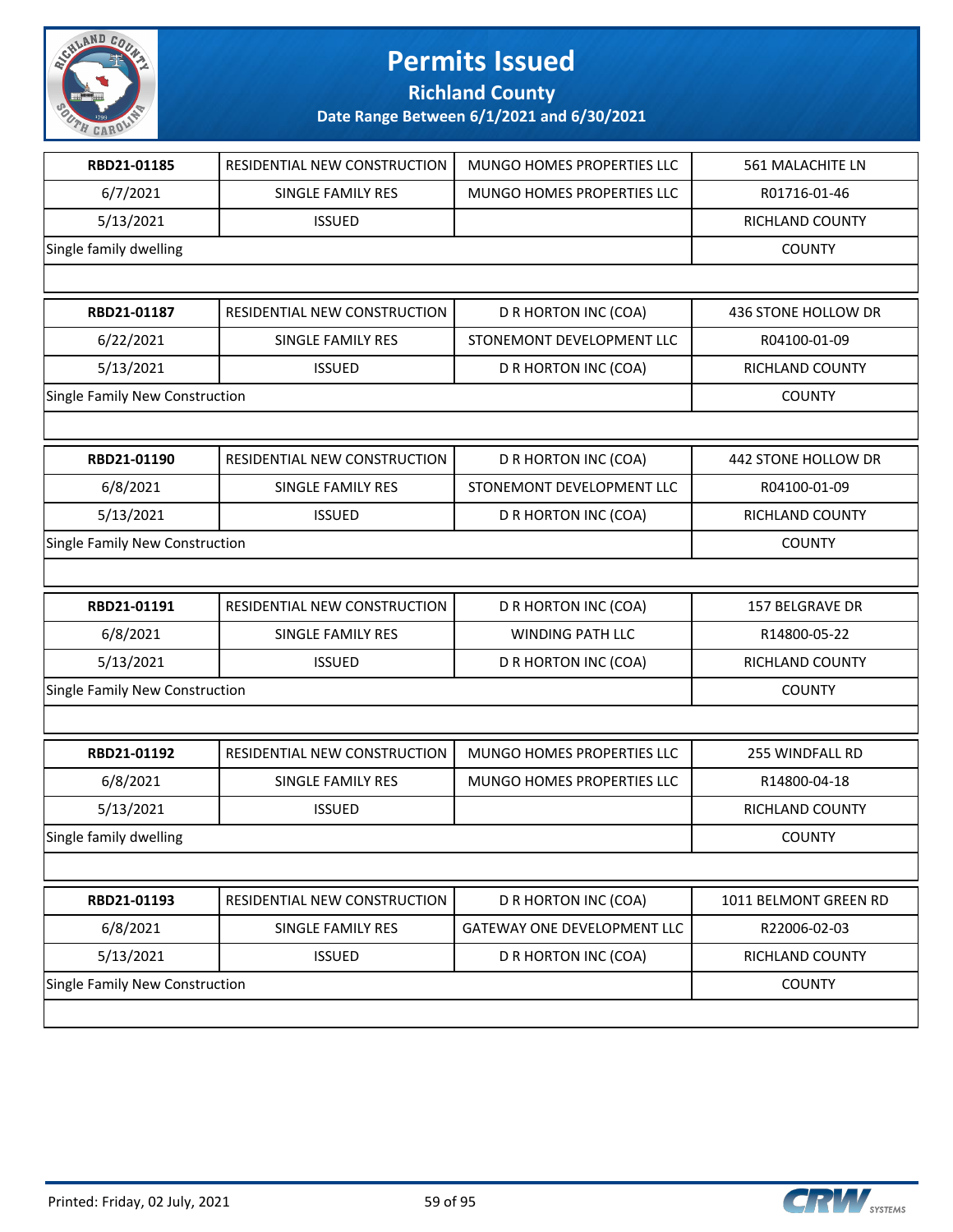# Permits Issued

## Richland County

### Date Range Between 6/1/2021 and 6/30/2021

| | | | |
|---|---|---|---|
| **RBD21-01185** | RESIDENTIAL NEW CONSTRUCTION | MUNGO HOMES PROPERTIES LLC | 561 MALACHITE LN |
| 6/7/2021 | SINGLE FAMILY RES | MUNGO HOMES PROPERTIES LLC | R01716-01-46 |
| 5/13/2021 | ISSUED | | RICHLAND COUNTY |
| Single family dwelling | | | COUNTY |

| | | | |
|---|---|---|---|
| **RBD21-01187** | RESIDENTIAL NEW CONSTRUCTION | D R HORTON INC (COA) | 436 STONE HOLLOW DR |
| 6/22/2021 | SINGLE FAMILY RES | STONEMONT DEVELOPMENT LLC | R04100-01-09 |
| 5/13/2021 | ISSUED | D R HORTON INC (COA) | RICHLAND COUNTY |
| Single Family New Construction | | | COUNTY |

| | | | |
|---|---|---|---|
| **RBD21-01190** | RESIDENTIAL NEW CONSTRUCTION | D R HORTON INC (COA) | 442 STONE HOLLOW DR |
| 6/8/2021 | SINGLE FAMILY RES | STONEMONT DEVELOPMENT LLC | R04100-01-09 |
| 5/13/2021 | ISSUED | D R HORTON INC (COA) | RICHLAND COUNTY |
| Single Family New Construction | | | COUNTY |

| | | | |
|---|---|---|---|
| **RBD21-01191** | RESIDENTIAL NEW CONSTRUCTION | D R HORTON INC (COA) | 157 BELGRAVE DR |
| 6/8/2021 | SINGLE FAMILY RES | WINDING PATH LLC | R14800-05-22 |
| 5/13/2021 | ISSUED | D R HORTON INC (COA) | RICHLAND COUNTY |
| Single Family New Construction | | | COUNTY |

| | | | |
|---|---|---|---|
| **RBD21-01192** | RESIDENTIAL NEW CONSTRUCTION | MUNGO HOMES PROPERTIES LLC | 255 WINDFALL RD |
| 6/8/2021 | SINGLE FAMILY RES | MUNGO HOMES PROPERTIES LLC | R14800-04-18 |
| 5/13/2021 | ISSUED | | RICHLAND COUNTY |
| Single family dwelling | | | COUNTY |

| | | | |
|---|---|---|---|
| **RBD21-01193** | RESIDENTIAL NEW CONSTRUCTION | D R HORTON INC (COA) | 1011 BELMONT GREEN RD |
| 6/8/2021 | SINGLE FAMILY RES | GATEWAY ONE DEVELOPMENT LLC | R22006-02-03 |
| 5/13/2021 | ISSUED | D R HORTON INC (COA) | RICHLAND COUNTY |
| Single Family New Construction | | | COUNTY |

Printed: Friday, 02 July, 2021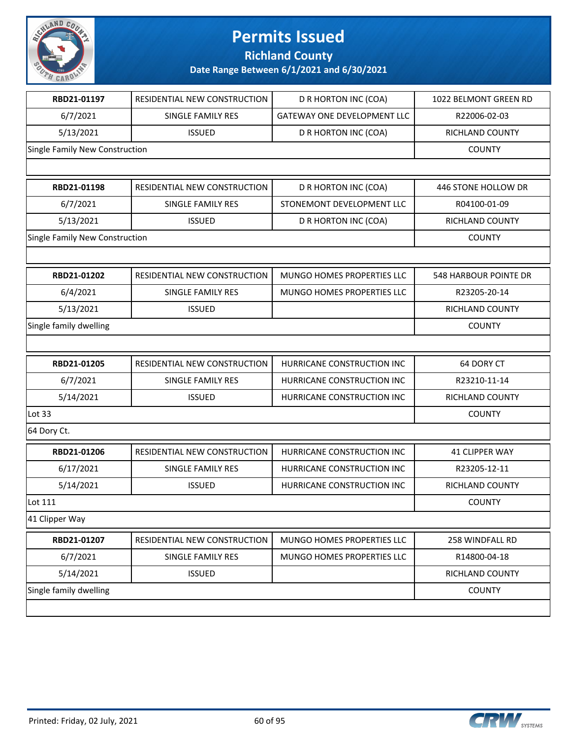# Permits Issued

## Richland County

**Date Range Between 6/1/2021 and 6/30/2021**

| **RBD21-01197** | RESIDENTIAL NEW CONSTRUCTION | D R HORTON INC (COA) | 1022 BELMONT GREEN RD |
|---|---|---|---|
| 6/7/2021 | SINGLE FAMILY RES | GATEWAY ONE DEVELOPMENT LLC | R22006-02-03 |
| 5/13/2021 | ISSUED | D R HORTON INC (COA) | RICHLAND COUNTY |
| Single Family New Construction | | | COUNTY |

| **RBD21-01198** | RESIDENTIAL NEW CONSTRUCTION | D R HORTON INC (COA) | 446 STONE HOLLOW DR |
|---|---|---|---|
| 6/7/2021 | SINGLE FAMILY RES | STONEMONT DEVELOPMENT LLC | R04100-01-09 |
| 5/13/2021 | ISSUED | D R HORTON INC (COA) | RICHLAND COUNTY |
| Single Family New Construction | | | COUNTY |

| **RBD21-01202** | RESIDENTIAL NEW CONSTRUCTION | MUNGO HOMES PROPERTIES LLC | 548 HARBOUR POINTE DR |
|---|---|---|---|
| 6/4/2021 | SINGLE FAMILY RES | MUNGO HOMES PROPERTIES LLC | R23205-20-14 |
| 5/13/2021 | ISSUED | | RICHLAND COUNTY |
| Single family dwelling | | | COUNTY |

| **RBD21-01205** | RESIDENTIAL NEW CONSTRUCTION | HURRICANE CONSTRUCTION INC | 64 DORY CT |
|---|---|---|---|
| 6/7/2021 | SINGLE FAMILY RES | HURRICANE CONSTRUCTION INC | R23210-11-14 |
| 5/14/2021 | ISSUED | HURRICANE CONSTRUCTION INC | RICHLAND COUNTY |
| Lot 33 | | | COUNTY |
| 64 Dory Ct. | | | |

| **RBD21-01206** | RESIDENTIAL NEW CONSTRUCTION | HURRICANE CONSTRUCTION INC | 41 CLIPPER WAY |
|---|---|---|---|
| 6/17/2021 | SINGLE FAMILY RES | HURRICANE CONSTRUCTION INC | R23205-12-11 |
| 5/14/2021 | ISSUED | HURRICANE CONSTRUCTION INC | RICHLAND COUNTY |
| Lot 111 | | | COUNTY |
| 41 Clipper Way | | | |

| **RBD21-01207** | RESIDENTIAL NEW CONSTRUCTION | MUNGO HOMES PROPERTIES LLC | 258 WINDFALL RD |
|---|---|---|---|
| 6/7/2021 | SINGLE FAMILY RES | MUNGO HOMES PROPERTIES LLC | R14800-04-18 |
| 5/14/2021 | ISSUED | | RICHLAND COUNTY |
| Single family dwelling | | | COUNTY |

Printed: Friday, 02 July, 2021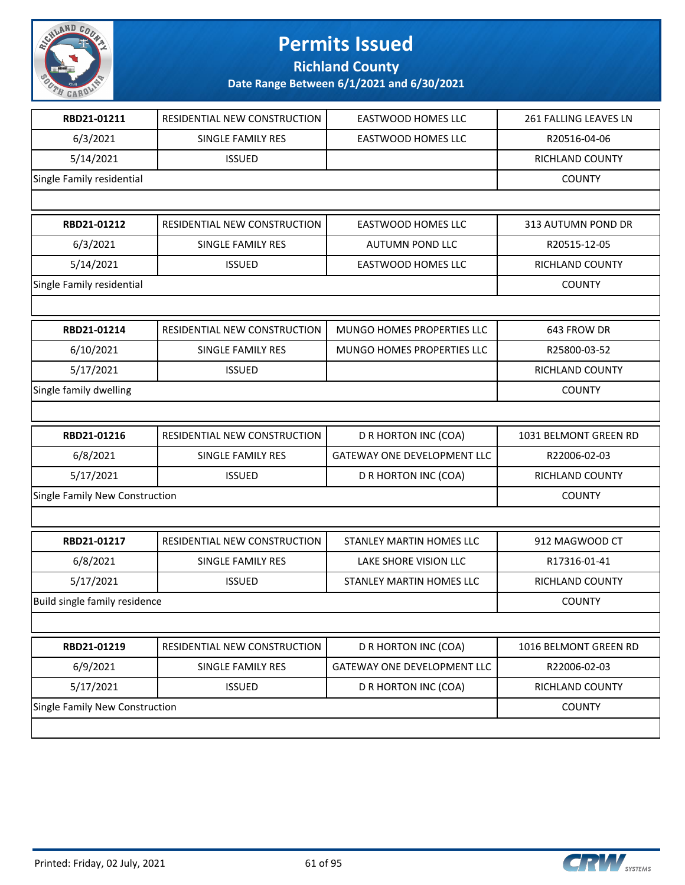# Permits Issued

## Richland County

### Date Range Between 6/1/2021 and 6/30/2021

| | | | |
|---|---|---|---|
| **RBD21-01211** | RESIDENTIAL NEW CONSTRUCTION | EASTWOOD HOMES LLC | 261 FALLING LEAVES LN |
| 6/3/2021 | SINGLE FAMILY RES | EASTWOOD HOMES LLC | R20516-04-06 |
| 5/14/2021 | ISSUED | | RICHLAND COUNTY |
| Single Family residential | | | COUNTY |

| | | | |
|---|---|---|---|
| **RBD21-01212** | RESIDENTIAL NEW CONSTRUCTION | EASTWOOD HOMES LLC | 313 AUTUMN POND DR |
| 6/3/2021 | SINGLE FAMILY RES | AUTUMN POND LLC | R20515-12-05 |
| 5/14/2021 | ISSUED | EASTWOOD HOMES LLC | RICHLAND COUNTY |
| Single Family residential | | | COUNTY |

| | | | |
|---|---|---|---|
| **RBD21-01214** | RESIDENTIAL NEW CONSTRUCTION | MUNGO HOMES PROPERTIES LLC | 643 FROW DR |
| 6/10/2021 | SINGLE FAMILY RES | MUNGO HOMES PROPERTIES LLC | R25800-03-52 |
| 5/17/2021 | ISSUED | | RICHLAND COUNTY |
| Single family dwelling | | | COUNTY |

| | | | |
|---|---|---|---|
| **RBD21-01216** | RESIDENTIAL NEW CONSTRUCTION | D R HORTON INC (COA) | 1031 BELMONT GREEN RD |
| 6/8/2021 | SINGLE FAMILY RES | GATEWAY ONE DEVELOPMENT LLC | R22006-02-03 |
| 5/17/2021 | ISSUED | D R HORTON INC (COA) | RICHLAND COUNTY |
| Single Family New Construction | | | COUNTY |

| | | | |
|---|---|---|---|
| **RBD21-01217** | RESIDENTIAL NEW CONSTRUCTION | STANLEY MARTIN HOMES LLC | 912 MAGWOOD CT |
| 6/8/2021 | SINGLE FAMILY RES | LAKE SHORE VISION LLC | R17316-01-41 |
| 5/17/2021 | ISSUED | STANLEY MARTIN HOMES LLC | RICHLAND COUNTY |
| Build single family residence | | | COUNTY |

| | | | |
|---|---|---|---|
| **RBD21-01219** | RESIDENTIAL NEW CONSTRUCTION | D R HORTON INC (COA) | 1016 BELMONT GREEN RD |
| 6/9/2021 | SINGLE FAMILY RES | GATEWAY ONE DEVELOPMENT LLC | R22006-02-03 |
| 5/17/2021 | ISSUED | D R HORTON INC (COA) | RICHLAND COUNTY |
| Single Family New Construction | | | COUNTY |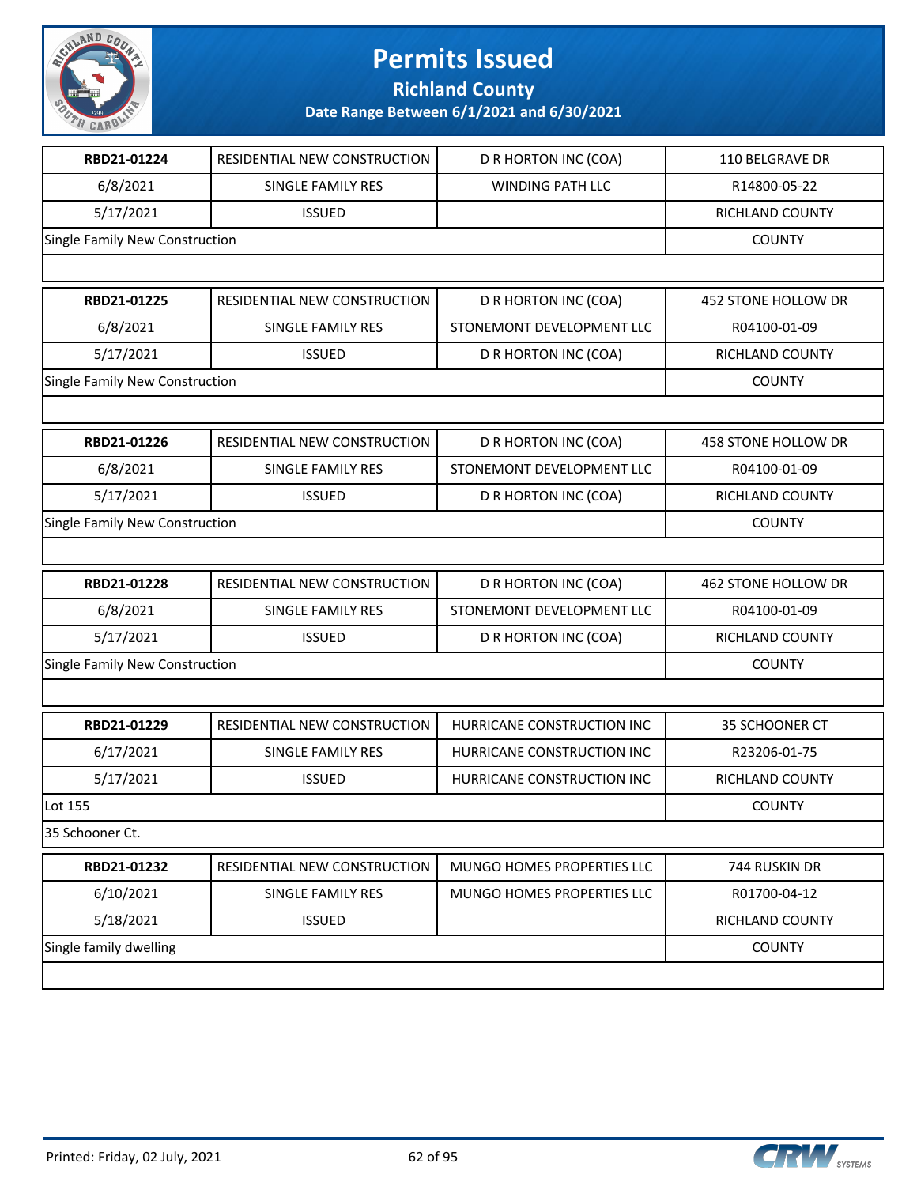# Permits Issued

## Richland County

### Date Range Between 6/1/2021 and 6/30/2021

| RBD21-01224 | RESIDENTIAL NEW CONSTRUCTION | D R HORTON INC (COA) | 110 BELGRAVE DR |
|---|---|---|---|
| 6/8/2021 | SINGLE FAMILY RES | WINDING PATH LLC | R14800-05-22 |
| 5/17/2021 | ISSUED | | RICHLAND COUNTY |
| Single Family New Construction | | | COUNTY |
| | | | |

| RBD21-01225 | RESIDENTIAL NEW CONSTRUCTION | D R HORTON INC (COA) | 452 STONE HOLLOW DR |
|---|---|---|---|
| 6/8/2021 | SINGLE FAMILY RES | STONEMONT DEVELOPMENT LLC | R04100-01-09 |
| 5/17/2021 | ISSUED | D R HORTON INC (COA) | RICHLAND COUNTY |
| Single Family New Construction | | | COUNTY |
| | | | |

| RBD21-01226 | RESIDENTIAL NEW CONSTRUCTION | D R HORTON INC (COA) | 458 STONE HOLLOW DR |
|---|---|---|---|
| 6/8/2021 | SINGLE FAMILY RES | STONEMONT DEVELOPMENT LLC | R04100-01-09 |
| 5/17/2021 | ISSUED | D R HORTON INC (COA) | RICHLAND COUNTY |
| Single Family New Construction | | | COUNTY |
| | | | |

| RBD21-01228 | RESIDENTIAL NEW CONSTRUCTION | D R HORTON INC (COA) | 462 STONE HOLLOW DR |
|---|---|---|---|
| 6/8/2021 | SINGLE FAMILY RES | STONEMONT DEVELOPMENT LLC | R04100-01-09 |
| 5/17/2021 | ISSUED | D R HORTON INC (COA) | RICHLAND COUNTY |
| Single Family New Construction | | | COUNTY |
| | | | |

| RBD21-01229 | RESIDENTIAL NEW CONSTRUCTION | HURRICANE CONSTRUCTION INC | 35 SCHOONER CT |
|---|---|---|---|
| 6/17/2021 | SINGLE FAMILY RES | HURRICANE CONSTRUCTION INC | R23206-01-75 |
| 5/17/2021 | ISSUED | HURRICANE CONSTRUCTION INC | RICHLAND COUNTY |
| Lot 155 | | | COUNTY |
| 35 Schooner Ct. | | | |

| RBD21-01232 | RESIDENTIAL NEW CONSTRUCTION | MUNGO HOMES PROPERTIES LLC | 744 RUSKIN DR |
|---|---|---|---|
| 6/10/2021 | SINGLE FAMILY RES | MUNGO HOMES PROPERTIES LLC | R01700-04-12 |
| 5/18/2021 | ISSUED | | RICHLAND COUNTY |
| Single family dwelling | | | COUNTY |
| | | | |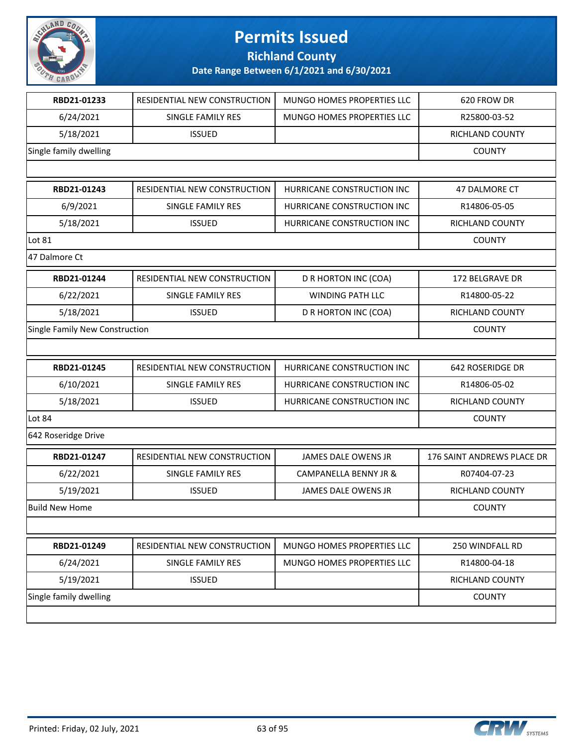# Permits Issued

## Richland County

### Date Range Between 6/1/2021 and 6/30/2021

| | | | |
|---|---|---|---|
| RBD21-01233 | RESIDENTIAL NEW CONSTRUCTION | MUNGO HOMES PROPERTIES LLC | 620 FROW DR |
| 6/24/2021 | SINGLE FAMILY RES | MUNGO HOMES PROPERTIES LLC | R25800-03-52 |
| 5/18/2021 | ISSUED | | RICHLAND COUNTY |
| Single family dwelling | | | COUNTY |
| | | | |

| | | | |
|---|---|---|---|
| RBD21-01243 | RESIDENTIAL NEW CONSTRUCTION | HURRICANE CONSTRUCTION INC | 47 DALMORE CT |
| 6/9/2021 | SINGLE FAMILY RES | HURRICANE CONSTRUCTION INC | R14806-05-05 |
| 5/18/2021 | ISSUED | HURRICANE CONSTRUCTION INC | RICHLAND COUNTY |
| Lot 81 | | | COUNTY |
| 47 Dalmore Ct | | | |

| | | | |
|---|---|---|---|
| RBD21-01244 | RESIDENTIAL NEW CONSTRUCTION | D R HORTON INC (COA) | 172 BELGRAVE DR |
| 6/22/2021 | SINGLE FAMILY RES | WINDING PATH LLC | R14800-05-22 |
| 5/18/2021 | ISSUED | D R HORTON INC (COA) | RICHLAND COUNTY |
| Single Family New Construction | | | COUNTY |
| | | | |

| | | | |
|---|---|---|---|
| RBD21-01245 | RESIDENTIAL NEW CONSTRUCTION | HURRICANE CONSTRUCTION INC | 642 ROSERIDGE DR |
| 6/10/2021 | SINGLE FAMILY RES | HURRICANE CONSTRUCTION INC | R14806-05-02 |
| 5/18/2021 | ISSUED | HURRICANE CONSTRUCTION INC | RICHLAND COUNTY |
| Lot 84 | | | COUNTY |
| 642 Roseridge Drive | | | |

| | | | |
|---|---|---|---|
| RBD21-01247 | RESIDENTIAL NEW CONSTRUCTION | JAMES DALE OWENS JR | 176 SAINT ANDREWS PLACE DR |
| 6/22/2021 | SINGLE FAMILY RES | CAMPANELLA BENNY JR & | R07404-07-23 |
| 5/19/2021 | ISSUED | JAMES DALE OWENS JR | RICHLAND COUNTY |
| Build New Home | | | COUNTY |
| | | | |

| | | | |
|---|---|---|---|
| RBD21-01249 | RESIDENTIAL NEW CONSTRUCTION | MUNGO HOMES PROPERTIES LLC | 250 WINDFALL RD |
| 6/24/2021 | SINGLE FAMILY RES | MUNGO HOMES PROPERTIES LLC | R14800-04-18 |
| 5/19/2021 | ISSUED | | RICHLAND COUNTY |
| Single family dwelling | | | COUNTY |
| | | | |

Printed: Friday, 02 July, 2021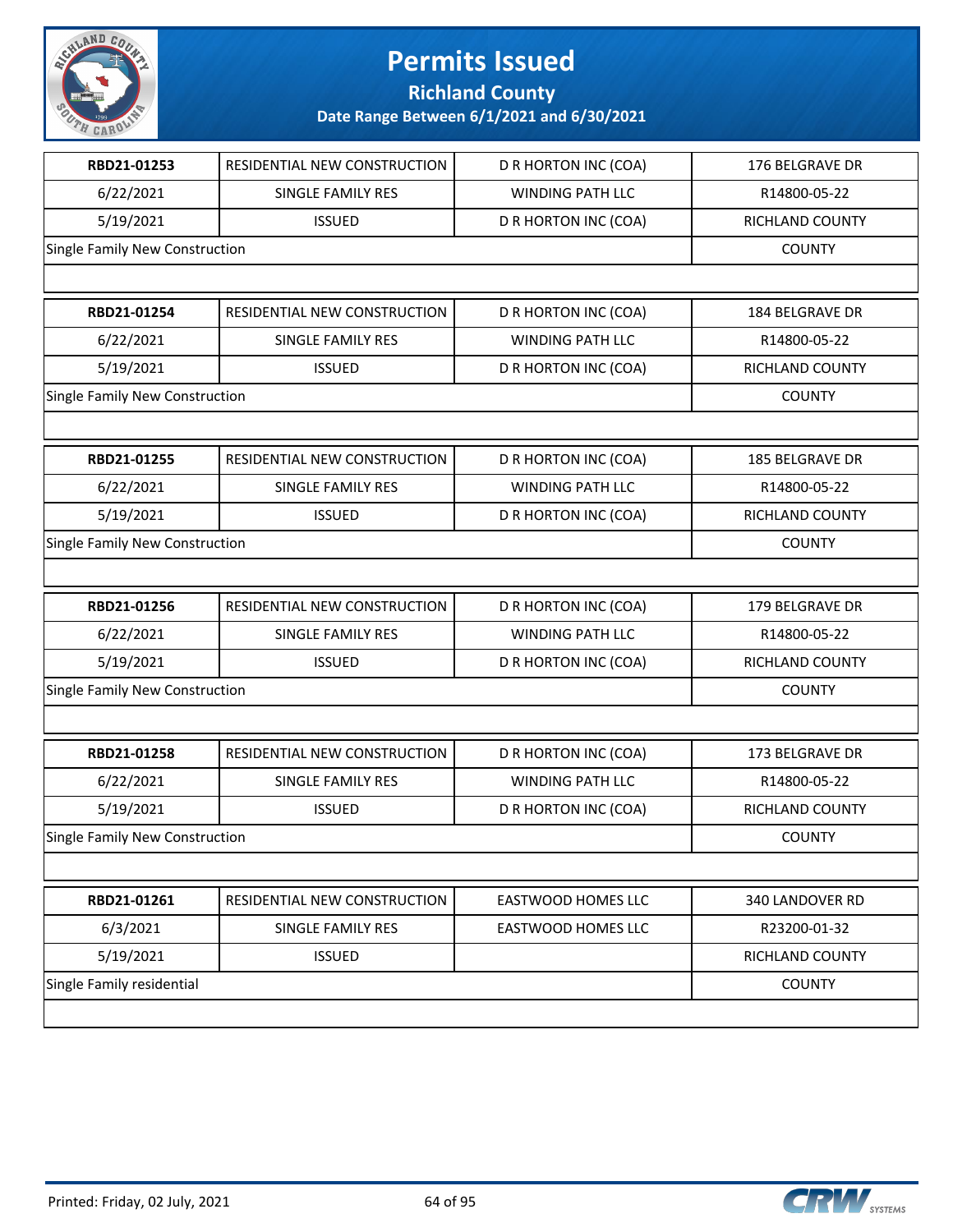# Permits Issued

## Richland County

### Date Range Between 6/1/2021 and 6/30/2021

| RBD21-01253 | RESIDENTIAL NEW CONSTRUCTION | D R HORTON INC (COA) | 176 BELGRAVE DR |
|---|---|---|---|
| 6/22/2021 | SINGLE FAMILY RES | WINDING PATH LLC | R14800-05-22 |
| 5/19/2021 | ISSUED | D R HORTON INC (COA) | RICHLAND COUNTY |
| Single Family New Construction | | | COUNTY |

| RBD21-01254 | RESIDENTIAL NEW CONSTRUCTION | D R HORTON INC (COA) | 184 BELGRAVE DR |
|---|---|---|---|
| 6/22/2021 | SINGLE FAMILY RES | WINDING PATH LLC | R14800-05-22 |
| 5/19/2021 | ISSUED | D R HORTON INC (COA) | RICHLAND COUNTY |
| Single Family New Construction | | | COUNTY |

| RBD21-01255 | RESIDENTIAL NEW CONSTRUCTION | D R HORTON INC (COA) | 185 BELGRAVE DR |
|---|---|---|---|
| 6/22/2021 | SINGLE FAMILY RES | WINDING PATH LLC | R14800-05-22 |
| 5/19/2021 | ISSUED | D R HORTON INC (COA) | RICHLAND COUNTY |
| Single Family New Construction | | | COUNTY |

| RBD21-01256 | RESIDENTIAL NEW CONSTRUCTION | D R HORTON INC (COA) | 179 BELGRAVE DR |
|---|---|---|---|
| 6/22/2021 | SINGLE FAMILY RES | WINDING PATH LLC | R14800-05-22 |
| 5/19/2021 | ISSUED | D R HORTON INC (COA) | RICHLAND COUNTY |
| Single Family New Construction | | | COUNTY |

| RBD21-01258 | RESIDENTIAL NEW CONSTRUCTION | D R HORTON INC (COA) | 173 BELGRAVE DR |
|---|---|---|---|
| 6/22/2021 | SINGLE FAMILY RES | WINDING PATH LLC | R14800-05-22 |
| 5/19/2021 | ISSUED | D R HORTON INC (COA) | RICHLAND COUNTY |
| Single Family New Construction | | | COUNTY |

| RBD21-01261 | RESIDENTIAL NEW CONSTRUCTION | EASTWOOD HOMES LLC | 340 LANDOVER RD |
|---|---|---|---|
| 6/3/2021 | SINGLE FAMILY RES | EASTWOOD HOMES LLC | R23200-01-32 |
| 5/19/2021 | ISSUED | | RICHLAND COUNTY |
| Single Family residential | | | COUNTY |

Printed: Friday, 02 July, 2021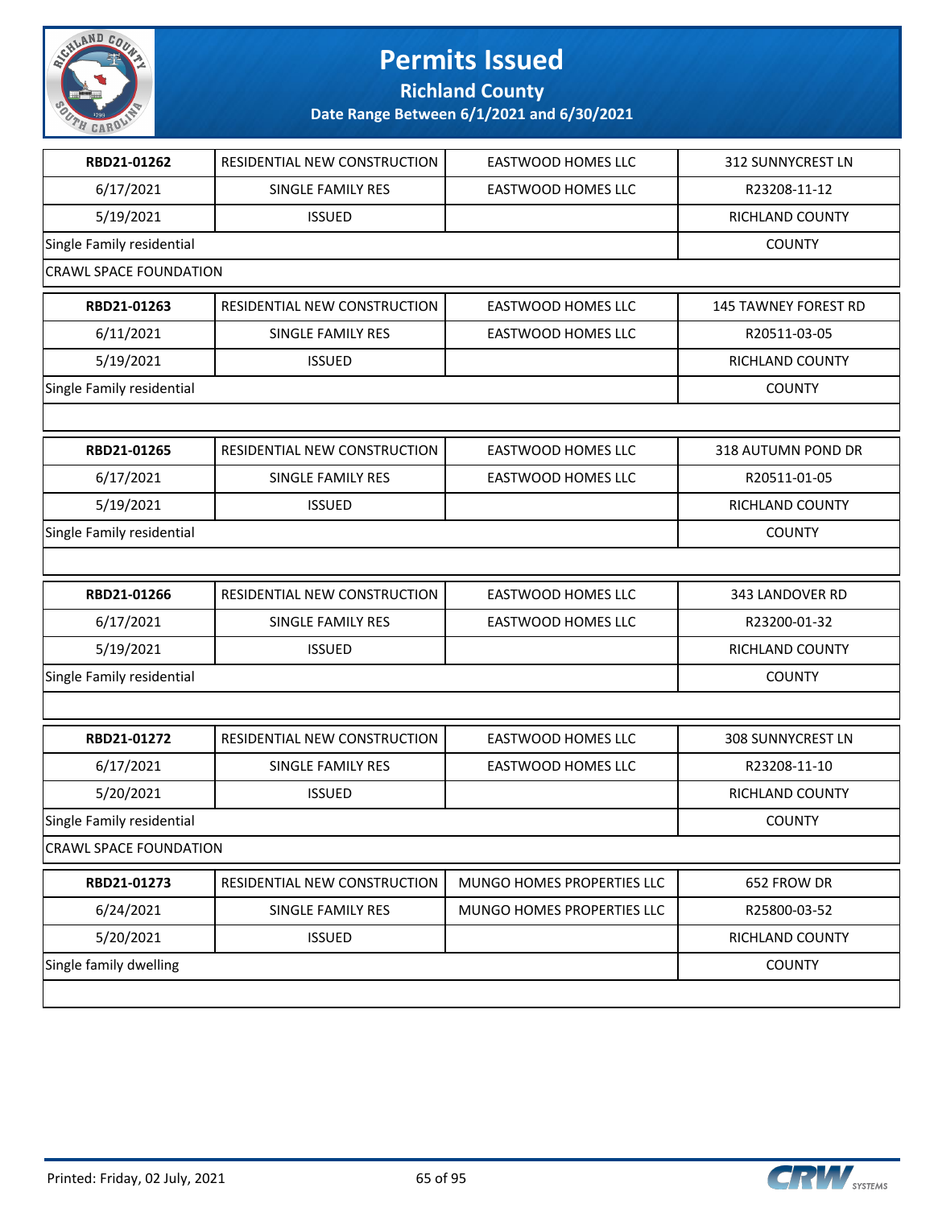# Permits Issued

## Richland County

### Date Range Between 6/1/2021 and 6/30/2021

| RBD21-01262 | RESIDENTIAL NEW CONSTRUCTION | EASTWOOD HOMES LLC | 312 SUNNYCREST LN |
|---|---|---|---|
| 6/17/2021 | SINGLE FAMILY RES | EASTWOOD HOMES LLC | R23208-11-12 |
| 5/19/2021 | ISSUED | | RICHLAND COUNTY |
| Single Family residential | | | COUNTY |
| CRAWL SPACE FOUNDATION | | | |

| RBD21-01263 | RESIDENTIAL NEW CONSTRUCTION | EASTWOOD HOMES LLC | 145 TAWNEY FOREST RD |
|---|---|---|---|
| 6/11/2021 | SINGLE FAMILY RES | EASTWOOD HOMES LLC | R20511-03-05 |
| 5/19/2021 | ISSUED | | RICHLAND COUNTY |
| Single Family residential | | | COUNTY |

| RBD21-01265 | RESIDENTIAL NEW CONSTRUCTION | EASTWOOD HOMES LLC | 318 AUTUMN POND DR |
|---|---|---|---|
| 6/17/2021 | SINGLE FAMILY RES | EASTWOOD HOMES LLC | R20511-01-05 |
| 5/19/2021 | ISSUED | | RICHLAND COUNTY |
| Single Family residential | | | COUNTY |

| RBD21-01266 | RESIDENTIAL NEW CONSTRUCTION | EASTWOOD HOMES LLC | 343 LANDOVER RD |
|---|---|---|---|
| 6/17/2021 | SINGLE FAMILY RES | EASTWOOD HOMES LLC | R23200-01-32 |
| 5/19/2021 | ISSUED | | RICHLAND COUNTY |
| Single Family residential | | | COUNTY |

| RBD21-01272 | RESIDENTIAL NEW CONSTRUCTION | EASTWOOD HOMES LLC | 308 SUNNYCREST LN |
|---|---|---|---|
| 6/17/2021 | SINGLE FAMILY RES | EASTWOOD HOMES LLC | R23208-11-10 |
| 5/20/2021 | ISSUED | | RICHLAND COUNTY |
| Single Family residential | | | COUNTY |
| CRAWL SPACE FOUNDATION | | | |

| RBD21-01273 | RESIDENTIAL NEW CONSTRUCTION | MUNGO HOMES PROPERTIES LLC | 652 FROW DR |
|---|---|---|---|
| 6/24/2021 | SINGLE FAMILY RES | MUNGO HOMES PROPERTIES LLC | R25800-03-52 |
| 5/20/2021 | ISSUED | | RICHLAND COUNTY |
| Single family dwelling | | | COUNTY |

Printed: Friday, 02 July, 2021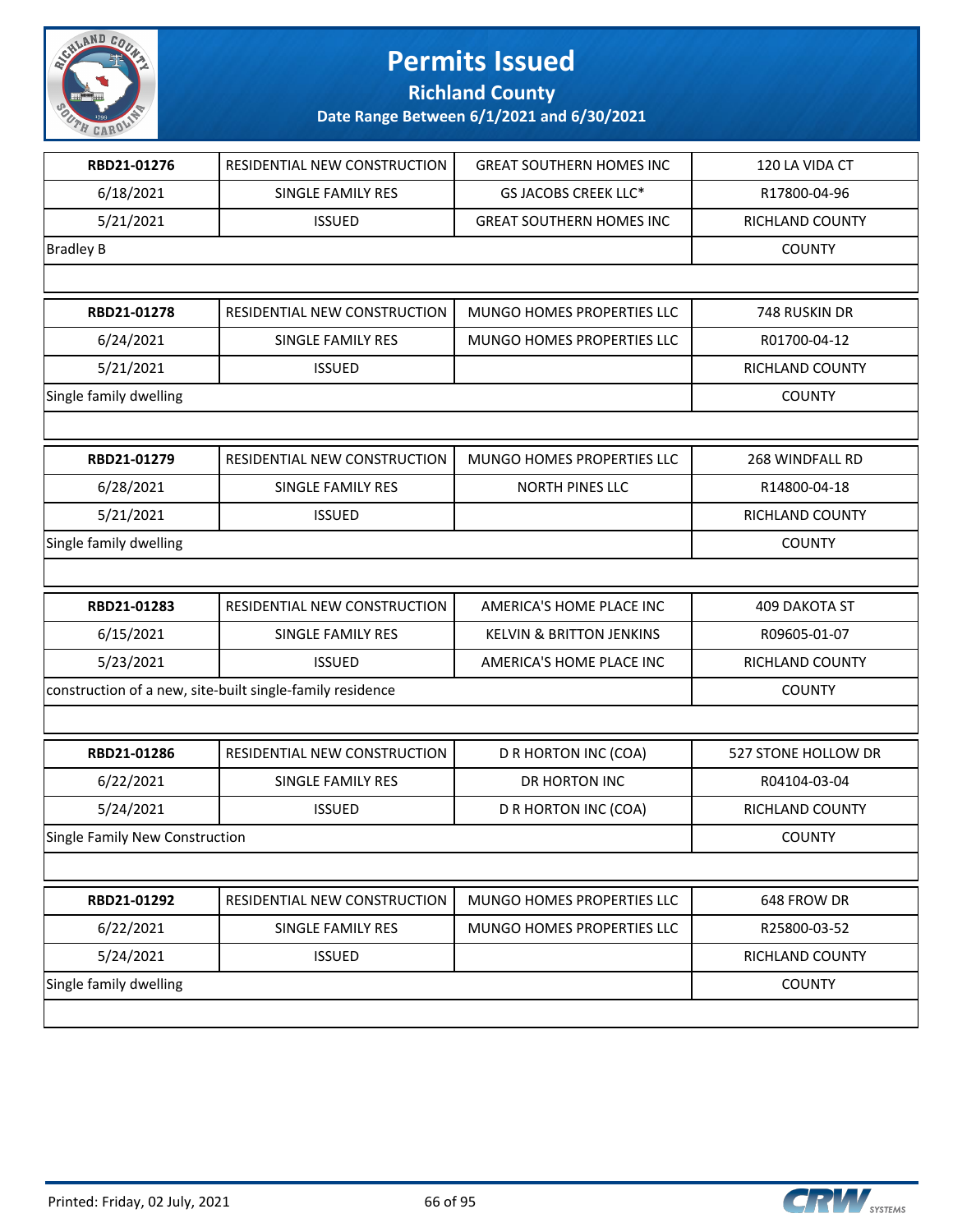# Permits Issued

**Richland County**

**Date Range Between 6/1/2021 and 6/30/2021**

| | | | |
|---|---|---|---|
| **RBD21-01276** | RESIDENTIAL NEW CONSTRUCTION | GREAT SOUTHERN HOMES INC | 120 LA VIDA CT |
| 6/18/2021 | SINGLE FAMILY RES | GS JACOBS CREEK LLC* | R17800-04-96 |
| 5/21/2021 | ISSUED | GREAT SOUTHERN HOMES INC | RICHLAND COUNTY |
| Bradley B | | | COUNTY |

| | | | |
|---|---|---|---|
| **RBD21-01278** | RESIDENTIAL NEW CONSTRUCTION | MUNGO HOMES PROPERTIES LLC | 748 RUSKIN DR |
| 6/24/2021 | SINGLE FAMILY RES | MUNGO HOMES PROPERTIES LLC | R01700-04-12 |
| 5/21/2021 | ISSUED | | RICHLAND COUNTY |
| Single family dwelling | | | COUNTY |

| | | | |
|---|---|---|---|
| **RBD21-01279** | RESIDENTIAL NEW CONSTRUCTION | MUNGO HOMES PROPERTIES LLC | 268 WINDFALL RD |
| 6/28/2021 | SINGLE FAMILY RES | NORTH PINES LLC | R14800-04-18 |
| 5/21/2021 | ISSUED | | RICHLAND COUNTY |
| Single family dwelling | | | COUNTY |

| | | | |
|---|---|---|---|
| **RBD21-01283** | RESIDENTIAL NEW CONSTRUCTION | AMERICA'S HOME PLACE INC | 409 DAKOTA ST |
| 6/15/2021 | SINGLE FAMILY RES | KELVIN & BRITTON JENKINS | R09605-01-07 |
| 5/23/2021 | ISSUED | AMERICA'S HOME PLACE INC | RICHLAND COUNTY |
| construction of a new, site-built single-family residence | | | COUNTY |

| | | | |
|---|---|---|---|
| **RBD21-01286** | RESIDENTIAL NEW CONSTRUCTION | D R HORTON INC (COA) | 527 STONE HOLLOW DR |
| 6/22/2021 | SINGLE FAMILY RES | DR HORTON INC | R04104-03-04 |
| 5/24/2021 | ISSUED | D R HORTON INC (COA) | RICHLAND COUNTY |
| Single Family New Construction | | | COUNTY |

| | | | |
|---|---|---|---|
| **RBD21-01292** | RESIDENTIAL NEW CONSTRUCTION | MUNGO HOMES PROPERTIES LLC | 648 FROW DR |
| 6/22/2021 | SINGLE FAMILY RES | MUNGO HOMES PROPERTIES LLC | R25800-03-52 |
| 5/24/2021 | ISSUED | | RICHLAND COUNTY |
| Single family dwelling | | | COUNTY |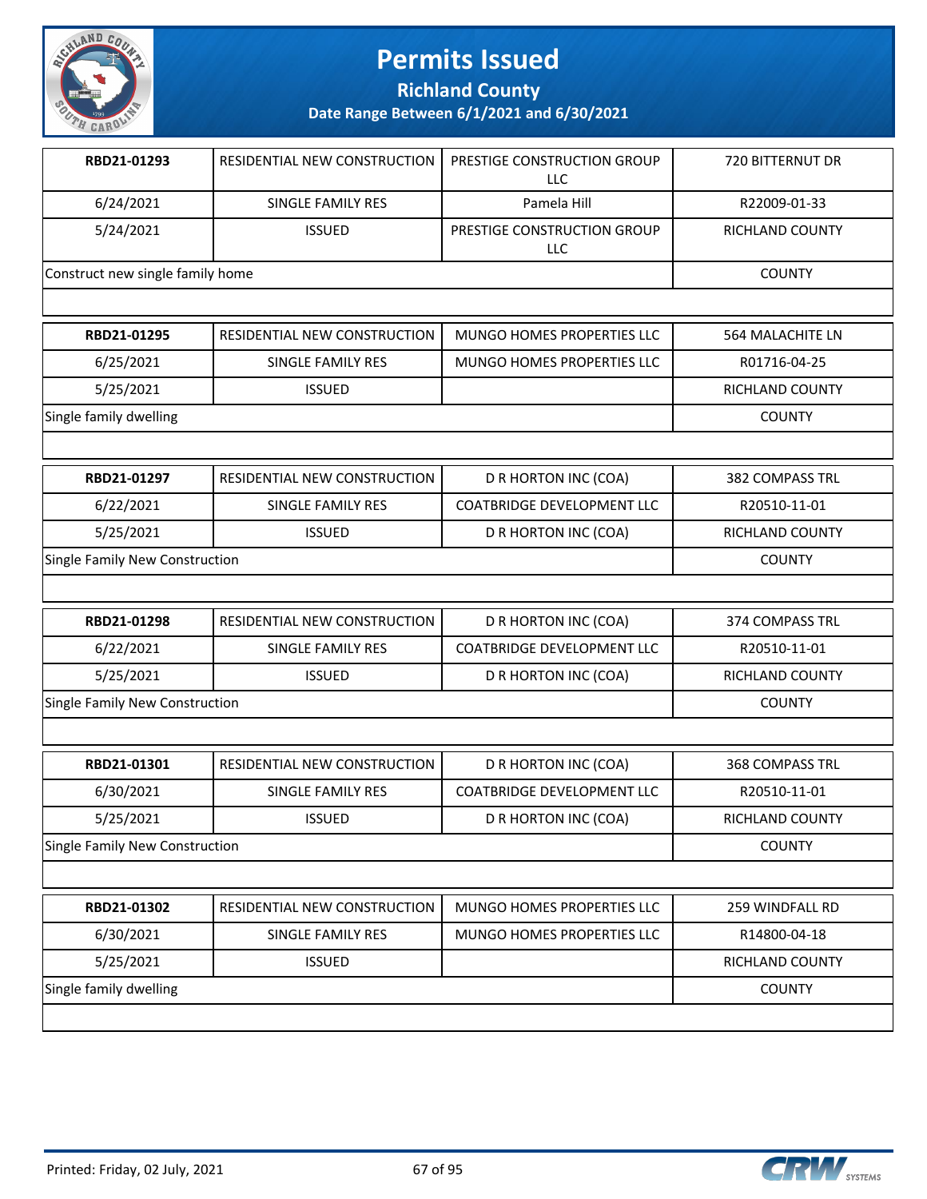# Permits Issued

## Richland County

### Date Range Between 6/1/2021 and 6/30/2021

| | | | |
|---|---|---|---|
| **RBD21-01293** | RESIDENTIAL NEW CONSTRUCTION | PRESTIGE CONSTRUCTION GROUP LLC | 720 BITTERNUT DR |
| 6/24/2021 | SINGLE FAMILY RES | Pamela Hill | R22009-01-33 |
| 5/24/2021 | ISSUED | PRESTIGE CONSTRUCTION GROUP LLC | RICHLAND COUNTY |
| Construct new single family home | | | COUNTY |

| | | | |
|---|---|---|---|
| **RBD21-01295** | RESIDENTIAL NEW CONSTRUCTION | MUNGO HOMES PROPERTIES LLC | 564 MALACHITE LN |
| 6/25/2021 | SINGLE FAMILY RES | MUNGO HOMES PROPERTIES LLC | R01716-04-25 |
| 5/25/2021 | ISSUED | | RICHLAND COUNTY |
| Single family dwelling | | | COUNTY |

| | | | |
|---|---|---|---|
| **RBD21-01297** | RESIDENTIAL NEW CONSTRUCTION | D R HORTON INC (COA) | 382 COMPASS TRL |
| 6/22/2021 | SINGLE FAMILY RES | COATBRIDGE DEVELOPMENT LLC | R20510-11-01 |
| 5/25/2021 | ISSUED | D R HORTON INC (COA) | RICHLAND COUNTY |
| Single Family New Construction | | | COUNTY |

| | | | |
|---|---|---|---|
| **RBD21-01298** | RESIDENTIAL NEW CONSTRUCTION | D R HORTON INC (COA) | 374 COMPASS TRL |
| 6/22/2021 | SINGLE FAMILY RES | COATBRIDGE DEVELOPMENT LLC | R20510-11-01 |
| 5/25/2021 | ISSUED | D R HORTON INC (COA) | RICHLAND COUNTY |
| Single Family New Construction | | | COUNTY |

| | | | |
|---|---|---|---|
| **RBD21-01301** | RESIDENTIAL NEW CONSTRUCTION | D R HORTON INC (COA) | 368 COMPASS TRL |
| 6/30/2021 | SINGLE FAMILY RES | COATBRIDGE DEVELOPMENT LLC | R20510-11-01 |
| 5/25/2021 | ISSUED | D R HORTON INC (COA) | RICHLAND COUNTY |
| Single Family New Construction | | | COUNTY |

| | | | |
|---|---|---|---|
| **RBD21-01302** | RESIDENTIAL NEW CONSTRUCTION | MUNGO HOMES PROPERTIES LLC | 259 WINDFALL RD |
| 6/30/2021 | SINGLE FAMILY RES | MUNGO HOMES PROPERTIES LLC | R14800-04-18 |
| 5/25/2021 | ISSUED | | RICHLAND COUNTY |
| Single family dwelling | | | COUNTY |

Printed: Friday, 02 July, 2021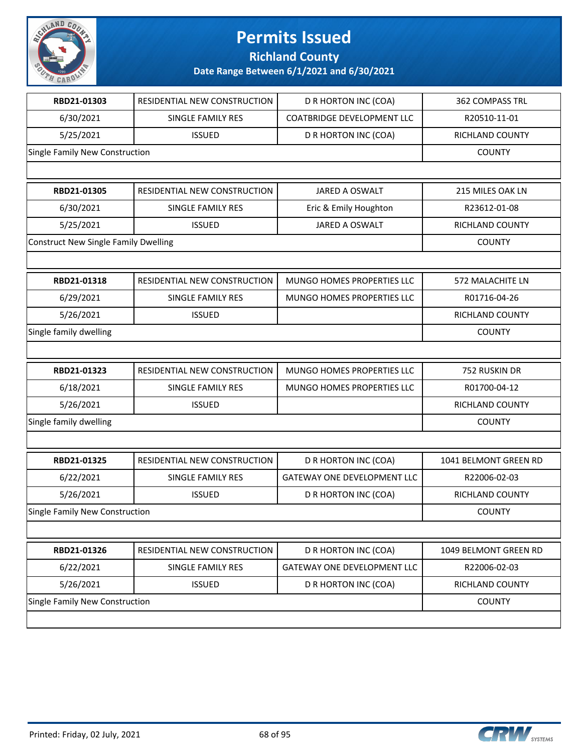# Permits Issued

## Richland County

### Date Range Between 6/1/2021 and 6/30/2021

| RBD21-01303 | RESIDENTIAL NEW CONSTRUCTION | D R HORTON INC (COA) | 362 COMPASS TRL |
|---|---|---|---|
| 6/30/2021 | SINGLE FAMILY RES | COATBRIDGE DEVELOPMENT LLC | R20510-11-01 |
| 5/25/2021 | ISSUED | D R HORTON INC (COA) | RICHLAND COUNTY |
| Single Family New Construction | | | COUNTY |

| RBD21-01305 | RESIDENTIAL NEW CONSTRUCTION | JARED A OSWALT | 215 MILES OAK LN |
|---|---|---|---|
| 6/30/2021 | SINGLE FAMILY RES | Eric & Emily Houghton | R23612-01-08 |
| 5/25/2021 | ISSUED | JARED A OSWALT | RICHLAND COUNTY |
| Construct New Single Family Dwelling | | | COUNTY |

| RBD21-01318 | RESIDENTIAL NEW CONSTRUCTION | MUNGO HOMES PROPERTIES LLC | 572 MALACHITE LN |
|---|---|---|---|
| 6/29/2021 | SINGLE FAMILY RES | MUNGO HOMES PROPERTIES LLC | R01716-04-26 |
| 5/26/2021 | ISSUED | | RICHLAND COUNTY |
| Single family dwelling | | | COUNTY |

| RBD21-01323 | RESIDENTIAL NEW CONSTRUCTION | MUNGO HOMES PROPERTIES LLC | 752 RUSKIN DR |
|---|---|---|---|
| 6/18/2021 | SINGLE FAMILY RES | MUNGO HOMES PROPERTIES LLC | R01700-04-12 |
| 5/26/2021 | ISSUED | | RICHLAND COUNTY |
| Single family dwelling | | | COUNTY |

| RBD21-01325 | RESIDENTIAL NEW CONSTRUCTION | D R HORTON INC (COA) | 1041 BELMONT GREEN RD |
|---|---|---|---|
| 6/22/2021 | SINGLE FAMILY RES | GATEWAY ONE DEVELOPMENT LLC | R22006-02-03 |
| 5/26/2021 | ISSUED | D R HORTON INC (COA) | RICHLAND COUNTY |
| Single Family New Construction | | | COUNTY |

| RBD21-01326 | RESIDENTIAL NEW CONSTRUCTION | D R HORTON INC (COA) | 1049 BELMONT GREEN RD |
|---|---|---|---|
| 6/22/2021 | SINGLE FAMILY RES | GATEWAY ONE DEVELOPMENT LLC | R22006-02-03 |
| 5/26/2021 | ISSUED | D R HORTON INC (COA) | RICHLAND COUNTY |
| Single Family New Construction | | | COUNTY |

Printed: Friday, 02 July, 2021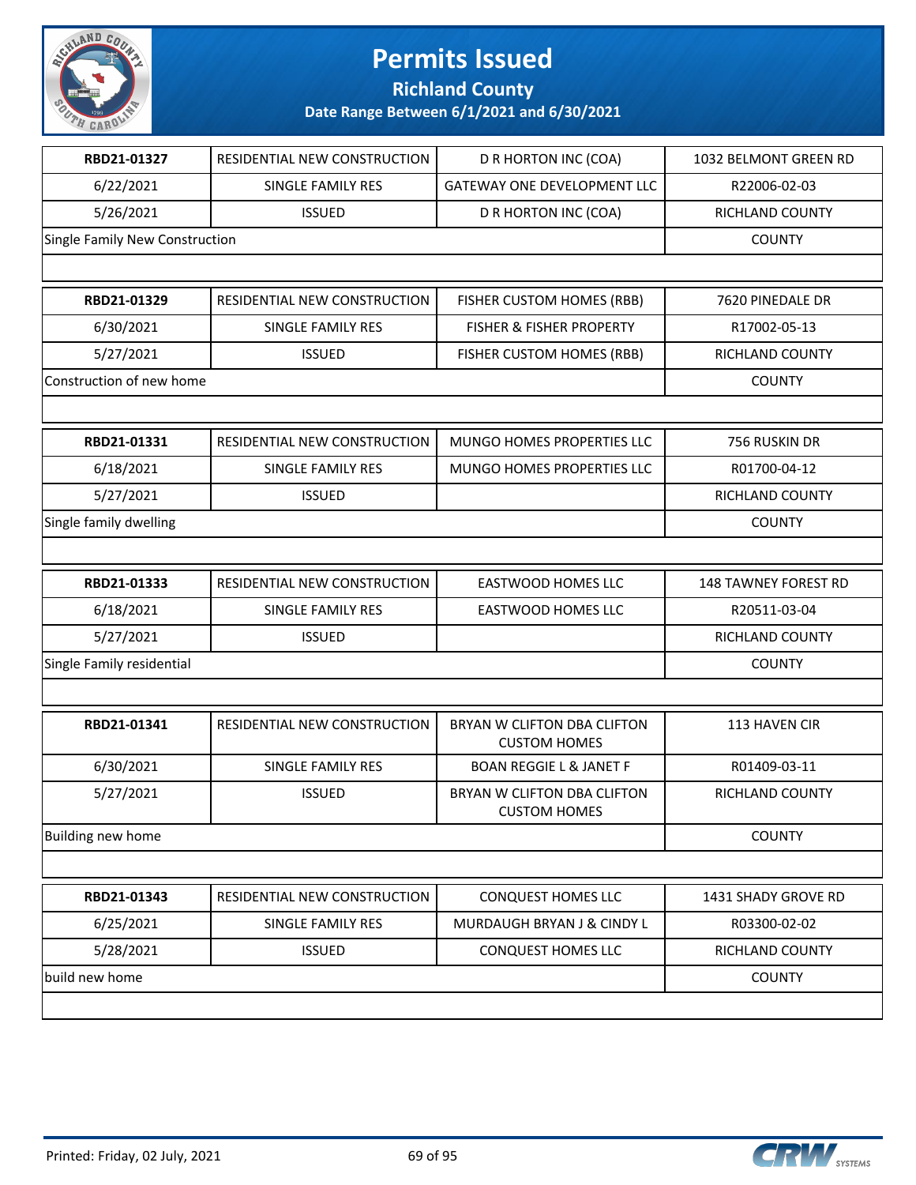# Permits Issued

**Richland County**

**Date Range Between 6/1/2021 and 6/30/2021**

| RBD21-01327 | RESIDENTIAL NEW CONSTRUCTION | D R HORTON INC (COA) | 1032 BELMONT GREEN RD |
|---|---|---|---|
| 6/22/2021 | SINGLE FAMILY RES | GATEWAY ONE DEVELOPMENT LLC | R22006-02-03 |
| 5/26/2021 | ISSUED | D R HORTON INC (COA) | RICHLAND COUNTY |
| Single Family New Construction | | | COUNTY |

| RBD21-01329 | RESIDENTIAL NEW CONSTRUCTION | FISHER CUSTOM HOMES (RBB) | 7620 PINEDALE DR |
|---|---|---|---|
| 6/30/2021 | SINGLE FAMILY RES | FISHER & FISHER PROPERTY | R17002-05-13 |
| 5/27/2021 | ISSUED | FISHER CUSTOM HOMES (RBB) | RICHLAND COUNTY |
| Construction of new home | | | COUNTY |

| RBD21-01331 | RESIDENTIAL NEW CONSTRUCTION | MUNGO HOMES PROPERTIES LLC | 756 RUSKIN DR |
|---|---|---|---|
| 6/18/2021 | SINGLE FAMILY RES | MUNGO HOMES PROPERTIES LLC | R01700-04-12 |
| 5/27/2021 | ISSUED | | RICHLAND COUNTY |
| Single family dwelling | | | COUNTY |

| RBD21-01333 | RESIDENTIAL NEW CONSTRUCTION | EASTWOOD HOMES LLC | 148 TAWNEY FOREST RD |
|---|---|---|---|
| 6/18/2021 | SINGLE FAMILY RES | EASTWOOD HOMES LLC | R20511-03-04 |
| 5/27/2021 | ISSUED | | RICHLAND COUNTY |
| Single Family residential | | | COUNTY |

| RBD21-01341 | RESIDENTIAL NEW CONSTRUCTION | BRYAN W CLIFTON DBA CLIFTON CUSTOM HOMES | 113 HAVEN CIR |
|---|---|---|---|
| 6/30/2021 | SINGLE FAMILY RES | BOAN REGGIE L & JANET F | R01409-03-11 |
| 5/27/2021 | ISSUED | BRYAN W CLIFTON DBA CLIFTON CUSTOM HOMES | RICHLAND COUNTY |
| Building new home | | | COUNTY |

| RBD21-01343 | RESIDENTIAL NEW CONSTRUCTION | CONQUEST HOMES LLC | 1431 SHADY GROVE RD |
|---|---|---|---|
| 6/25/2021 | SINGLE FAMILY RES | MURDAUGH BRYAN J & CINDY L | R03300-02-02 |
| 5/28/2021 | ISSUED | CONQUEST HOMES LLC | RICHLAND COUNTY |
| build new home | | | COUNTY |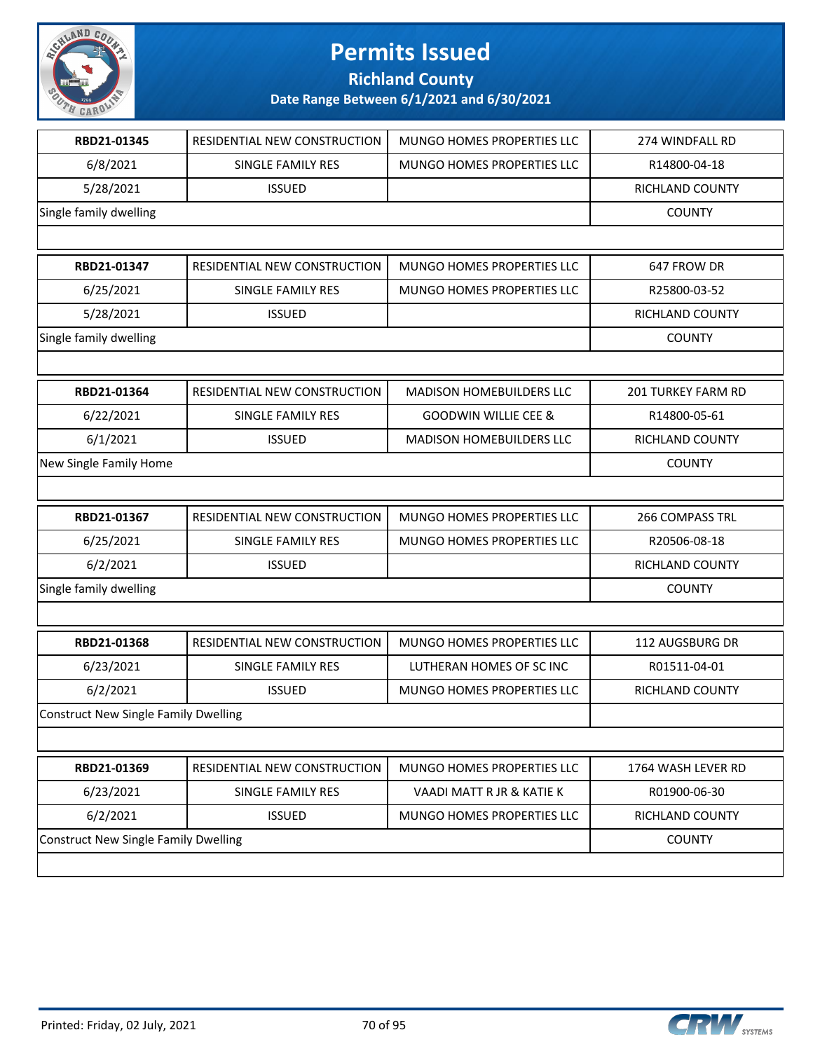# Permits Issued

## Richland County

### Date Range Between 6/1/2021 and 6/30/2021

| | | | |
|---|---|---|---|
| **RBD21-01345** | RESIDENTIAL NEW CONSTRUCTION | MUNGO HOMES PROPERTIES LLC | 274 WINDFALL RD |
| 6/8/2021 | SINGLE FAMILY RES | MUNGO HOMES PROPERTIES LLC | R14800-04-18 |
| 5/28/2021 | ISSUED | | RICHLAND COUNTY |
| Single family dwelling | | | COUNTY |

| | | | |
|---|---|---|---|
| **RBD21-01347** | RESIDENTIAL NEW CONSTRUCTION | MUNGO HOMES PROPERTIES LLC | 647 FROW DR |
| 6/25/2021 | SINGLE FAMILY RES | MUNGO HOMES PROPERTIES LLC | R25800-03-52 |
| 5/28/2021 | ISSUED | | RICHLAND COUNTY |
| Single family dwelling | | | COUNTY |

| | | | |
|---|---|---|---|
| **RBD21-01364** | RESIDENTIAL NEW CONSTRUCTION | MADISON HOMEBUILDERS LLC | 201 TURKEY FARM RD |
| 6/22/2021 | SINGLE FAMILY RES | GOODWIN WILLIE CEE & | R14800-05-61 |
| 6/1/2021 | ISSUED | MADISON HOMEBUILDERS LLC | RICHLAND COUNTY |
| New Single Family Home | | | COUNTY |

| | | | |
|---|---|---|---|
| **RBD21-01367** | RESIDENTIAL NEW CONSTRUCTION | MUNGO HOMES PROPERTIES LLC | 266 COMPASS TRL |
| 6/25/2021 | SINGLE FAMILY RES | MUNGO HOMES PROPERTIES LLC | R20506-08-18 |
| 6/2/2021 | ISSUED | | RICHLAND COUNTY |
| Single family dwelling | | | COUNTY |

| | | | |
|---|---|---|---|
| **RBD21-01368** | RESIDENTIAL NEW CONSTRUCTION | MUNGO HOMES PROPERTIES LLC | 112 AUGSBURG DR |
| 6/23/2021 | SINGLE FAMILY RES | LUTHERAN HOMES OF SC INC | R01511-04-01 |
| 6/2/2021 | ISSUED | MUNGO HOMES PROPERTIES LLC | RICHLAND COUNTY |
| Construct New Single Family Dwelling | | | |

| | | | |
|---|---|---|---|
| **RBD21-01369** | RESIDENTIAL NEW CONSTRUCTION | MUNGO HOMES PROPERTIES LLC | 1764 WASH LEVER RD |
| 6/23/2021 | SINGLE FAMILY RES | VAADI MATT R JR & KATIE K | R01900-06-30 |
| 6/2/2021 | ISSUED | MUNGO HOMES PROPERTIES LLC | RICHLAND COUNTY |
| Construct New Single Family Dwelling | | | COUNTY |

Printed: Friday, 02 July, 2021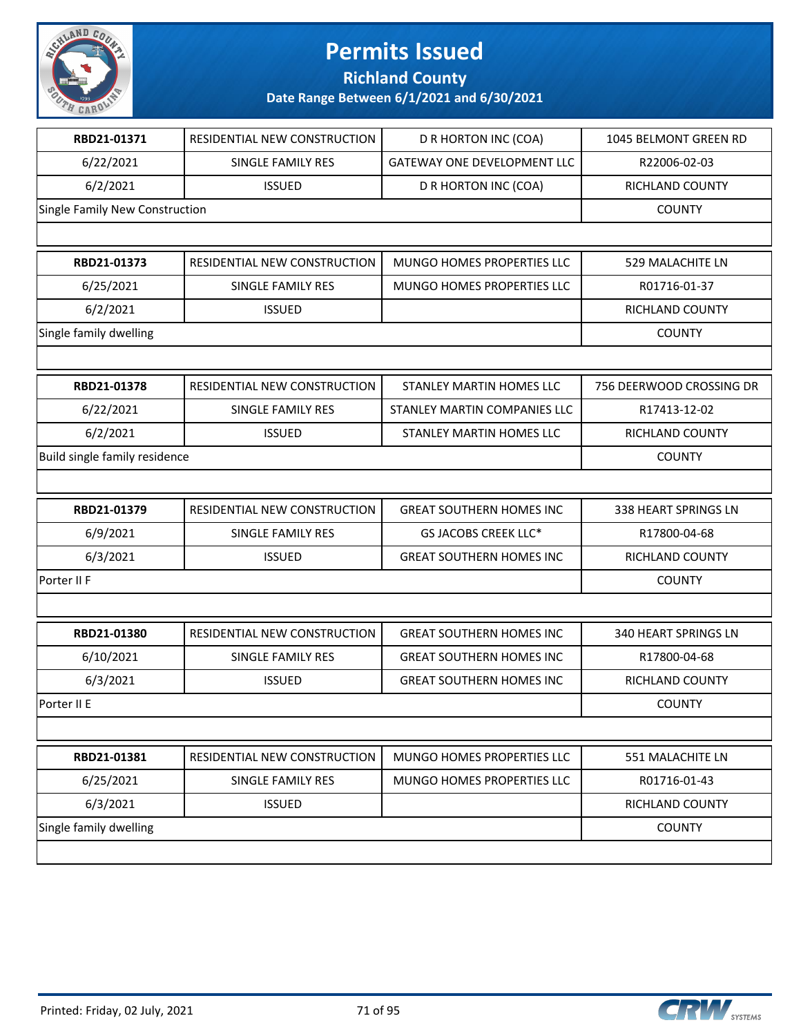# Permits Issued

**Richland County**

**Date Range Between 6/1/2021 and 6/30/2021**

| RBD21-01371 | RESIDENTIAL NEW CONSTRUCTION | D R HORTON INC (COA) | 1045 BELMONT GREEN RD |
|---|---|---|---|
| 6/22/2021 | SINGLE FAMILY RES | GATEWAY ONE DEVELOPMENT LLC | R22006-02-03 |
| 6/2/2021 | ISSUED | D R HORTON INC (COA) | RICHLAND COUNTY |
| Single Family New Construction | | | COUNTY |

| RBD21-01373 | RESIDENTIAL NEW CONSTRUCTION | MUNGO HOMES PROPERTIES LLC | 529 MALACHITE LN |
|---|---|---|---|
| 6/25/2021 | SINGLE FAMILY RES | MUNGO HOMES PROPERTIES LLC | R01716-01-37 |
| 6/2/2021 | ISSUED | | RICHLAND COUNTY |
| Single family dwelling | | | COUNTY |

| RBD21-01378 | RESIDENTIAL NEW CONSTRUCTION | STANLEY MARTIN HOMES LLC | 756 DEERWOOD CROSSING DR |
|---|---|---|---|
| 6/22/2021 | SINGLE FAMILY RES | STANLEY MARTIN COMPANIES LLC | R17413-12-02 |
| 6/2/2021 | ISSUED | STANLEY MARTIN HOMES LLC | RICHLAND COUNTY |
| Build single family residence | | | COUNTY |

| RBD21-01379 | RESIDENTIAL NEW CONSTRUCTION | GREAT SOUTHERN HOMES INC | 338 HEART SPRINGS LN |
|---|---|---|---|
| 6/9/2021 | SINGLE FAMILY RES | GS JACOBS CREEK LLC* | R17800-04-68 |
| 6/3/2021 | ISSUED | GREAT SOUTHERN HOMES INC | RICHLAND COUNTY |
| Porter II F | | | COUNTY |

| RBD21-01380 | RESIDENTIAL NEW CONSTRUCTION | GREAT SOUTHERN HOMES INC | 340 HEART SPRINGS LN |
|---|---|---|---|
| 6/10/2021 | SINGLE FAMILY RES | GREAT SOUTHERN HOMES INC | R17800-04-68 |
| 6/3/2021 | ISSUED | GREAT SOUTHERN HOMES INC | RICHLAND COUNTY |
| Porter II E | | | COUNTY |

| RBD21-01381 | RESIDENTIAL NEW CONSTRUCTION | MUNGO HOMES PROPERTIES LLC | 551 MALACHITE LN |
|---|---|---|---|
| 6/25/2021 | SINGLE FAMILY RES | MUNGO HOMES PROPERTIES LLC | R01716-01-43 |
| 6/3/2021 | ISSUED | | RICHLAND COUNTY |
| Single family dwelling | | | COUNTY |

Printed: Friday, 02 July, 2021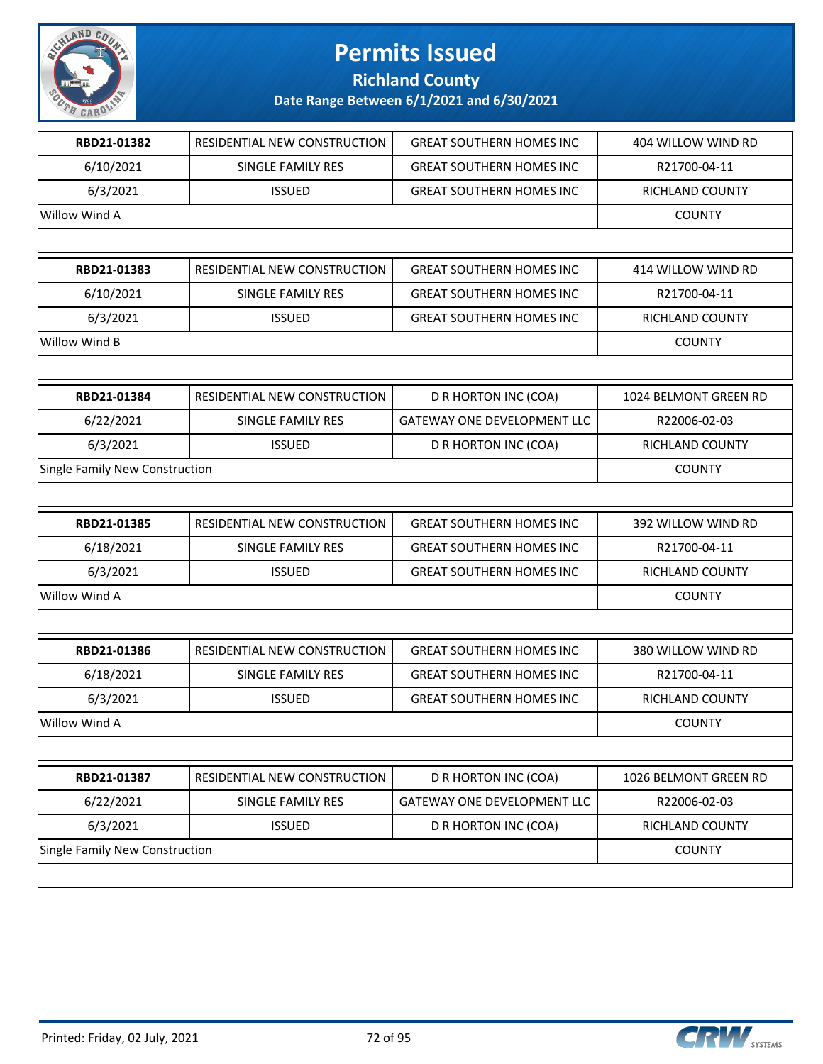# Permits Issued

## Richland County

### Date Range Between 6/1/2021 and 6/30/2021

| RBD21-01382 | RESIDENTIAL NEW CONSTRUCTION | GREAT SOUTHERN HOMES INC | 404 WILLOW WIND RD |
|---|---|---|---|
| 6/10/2021 | SINGLE FAMILY RES | GREAT SOUTHERN HOMES INC | R21700-04-11 |
| 6/3/2021 | ISSUED | GREAT SOUTHERN HOMES INC | RICHLAND COUNTY |
| Willow Wind A | | | COUNTY |

| RBD21-01383 | RESIDENTIAL NEW CONSTRUCTION | GREAT SOUTHERN HOMES INC | 414 WILLOW WIND RD |
|---|---|---|---|
| 6/10/2021 | SINGLE FAMILY RES | GREAT SOUTHERN HOMES INC | R21700-04-11 |
| 6/3/2021 | ISSUED | GREAT SOUTHERN HOMES INC | RICHLAND COUNTY |
| Willow Wind B | | | COUNTY |

| RBD21-01384 | RESIDENTIAL NEW CONSTRUCTION | D R HORTON INC (COA) | 1024 BELMONT GREEN RD |
|---|---|---|---|
| 6/22/2021 | SINGLE FAMILY RES | GATEWAY ONE DEVELOPMENT LLC | R22006-02-03 |
| 6/3/2021 | ISSUED | D R HORTON INC (COA) | RICHLAND COUNTY |
| Single Family New Construction | | | COUNTY |

| RBD21-01385 | RESIDENTIAL NEW CONSTRUCTION | GREAT SOUTHERN HOMES INC | 392 WILLOW WIND RD |
|---|---|---|---|
| 6/18/2021 | SINGLE FAMILY RES | GREAT SOUTHERN HOMES INC | R21700-04-11 |
| 6/3/2021 | ISSUED | GREAT SOUTHERN HOMES INC | RICHLAND COUNTY |
| Willow Wind A | | | COUNTY |

| RBD21-01386 | RESIDENTIAL NEW CONSTRUCTION | GREAT SOUTHERN HOMES INC | 380 WILLOW WIND RD |
|---|---|---|---|
| 6/18/2021 | SINGLE FAMILY RES | GREAT SOUTHERN HOMES INC | R21700-04-11 |
| 6/3/2021 | ISSUED | GREAT SOUTHERN HOMES INC | RICHLAND COUNTY |
| Willow Wind A | | | COUNTY |

| RBD21-01387 | RESIDENTIAL NEW CONSTRUCTION | D R HORTON INC (COA) | 1026 BELMONT GREEN RD |
|---|---|---|---|
| 6/22/2021 | SINGLE FAMILY RES | GATEWAY ONE DEVELOPMENT LLC | R22006-02-03 |
| 6/3/2021 | ISSUED | D R HORTON INC (COA) | RICHLAND COUNTY |
| Single Family New Construction | | | COUNTY |

Printed: Friday, 02 July, 2021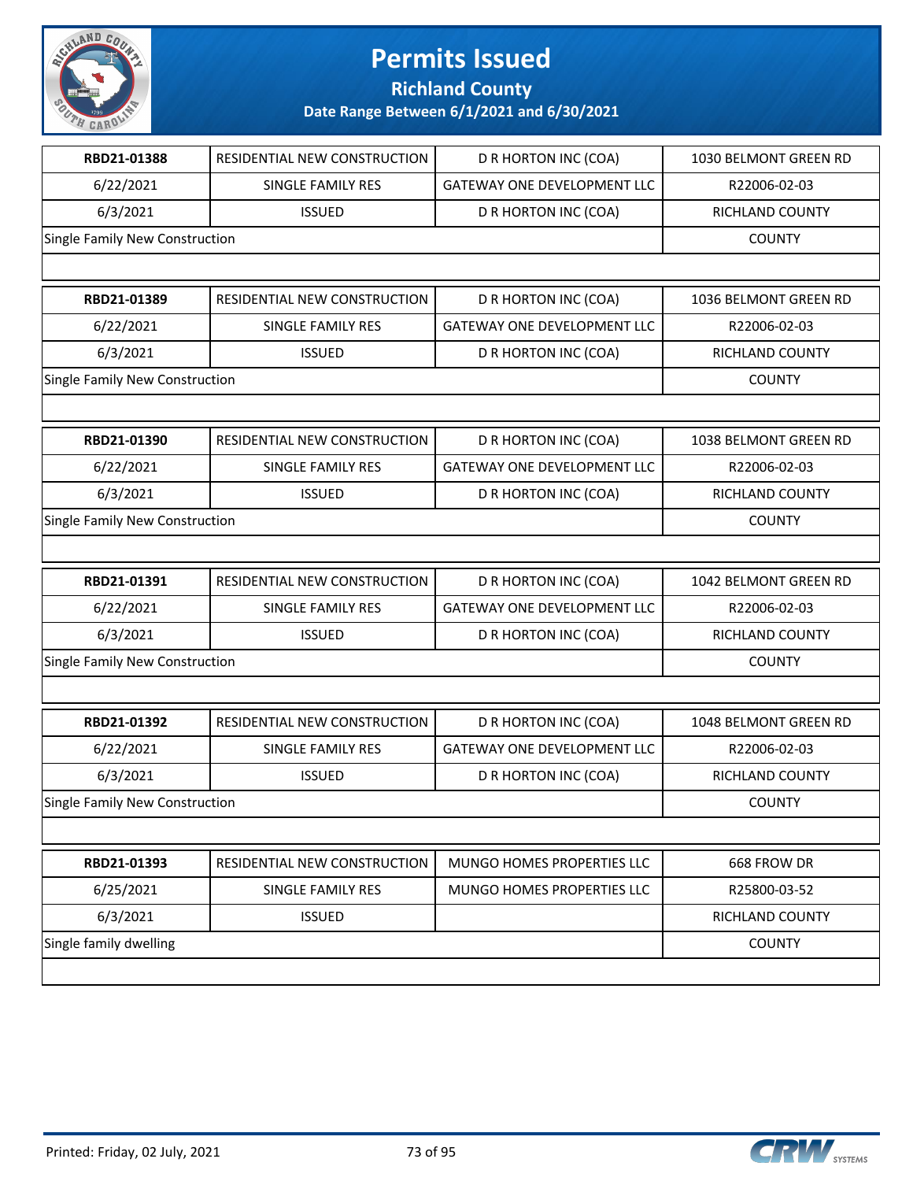# Permits Issued

## Richland County

### Date Range Between 6/1/2021 and 6/30/2021

| | | | |
|---|---|---|---|
| **RBD21-01388** | RESIDENTIAL NEW CONSTRUCTION | D R HORTON INC (COA) | 1030 BELMONT GREEN RD |
| 6/22/2021 | SINGLE FAMILY RES | GATEWAY ONE DEVELOPMENT LLC | R22006-02-03 |
| 6/3/2021 | ISSUED | D R HORTON INC (COA) | RICHLAND COUNTY |
| Single Family New Construction | | | COUNTY |

| | | | |
|---|---|---|---|
| **RBD21-01389** | RESIDENTIAL NEW CONSTRUCTION | D R HORTON INC (COA) | 1036 BELMONT GREEN RD |
| 6/22/2021 | SINGLE FAMILY RES | GATEWAY ONE DEVELOPMENT LLC | R22006-02-03 |
| 6/3/2021 | ISSUED | D R HORTON INC (COA) | RICHLAND COUNTY |
| Single Family New Construction | | | COUNTY |

| | | | |
|---|---|---|---|
| **RBD21-01390** | RESIDENTIAL NEW CONSTRUCTION | D R HORTON INC (COA) | 1038 BELMONT GREEN RD |
| 6/22/2021 | SINGLE FAMILY RES | GATEWAY ONE DEVELOPMENT LLC | R22006-02-03 |
| 6/3/2021 | ISSUED | D R HORTON INC (COA) | RICHLAND COUNTY |
| Single Family New Construction | | | COUNTY |

| | | | |
|---|---|---|---|
| **RBD21-01391** | RESIDENTIAL NEW CONSTRUCTION | D R HORTON INC (COA) | 1042 BELMONT GREEN RD |
| 6/22/2021 | SINGLE FAMILY RES | GATEWAY ONE DEVELOPMENT LLC | R22006-02-03 |
| 6/3/2021 | ISSUED | D R HORTON INC (COA) | RICHLAND COUNTY |
| Single Family New Construction | | | COUNTY |

| | | | |
|---|---|---|---|
| **RBD21-01392** | RESIDENTIAL NEW CONSTRUCTION | D R HORTON INC (COA) | 1048 BELMONT GREEN RD |
| 6/22/2021 | SINGLE FAMILY RES | GATEWAY ONE DEVELOPMENT LLC | R22006-02-03 |
| 6/3/2021 | ISSUED | D R HORTON INC (COA) | RICHLAND COUNTY |
| Single Family New Construction | | | COUNTY |

| | | | |
|---|---|---|---|
| **RBD21-01393** | RESIDENTIAL NEW CONSTRUCTION | MUNGO HOMES PROPERTIES LLC | 668 FROW DR |
| 6/25/2021 | SINGLE FAMILY RES | MUNGO HOMES PROPERTIES LLC | R25800-03-52 |
| 6/3/2021 | ISSUED | | RICHLAND COUNTY |
| Single family dwelling | | | COUNTY |

Printed: Friday, 02 July, 2021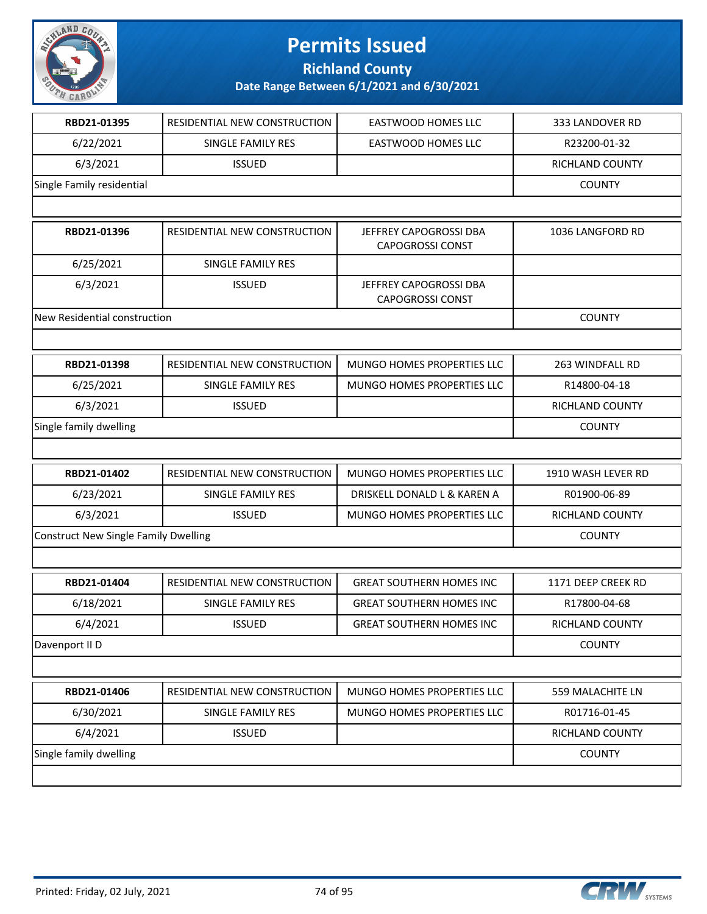# Permits Issued

**Richland County**

**Date Range Between 6/1/2021 and 6/30/2021**

| RBD21-01395 | RESIDENTIAL NEW CONSTRUCTION | EASTWOOD HOMES LLC | 333 LANDOVER RD |
|---|---|---|---|
| 6/22/2021 | SINGLE FAMILY RES | EASTWOOD HOMES LLC | R23200-01-32 |
| 6/3/2021 | ISSUED | | RICHLAND COUNTY |
| Single Family residential | | | COUNTY |

| RBD21-01396 | RESIDENTIAL NEW CONSTRUCTION | JEFFREY CAPOGROSSI DBA CAPOGROSSI CONST | 1036 LANGFORD RD |
|---|---|---|---|
| 6/25/2021 | SINGLE FAMILY RES | | |
| 6/3/2021 | ISSUED | JEFFREY CAPOGROSSI DBA CAPOGROSSI CONST | |
| New Residential construction | | | COUNTY |

| RBD21-01398 | RESIDENTIAL NEW CONSTRUCTION | MUNGO HOMES PROPERTIES LLC | 263 WINDFALL RD |
|---|---|---|---|
| 6/25/2021 | SINGLE FAMILY RES | MUNGO HOMES PROPERTIES LLC | R14800-04-18 |
| 6/3/2021 | ISSUED | | RICHLAND COUNTY |
| Single family dwelling | | | COUNTY |

| RBD21-01402 | RESIDENTIAL NEW CONSTRUCTION | MUNGO HOMES PROPERTIES LLC | 1910 WASH LEVER RD |
|---|---|---|---|
| 6/23/2021 | SINGLE FAMILY RES | DRISKELL DONALD L & KAREN A | R01900-06-89 |
| 6/3/2021 | ISSUED | MUNGO HOMES PROPERTIES LLC | RICHLAND COUNTY |
| Construct New Single Family Dwelling | | | COUNTY |

| RBD21-01404 | RESIDENTIAL NEW CONSTRUCTION | GREAT SOUTHERN HOMES INC | 1171 DEEP CREEK RD |
|---|---|---|---|
| 6/18/2021 | SINGLE FAMILY RES | GREAT SOUTHERN HOMES INC | R17800-04-68 |
| 6/4/2021 | ISSUED | GREAT SOUTHERN HOMES INC | RICHLAND COUNTY |
| Davenport II D | | | COUNTY |

| RBD21-01406 | RESIDENTIAL NEW CONSTRUCTION | MUNGO HOMES PROPERTIES LLC | 559 MALACHITE LN |
|---|---|---|---|
| 6/30/2021 | SINGLE FAMILY RES | MUNGO HOMES PROPERTIES LLC | R01716-01-45 |
| 6/4/2021 | ISSUED | | RICHLAND COUNTY |
| Single family dwelling | | | COUNTY |

Printed: Friday, 02 July, 2021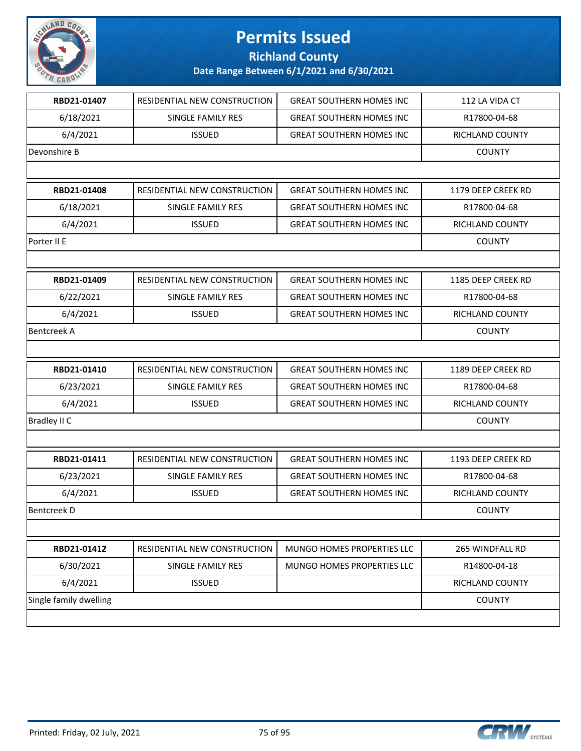# Permits Issued

## Richland County

**Date Range Between 6/1/2021 and 6/30/2021**

| | | | |
|---|---|---|---|
| **RBD21-01407** | RESIDENTIAL NEW CONSTRUCTION | GREAT SOUTHERN HOMES INC | 112 LA VIDA CT |
| 6/18/2021 | SINGLE FAMILY RES | GREAT SOUTHERN HOMES INC | R17800-04-68 |
| 6/4/2021 | ISSUED | GREAT SOUTHERN HOMES INC | RICHLAND COUNTY |
| Devonshire B | | | COUNTY |

| | | | |
|---|---|---|---|
| **RBD21-01408** | RESIDENTIAL NEW CONSTRUCTION | GREAT SOUTHERN HOMES INC | 1179 DEEP CREEK RD |
| 6/18/2021 | SINGLE FAMILY RES | GREAT SOUTHERN HOMES INC | R17800-04-68 |
| 6/4/2021 | ISSUED | GREAT SOUTHERN HOMES INC | RICHLAND COUNTY |
| Porter II E | | | COUNTY |

| | | | |
|---|---|---|---|
| **RBD21-01409** | RESIDENTIAL NEW CONSTRUCTION | GREAT SOUTHERN HOMES INC | 1185 DEEP CREEK RD |
| 6/22/2021 | SINGLE FAMILY RES | GREAT SOUTHERN HOMES INC | R17800-04-68 |
| 6/4/2021 | ISSUED | GREAT SOUTHERN HOMES INC | RICHLAND COUNTY |
| Bentcreek A | | | COUNTY |

| | | | |
|---|---|---|---|
| **RBD21-01410** | RESIDENTIAL NEW CONSTRUCTION | GREAT SOUTHERN HOMES INC | 1189 DEEP CREEK RD |
| 6/23/2021 | SINGLE FAMILY RES | GREAT SOUTHERN HOMES INC | R17800-04-68 |
| 6/4/2021 | ISSUED | GREAT SOUTHERN HOMES INC | RICHLAND COUNTY |
| Bradley II C | | | COUNTY |

| | | | |
|---|---|---|---|
| **RBD21-01411** | RESIDENTIAL NEW CONSTRUCTION | GREAT SOUTHERN HOMES INC | 1193 DEEP CREEK RD |
| 6/23/2021 | SINGLE FAMILY RES | GREAT SOUTHERN HOMES INC | R17800-04-68 |
| 6/4/2021 | ISSUED | GREAT SOUTHERN HOMES INC | RICHLAND COUNTY |
| Bentcreek D | | | COUNTY |

| | | | |
|---|---|---|---|
| **RBD21-01412** | RESIDENTIAL NEW CONSTRUCTION | MUNGO HOMES PROPERTIES LLC | 265 WINDFALL RD |
| 6/30/2021 | SINGLE FAMILY RES | MUNGO HOMES PROPERTIES LLC | R14800-04-18 |
| 6/4/2021 | ISSUED | | RICHLAND COUNTY |
| Single family dwelling | | | COUNTY |

Printed: Friday, 02 July, 2021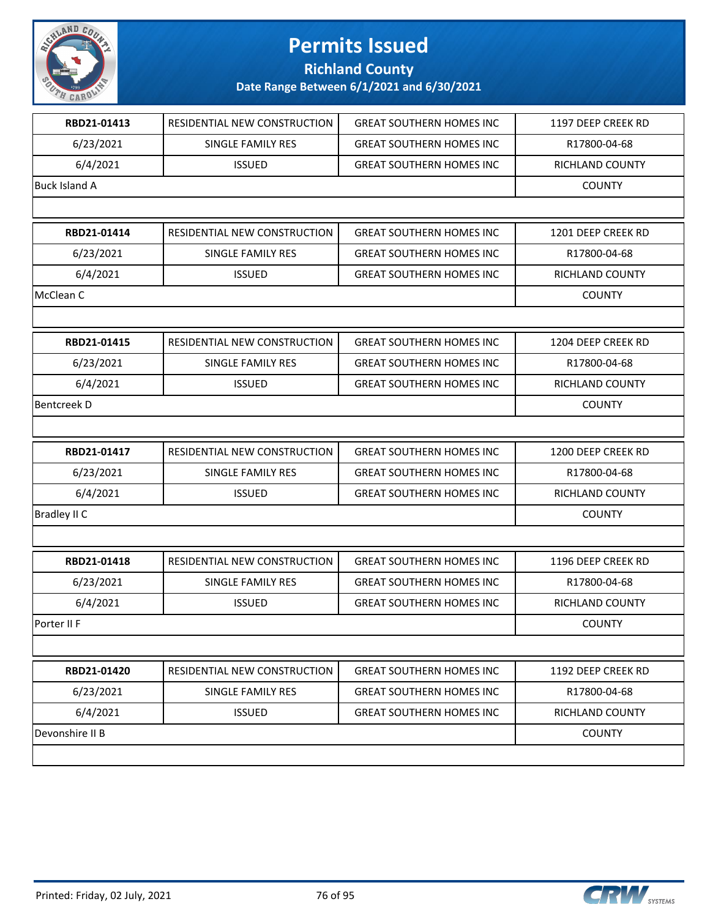# Permits Issued

## Richland County

### Date Range Between 6/1/2021 and 6/30/2021

| | | | |
|---|---|---|---|
| **RBD21-01413** | RESIDENTIAL NEW CONSTRUCTION | GREAT SOUTHERN HOMES INC | 1197 DEEP CREEK RD |
| 6/23/2021 | SINGLE FAMILY RES | GREAT SOUTHERN HOMES INC | R17800-04-68 |
| 6/4/2021 | ISSUED | GREAT SOUTHERN HOMES INC | RICHLAND COUNTY |
| Buck Island A | | | COUNTY |

| | | | |
|---|---|---|---|
| **RBD21-01414** | RESIDENTIAL NEW CONSTRUCTION | GREAT SOUTHERN HOMES INC | 1201 DEEP CREEK RD |
| 6/23/2021 | SINGLE FAMILY RES | GREAT SOUTHERN HOMES INC | R17800-04-68 |
| 6/4/2021 | ISSUED | GREAT SOUTHERN HOMES INC | RICHLAND COUNTY |
| McClean C | | | COUNTY |

| | | | |
|---|---|---|---|
| **RBD21-01415** | RESIDENTIAL NEW CONSTRUCTION | GREAT SOUTHERN HOMES INC | 1204 DEEP CREEK RD |
| 6/23/2021 | SINGLE FAMILY RES | GREAT SOUTHERN HOMES INC | R17800-04-68 |
| 6/4/2021 | ISSUED | GREAT SOUTHERN HOMES INC | RICHLAND COUNTY |
| Bentcreek D | | | COUNTY |

| | | | |
|---|---|---|---|
| **RBD21-01417** | RESIDENTIAL NEW CONSTRUCTION | GREAT SOUTHERN HOMES INC | 1200 DEEP CREEK RD |
| 6/23/2021 | SINGLE FAMILY RES | GREAT SOUTHERN HOMES INC | R17800-04-68 |
| 6/4/2021 | ISSUED | GREAT SOUTHERN HOMES INC | RICHLAND COUNTY |
| Bradley II C | | | COUNTY |

| | | | |
|---|---|---|---|
| **RBD21-01418** | RESIDENTIAL NEW CONSTRUCTION | GREAT SOUTHERN HOMES INC | 1196 DEEP CREEK RD |
| 6/23/2021 | SINGLE FAMILY RES | GREAT SOUTHERN HOMES INC | R17800-04-68 |
| 6/4/2021 | ISSUED | GREAT SOUTHERN HOMES INC | RICHLAND COUNTY |
| Porter II F | | | COUNTY |

| | | | |
|---|---|---|---|
| **RBD21-01420** | RESIDENTIAL NEW CONSTRUCTION | GREAT SOUTHERN HOMES INC | 1192 DEEP CREEK RD |
| 6/23/2021 | SINGLE FAMILY RES | GREAT SOUTHERN HOMES INC | R17800-04-68 |
| 6/4/2021 | ISSUED | GREAT SOUTHERN HOMES INC | RICHLAND COUNTY |
| Devonshire II B | | | COUNTY |

Printed: Friday, 02 July, 2021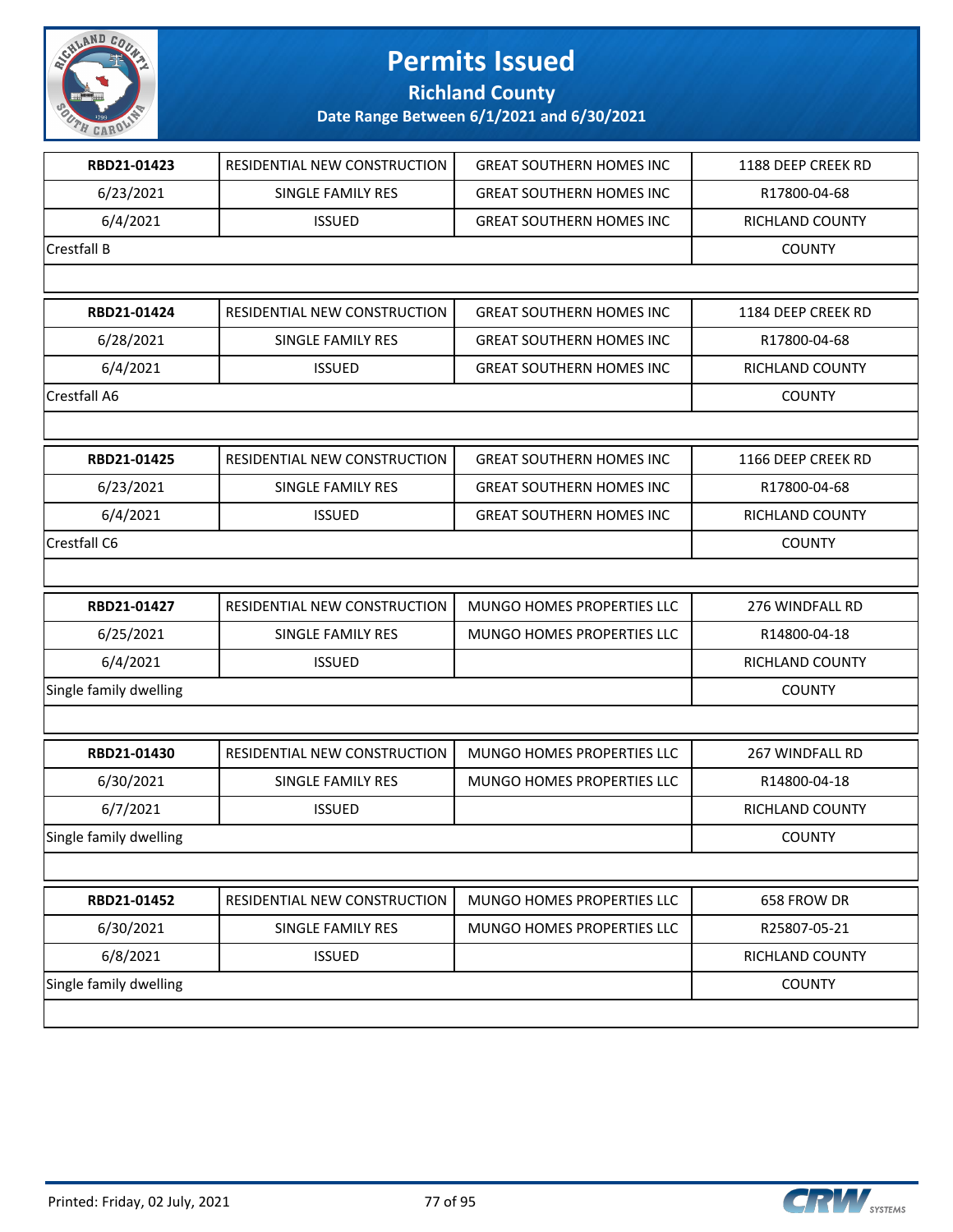# Permits Issued

**Richland County**

**Date Range Between 6/1/2021 and 6/30/2021**

| RBD21-01423 | RESIDENTIAL NEW CONSTRUCTION | GREAT SOUTHERN HOMES INC | 1188 DEEP CREEK RD |
|---|---|---|---|
| 6/23/2021 | SINGLE FAMILY RES | GREAT SOUTHERN HOMES INC | R17800-04-68 |
| 6/4/2021 | ISSUED | GREAT SOUTHERN HOMES INC | RICHLAND COUNTY |
| Crestfall B | | | COUNTY |

| RBD21-01424 | RESIDENTIAL NEW CONSTRUCTION | GREAT SOUTHERN HOMES INC | 1184 DEEP CREEK RD |
|---|---|---|---|
| 6/28/2021 | SINGLE FAMILY RES | GREAT SOUTHERN HOMES INC | R17800-04-68 |
| 6/4/2021 | ISSUED | GREAT SOUTHERN HOMES INC | RICHLAND COUNTY |
| Crestfall A6 | | | COUNTY |

| RBD21-01425 | RESIDENTIAL NEW CONSTRUCTION | GREAT SOUTHERN HOMES INC | 1166 DEEP CREEK RD |
|---|---|---|---|
| 6/23/2021 | SINGLE FAMILY RES | GREAT SOUTHERN HOMES INC | R17800-04-68 |
| 6/4/2021 | ISSUED | GREAT SOUTHERN HOMES INC | RICHLAND COUNTY |
| Crestfall C6 | | | COUNTY |

| RBD21-01427 | RESIDENTIAL NEW CONSTRUCTION | MUNGO HOMES PROPERTIES LLC | 276 WINDFALL RD |
|---|---|---|---|
| 6/25/2021 | SINGLE FAMILY RES | MUNGO HOMES PROPERTIES LLC | R14800-04-18 |
| 6/4/2021 | ISSUED | | RICHLAND COUNTY |
| Single family dwelling | | | COUNTY |

| RBD21-01430 | RESIDENTIAL NEW CONSTRUCTION | MUNGO HOMES PROPERTIES LLC | 267 WINDFALL RD |
|---|---|---|---|
| 6/30/2021 | SINGLE FAMILY RES | MUNGO HOMES PROPERTIES LLC | R14800-04-18 |
| 6/7/2021 | ISSUED | | RICHLAND COUNTY |
| Single family dwelling | | | COUNTY |

| RBD21-01452 | RESIDENTIAL NEW CONSTRUCTION | MUNGO HOMES PROPERTIES LLC | 658 FROW DR |
|---|---|---|---|
| 6/30/2021 | SINGLE FAMILY RES | MUNGO HOMES PROPERTIES LLC | R25807-05-21 |
| 6/8/2021 | ISSUED | | RICHLAND COUNTY |
| Single family dwelling | | | COUNTY |

Printed: Friday, 02 July, 2021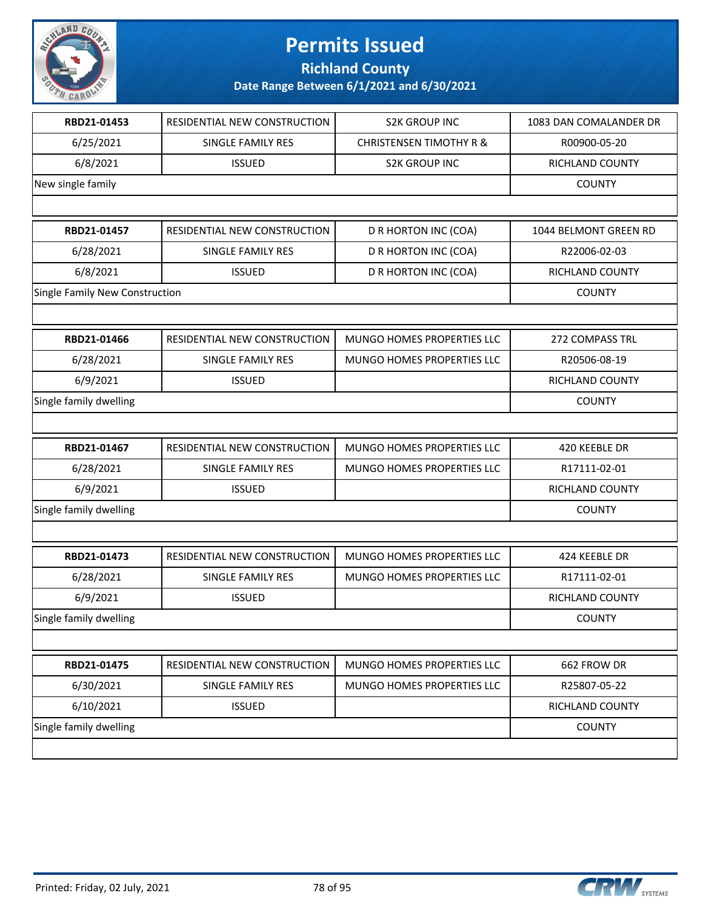# Permits Issued

## Richland County

### Date Range Between 6/1/2021 and 6/30/2021

| RBD21-01453 | RESIDENTIAL NEW CONSTRUCTION | S2K GROUP INC | 1083 DAN COMALANDER DR |
|---|---|---|---|
| 6/25/2021 | SINGLE FAMILY RES | CHRISTENSEN TIMOTHY R & | R00900-05-20 |
| 6/8/2021 | ISSUED | S2K GROUP INC | RICHLAND COUNTY |
| New single family | | | COUNTY |

| RBD21-01457 | RESIDENTIAL NEW CONSTRUCTION | D R HORTON INC (COA) | 1044 BELMONT GREEN RD |
|---|---|---|---|
| 6/28/2021 | SINGLE FAMILY RES | D R HORTON INC (COA) | R22006-02-03 |
| 6/8/2021 | ISSUED | D R HORTON INC (COA) | RICHLAND COUNTY |
| Single Family New Construction | | | COUNTY |

| RBD21-01466 | RESIDENTIAL NEW CONSTRUCTION | MUNGO HOMES PROPERTIES LLC | 272 COMPASS TRL |
|---|---|---|---|
| 6/28/2021 | SINGLE FAMILY RES | MUNGO HOMES PROPERTIES LLC | R20506-08-19 |
| 6/9/2021 | ISSUED | | RICHLAND COUNTY |
| Single family dwelling | | | COUNTY |

| RBD21-01467 | RESIDENTIAL NEW CONSTRUCTION | MUNGO HOMES PROPERTIES LLC | 420 KEEBLE DR |
|---|---|---|---|
| 6/28/2021 | SINGLE FAMILY RES | MUNGO HOMES PROPERTIES LLC | R17111-02-01 |
| 6/9/2021 | ISSUED | | RICHLAND COUNTY |
| Single family dwelling | | | COUNTY |

| RBD21-01473 | RESIDENTIAL NEW CONSTRUCTION | MUNGO HOMES PROPERTIES LLC | 424 KEEBLE DR |
|---|---|---|---|
| 6/28/2021 | SINGLE FAMILY RES | MUNGO HOMES PROPERTIES LLC | R17111-02-01 |
| 6/9/2021 | ISSUED | | RICHLAND COUNTY |
| Single family dwelling | | | COUNTY |

| RBD21-01475 | RESIDENTIAL NEW CONSTRUCTION | MUNGO HOMES PROPERTIES LLC | 662 FROW DR |
|---|---|---|---|
| 6/30/2021 | SINGLE FAMILY RES | MUNGO HOMES PROPERTIES LLC | R25807-05-22 |
| 6/10/2021 | ISSUED | | RICHLAND COUNTY |
| Single family dwelling | | | COUNTY |

Printed: Friday, 02 July, 2021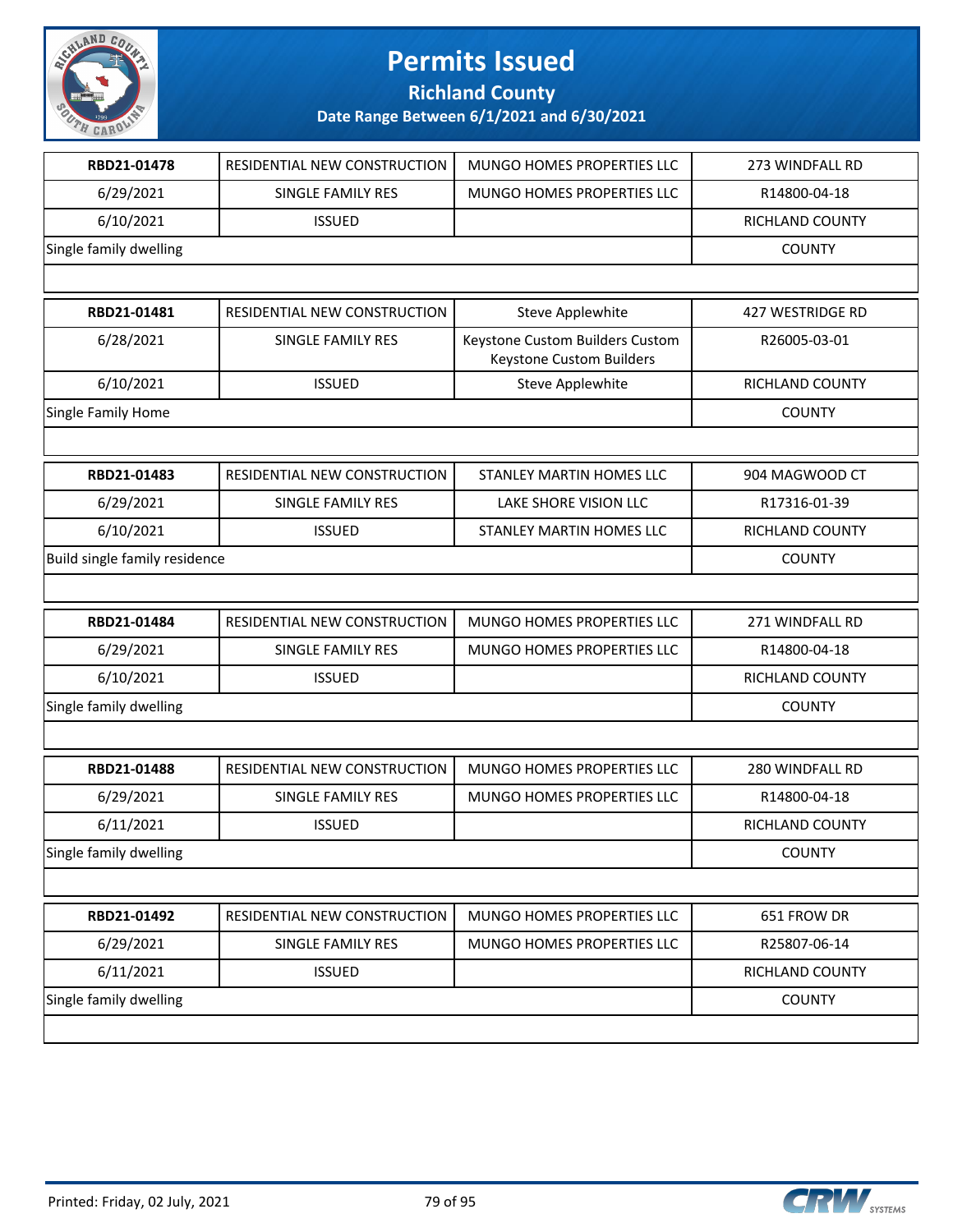# Permits Issued

**Richland County**

**Date Range Between 6/1/2021 and 6/30/2021**

| **RBD21-01478** | RESIDENTIAL NEW CONSTRUCTION | MUNGO HOMES PROPERTIES LLC | 273 WINDFALL RD |
|---|---|---|---|
| 6/29/2021 | SINGLE FAMILY RES | MUNGO HOMES PROPERTIES LLC | R14800-04-18 |
| 6/10/2021 | ISSUED | | RICHLAND COUNTY |
| Single family dwelling | | | COUNTY |

| **RBD21-01481** | RESIDENTIAL NEW CONSTRUCTION | Steve Applewhite | 427 WESTRIDGE RD |
|---|---|---|---|
| 6/28/2021 | SINGLE FAMILY RES | Keystone Custom Builders Custom Keystone Custom Builders | R26005-03-01 |
| 6/10/2021 | ISSUED | Steve Applewhite | RICHLAND COUNTY |
| Single Family Home | | | COUNTY |

| **RBD21-01483** | RESIDENTIAL NEW CONSTRUCTION | STANLEY MARTIN HOMES LLC | 904 MAGWOOD CT |
|---|---|---|---|
| 6/29/2021 | SINGLE FAMILY RES | LAKE SHORE VISION LLC | R17316-01-39 |
| 6/10/2021 | ISSUED | STANLEY MARTIN HOMES LLC | RICHLAND COUNTY |
| Build single family residence | | | COUNTY |

| **RBD21-01484** | RESIDENTIAL NEW CONSTRUCTION | MUNGO HOMES PROPERTIES LLC | 271 WINDFALL RD |
|---|---|---|---|
| 6/29/2021 | SINGLE FAMILY RES | MUNGO HOMES PROPERTIES LLC | R14800-04-18 |
| 6/10/2021 | ISSUED | | RICHLAND COUNTY |
| Single family dwelling | | | COUNTY |

| **RBD21-01488** | RESIDENTIAL NEW CONSTRUCTION | MUNGO HOMES PROPERTIES LLC | 280 WINDFALL RD |
|---|---|---|---|
| 6/29/2021 | SINGLE FAMILY RES | MUNGO HOMES PROPERTIES LLC | R14800-04-18 |
| 6/11/2021 | ISSUED | | RICHLAND COUNTY |
| Single family dwelling | | | COUNTY |

| **RBD21-01492** | RESIDENTIAL NEW CONSTRUCTION | MUNGO HOMES PROPERTIES LLC | 651 FROW DR |
|---|---|---|---|
| 6/29/2021 | SINGLE FAMILY RES | MUNGO HOMES PROPERTIES LLC | R25807-06-14 |
| 6/11/2021 | ISSUED | | RICHLAND COUNTY |
| Single family dwelling | | | COUNTY |

Printed: Friday, 02 July, 2021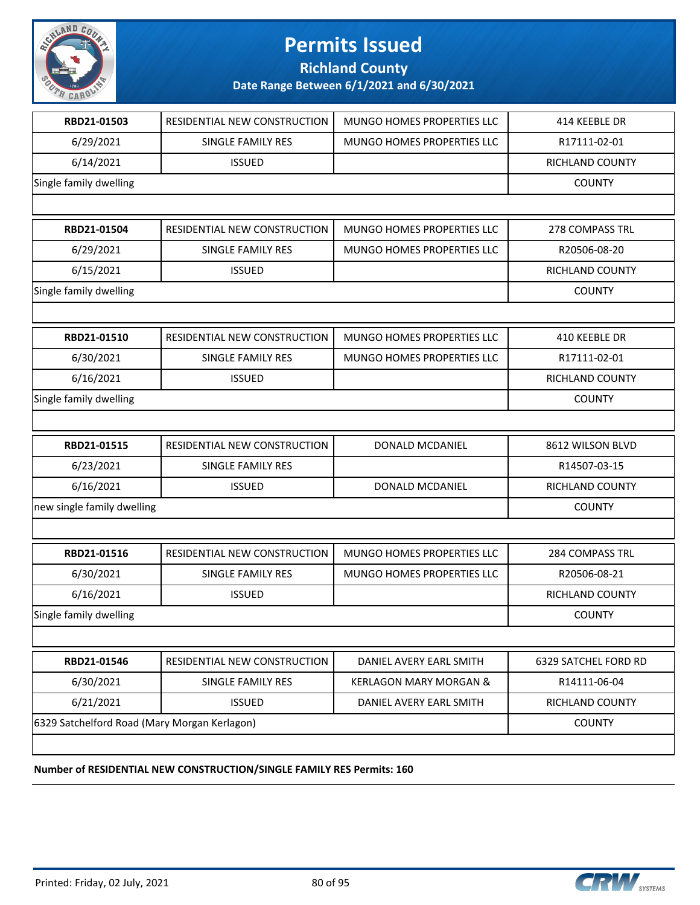# Permits Issued

**Richland County**

**Date Range Between 6/1/2021 and 6/30/2021**

| RBD21-01503 | RESIDENTIAL NEW CONSTRUCTION | MUNGO HOMES PROPERTIES LLC | 414 KEEBLE DR |
|---|---|---|---|
| 6/29/2021 | SINGLE FAMILY RES | MUNGO HOMES PROPERTIES LLC | R17111-02-01 |
| 6/14/2021 | ISSUED | | RICHLAND COUNTY |
| Single family dwelling | | | COUNTY |

| RBD21-01504 | RESIDENTIAL NEW CONSTRUCTION | MUNGO HOMES PROPERTIES LLC | 278 COMPASS TRL |
|---|---|---|---|
| 6/29/2021 | SINGLE FAMILY RES | MUNGO HOMES PROPERTIES LLC | R20506-08-20 |
| 6/15/2021 | ISSUED | | RICHLAND COUNTY |
| Single family dwelling | | | COUNTY |

| RBD21-01510 | RESIDENTIAL NEW CONSTRUCTION | MUNGO HOMES PROPERTIES LLC | 410 KEEBLE DR |
|---|---|---|---|
| 6/30/2021 | SINGLE FAMILY RES | MUNGO HOMES PROPERTIES LLC | R17111-02-01 |
| 6/16/2021 | ISSUED | | RICHLAND COUNTY |
| Single family dwelling | | | COUNTY |

| RBD21-01515 | RESIDENTIAL NEW CONSTRUCTION | DONALD MCDANIEL | 8612 WILSON BLVD |
|---|---|---|---|
| 6/23/2021 | SINGLE FAMILY RES | | R14507-03-15 |
| 6/16/2021 | ISSUED | DONALD MCDANIEL | RICHLAND COUNTY |
| new single family dwelling | | | COUNTY |

| RBD21-01516 | RESIDENTIAL NEW CONSTRUCTION | MUNGO HOMES PROPERTIES LLC | 284 COMPASS TRL |
|---|---|---|---|
| 6/30/2021 | SINGLE FAMILY RES | MUNGO HOMES PROPERTIES LLC | R20506-08-21 |
| 6/16/2021 | ISSUED | | RICHLAND COUNTY |
| Single family dwelling | | | COUNTY |

| RBD21-01546 | RESIDENTIAL NEW CONSTRUCTION | DANIEL AVERY EARL SMITH | 6329 SATCHEL FORD RD |
|---|---|---|---|
| 6/30/2021 | SINGLE FAMILY RES | KERLAGON MARY MORGAN & | R14111-06-04 |
| 6/21/2021 | ISSUED | DANIEL AVERY EARL SMITH | RICHLAND COUNTY |
| 6329 Satchelford Road (Mary Morgan Kerlagon) | | | COUNTY |

**Number of RESIDENTIAL NEW CONSTRUCTION/SINGLE FAMILY RES Permits: 160**

Printed: Friday, 02 July, 2021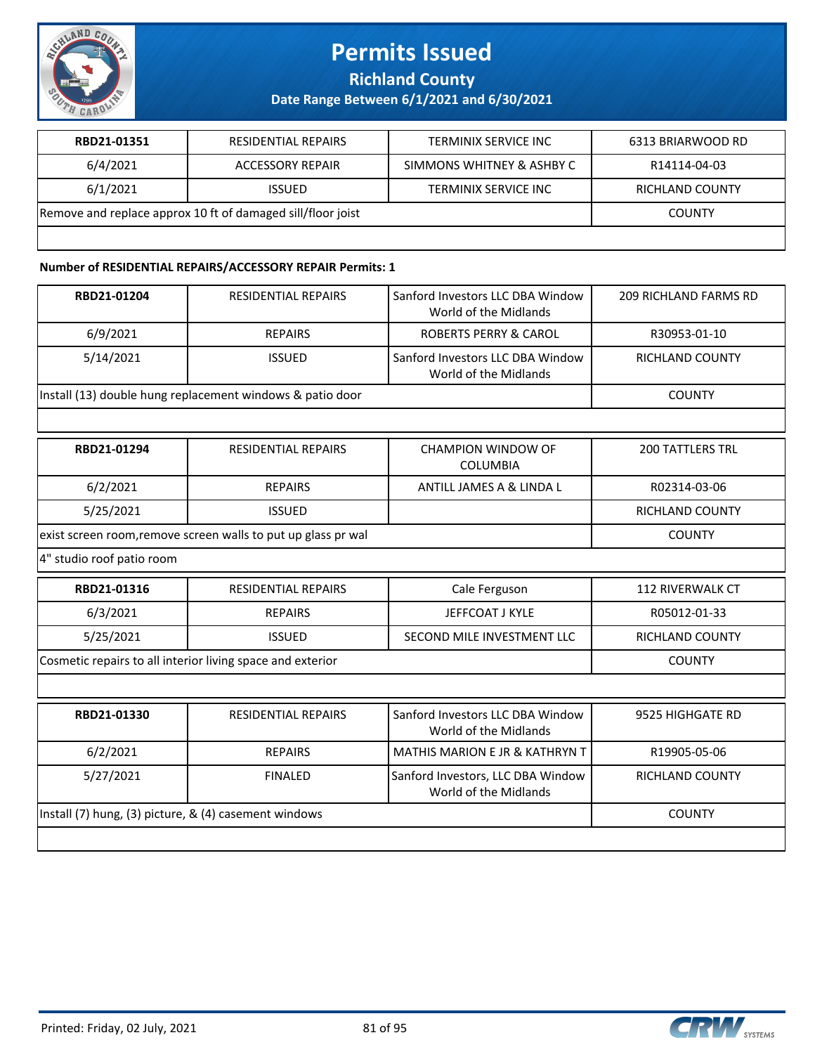# Permits Issued

## Richland County

### Date Range Between 6/1/2021 and 6/30/2021

| RBD21-01351 | RESIDENTIAL REPAIRS | TERMINIX SERVICE INC | 6313 BRIARWOOD RD |
|---|---|---|---|
| 6/4/2021 | ACCESSORY REPAIR | SIMMONS WHITNEY & ASHBY C | R14114-04-03 |
| 6/1/2021 | ISSUED | TERMINIX SERVICE INC | RICHLAND COUNTY |
| Remove and replace approx 10 ft of damaged sill/floor joist | | | COUNTY |

**Number of RESIDENTIAL REPAIRS/ACCESSORY REPAIR Permits: 1**

| RBD21-01204 | RESIDENTIAL REPAIRS | Sanford Investors LLC DBA Window World of the Midlands | 209 RICHLAND FARMS RD |
|---|---|---|---|
| 6/9/2021 | REPAIRS | ROBERTS PERRY & CAROL | R30953-01-10 |
| 5/14/2021 | ISSUED | Sanford Investors LLC DBA Window World of the Midlands | RICHLAND COUNTY |
| Install (13) double hung replacement windows & patio door | | | COUNTY |

| RBD21-01294 | RESIDENTIAL REPAIRS | CHAMPION WINDOW OF COLUMBIA | 200 TATTLERS TRL |
|---|---|---|---|
| 6/2/2021 | REPAIRS | ANTILL JAMES A & LINDA L | R02314-03-06 |
| 5/25/2021 | ISSUED | | RICHLAND COUNTY |
| exist screen room,remove screen walls to put up glass pr wal | | | COUNTY |
| 4" studio roof patio room | | | |

| RBD21-01316 | RESIDENTIAL REPAIRS | Cale Ferguson | 112 RIVERWALK CT |
|---|---|---|---|
| 6/3/2021 | REPAIRS | JEFFCOAT J KYLE | R05012-01-33 |
| 5/25/2021 | ISSUED | SECOND MILE INVESTMENT LLC | RICHLAND COUNTY |
| Cosmetic repairs to all interior living space and exterior | | | COUNTY |

| RBD21-01330 | RESIDENTIAL REPAIRS | Sanford Investors LLC DBA Window World of the Midlands | 9525 HIGHGATE RD |
|---|---|---|---|
| 6/2/2021 | REPAIRS | MATHIS MARION E JR & KATHRYN T | R19905-05-06 |
| 5/27/2021 | FINALED | Sanford Investors, LLC DBA Window World of the Midlands | RICHLAND COUNTY |
| Install (7) hung, (3) picture, & (4) casement windows | | | COUNTY |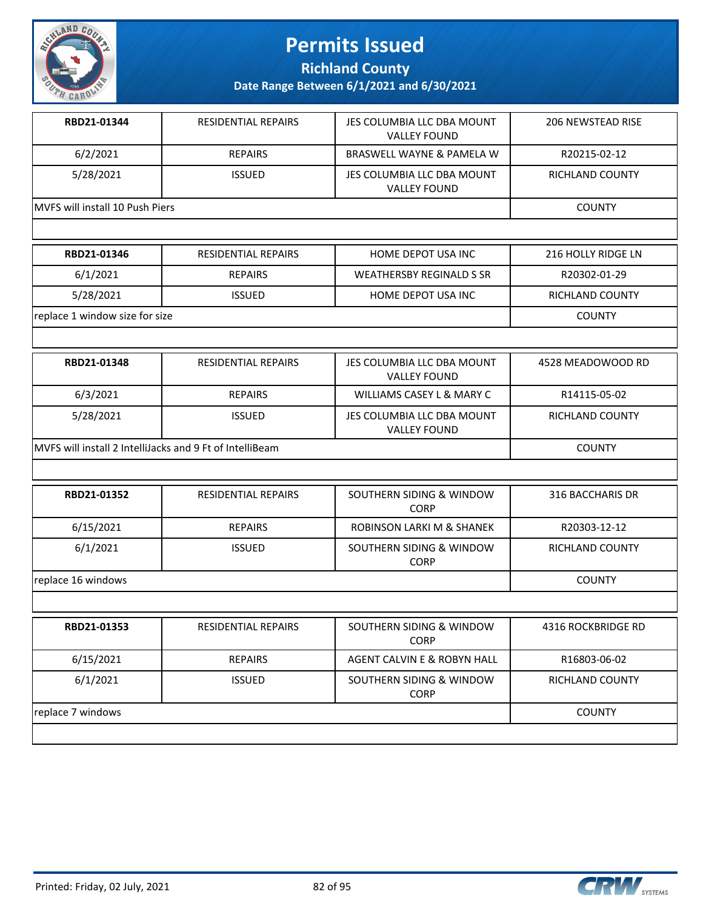# Permits Issued

## Richland County

### Date Range Between 6/1/2021 and 6/30/2021

| | | | |
|---|---|---|---|
| **RBD21-01344** | RESIDENTIAL REPAIRS | JES COLUMBIA LLC DBA MOUNT VALLEY FOUND | 206 NEWSTEAD RISE |
| 6/2/2021 | REPAIRS | BRASWELL WAYNE & PAMELA W | R20215-02-12 |
| 5/28/2021 | ISSUED | JES COLUMBIA LLC DBA MOUNT VALLEY FOUND | RICHLAND COUNTY |
| MVFS will install 10 Push Piers | | | COUNTY |

| | | | |
|---|---|---|---|
| **RBD21-01346** | RESIDENTIAL REPAIRS | HOME DEPOT USA INC | 216 HOLLY RIDGE LN |
| 6/1/2021 | REPAIRS | WEATHERSBY REGINALD S SR | R20302-01-29 |
| 5/28/2021 | ISSUED | HOME DEPOT USA INC | RICHLAND COUNTY |
| replace 1 window size for size | | | COUNTY |

| | | | |
|---|---|---|---|
| **RBD21-01348** | RESIDENTIAL REPAIRS | JES COLUMBIA LLC DBA MOUNT VALLEY FOUND | 4528 MEADOWOOD RD |
| 6/3/2021 | REPAIRS | WILLIAMS CASEY L & MARY C | R14115-05-02 |
| 5/28/2021 | ISSUED | JES COLUMBIA LLC DBA MOUNT VALLEY FOUND | RICHLAND COUNTY |
| MVFS will install 2 IntelliJacks and 9 Ft of IntelliBeam | | | COUNTY |

| | | | |
|---|---|---|---|
| **RBD21-01352** | RESIDENTIAL REPAIRS | SOUTHERN SIDING & WINDOW CORP | 316 BACCHARIS DR |
| 6/15/2021 | REPAIRS | ROBINSON LARKI M & SHANEK | R20303-12-12 |
| 6/1/2021 | ISSUED | SOUTHERN SIDING & WINDOW CORP | RICHLAND COUNTY |
| replace 16 windows | | | COUNTY |

| | | | |
|---|---|---|---|
| **RBD21-01353** | RESIDENTIAL REPAIRS | SOUTHERN SIDING & WINDOW CORP | 4316 ROCKBRIDGE RD |
| 6/15/2021 | REPAIRS | AGENT CALVIN E & ROBYN HALL | R16803-06-02 |
| 6/1/2021 | ISSUED | SOUTHERN SIDING & WINDOW CORP | RICHLAND COUNTY |
| replace 7 windows | | | COUNTY |

Printed: Friday, 02 July, 2021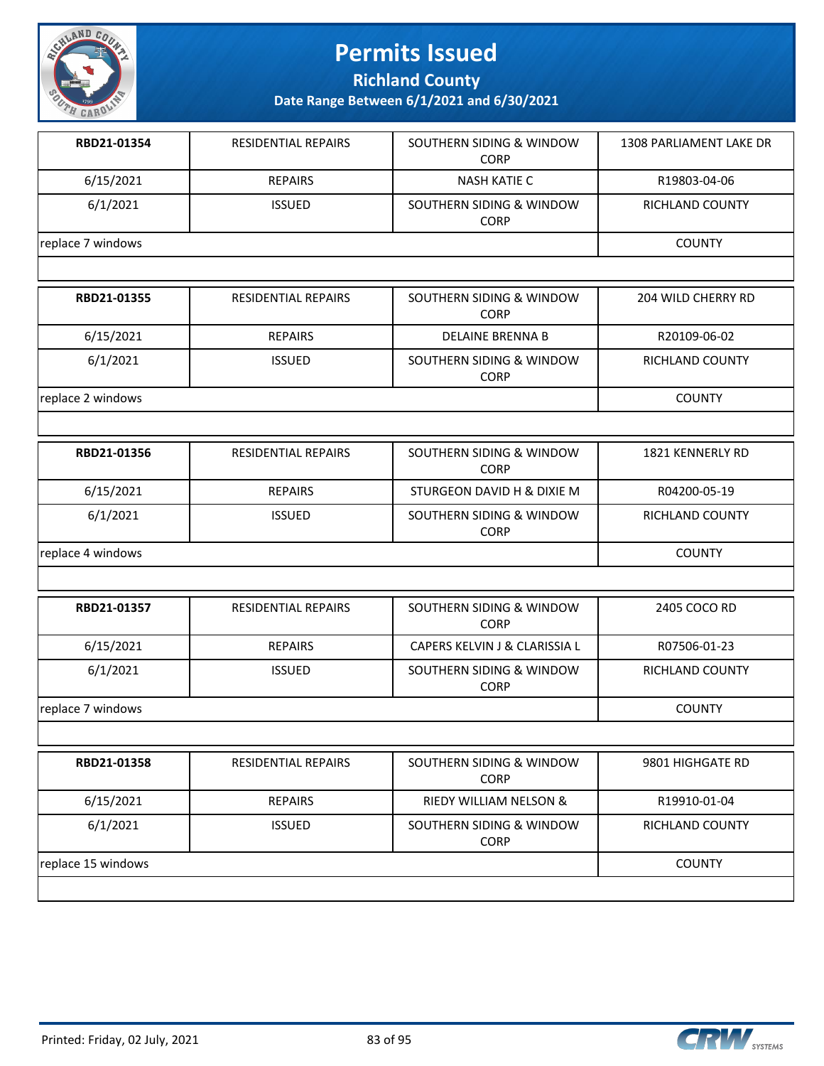# Permits Issued

**Richland County**

**Date Range Between 6/1/2021 and 6/30/2021**

| **RBD21-01354** | RESIDENTIAL REPAIRS | SOUTHERN SIDING & WINDOW CORP | 1308 PARLIAMENT LAKE DR |
|---|---|---|---|
| 6/15/2021 | REPAIRS | NASH KATIE C | R19803-04-06 |
| 6/1/2021 | ISSUED | SOUTHERN SIDING & WINDOW CORP | RICHLAND COUNTY |
| replace 7 windows | | | COUNTY |

| **RBD21-01355** | RESIDENTIAL REPAIRS | SOUTHERN SIDING & WINDOW CORP | 204 WILD CHERRY RD |
|---|---|---|---|
| 6/15/2021 | REPAIRS | DELAINE BRENNA B | R20109-06-02 |
| 6/1/2021 | ISSUED | SOUTHERN SIDING & WINDOW CORP | RICHLAND COUNTY |
| replace 2 windows | | | COUNTY |

| **RBD21-01356** | RESIDENTIAL REPAIRS | SOUTHERN SIDING & WINDOW CORP | 1821 KENNERLY RD |
|---|---|---|---|
| 6/15/2021 | REPAIRS | STURGEON DAVID H & DIXIE M | R04200-05-19 |
| 6/1/2021 | ISSUED | SOUTHERN SIDING & WINDOW CORP | RICHLAND COUNTY |
| replace 4 windows | | | COUNTY |

| **RBD21-01357** | RESIDENTIAL REPAIRS | SOUTHERN SIDING & WINDOW CORP | 2405 COCO RD |
|---|---|---|---|
| 6/15/2021 | REPAIRS | CAPERS KELVIN J & CLARISSIA L | R07506-01-23 |
| 6/1/2021 | ISSUED | SOUTHERN SIDING & WINDOW CORP | RICHLAND COUNTY |
| replace 7 windows | | | COUNTY |

| **RBD21-01358** | RESIDENTIAL REPAIRS | SOUTHERN SIDING & WINDOW CORP | 9801 HIGHGATE RD |
|---|---|---|---|
| 6/15/2021 | REPAIRS | RIEDY WILLIAM NELSON & | R19910-01-04 |
| 6/1/2021 | ISSUED | SOUTHERN SIDING & WINDOW CORP | RICHLAND COUNTY |
| replace 15 windows | | | COUNTY |

Printed: Friday, 02 July, 2021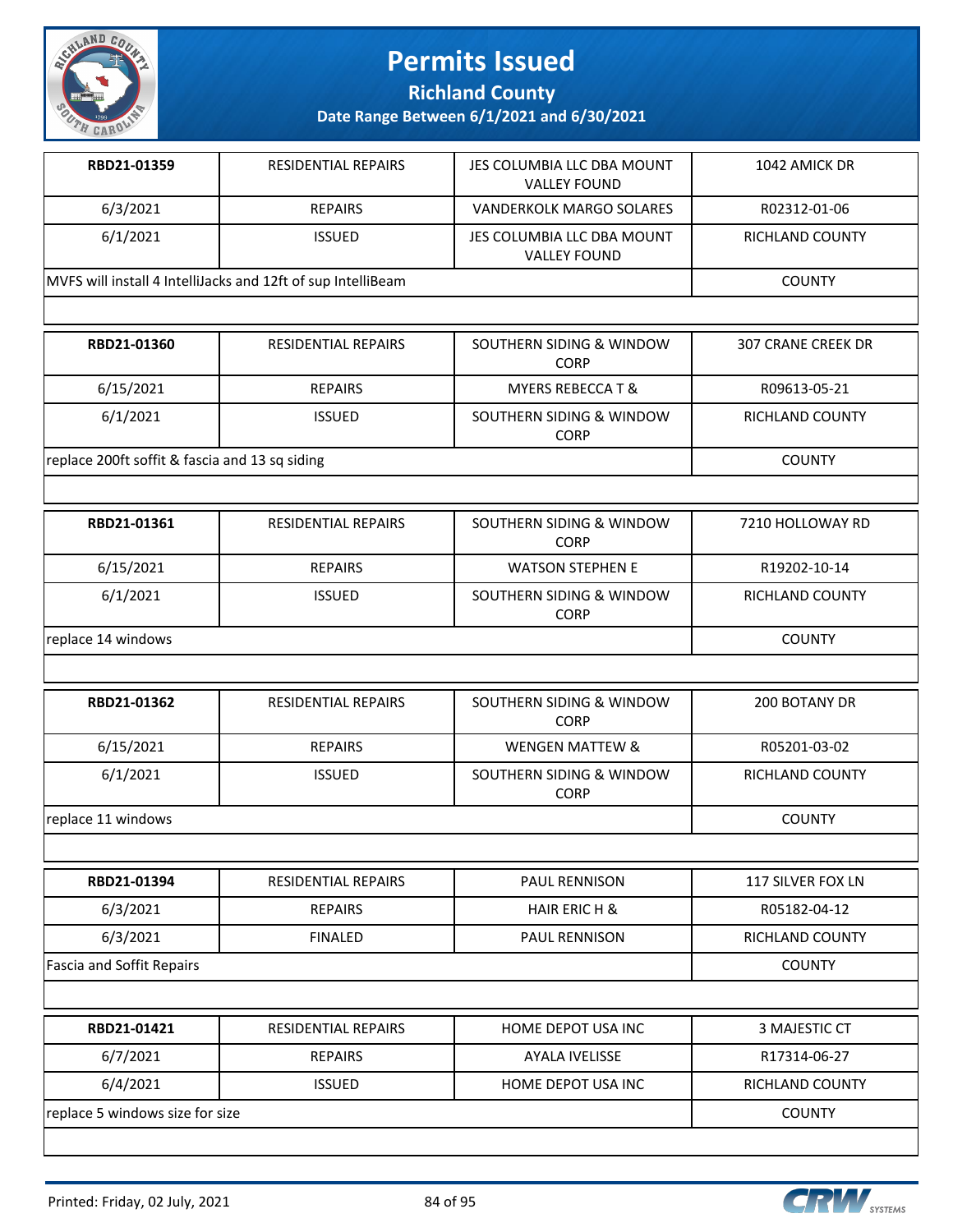# Permits Issued

## Richland County

### Date Range Between 6/1/2021 and 6/30/2021

| | | | |
|---|---|---|---|
| **RBD21-01359** | RESIDENTIAL REPAIRS | JES COLUMBIA LLC DBA MOUNT VALLEY FOUND | 1042 AMICK DR |
| 6/3/2021 | REPAIRS | VANDERKOLK MARGO SOLARES | R02312-01-06 |
| 6/1/2021 | ISSUED | JES COLUMBIA LLC DBA MOUNT VALLEY FOUND | RICHLAND COUNTY |
| MVFS will install 4 IntelliJacks and 12ft of sup IntelliBeam | | | COUNTY |

| | | | |
|---|---|---|---|
| **RBD21-01360** | RESIDENTIAL REPAIRS | SOUTHERN SIDING & WINDOW CORP | 307 CRANE CREEK DR |
| 6/15/2021 | REPAIRS | MYERS REBECCA T & | R09613-05-21 |
| 6/1/2021 | ISSUED | SOUTHERN SIDING & WINDOW CORP | RICHLAND COUNTY |
| replace 200ft soffit & fascia and 13 sq siding | | | COUNTY |

| | | | |
|---|---|---|---|
| **RBD21-01361** | RESIDENTIAL REPAIRS | SOUTHERN SIDING & WINDOW CORP | 7210 HOLLOWAY RD |
| 6/15/2021 | REPAIRS | WATSON STEPHEN E | R19202-10-14 |
| 6/1/2021 | ISSUED | SOUTHERN SIDING & WINDOW CORP | RICHLAND COUNTY |
| replace 14 windows | | | COUNTY |

| | | | |
|---|---|---|---|
| **RBD21-01362** | RESIDENTIAL REPAIRS | SOUTHERN SIDING & WINDOW CORP | 200 BOTANY DR |
| 6/15/2021 | REPAIRS | WENGEN MATTEW & | R05201-03-02 |
| 6/1/2021 | ISSUED | SOUTHERN SIDING & WINDOW CORP | RICHLAND COUNTY |
| replace 11 windows | | | COUNTY |

| | | | |
|---|---|---|---|
| **RBD21-01394** | RESIDENTIAL REPAIRS | PAUL RENNISON | 117 SILVER FOX LN |
| 6/3/2021 | REPAIRS | HAIR ERIC H & | R05182-04-12 |
| 6/3/2021 | FINALED | PAUL RENNISON | RICHLAND COUNTY |
| Fascia and Soffit Repairs | | | COUNTY |

| | | | |
|---|---|---|---|
| **RBD21-01421** | RESIDENTIAL REPAIRS | HOME DEPOT USA INC | 3 MAJESTIC CT |
| 6/7/2021 | REPAIRS | AYALA IVELISSE | R17314-06-27 |
| 6/4/2021 | ISSUED | HOME DEPOT USA INC | RICHLAND COUNTY |
| replace 5 windows size for size | | | COUNTY |

Printed: Friday, 02 July, 2021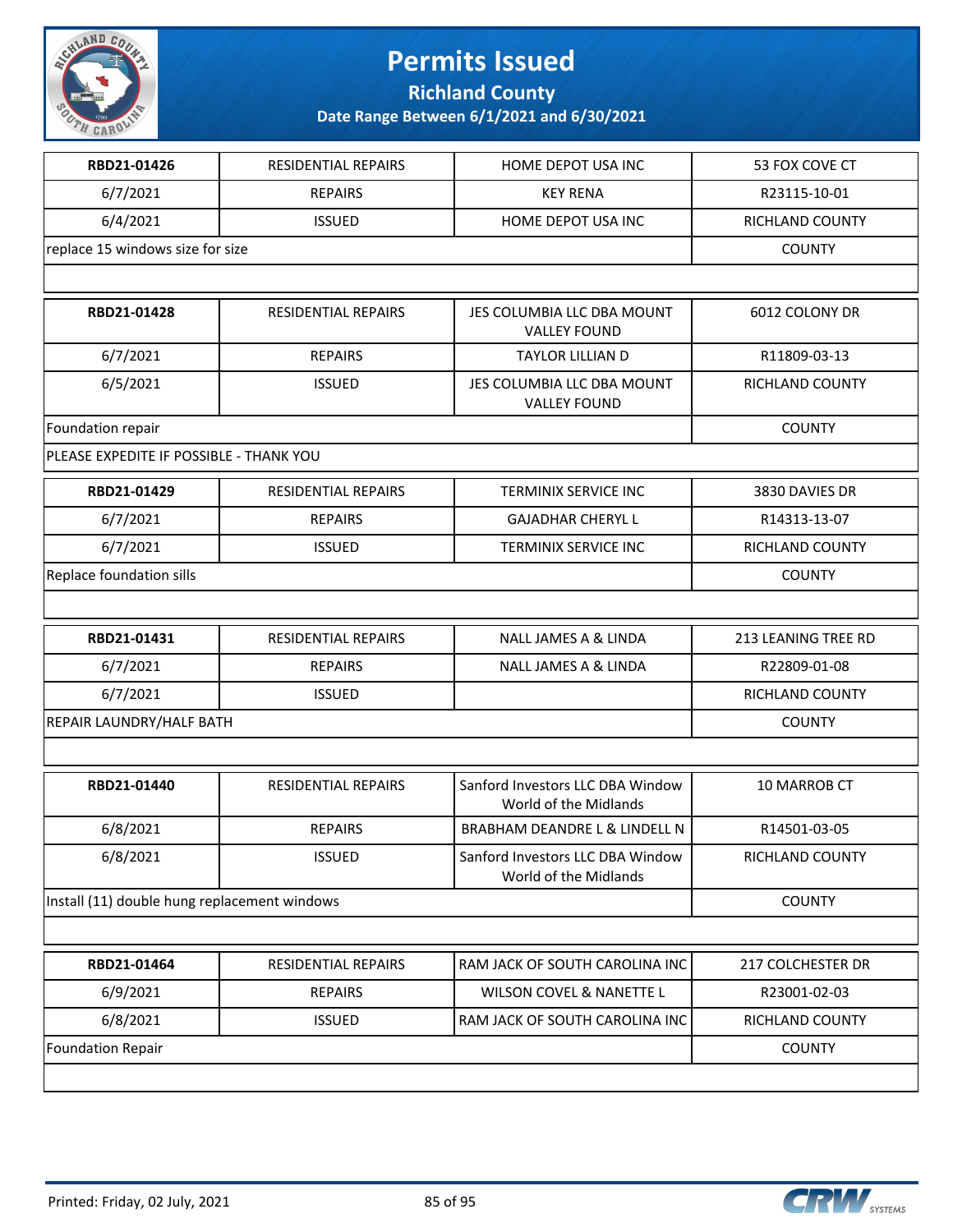# Permits Issued

**Richland County**

**Date Range Between 6/1/2021 and 6/30/2021**

| RBD21-01426 | RESIDENTIAL REPAIRS | HOME DEPOT USA INC | 53 FOX COVE CT |
|---|---|---|---|
| 6/7/2021 | REPAIRS | KEY RENA | R23115-10-01 |
| 6/4/2021 | ISSUED | HOME DEPOT USA INC | RICHLAND COUNTY |
| replace 15 windows size for size | | | COUNTY |

| RBD21-01428 | RESIDENTIAL REPAIRS | JES COLUMBIA LLC DBA MOUNT VALLEY FOUND | 6012 COLONY DR |
|---|---|---|---|
| 6/7/2021 | REPAIRS | TAYLOR LILLIAN D | R11809-03-13 |
| 6/5/2021 | ISSUED | JES COLUMBIA LLC DBA MOUNT VALLEY FOUND | RICHLAND COUNTY |
| Foundation repair | | | COUNTY |
| PLEASE EXPEDITE IF POSSIBLE - THANK YOU | | | |

| RBD21-01429 | RESIDENTIAL REPAIRS | TERMINIX SERVICE INC | 3830 DAVIES DR |
|---|---|---|---|
| 6/7/2021 | REPAIRS | GAJADHAR CHERYL L | R14313-13-07 |
| 6/7/2021 | ISSUED | TERMINIX SERVICE INC | RICHLAND COUNTY |
| Replace foundation sills | | | COUNTY |

| RBD21-01431 | RESIDENTIAL REPAIRS | NALL JAMES A & LINDA | 213 LEANING TREE RD |
|---|---|---|---|
| 6/7/2021 | REPAIRS | NALL JAMES A & LINDA | R22809-01-08 |
| 6/7/2021 | ISSUED | | RICHLAND COUNTY |
| REPAIR LAUNDRY/HALF BATH | | | COUNTY |

| RBD21-01440 | RESIDENTIAL REPAIRS | Sanford Investors LLC DBA Window World of the Midlands | 10 MARROB CT |
|---|---|---|---|
| 6/8/2021 | REPAIRS | BRABHAM DEANDRE L & LINDELL N | R14501-03-05 |
| 6/8/2021 | ISSUED | Sanford Investors LLC DBA Window World of the Midlands | RICHLAND COUNTY |
| Install (11) double hung replacement windows | | | COUNTY |

| RBD21-01464 | RESIDENTIAL REPAIRS | RAM JACK OF SOUTH CAROLINA INC | 217 COLCHESTER DR |
|---|---|---|---|
| 6/9/2021 | REPAIRS | WILSON COVEL & NANETTE L | R23001-02-03 |
| 6/8/2021 | ISSUED | RAM JACK OF SOUTH CAROLINA INC | RICHLAND COUNTY |
| Foundation Repair | | | COUNTY |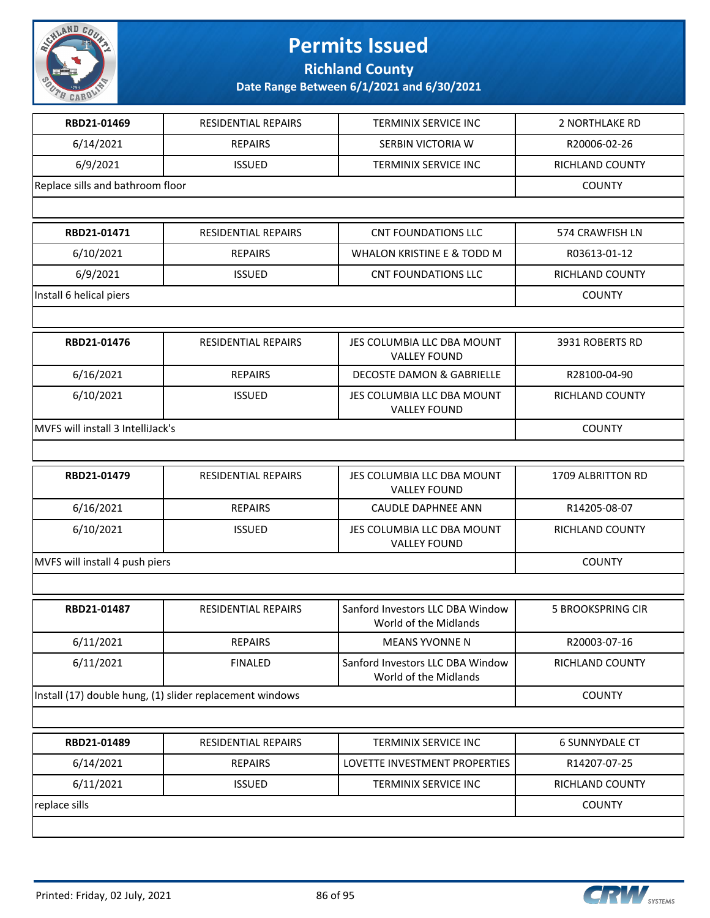# Permits Issued

## Richland County

**Date Range Between 6/1/2021 and 6/30/2021**

| **RBD21-01469** | RESIDENTIAL REPAIRS | TERMINIX SERVICE INC | 2 NORTHLAKE RD |
|---|---|---|---|
| 6/14/2021 | REPAIRS | SERBIN VICTORIA W | R20006-02-26 |
| 6/9/2021 | ISSUED | TERMINIX SERVICE INC | RICHLAND COUNTY |
| Replace sills and bathroom floor | | | COUNTY |

| **RBD21-01471** | RESIDENTIAL REPAIRS | CNT FOUNDATIONS LLC | 574 CRAWFISH LN |
|---|---|---|---|
| 6/10/2021 | REPAIRS | WHALON KRISTINE E & TODD M | R03613-01-12 |
| 6/9/2021 | ISSUED | CNT FOUNDATIONS LLC | RICHLAND COUNTY |
| Install 6 helical piers | | | COUNTY |

| **RBD21-01476** | RESIDENTIAL REPAIRS | JES COLUMBIA LLC DBA MOUNT VALLEY FOUND | 3931 ROBERTS RD |
|---|---|---|---|
| 6/16/2021 | REPAIRS | DECOSTE DAMON & GABRIELLE | R28100-04-90 |
| 6/10/2021 | ISSUED | JES COLUMBIA LLC DBA MOUNT VALLEY FOUND | RICHLAND COUNTY |
| MVFS will install 3 IntelliJack's | | | COUNTY |

| **RBD21-01479** | RESIDENTIAL REPAIRS | JES COLUMBIA LLC DBA MOUNT VALLEY FOUND | 1709 ALBRITTON RD |
|---|---|---|---|
| 6/16/2021 | REPAIRS | CAUDLE DAPHNEE ANN | R14205-08-07 |
| 6/10/2021 | ISSUED | JES COLUMBIA LLC DBA MOUNT VALLEY FOUND | RICHLAND COUNTY |
| MVFS will install 4 push piers | | | COUNTY |

| **RBD21-01487** | RESIDENTIAL REPAIRS | Sanford Investors LLC DBA Window World of the Midlands | 5 BROOKSPRING CIR |
|---|---|---|---|
| 6/11/2021 | REPAIRS | MEANS YVONNE N | R20003-07-16 |
| 6/11/2021 | FINALED | Sanford Investors LLC DBA Window World of the Midlands | RICHLAND COUNTY |
| Install (17) double hung, (1) slider replacement windows | | | COUNTY |

| **RBD21-01489** | RESIDENTIAL REPAIRS | TERMINIX SERVICE INC | 6 SUNNYDALE CT |
|---|---|---|---|
| 6/14/2021 | REPAIRS | LOVETTE INVESTMENT PROPERTIES | R14207-07-25 |
| 6/11/2021 | ISSUED | TERMINIX SERVICE INC | RICHLAND COUNTY |
| replace sills | | | COUNTY |

Printed: Friday, 02 July, 2021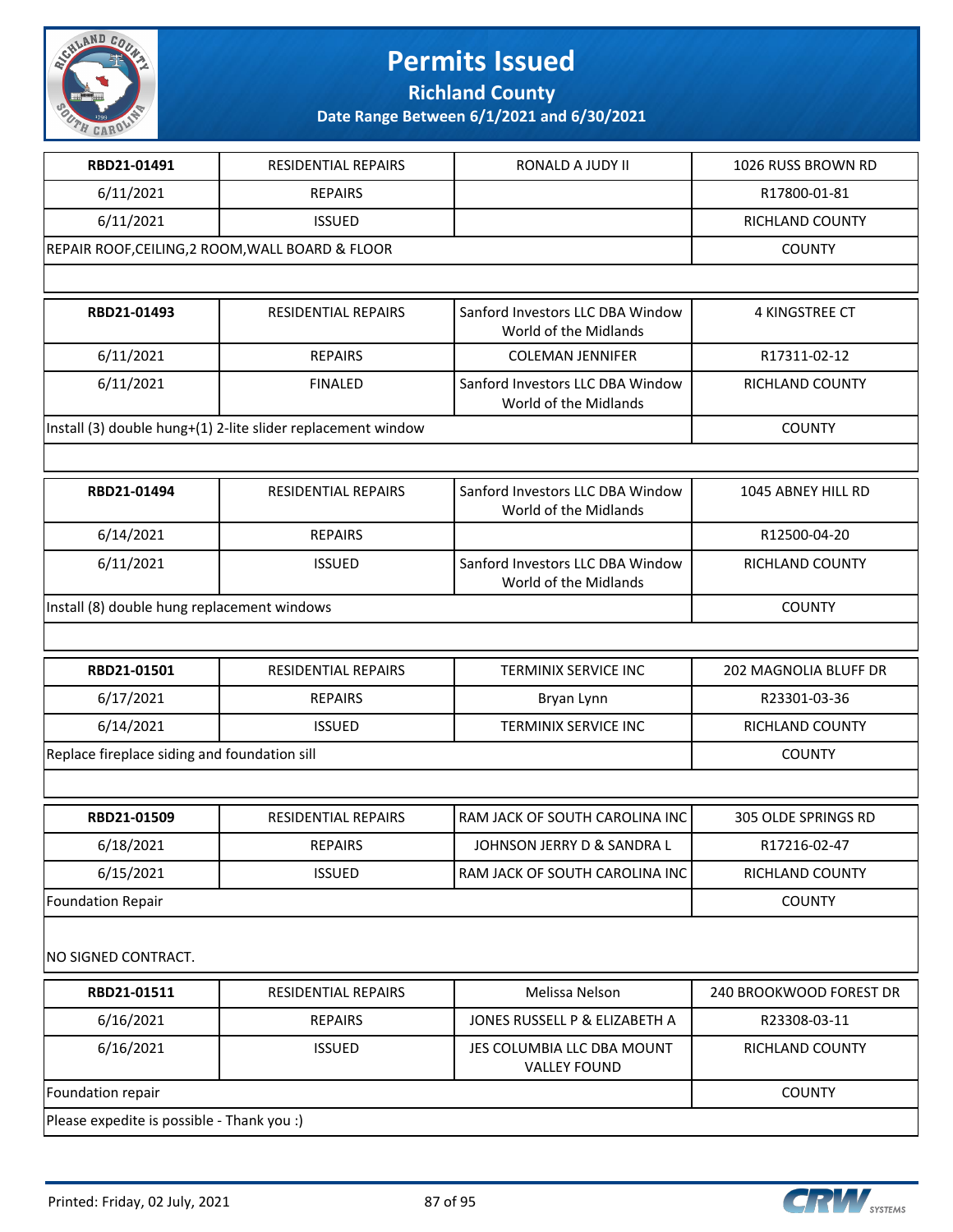# Permits Issued

## Richland County

### Date Range Between 6/1/2021 and 6/30/2021

| RBD21-01491 | RESIDENTIAL REPAIRS | RONALD A JUDY II | 1026 RUSS BROWN RD |
|---|---|---|---|
| 6/11/2021 | REPAIRS | | R17800-01-81 |
| 6/11/2021 | ISSUED | | RICHLAND COUNTY |
| REPAIR ROOF,CEILING,2 ROOM,WALL BOARD & FLOOR | | | COUNTY |

| RBD21-01493 | RESIDENTIAL REPAIRS | Sanford Investors LLC DBA Window World of the Midlands | 4 KINGSTREE CT |
|---|---|---|---|
| 6/11/2021 | REPAIRS | COLEMAN JENNIFER | R17311-02-12 |
| 6/11/2021 | FINALED | Sanford Investors LLC DBA Window World of the Midlands | RICHLAND COUNTY |
| Install (3) double hung+(1) 2-lite slider replacement window | | | COUNTY |

| RBD21-01494 | RESIDENTIAL REPAIRS | Sanford Investors LLC DBA Window World of the Midlands | 1045 ABNEY HILL RD |
|---|---|---|---|
| 6/14/2021 | REPAIRS | | R12500-04-20 |
| 6/11/2021 | ISSUED | Sanford Investors LLC DBA Window World of the Midlands | RICHLAND COUNTY |
| Install (8) double hung replacement windows | | | COUNTY |

| RBD21-01501 | RESIDENTIAL REPAIRS | TERMINIX SERVICE INC | 202 MAGNOLIA BLUFF DR |
|---|---|---|---|
| 6/17/2021 | REPAIRS | Bryan Lynn | R23301-03-36 |
| 6/14/2021 | ISSUED | TERMINIX SERVICE INC | RICHLAND COUNTY |
| Replace fireplace siding and foundation sill | | | COUNTY |

| RBD21-01509 | RESIDENTIAL REPAIRS | RAM JACK OF SOUTH CAROLINA INC | 305 OLDE SPRINGS RD |
|---|---|---|---|
| 6/18/2021 | REPAIRS | JOHNSON JERRY D & SANDRA L | R17216-02-47 |
| 6/15/2021 | ISSUED | RAM JACK OF SOUTH CAROLINA INC | RICHLAND COUNTY |
| Foundation Repair | | | COUNTY |
| NO SIGNED CONTRACT. | | | |

| RBD21-01511 | RESIDENTIAL REPAIRS | Melissa Nelson | 240 BROOKWOOD FOREST DR |
|---|---|---|---|
| 6/16/2021 | REPAIRS | JONES RUSSELL P & ELIZABETH A | R23308-03-11 |
| 6/16/2021 | ISSUED | JES COLUMBIA LLC DBA MOUNT VALLEY FOUND | RICHLAND COUNTY |
| Foundation repair | | | COUNTY |
| Please expedite is possible - Thank you :) | | | |

Printed: Friday, 02 July, 2021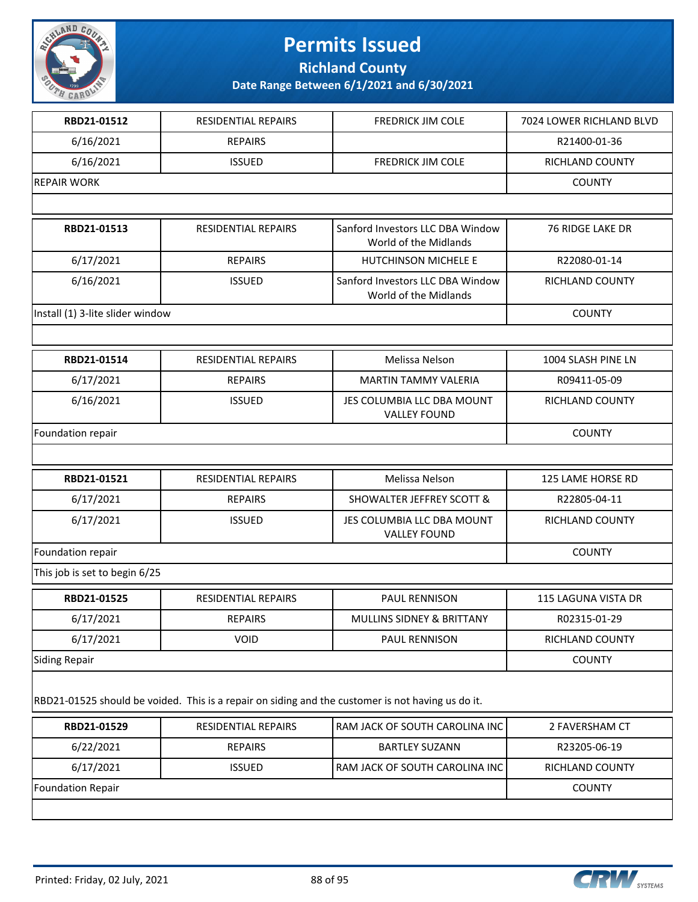# Permits Issued

## Richland County

### Date Range Between 6/1/2021 and 6/30/2021

| RBD21-01512 | RESIDENTIAL REPAIRS | FREDRICK JIM COLE | 7024 LOWER RICHLAND BLVD |
|---|---|---|---|
| 6/16/2021 | REPAIRS | | R21400-01-36 |
| 6/16/2021 | ISSUED | FREDRICK JIM COLE | RICHLAND COUNTY |
| REPAIR WORK | | | COUNTY |

| RBD21-01513 | RESIDENTIAL REPAIRS | Sanford Investors LLC DBA Window World of the Midlands | 76 RIDGE LAKE DR |
|---|---|---|---|
| 6/17/2021 | REPAIRS | HUTCHINSON MICHELE E | R22080-01-14 |
| 6/16/2021 | ISSUED | Sanford Investors LLC DBA Window World of the Midlands | RICHLAND COUNTY |
| Install (1) 3-lite slider window | | | COUNTY |

| RBD21-01514 | RESIDENTIAL REPAIRS | Melissa Nelson | 1004 SLASH PINE LN |
|---|---|---|---|
| 6/17/2021 | REPAIRS | MARTIN TAMMY VALERIA | R09411-05-09 |
| 6/16/2021 | ISSUED | JES COLUMBIA LLC DBA MOUNT VALLEY FOUND | RICHLAND COUNTY |
| Foundation repair | | | COUNTY |

| RBD21-01521 | RESIDENTIAL REPAIRS | Melissa Nelson | 125 LAME HORSE RD |
|---|---|---|---|
| 6/17/2021 | REPAIRS | SHOWALTER JEFFREY SCOTT & | R22805-04-11 |
| 6/17/2021 | ISSUED | JES COLUMBIA LLC DBA MOUNT VALLEY FOUND | RICHLAND COUNTY |
| Foundation repair | | | COUNTY |
| This job is set to begin 6/25 | | | |

| RBD21-01525 | RESIDENTIAL REPAIRS | PAUL RENNISON | 115 LAGUNA VISTA DR |
|---|---|---|---|
| 6/17/2021 | REPAIRS | MULLINS SIDNEY & BRITTANY | R02315-01-29 |
| 6/17/2021 | VOID | PAUL RENNISON | RICHLAND COUNTY |
| Siding Repair | | | COUNTY |
| RBD21-01525 should be voided. This is a repair on siding and the customer is not having us do it. | | | |

| RBD21-01529 | RESIDENTIAL REPAIRS | RAM JACK OF SOUTH CAROLINA INC | 2 FAVERSHAM CT |
|---|---|---|---|
| 6/22/2021 | REPAIRS | BARTLEY SUZANN | R23205-06-19 |
| 6/17/2021 | ISSUED | RAM JACK OF SOUTH CAROLINA INC | RICHLAND COUNTY |
| Foundation Repair | | | COUNTY |

Printed: Friday, 02 July, 2021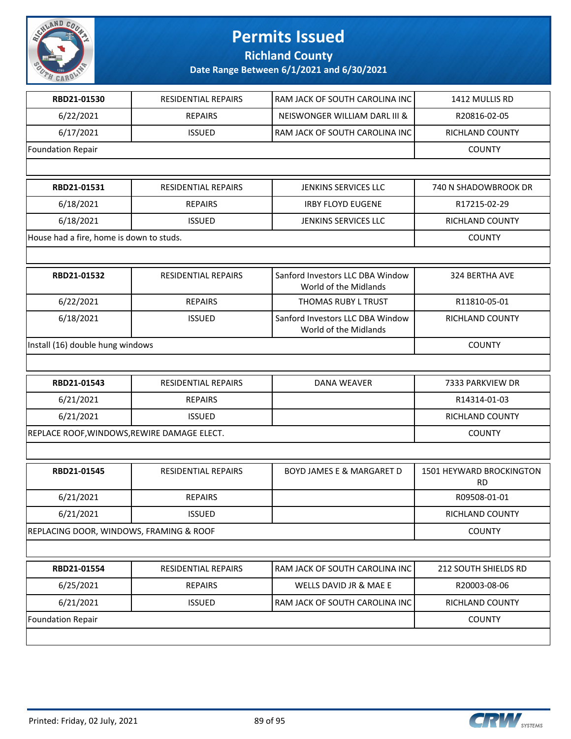# Permits Issued

## Richland County

### Date Range Between 6/1/2021 and 6/30/2021

| | | | |
|---|---|---|---|
| **RBD21-01530** | RESIDENTIAL REPAIRS | RAM JACK OF SOUTH CAROLINA INC | 1412 MULLIS RD |
| 6/22/2021 | REPAIRS | NEISWONGER WILLIAM DARL III & | R20816-02-05 |
| 6/17/2021 | ISSUED | RAM JACK OF SOUTH CAROLINA INC | RICHLAND COUNTY |
| Foundation Repair | | | COUNTY |

| | | | |
|---|---|---|---|
| **RBD21-01531** | RESIDENTIAL REPAIRS | JENKINS SERVICES LLC | 740 N SHADOWBROOK DR |
| 6/18/2021 | REPAIRS | IRBY FLOYD EUGENE | R17215-02-29 |
| 6/18/2021 | ISSUED | JENKINS SERVICES LLC | RICHLAND COUNTY |
| House had a fire, home is down to studs. | | | COUNTY |

| | | | |
|---|---|---|---|
| **RBD21-01532** | RESIDENTIAL REPAIRS | Sanford Investors LLC DBA Window World of the Midlands | 324 BERTHA AVE |
| 6/22/2021 | REPAIRS | THOMAS RUBY L TRUST | R11810-05-01 |
| 6/18/2021 | ISSUED | Sanford Investors LLC DBA Window World of the Midlands | RICHLAND COUNTY |
| Install (16) double hung windows | | | COUNTY |

| | | | |
|---|---|---|---|
| **RBD21-01543** | RESIDENTIAL REPAIRS | DANA WEAVER | 7333 PARKVIEW DR |
| 6/21/2021 | REPAIRS | | R14314-01-03 |
| 6/21/2021 | ISSUED | | RICHLAND COUNTY |
| REPLACE ROOF,WINDOWS,REWIRE DAMAGE ELECT. | | | COUNTY |

| | | | |
|---|---|---|---|
| **RBD21-01545** | RESIDENTIAL REPAIRS | BOYD JAMES E & MARGARET D | 1501 HEYWARD BROCKINGTON RD |
| 6/21/2021 | REPAIRS | | R09508-01-01 |
| 6/21/2021 | ISSUED | | RICHLAND COUNTY |
| REPLACING DOOR, WINDOWS, FRAMING & ROOF | | | COUNTY |

| | | | |
|---|---|---|---|
| **RBD21-01554** | RESIDENTIAL REPAIRS | RAM JACK OF SOUTH CAROLINA INC | 212 SOUTH SHIELDS RD |
| 6/25/2021 | REPAIRS | WELLS DAVID JR & MAE E | R20003-08-06 |
| 6/21/2021 | ISSUED | RAM JACK OF SOUTH CAROLINA INC | RICHLAND COUNTY |
| Foundation Repair | | | COUNTY |

Printed: Friday, 02 July, 2021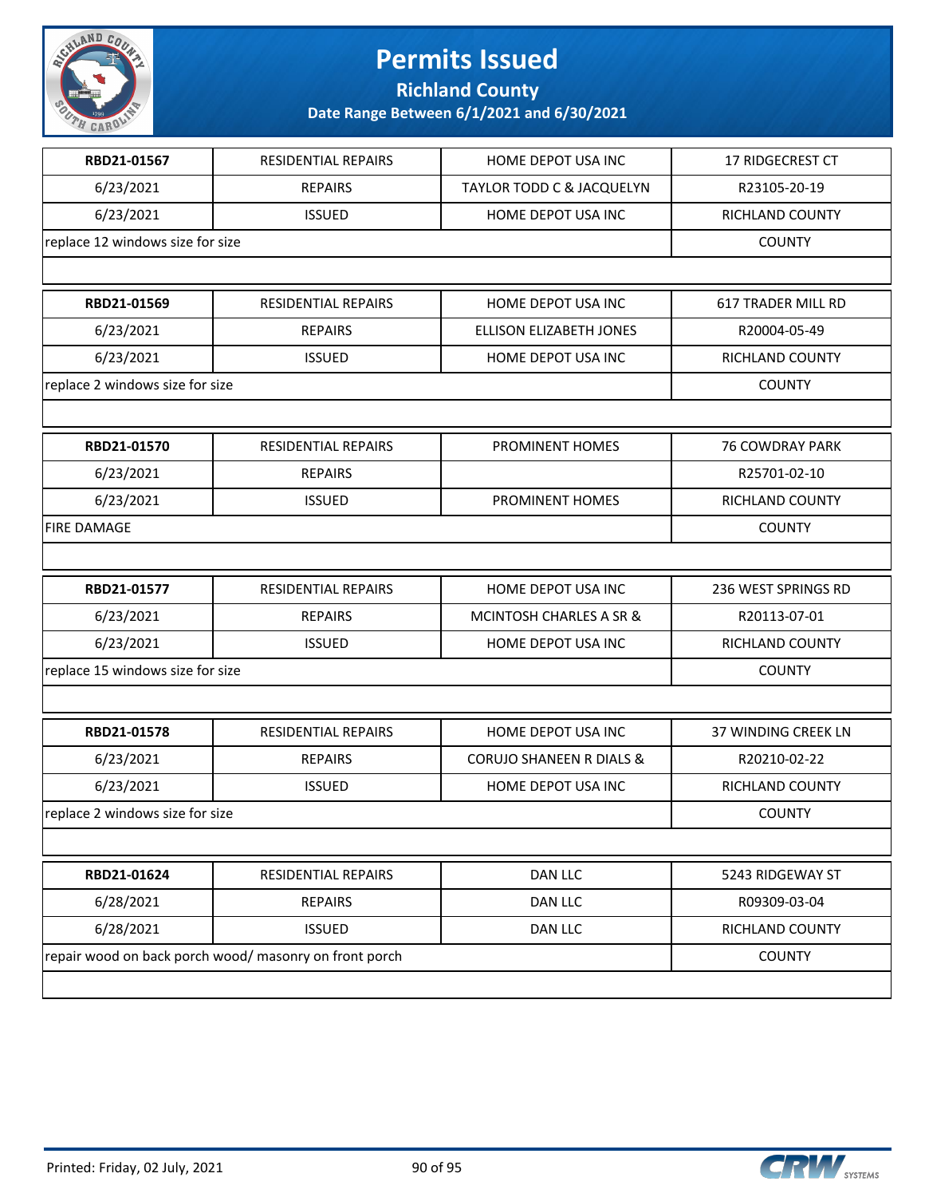# Permits Issued

## Richland County

### Date Range Between 6/1/2021 and 6/30/2021

| RBD21-01567 | RESIDENTIAL REPAIRS | HOME DEPOT USA INC | 17 RIDGECREST CT |
|---|---|---|---|
| 6/23/2021 | REPAIRS | TAYLOR TODD C & JACQUELYN | R23105-20-19 |
| 6/23/2021 | ISSUED | HOME DEPOT USA INC | RICHLAND COUNTY |
| replace 12 windows size for size | | | COUNTY |

| RBD21-01569 | RESIDENTIAL REPAIRS | HOME DEPOT USA INC | 617 TRADER MILL RD |
|---|---|---|---|
| 6/23/2021 | REPAIRS | ELLISON ELIZABETH JONES | R20004-05-49 |
| 6/23/2021 | ISSUED | HOME DEPOT USA INC | RICHLAND COUNTY |
| replace 2 windows size for size | | | COUNTY |

| RBD21-01570 | RESIDENTIAL REPAIRS | PROMINENT HOMES | 76 COWDRAY PARK |
|---|---|---|---|
| 6/23/2021 | REPAIRS | | R25701-02-10 |
| 6/23/2021 | ISSUED | PROMINENT HOMES | RICHLAND COUNTY |
| FIRE DAMAGE | | | COUNTY |

| RBD21-01577 | RESIDENTIAL REPAIRS | HOME DEPOT USA INC | 236 WEST SPRINGS RD |
|---|---|---|---|
| 6/23/2021 | REPAIRS | MCINTOSH CHARLES A SR & | R20113-07-01 |
| 6/23/2021 | ISSUED | HOME DEPOT USA INC | RICHLAND COUNTY |
| replace 15 windows size for size | | | COUNTY |

| RBD21-01578 | RESIDENTIAL REPAIRS | HOME DEPOT USA INC | 37 WINDING CREEK LN |
|---|---|---|---|
| 6/23/2021 | REPAIRS | CORUJO SHANEEN R DIALS & | R20210-02-22 |
| 6/23/2021 | ISSUED | HOME DEPOT USA INC | RICHLAND COUNTY |
| replace 2 windows size for size | | | COUNTY |

| RBD21-01624 | RESIDENTIAL REPAIRS | DAN LLC | 5243 RIDGEWAY ST |
|---|---|---|---|
| 6/28/2021 | REPAIRS | DAN LLC | R09309-03-04 |
| 6/28/2021 | ISSUED | DAN LLC | RICHLAND COUNTY |
| repair wood on back porch wood/ masonry on front porch | | | COUNTY |

Printed: Friday, 02 July, 2021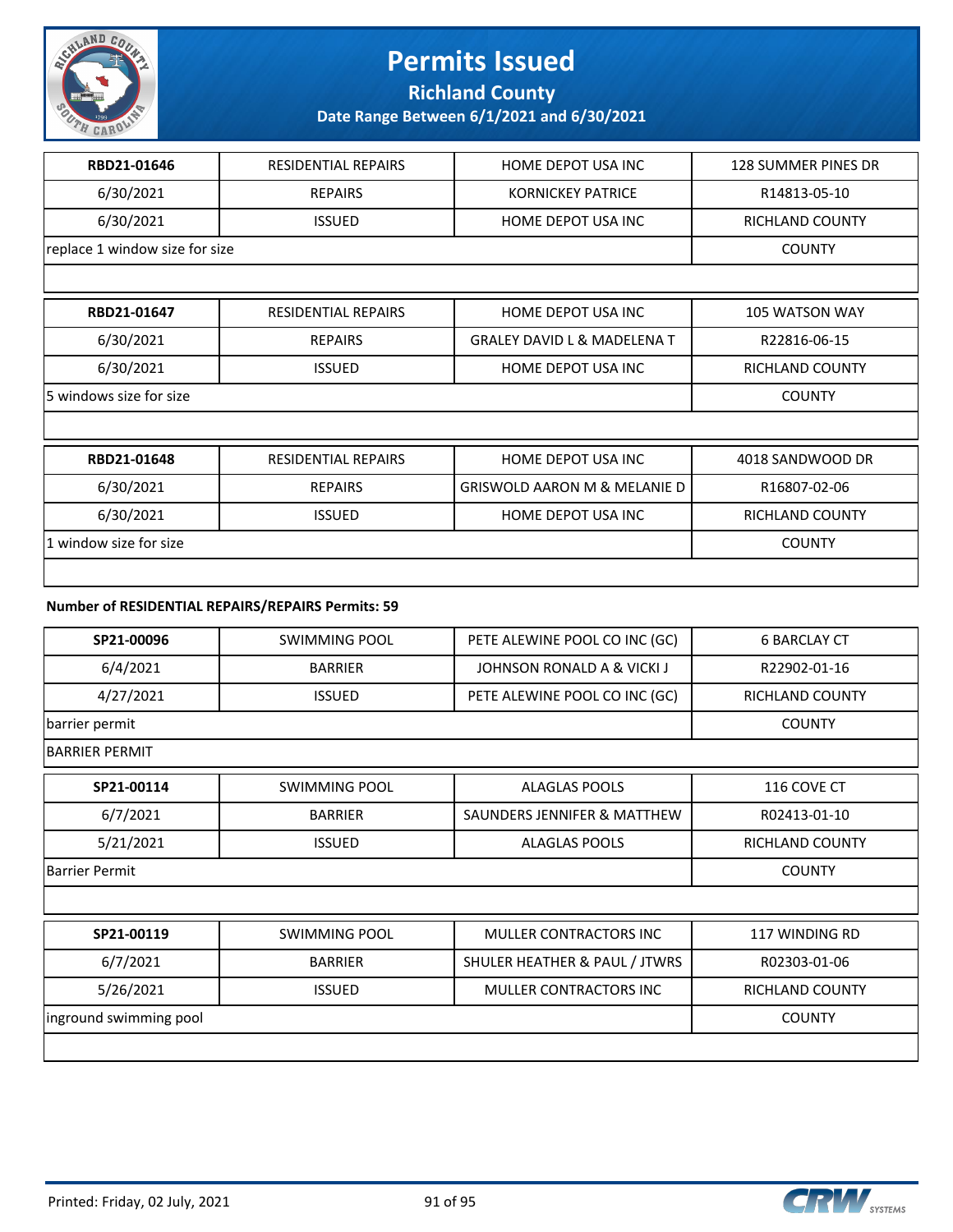# Permits Issued

**Richland County**

**Date Range Between 6/1/2021 and 6/30/2021**

| | | | |
|---|---|---|---|
| **RBD21-01646** | RESIDENTIAL REPAIRS | HOME DEPOT USA INC | 128 SUMMER PINES DR |
| 6/30/2021 | REPAIRS | KORNICKEY PATRICE | R14813-05-10 |
| 6/30/2021 | ISSUED | HOME DEPOT USA INC | RICHLAND COUNTY |
| replace 1 window size for size | | | COUNTY |

| | | | |
|---|---|---|---|
| **RBD21-01647** | RESIDENTIAL REPAIRS | HOME DEPOT USA INC | 105 WATSON WAY |
| 6/30/2021 | REPAIRS | GRALEY DAVID L & MADELENA T | R22816-06-15 |
| 6/30/2021 | ISSUED | HOME DEPOT USA INC | RICHLAND COUNTY |
| 5 windows size for size | | | COUNTY |

| | | | |
|---|---|---|---|
| **RBD21-01648** | RESIDENTIAL REPAIRS | HOME DEPOT USA INC | 4018 SANDWOOD DR |
| 6/30/2021 | REPAIRS | GRISWOLD AARON M & MELANIE D | R16807-02-06 |
| 6/30/2021 | ISSUED | HOME DEPOT USA INC | RICHLAND COUNTY |
| 1 window size for size | | | COUNTY |

**Number of RESIDENTIAL REPAIRS/REPAIRS Permits: 59**

| | | | |
|---|---|---|---|
| **SP21-00096** | SWIMMING POOL | PETE ALEWINE POOL CO INC (GC) | 6 BARCLAY CT |
| 6/4/2021 | BARRIER | JOHNSON RONALD A & VICKI J | R22902-01-16 |
| 4/27/2021 | ISSUED | PETE ALEWINE POOL CO INC (GC) | RICHLAND COUNTY |
| barrier permit | | | COUNTY |
| BARRIER PERMIT | | | |

| | | | |
|---|---|---|---|
| **SP21-00114** | SWIMMING POOL | ALAGLAS POOLS | 116 COVE CT |
| 6/7/2021 | BARRIER | SAUNDERS JENNIFER & MATTHEW | R02413-01-10 |
| 5/21/2021 | ISSUED | ALAGLAS POOLS | RICHLAND COUNTY |
| Barrier Permit | | | COUNTY |

| | | | |
|---|---|---|---|
| **SP21-00119** | SWIMMING POOL | MULLER CONTRACTORS INC | 117 WINDING RD |
| 6/7/2021 | BARRIER | SHULER HEATHER & PAUL / JTWRS | R02303-01-06 |
| 5/26/2021 | ISSUED | MULLER CONTRACTORS INC | RICHLAND COUNTY |
| inground swimming pool | | | COUNTY |

Printed: Friday, 02 July, 2021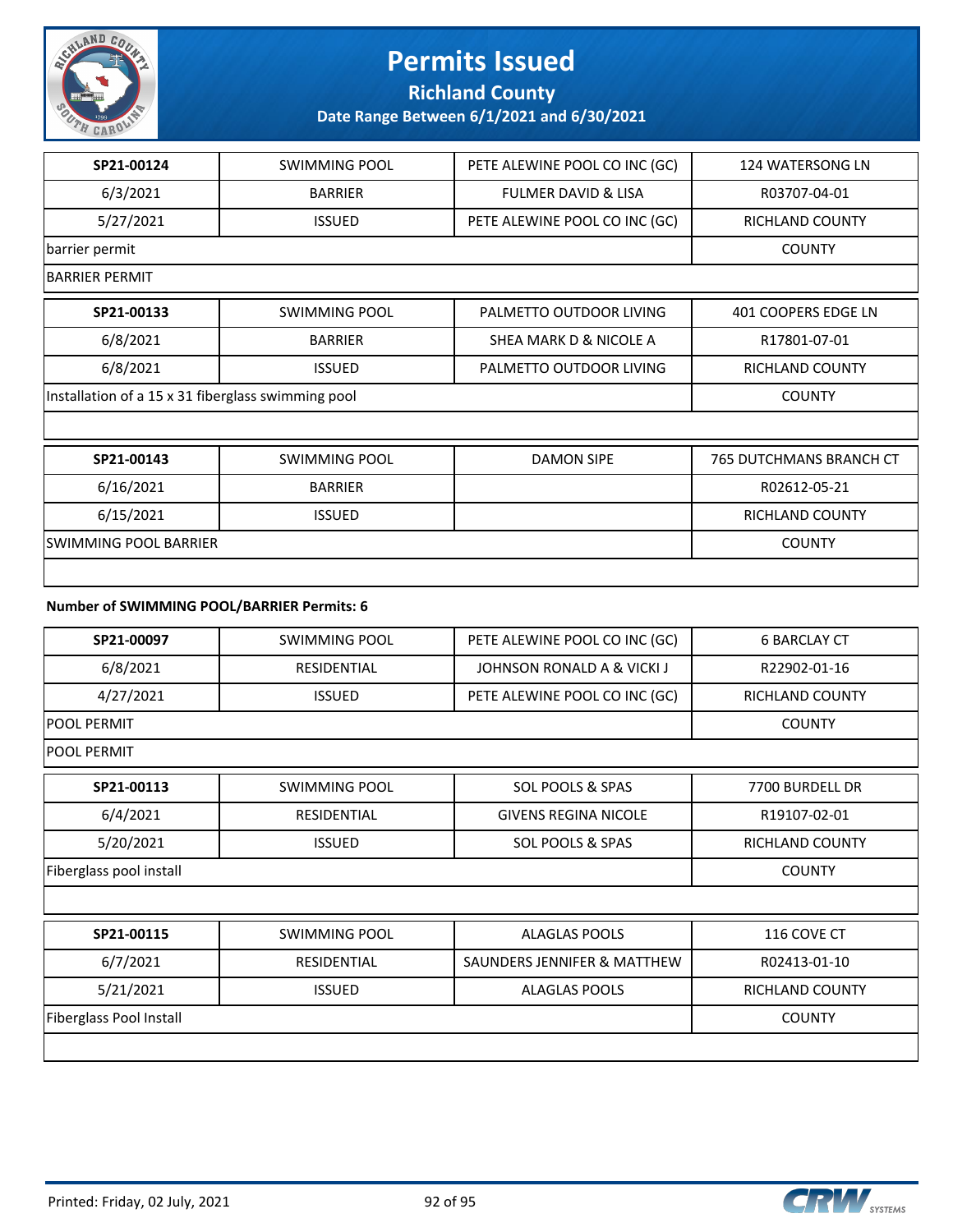| SP21-00124 | SWIMMING POOL | PETE ALEWINE POOL CO INC (GC) | 124 WATERSONG LN |
|---|---|---|---|
| 6/3/2021 | BARRIER | FULMER DAVID & LISA | R03707-04-01 |
| 5/27/2021 | ISSUED | PETE ALEWINE POOL CO INC (GC) | RICHLAND COUNTY |
| barrier permit | | | COUNTY |
| BARRIER PERMIT | | | |

| SP21-00133 | SWIMMING POOL | PALMETTO OUTDOOR LIVING | 401 COOPERS EDGE LN |
|---|---|---|---|
| 6/8/2021 | BARRIER | SHEA MARK D & NICOLE A | R17801-07-01 |
| 6/8/2021 | ISSUED | PALMETTO OUTDOOR LIVING | RICHLAND COUNTY |
| Installation of a 15 x 31 fiberglass swimming pool | | | COUNTY |
| | | | |

| SP21-00143 | SWIMMING POOL | DAMON SIPE | 765 DUTCHMANS BRANCH CT |
|---|---|---|---|
| 6/16/2021 | BARRIER | | R02612-05-21 |
| 6/15/2021 | ISSUED | | RICHLAND COUNTY |
| SWIMMING POOL BARRIER | | | COUNTY |
| | | | |

**Number of SWIMMING POOL/BARRIER Permits: 6**

| SP21-00097 | SWIMMING POOL | PETE ALEWINE POOL CO INC (GC) | 6 BARCLAY CT |
|---|---|---|---|
| 6/8/2021 | RESIDENTIAL | JOHNSON RONALD A & VICKI J | R22902-01-16 |
| 4/27/2021 | ISSUED | PETE ALEWINE POOL CO INC (GC) | RICHLAND COUNTY |
| POOL PERMIT | | | COUNTY |
| POOL PERMIT | | | |

| SP21-00113 | SWIMMING POOL | SOL POOLS & SPAS | 7700 BURDELL DR |
|---|---|---|---|
| 6/4/2021 | RESIDENTIAL | GIVENS REGINA NICOLE | R19107-02-01 |
| 5/20/2021 | ISSUED | SOL POOLS & SPAS | RICHLAND COUNTY |
| Fiberglass pool install | | | COUNTY |
| | | | |

| SP21-00115 | SWIMMING POOL | ALAGLAS POOLS | 116 COVE CT |
|---|---|---|---|
| 6/7/2021 | RESIDENTIAL | SAUNDERS JENNIFER & MATTHEW | R02413-01-10 |
| 5/21/2021 | ISSUED | ALAGLAS POOLS | RICHLAND COUNTY |
| Fiberglass Pool Install | | | COUNTY |
| | | | |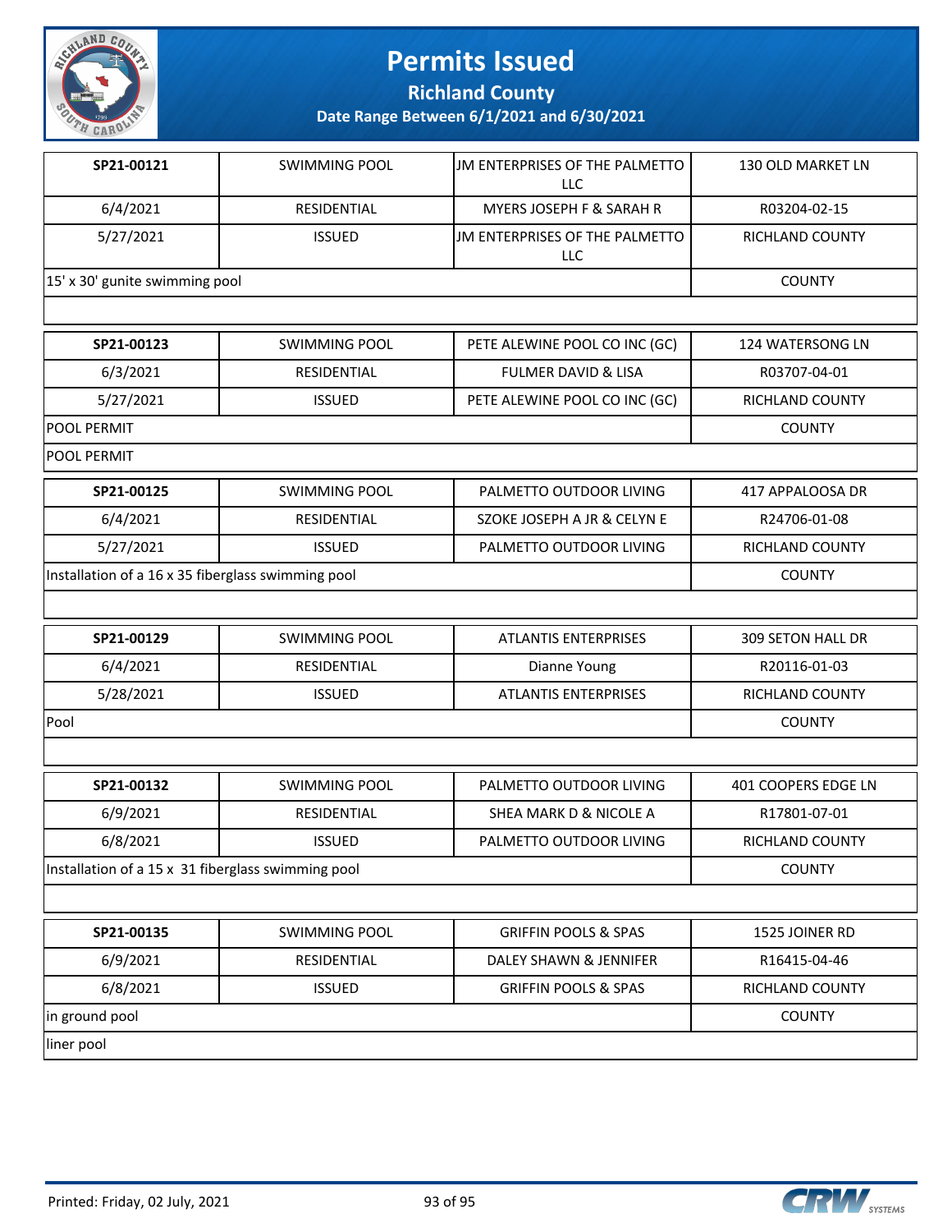# Permits Issued

**Richland County**

**Date Range Between 6/1/2021 and 6/30/2021**

| | | | |
|---|---|---|---|
| **SP21-00121** | SWIMMING POOL | JM ENTERPRISES OF THE PALMETTO LLC | 130 OLD MARKET LN |
| 6/4/2021 | RESIDENTIAL | MYERS JOSEPH F & SARAH R | R03204-02-15 |
| 5/27/2021 | ISSUED | JM ENTERPRISES OF THE PALMETTO LLC | RICHLAND COUNTY |
| 15' x 30' gunite swimming pool | | | COUNTY |
| | | | |

| | | | |
|---|---|---|---|
| **SP21-00123** | SWIMMING POOL | PETE ALEWINE POOL CO INC (GC) | 124 WATERSONG LN |
| 6/3/2021 | RESIDENTIAL | FULMER DAVID & LISA | R03707-04-01 |
| 5/27/2021 | ISSUED | PETE ALEWINE POOL CO INC (GC) | RICHLAND COUNTY |
| POOL PERMIT | | | COUNTY |
| POOL PERMIT | | | |

| | | | |
|---|---|---|---|
| **SP21-00125** | SWIMMING POOL | PALMETTO OUTDOOR LIVING | 417 APPALOOSA DR |
| 6/4/2021 | RESIDENTIAL | SZOKE JOSEPH A JR & CELYN E | R24706-01-08 |
| 5/27/2021 | ISSUED | PALMETTO OUTDOOR LIVING | RICHLAND COUNTY |
| Installation of a 16 x 35 fiberglass swimming pool | | | COUNTY |
| | | | |

| | | | |
|---|---|---|---|
| **SP21-00129** | SWIMMING POOL | ATLANTIS ENTERPRISES | 309 SETON HALL DR |
| 6/4/2021 | RESIDENTIAL | Dianne Young | R20116-01-03 |
| 5/28/2021 | ISSUED | ATLANTIS ENTERPRISES | RICHLAND COUNTY |
| Pool | | | COUNTY |
| | | | |

| | | | |
|---|---|---|---|
| **SP21-00132** | SWIMMING POOL | PALMETTO OUTDOOR LIVING | 401 COOPERS EDGE LN |
| 6/9/2021 | RESIDENTIAL | SHEA MARK D & NICOLE A | R17801-07-01 |
| 6/8/2021 | ISSUED | PALMETTO OUTDOOR LIVING | RICHLAND COUNTY |
| Installation of a 15 x 31 fiberglass swimming pool | | | COUNTY |
| | | | |

| | | | |
|---|---|---|---|
| **SP21-00135** | SWIMMING POOL | GRIFFIN POOLS & SPAS | 1525 JOINER RD |
| 6/9/2021 | RESIDENTIAL | DALEY SHAWN & JENNIFER | R16415-04-46 |
| 6/8/2021 | ISSUED | GRIFFIN POOLS & SPAS | RICHLAND COUNTY |
| in ground pool | | | COUNTY |
| liner pool | | | |

Printed: Friday, 02 July, 2021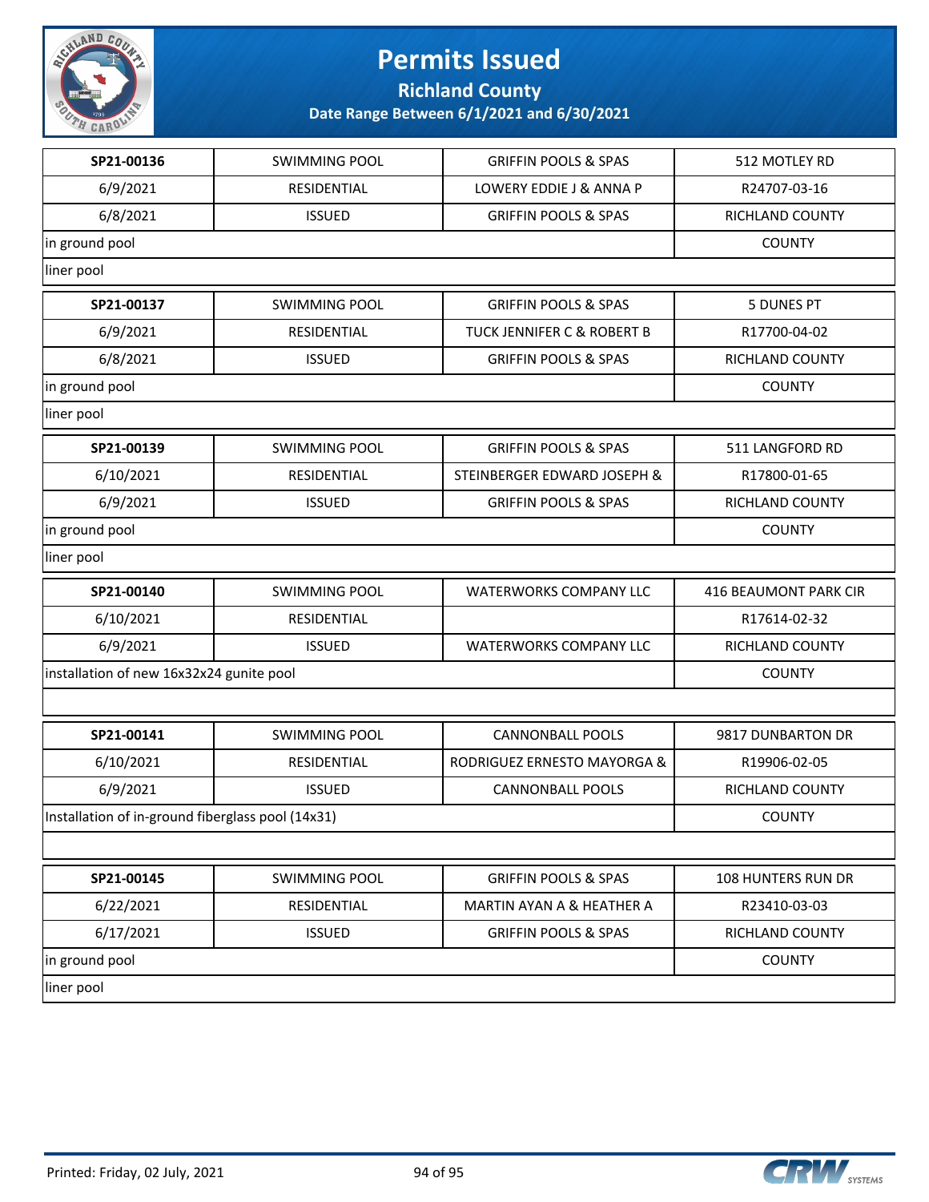# Permits Issued

## Richland County

### Date Range Between 6/1/2021 and 6/30/2021

| SP21-00136 | SWIMMING POOL | GRIFFIN POOLS & SPAS | 512 MOTLEY RD |
|---|---|---|---|
| 6/9/2021 | RESIDENTIAL | LOWERY EDDIE J & ANNA P | R24707-03-16 |
| 6/8/2021 | ISSUED | GRIFFIN POOLS & SPAS | RICHLAND COUNTY |
| in ground pool | | | COUNTY |
| liner pool | | | |

| SP21-00137 | SWIMMING POOL | GRIFFIN POOLS & SPAS | 5 DUNES PT |
|---|---|---|---|
| 6/9/2021 | RESIDENTIAL | TUCK JENNIFER C & ROBERT B | R17700-04-02 |
| 6/8/2021 | ISSUED | GRIFFIN POOLS & SPAS | RICHLAND COUNTY |
| in ground pool | | | COUNTY |
| liner pool | | | |

| SP21-00139 | SWIMMING POOL | GRIFFIN POOLS & SPAS | 511 LANGFORD RD |
|---|---|---|---|
| 6/10/2021 | RESIDENTIAL | STEINBERGER EDWARD JOSEPH & | R17800-01-65 |
| 6/9/2021 | ISSUED | GRIFFIN POOLS & SPAS | RICHLAND COUNTY |
| in ground pool | | | COUNTY |
| liner pool | | | |

| SP21-00140 | SWIMMING POOL | WATERWORKS COMPANY LLC | 416 BEAUMONT PARK CIR |
|---|---|---|---|
| 6/10/2021 | RESIDENTIAL | | R17614-02-32 |
| 6/9/2021 | ISSUED | WATERWORKS COMPANY LLC | RICHLAND COUNTY |
| installation of new 16x32x24 gunite pool | | | COUNTY |
| | | | |

| SP21-00141 | SWIMMING POOL | CANNONBALL POOLS | 9817 DUNBARTON DR |
|---|---|---|---|
| 6/10/2021 | RESIDENTIAL | RODRIGUEZ ERNESTO MAYORGA & | R19906-02-05 |
| 6/9/2021 | ISSUED | CANNONBALL POOLS | RICHLAND COUNTY |
| Installation of in-ground fiberglass pool (14x31) | | | COUNTY |
| | | | |

| SP21-00145 | SWIMMING POOL | GRIFFIN POOLS & SPAS | 108 HUNTERS RUN DR |
|---|---|---|---|
| 6/22/2021 | RESIDENTIAL | MARTIN AYAN A & HEATHER A | R23410-03-03 |
| 6/17/2021 | ISSUED | GRIFFIN POOLS & SPAS | RICHLAND COUNTY |
| in ground pool | | | COUNTY |
| liner pool | | | |

Printed: Friday, 02 July, 2021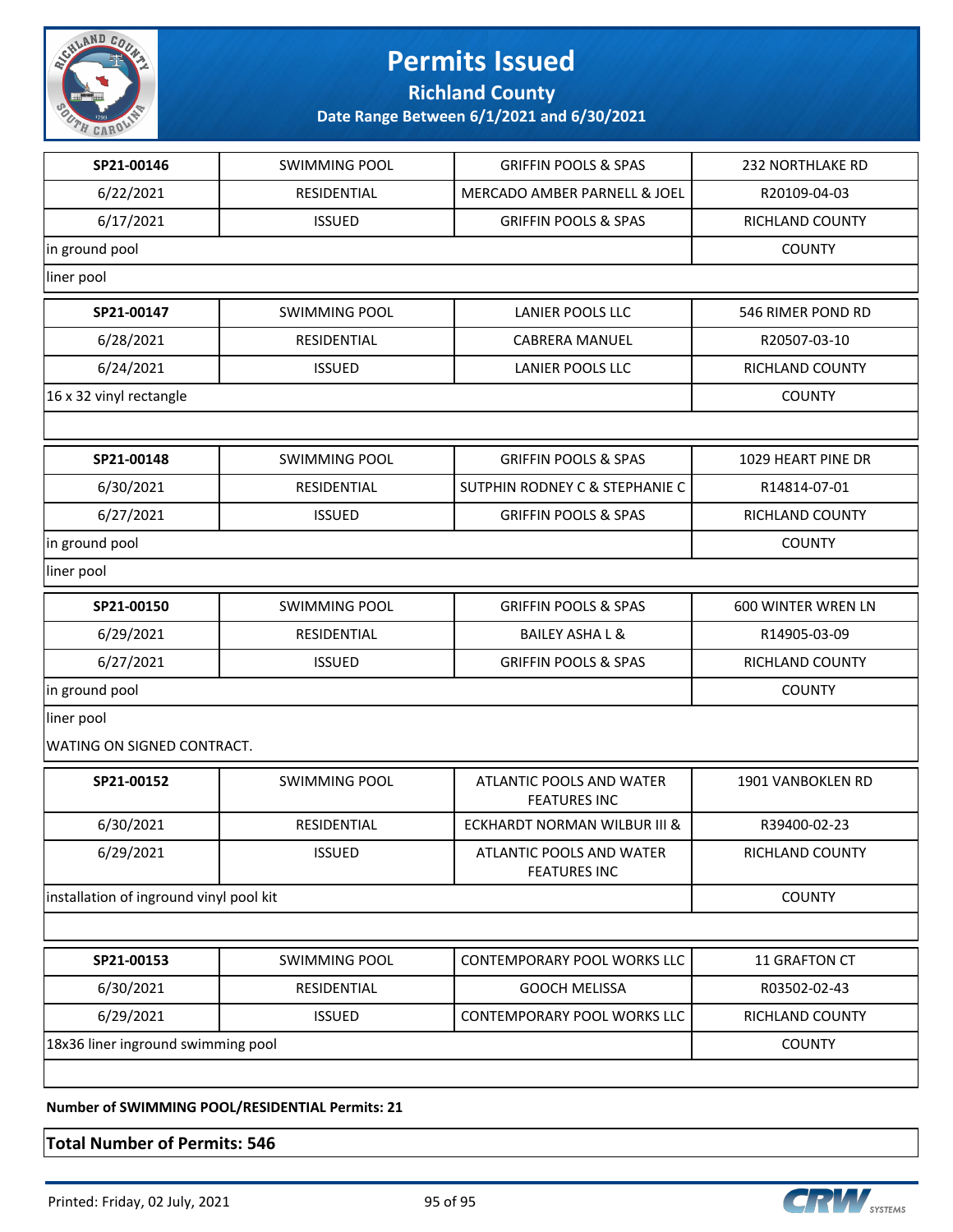# Permits Issued

**Richland County**

**Date Range Between 6/1/2021 and 6/30/2021**

| | | | |
|---|---|---|---|
| SP21-00146 | SWIMMING POOL | GRIFFIN POOLS & SPAS | 232 NORTHLAKE RD |
| 6/22/2021 | RESIDENTIAL | MERCADO AMBER PARNELL & JOEL | R20109-04-03 |
| 6/17/2021 | ISSUED | GRIFFIN POOLS & SPAS | RICHLAND COUNTY |
| in ground pool | | | COUNTY |
| liner pool | | | |

| | | | |
|---|---|---|---|
| SP21-00147 | SWIMMING POOL | LANIER POOLS LLC | 546 RIMER POND RD |
| 6/28/2021 | RESIDENTIAL | CABRERA MANUEL | R20507-03-10 |
| 6/24/2021 | ISSUED | LANIER POOLS LLC | RICHLAND COUNTY |
| 16 x 32 vinyl rectangle | | | COUNTY |

| | | | |
|---|---|---|---|
| SP21-00148 | SWIMMING POOL | GRIFFIN POOLS & SPAS | 1029 HEART PINE DR |
| 6/30/2021 | RESIDENTIAL | SUTPHIN RODNEY C & STEPHANIE C | R14814-07-01 |
| 6/27/2021 | ISSUED | GRIFFIN POOLS & SPAS | RICHLAND COUNTY |
| in ground pool | | | COUNTY |
| liner pool | | | |

| | | | |
|---|---|---|---|
| SP21-00150 | SWIMMING POOL | GRIFFIN POOLS & SPAS | 600 WINTER WREN LN |
| 6/29/2021 | RESIDENTIAL | BAILEY ASHA L & | R14905-03-09 |
| 6/27/2021 | ISSUED | GRIFFIN POOLS & SPAS | RICHLAND COUNTY |
| in ground pool | | | COUNTY |
| liner pool<br>WATING ON SIGNED CONTRACT. | | | |

| | | | |
|---|---|---|---|
| SP21-00152 | SWIMMING POOL | ATLANTIC POOLS AND WATER FEATURES INC | 1901 VANBOKLEN RD |
| 6/30/2021 | RESIDENTIAL | ECKHARDT NORMAN WILBUR III & | R39400-02-23 |
| 6/29/2021 | ISSUED | ATLANTIC POOLS AND WATER FEATURES INC | RICHLAND COUNTY |
| installation of inground vinyl pool kit | | | COUNTY |

| | | | |
|---|---|---|---|
| SP21-00153 | SWIMMING POOL | CONTEMPORARY POOL WORKS LLC | 11 GRAFTON CT |
| 6/30/2021 | RESIDENTIAL | GOOCH MELISSA | R03502-02-43 |
| 6/29/2021 | ISSUED | CONTEMPORARY POOL WORKS LLC | RICHLAND COUNTY |
| 18x36 liner inground swimming pool | | | COUNTY |

**Number of SWIMMING POOL/RESIDENTIAL Permits: 21**

**Total Number of Permits: 546**

Printed: Friday, 02 July, 2021